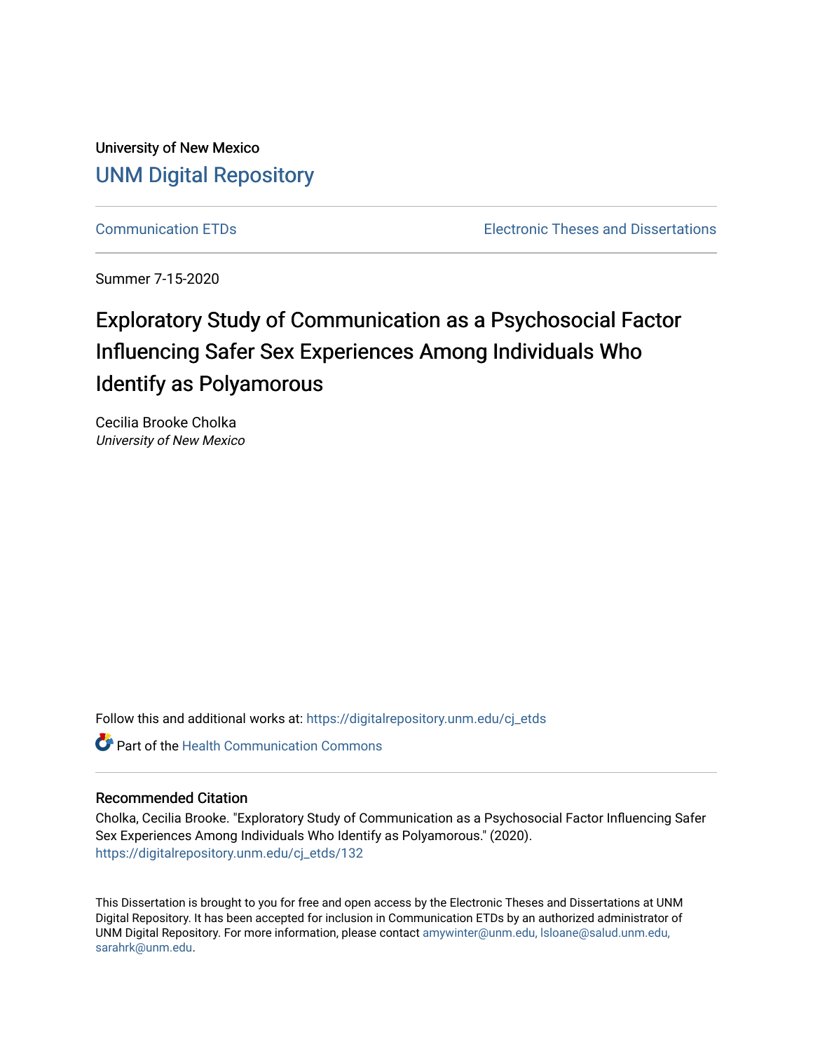University of New Mexico

[UNM Digital Repository](https://digitalrepository.unm.edu/)

Communication ETDs | Electronic Theses and Dissertations

Summer 7-15-2020

# Exploratory Study of Communication as a Psychosocial Factor Influencing Safer Sex Experiences Among Individuals Who Identify as Polyamorous

Cecilia Brooke Cholka
*University of New Mexico*

Follow this and additional works at: https://digitalrepository.unm.edu/cj_etds

Part of the Health Communication Commons

## Recommended Citation

Cholka, Cecilia Brooke. "Exploratory Study of Communication as a Psychosocial Factor Influencing Safer Sex Experiences Among Individuals Who Identify as Polyamorous." (2020). https://digitalrepository.unm.edu/cj_etds/132

This Dissertation is brought to you for free and open access by the Electronic Theses and Dissertations at UNM Digital Repository. It has been accepted for inclusion in Communication ETDs by an authorized administrator of UNM Digital Repository. For more information, please contact amywinter@unm.edu, lsloane@salud.unm.edu, sarahrk@unm.edu.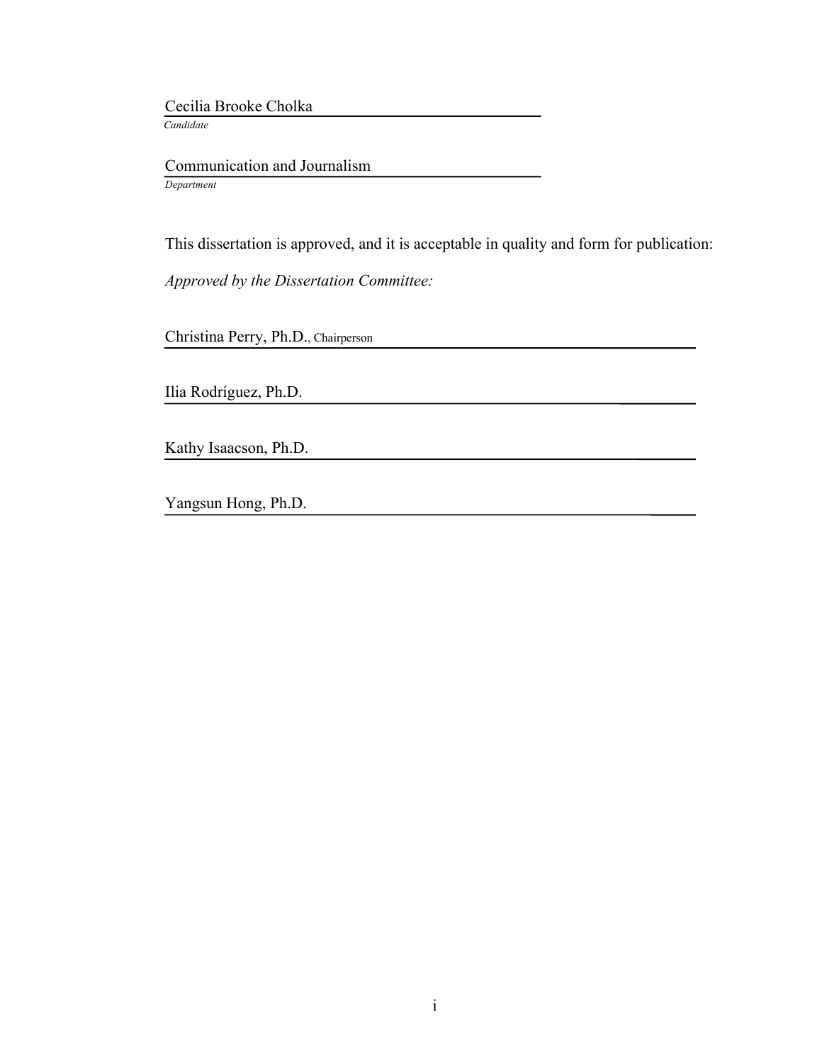Cecilia Brooke Cholka

*Candidate*

Communication and Journalism

*Department*

This dissertation is approved, and it is acceptable in quality and form for publication:

*Approved by the Dissertation Committee:*

Christina Perry, Ph.D., Chairperson

Ilia Rodríguez, Ph.D.

Kathy Isaacson, Ph.D.

Yangsun Hong, Ph.D.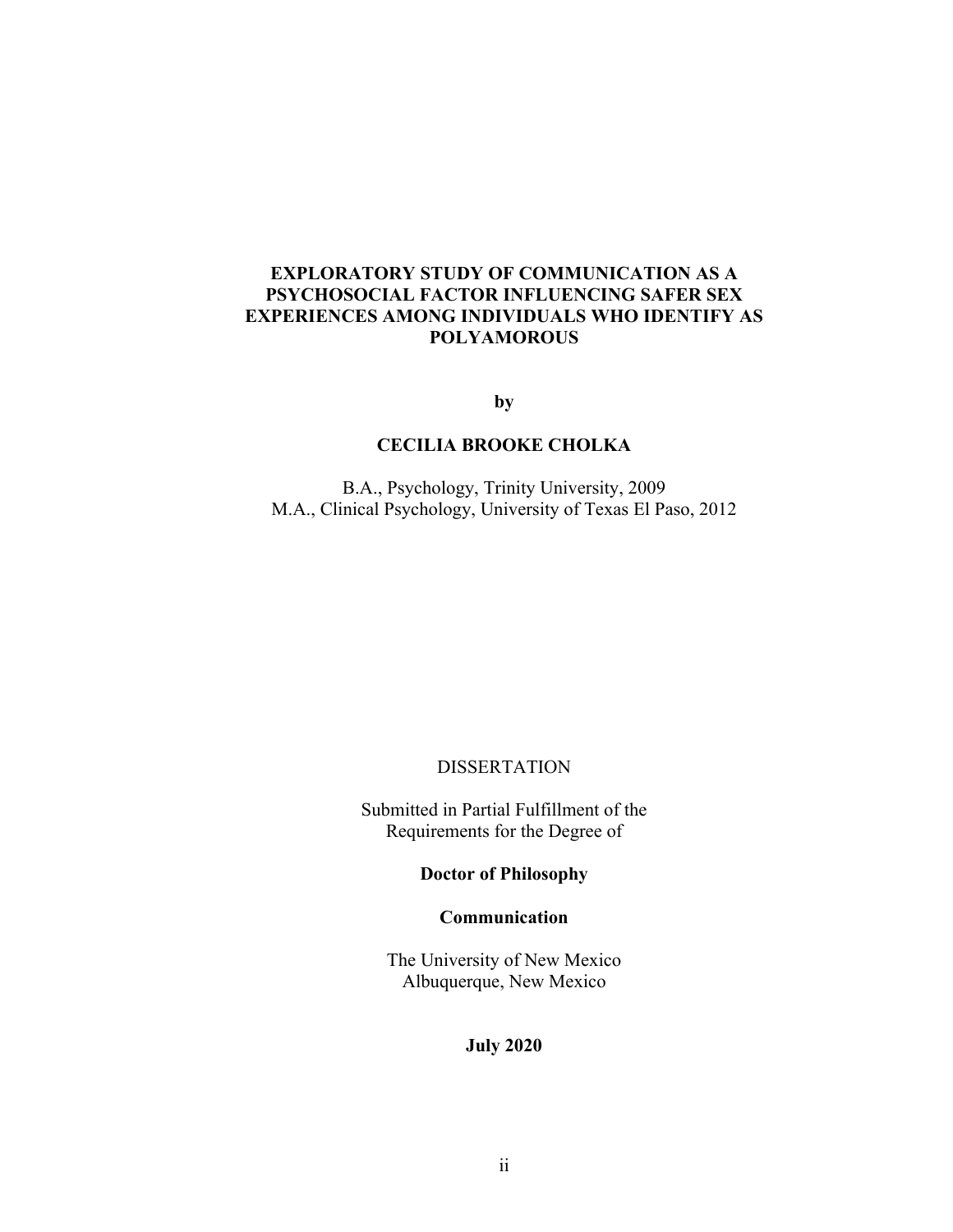# EXPLORATORY STUDY OF COMMUNICATION AS A PSYCHOSOCIAL FACTOR INFLUENCING SAFER SEX EXPERIENCES AMONG INDIVIDUALS WHO IDENTIFY AS POLYAMOROUS

**by**

**CECILIA BROOKE CHOLKA**

B.A., Psychology, Trinity University, 2009
M.A., Clinical Psychology, University of Texas El Paso, 2012

DISSERTATION

Submitted in Partial Fulfillment of the
Requirements for the Degree of

**Doctor of Philosophy**

**Communication**

The University of New Mexico
Albuquerque, New Mexico

**July 2020**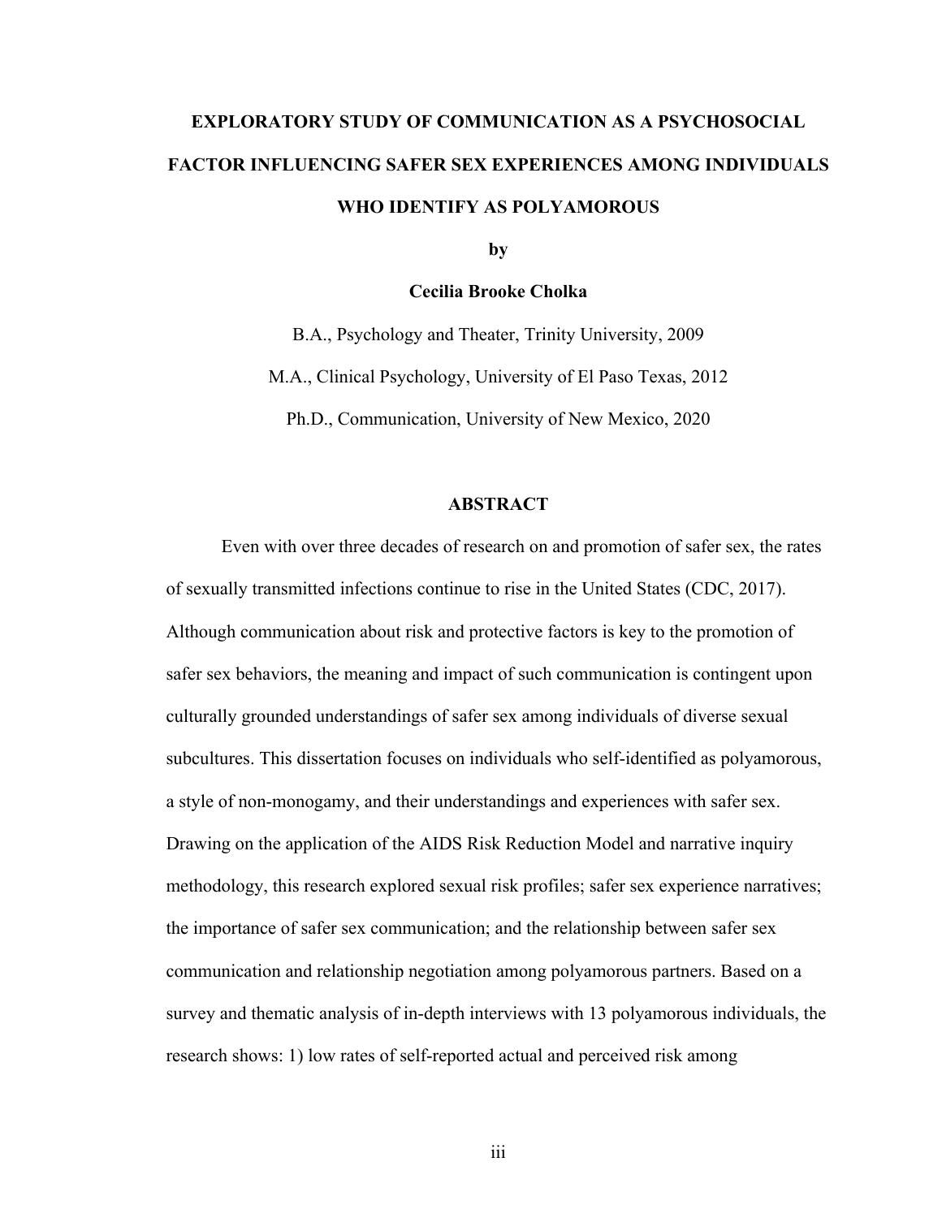# EXPLORATORY STUDY OF COMMUNICATION AS A PSYCHOSOCIAL FACTOR INFLUENCING SAFER SEX EXPERIENCES AMONG INDIVIDUALS WHO IDENTIFY AS POLYAMOROUS

**by**

**Cecilia Brooke Cholka**

B.A., Psychology and Theater, Trinity University, 2009

M.A., Clinical Psychology, University of El Paso Texas, 2012

Ph.D., Communication, University of New Mexico, 2020

## ABSTRACT

Even with over three decades of research on and promotion of safer sex, the rates of sexually transmitted infections continue to rise in the United States (CDC, 2017). Although communication about risk and protective factors is key to the promotion of safer sex behaviors, the meaning and impact of such communication is contingent upon culturally grounded understandings of safer sex among individuals of diverse sexual subcultures. This dissertation focuses on individuals who self-identified as polyamorous, a style of non-monogamy, and their understandings and experiences with safer sex. Drawing on the application of the AIDS Risk Reduction Model and narrative inquiry methodology, this research explored sexual risk profiles; safer sex experience narratives; the importance of safer sex communication; and the relationship between safer sex communication and relationship negotiation among polyamorous partners. Based on a survey and thematic analysis of in-depth interviews with 13 polyamorous individuals, the research shows: 1) low rates of self-reported actual and perceived risk among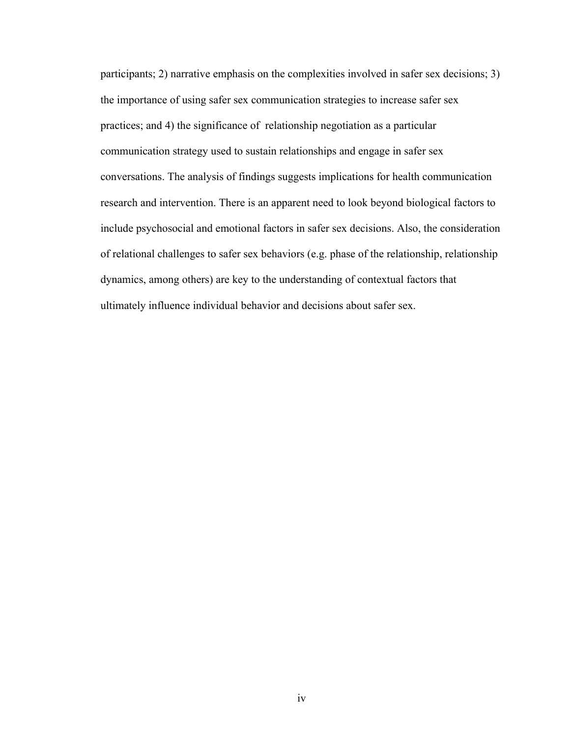participants; 2) narrative emphasis on the complexities involved in safer sex decisions; 3) the importance of using safer sex communication strategies to increase safer sex practices; and 4) the significance of relationship negotiation as a particular communication strategy used to sustain relationships and engage in safer sex conversations. The analysis of findings suggests implications for health communication research and intervention. There is an apparent need to look beyond biological factors to include psychosocial and emotional factors in safer sex decisions. Also, the consideration of relational challenges to safer sex behaviors (e.g. phase of the relationship, relationship dynamics, among others) are key to the understanding of contextual factors that ultimately influence individual behavior and decisions about safer sex.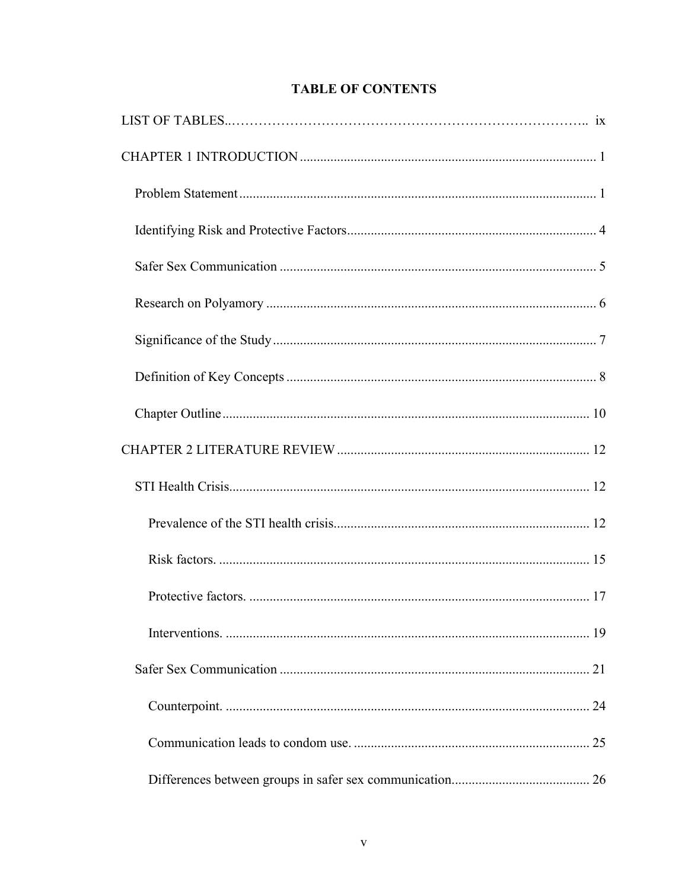# TABLE OF CONTENTS

LIST OF TABLES ..... ix

CHAPTER 1 INTRODUCTION ..... 1

- Problem Statement ..... 1
- Identifying Risk and Protective Factors ..... 4
- Safer Sex Communication ..... 5
- Research on Polyamory ..... 6
- Significance of the Study ..... 7
- Definition of Key Concepts ..... 8
- Chapter Outline ..... 10

CHAPTER 2 LITERATURE REVIEW ..... 12

- STI Health Crisis ..... 12
  - Prevalence of the STI health crisis ..... 12
  - Risk factors. ..... 15
  - Protective factors. ..... 17
  - Interventions. ..... 19
- Safer Sex Communication ..... 21
  - Counterpoint. ..... 24
  - Communication leads to condom use. ..... 25
  - Differences between groups in safer sex communication ..... 26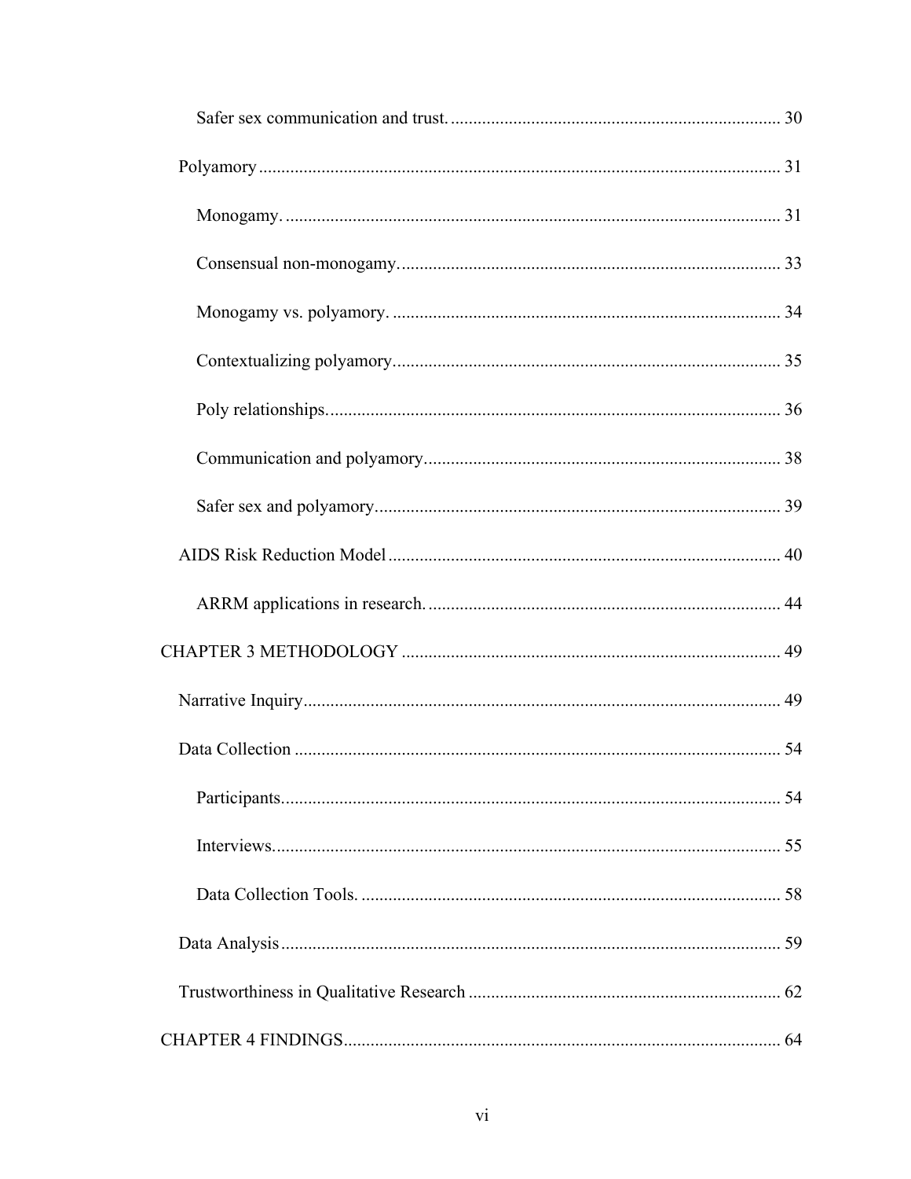Safer sex communication and trust. ........................................................................ 30

Polyamory ................................................................................................................... 31

Monogamy. .............................................................................................................. 31

Consensual non-monogamy. .................................................................................... 33

Monogamy vs. polyamory. ...................................................................................... 34

Contextualizing polyamory. ..................................................................................... 35

Poly relationships. .................................................................................................... 36

Communication and polyamory. .............................................................................. 38

Safer sex and polyamory. ......................................................................................... 39

AIDS Risk Reduction Model ...................................................................................... 40

ARRM applications in research. .............................................................................. 44

CHAPTER 3 METHODOLOGY ................................................................................... 49

Narrative Inquiry .......................................................................................................... 49

Data Collection ............................................................................................................ 54

Participants. .............................................................................................................. 54

Interviews. ................................................................................................................ 55

Data Collection Tools. ............................................................................................. 58

Data Analysis ............................................................................................................... 59

Trustworthiness in Qualitative Research ..................................................................... 62

CHAPTER 4 FINDINGS ................................................................................................ 64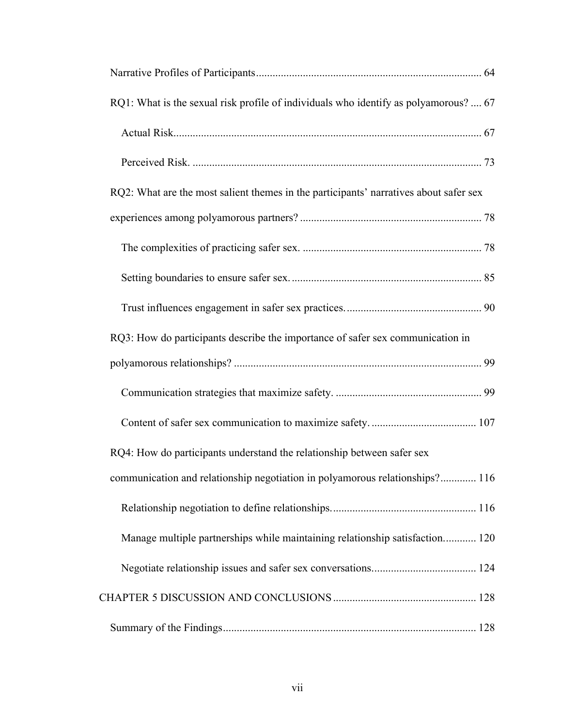Narrative Profiles of Participants ..... 64

RQ1: What is the sexual risk profile of individuals who identify as polyamorous? ..... 67

Actual Risk ..... 67

Perceived Risk. ..... 73

RQ2: What are the most salient themes in the participants' narratives about safer sex experiences among polyamorous partners? ..... 78

The complexities of practicing safer sex. ..... 78

Setting boundaries to ensure safer sex. ..... 85

Trust influences engagement in safer sex practices. ..... 90

RQ3: How do participants describe the importance of safer sex communication in polyamorous relationships? ..... 99

Communication strategies that maximize safety. ..... 99

Content of safer sex communication to maximize safety. ..... 107

RQ4: How do participants understand the relationship between safer sex communication and relationship negotiation in polyamorous relationships? ..... 116

Relationship negotiation to define relationships. ..... 116

Manage multiple partnerships while maintaining relationship satisfaction. ..... 120

Negotiate relationship issues and safer sex conversations. ..... 124

CHAPTER 5 DISCUSSION AND CONCLUSIONS ..... 128

Summary of the Findings ..... 128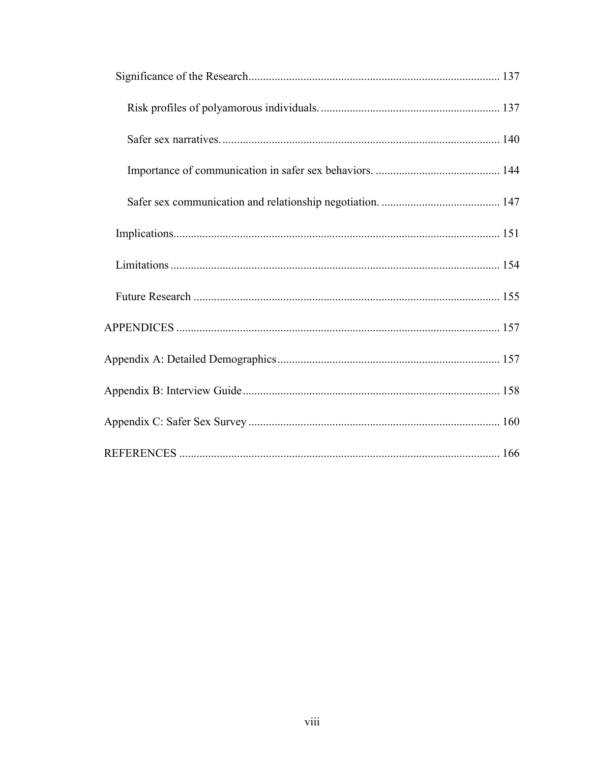Significance of the Research ..... 137

Risk profiles of polyamorous individuals. ..... 137

Safer sex narratives. ..... 140

Importance of communication in safer sex behaviors. ..... 144

Safer sex communication and relationship negotiation. ..... 147

Implications ..... 151

Limitations ..... 154

Future Research ..... 155

APPENDICES ..... 157

Appendix A: Detailed Demographics ..... 157

Appendix B: Interview Guide ..... 158

Appendix C: Safer Sex Survey ..... 160

REFERENCES ..... 166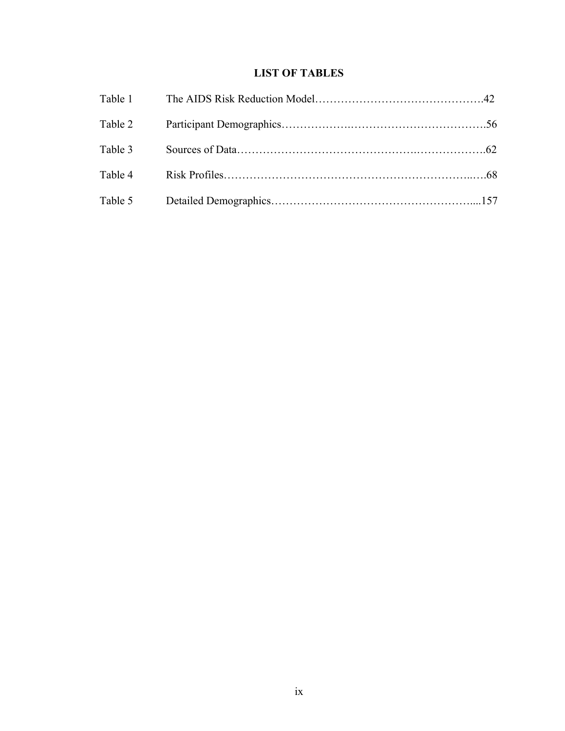# LIST OF TABLES

Table 1 The AIDS Risk Reduction Model……………………………………….42

Table 2 Participant Demographics……………….……………………………….56

Table 3 Sources of Data……………………………………….……………….62

Table 4 Risk Profiles…………………………………………………………..….68

Table 5 Detailed Demographics……………………………………………....157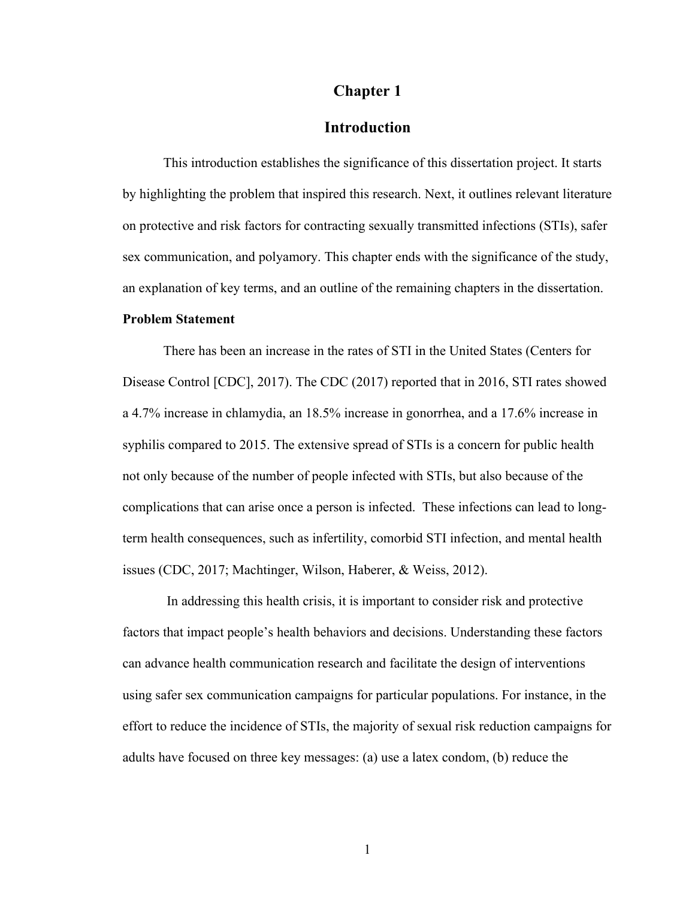# Chapter 1

# Introduction

This introduction establishes the significance of this dissertation project. It starts by highlighting the problem that inspired this research. Next, it outlines relevant literature on protective and risk factors for contracting sexually transmitted infections (STIs), safer sex communication, and polyamory. This chapter ends with the significance of the study, an explanation of key terms, and an outline of the remaining chapters in the dissertation.

**Problem Statement**

There has been an increase in the rates of STI in the United States (Centers for Disease Control [CDC], 2017). The CDC (2017) reported that in 2016, STI rates showed a 4.7% increase in chlamydia, an 18.5% increase in gonorrhea, and a 17.6% increase in syphilis compared to 2015. The extensive spread of STIs is a concern for public health not only because of the number of people infected with STIs, but also because of the complications that can arise once a person is infected. These infections can lead to long-term health consequences, such as infertility, comorbid STI infection, and mental health issues (CDC, 2017; Machtinger, Wilson, Haberer, & Weiss, 2012).

In addressing this health crisis, it is important to consider risk and protective factors that impact people's health behaviors and decisions. Understanding these factors can advance health communication research and facilitate the design of interventions using safer sex communication campaigns for particular populations. For instance, in the effort to reduce the incidence of STIs, the majority of sexual risk reduction campaigns for adults have focused on three key messages: (a) use a latex condom, (b) reduce the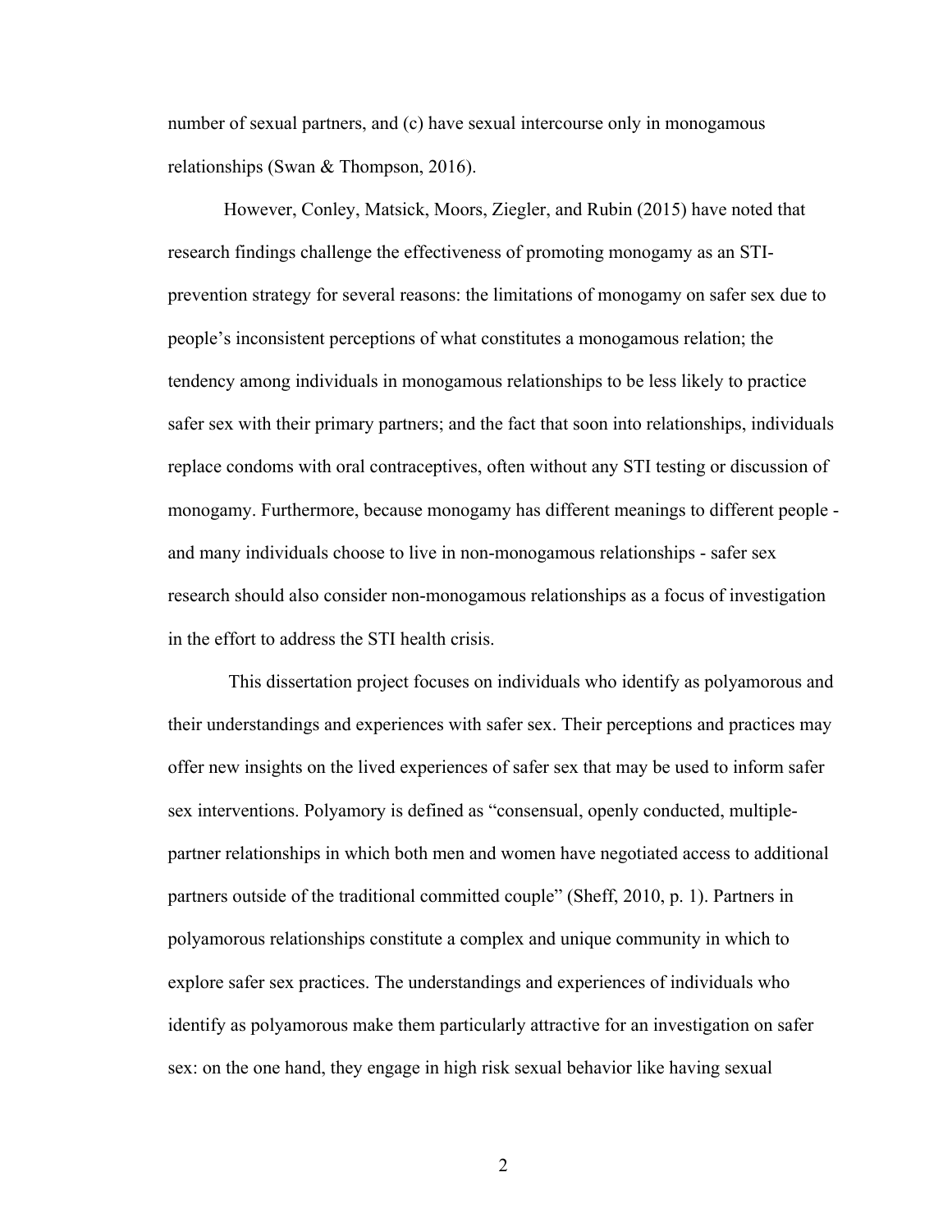number of sexual partners, and (c) have sexual intercourse only in monogamous relationships (Swan & Thompson, 2016).

However, Conley, Matsick, Moors, Ziegler, and Rubin (2015) have noted that research findings challenge the effectiveness of promoting monogamy as an STI-prevention strategy for several reasons: the limitations of monogamy on safer sex due to people's inconsistent perceptions of what constitutes a monogamous relation; the tendency among individuals in monogamous relationships to be less likely to practice safer sex with their primary partners; and the fact that soon into relationships, individuals replace condoms with oral contraceptives, often without any STI testing or discussion of monogamy. Furthermore, because monogamy has different meanings to different people - and many individuals choose to live in non-monogamous relationships - safer sex research should also consider non-monogamous relationships as a focus of investigation in the effort to address the STI health crisis.

This dissertation project focuses on individuals who identify as polyamorous and their understandings and experiences with safer sex. Their perceptions and practices may offer new insights on the lived experiences of safer sex that may be used to inform safer sex interventions. Polyamory is defined as "consensual, openly conducted, multiple-partner relationships in which both men and women have negotiated access to additional partners outside of the traditional committed couple" (Sheff, 2010, p. 1). Partners in polyamorous relationships constitute a complex and unique community in which to explore safer sex practices. The understandings and experiences of individuals who identify as polyamorous make them particularly attractive for an investigation on safer sex: on the one hand, they engage in high risk sexual behavior like having sexual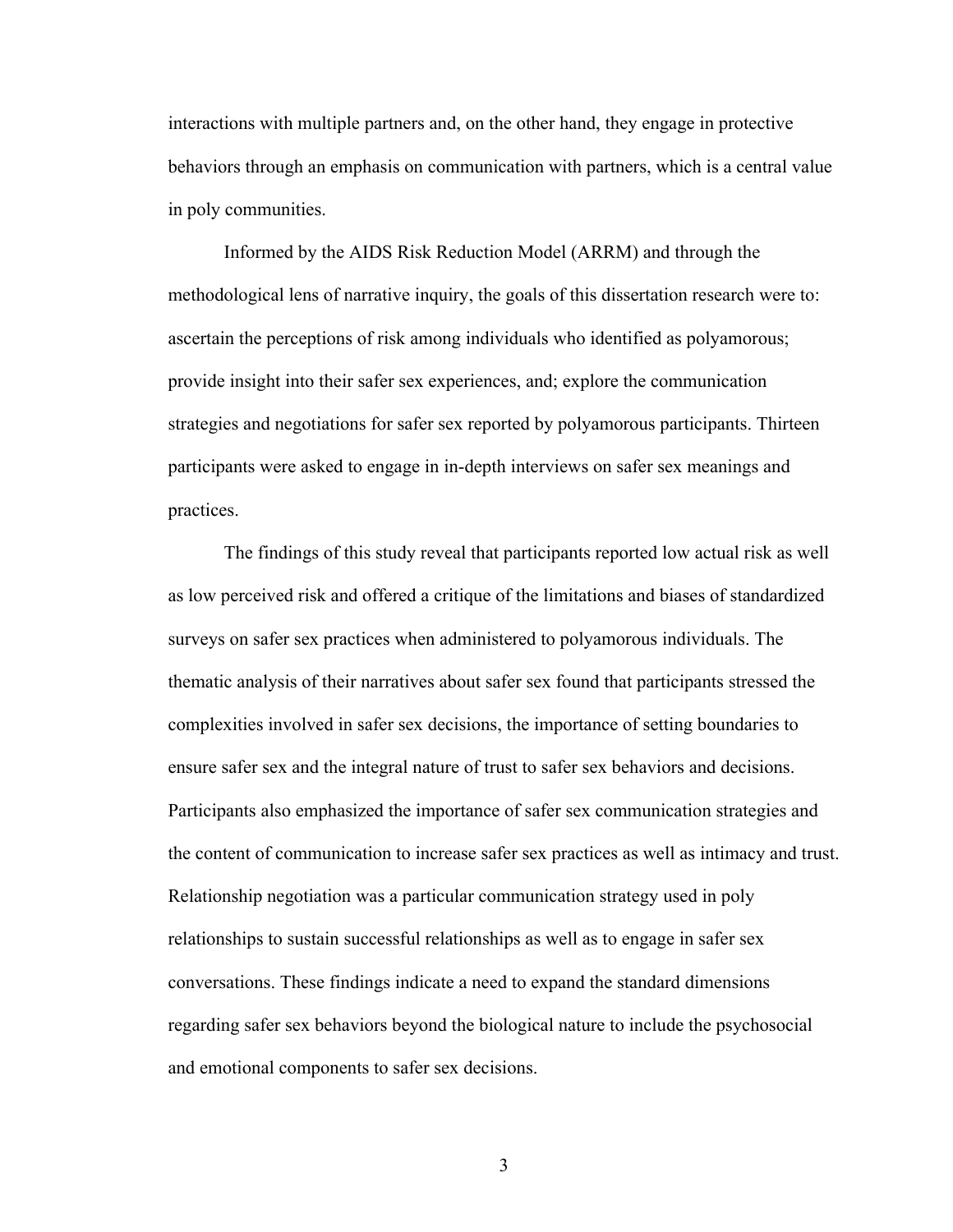interactions with multiple partners and, on the other hand, they engage in protective behaviors through an emphasis on communication with partners, which is a central value in poly communities.

Informed by the AIDS Risk Reduction Model (ARRM) and through the methodological lens of narrative inquiry, the goals of this dissertation research were to: ascertain the perceptions of risk among individuals who identified as polyamorous; provide insight into their safer sex experiences, and; explore the communication strategies and negotiations for safer sex reported by polyamorous participants. Thirteen participants were asked to engage in in-depth interviews on safer sex meanings and practices.

The findings of this study reveal that participants reported low actual risk as well as low perceived risk and offered a critique of the limitations and biases of standardized surveys on safer sex practices when administered to polyamorous individuals. The thematic analysis of their narratives about safer sex found that participants stressed the complexities involved in safer sex decisions, the importance of setting boundaries to ensure safer sex and the integral nature of trust to safer sex behaviors and decisions. Participants also emphasized the importance of safer sex communication strategies and the content of communication to increase safer sex practices as well as intimacy and trust. Relationship negotiation was a particular communication strategy used in poly relationships to sustain successful relationships as well as to engage in safer sex conversations. These findings indicate a need to expand the standard dimensions regarding safer sex behaviors beyond the biological nature to include the psychosocial and emotional components to safer sex decisions.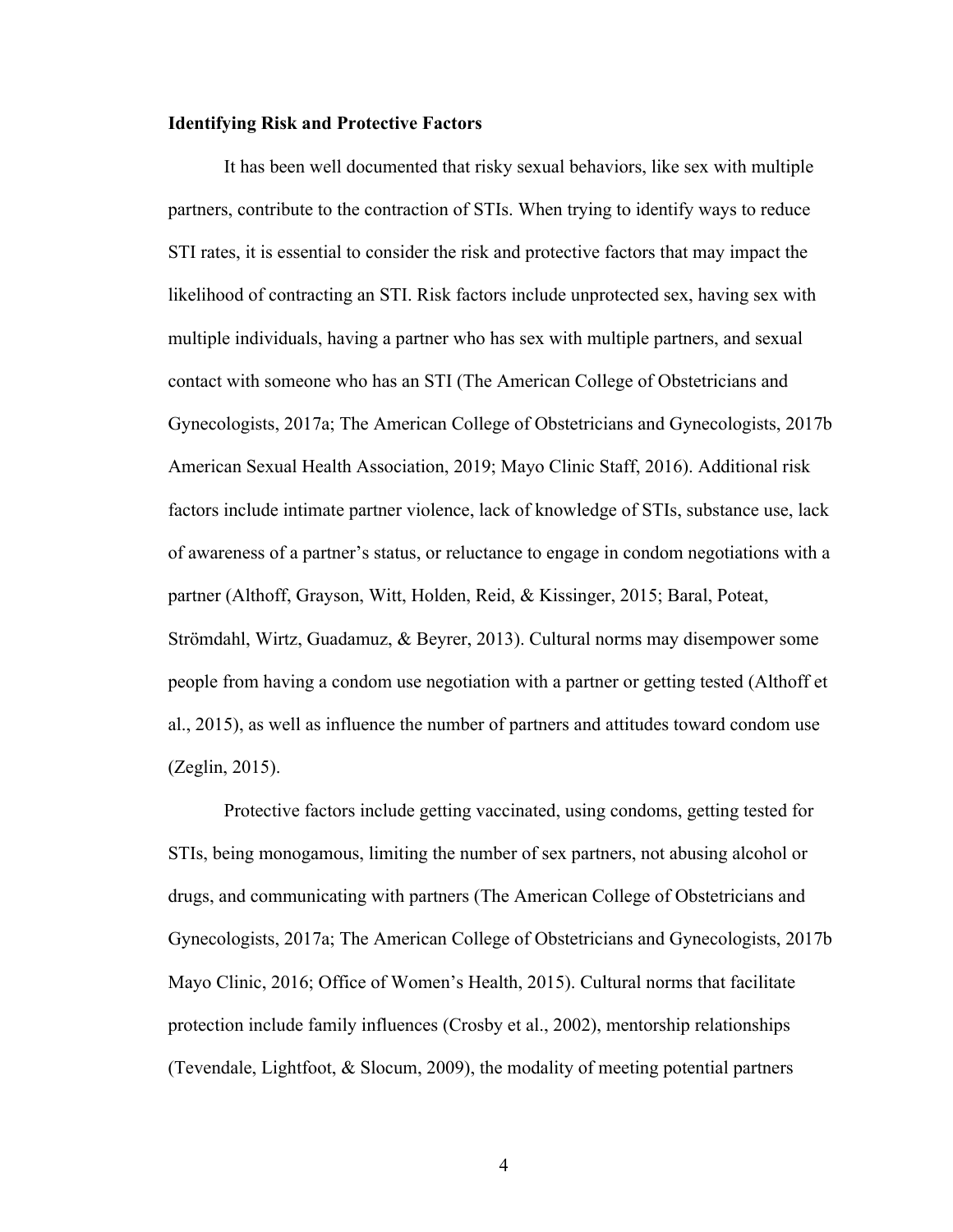**Identifying Risk and Protective Factors**

It has been well documented that risky sexual behaviors, like sex with multiple partners, contribute to the contraction of STIs. When trying to identify ways to reduce STI rates, it is essential to consider the risk and protective factors that may impact the likelihood of contracting an STI. Risk factors include unprotected sex, having sex with multiple individuals, having a partner who has sex with multiple partners, and sexual contact with someone who has an STI (The American College of Obstetricians and Gynecologists, 2017a; The American College of Obstetricians and Gynecologists, 2017b American Sexual Health Association, 2019; Mayo Clinic Staff, 2016). Additional risk factors include intimate partner violence, lack of knowledge of STIs, substance use, lack of awareness of a partner's status, or reluctance to engage in condom negotiations with a partner (Althoff, Grayson, Witt, Holden, Reid, & Kissinger, 2015; Baral, Poteat, Strömdahl, Wirtz, Guadamuz, & Beyrer, 2013). Cultural norms may disempower some people from having a condom use negotiation with a partner or getting tested (Althoff et al., 2015), as well as influence the number of partners and attitudes toward condom use (Zeglin, 2015).

Protective factors include getting vaccinated, using condoms, getting tested for STIs, being monogamous, limiting the number of sex partners, not abusing alcohol or drugs, and communicating with partners (The American College of Obstetricians and Gynecologists, 2017a; The American College of Obstetricians and Gynecologists, 2017b Mayo Clinic, 2016; Office of Women's Health, 2015). Cultural norms that facilitate protection include family influences (Crosby et al., 2002), mentorship relationships (Tevendale, Lightfoot, & Slocum, 2009), the modality of meeting potential partners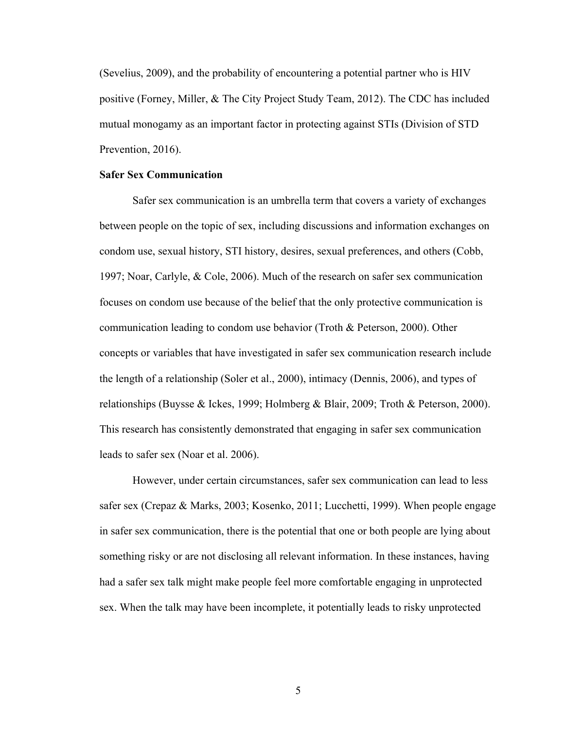(Sevelius, 2009), and the probability of encountering a potential partner who is HIV positive (Forney, Miller, & The City Project Study Team, 2012). The CDC has included mutual monogamy as an important factor in protecting against STIs (Division of STD Prevention, 2016).

**Safer Sex Communication**

Safer sex communication is an umbrella term that covers a variety of exchanges between people on the topic of sex, including discussions and information exchanges on condom use, sexual history, STI history, desires, sexual preferences, and others (Cobb, 1997; Noar, Carlyle, & Cole, 2006). Much of the research on safer sex communication focuses on condom use because of the belief that the only protective communication is communication leading to condom use behavior (Troth & Peterson, 2000). Other concepts or variables that have investigated in safer sex communication research include the length of a relationship (Soler et al., 2000), intimacy (Dennis, 2006), and types of relationships (Buysse & Ickes, 1999; Holmberg & Blair, 2009; Troth & Peterson, 2000). This research has consistently demonstrated that engaging in safer sex communication leads to safer sex (Noar et al. 2006).

However, under certain circumstances, safer sex communication can lead to less safer sex (Crepaz & Marks, 2003; Kosenko, 2011; Lucchetti, 1999). When people engage in safer sex communication, there is the potential that one or both people are lying about something risky or are not disclosing all relevant information. In these instances, having had a safer sex talk might make people feel more comfortable engaging in unprotected sex. When the talk may have been incomplete, it potentially leads to risky unprotected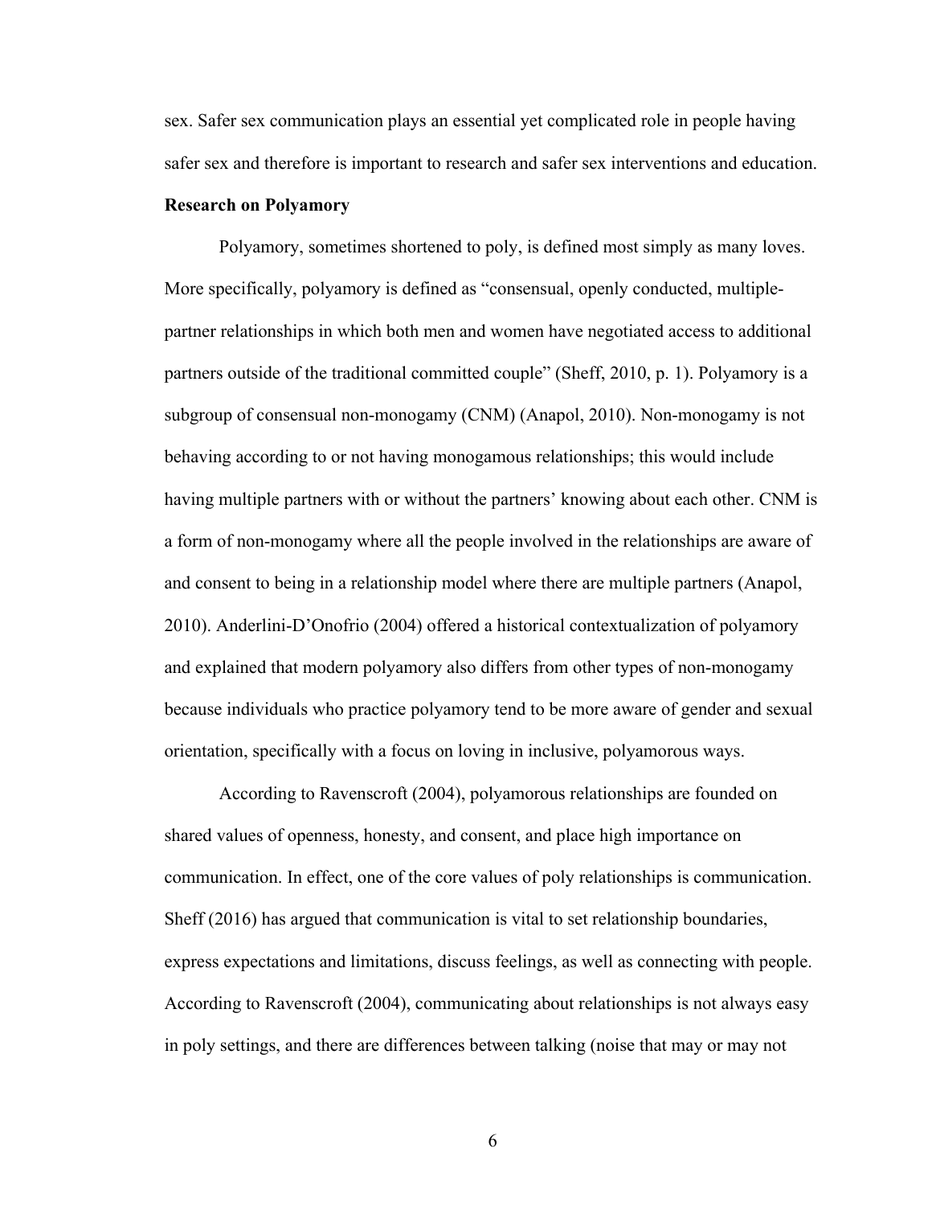sex. Safer sex communication plays an essential yet complicated role in people having safer sex and therefore is important to research and safer sex interventions and education.

**Research on Polyamory**

Polyamory, sometimes shortened to poly, is defined most simply as many loves. More specifically, polyamory is defined as "consensual, openly conducted, multiple-partner relationships in which both men and women have negotiated access to additional partners outside of the traditional committed couple" (Sheff, 2010, p. 1). Polyamory is a subgroup of consensual non-monogamy (CNM) (Anapol, 2010). Non-monogamy is not behaving according to or not having monogamous relationships; this would include having multiple partners with or without the partners' knowing about each other. CNM is a form of non-monogamy where all the people involved in the relationships are aware of and consent to being in a relationship model where there are multiple partners (Anapol, 2010). Anderlini-D'Onofrio (2004) offered a historical contextualization of polyamory and explained that modern polyamory also differs from other types of non-monogamy because individuals who practice polyamory tend to be more aware of gender and sexual orientation, specifically with a focus on loving in inclusive, polyamorous ways.

According to Ravenscroft (2004), polyamorous relationships are founded on shared values of openness, honesty, and consent, and place high importance on communication. In effect, one of the core values of poly relationships is communication. Sheff (2016) has argued that communication is vital to set relationship boundaries, express expectations and limitations, discuss feelings, as well as connecting with people. According to Ravenscroft (2004), communicating about relationships is not always easy in poly settings, and there are differences between talking (noise that may or may not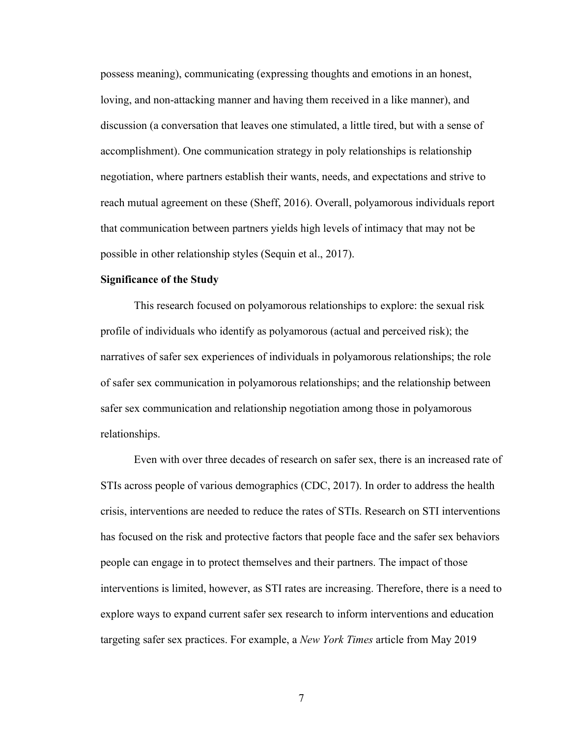possess meaning), communicating (expressing thoughts and emotions in an honest, loving, and non-attacking manner and having them received in a like manner), and discussion (a conversation that leaves one stimulated, a little tired, but with a sense of accomplishment). One communication strategy in poly relationships is relationship negotiation, where partners establish their wants, needs, and expectations and strive to reach mutual agreement on these (Sheff, 2016). Overall, polyamorous individuals report that communication between partners yields high levels of intimacy that may not be possible in other relationship styles (Sequin et al., 2017).

**Significance of the Study**

This research focused on polyamorous relationships to explore: the sexual risk profile of individuals who identify as polyamorous (actual and perceived risk); the narratives of safer sex experiences of individuals in polyamorous relationships; the role of safer sex communication in polyamorous relationships; and the relationship between safer sex communication and relationship negotiation among those in polyamorous relationships.

Even with over three decades of research on safer sex, there is an increased rate of STIs across people of various demographics (CDC, 2017). In order to address the health crisis, interventions are needed to reduce the rates of STIs. Research on STI interventions has focused on the risk and protective factors that people face and the safer sex behaviors people can engage in to protect themselves and their partners. The impact of those interventions is limited, however, as STI rates are increasing. Therefore, there is a need to explore ways to expand current safer sex research to inform interventions and education targeting safer sex practices. For example, a *New York Times* article from May 2019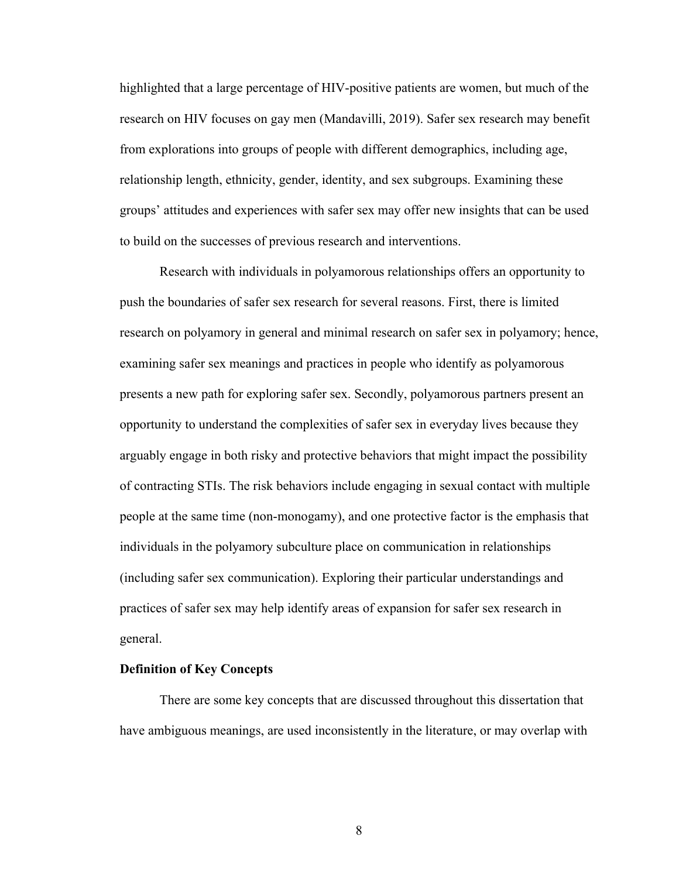highlighted that a large percentage of HIV-positive patients are women, but much of the research on HIV focuses on gay men (Mandavilli, 2019). Safer sex research may benefit from explorations into groups of people with different demographics, including age, relationship length, ethnicity, gender, identity, and sex subgroups. Examining these groups' attitudes and experiences with safer sex may offer new insights that can be used to build on the successes of previous research and interventions.

Research with individuals in polyamorous relationships offers an opportunity to push the boundaries of safer sex research for several reasons. First, there is limited research on polyamory in general and minimal research on safer sex in polyamory; hence, examining safer sex meanings and practices in people who identify as polyamorous presents a new path for exploring safer sex. Secondly, polyamorous partners present an opportunity to understand the complexities of safer sex in everyday lives because they arguably engage in both risky and protective behaviors that might impact the possibility of contracting STIs. The risk behaviors include engaging in sexual contact with multiple people at the same time (non-monogamy), and one protective factor is the emphasis that individuals in the polyamory subculture place on communication in relationships (including safer sex communication). Exploring their particular understandings and practices of safer sex may help identify areas of expansion for safer sex research in general.

**Definition of Key Concepts**

There are some key concepts that are discussed throughout this dissertation that have ambiguous meanings, are used inconsistently in the literature, or may overlap with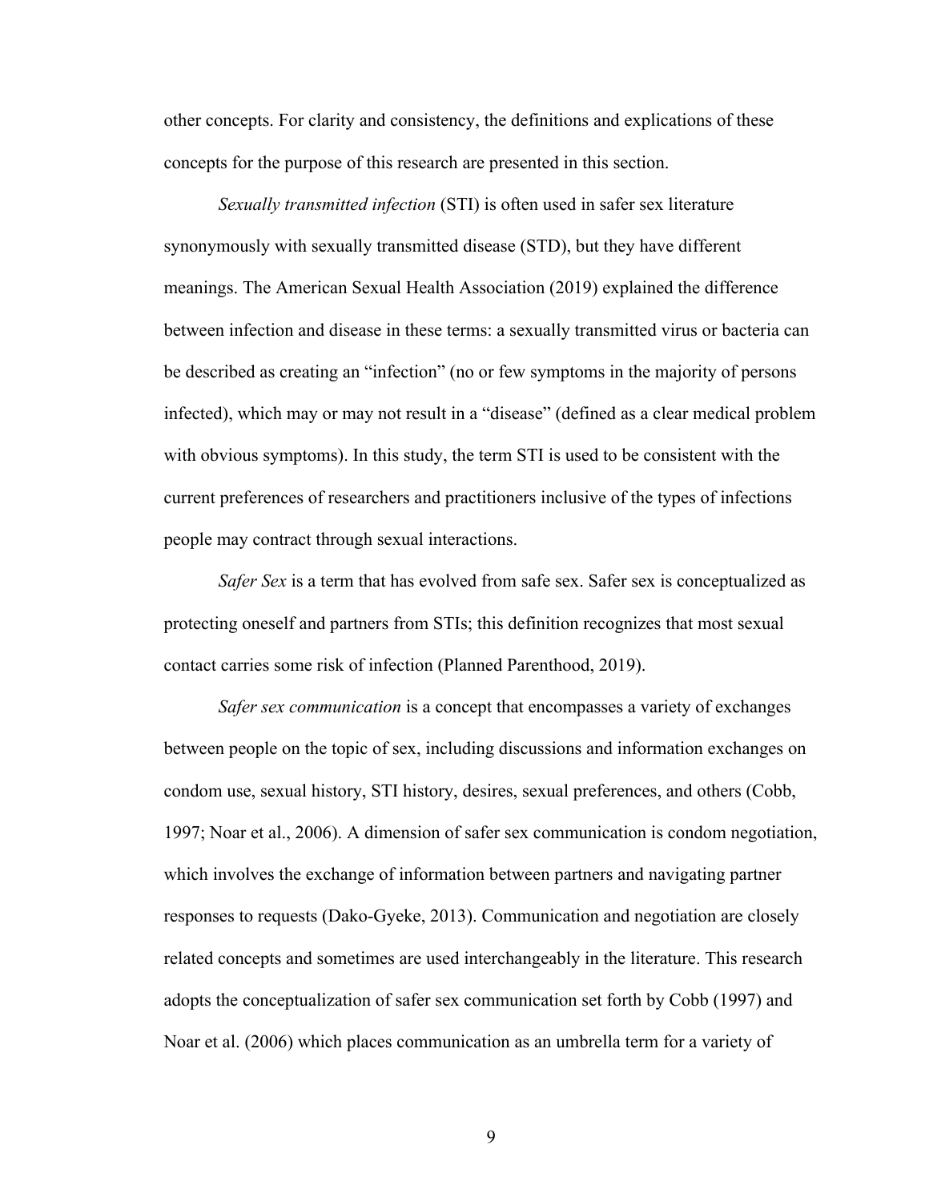other concepts. For clarity and consistency, the definitions and explications of these concepts for the purpose of this research are presented in this section.

*Sexually transmitted infection* (STI) is often used in safer sex literature synonymously with sexually transmitted disease (STD), but they have different meanings. The American Sexual Health Association (2019) explained the difference between infection and disease in these terms: a sexually transmitted virus or bacteria can be described as creating an "infection" (no or few symptoms in the majority of persons infected), which may or may not result in a "disease" (defined as a clear medical problem with obvious symptoms). In this study, the term STI is used to be consistent with the current preferences of researchers and practitioners inclusive of the types of infections people may contract through sexual interactions.

*Safer Sex* is a term that has evolved from safe sex. Safer sex is conceptualized as protecting oneself and partners from STIs; this definition recognizes that most sexual contact carries some risk of infection (Planned Parenthood, 2019).

*Safer sex communication* is a concept that encompasses a variety of exchanges between people on the topic of sex, including discussions and information exchanges on condom use, sexual history, STI history, desires, sexual preferences, and others (Cobb, 1997; Noar et al., 2006). A dimension of safer sex communication is condom negotiation, which involves the exchange of information between partners and navigating partner responses to requests (Dako-Gyeke, 2013). Communication and negotiation are closely related concepts and sometimes are used interchangeably in the literature. This research adopts the conceptualization of safer sex communication set forth by Cobb (1997) and Noar et al. (2006) which places communication as an umbrella term for a variety of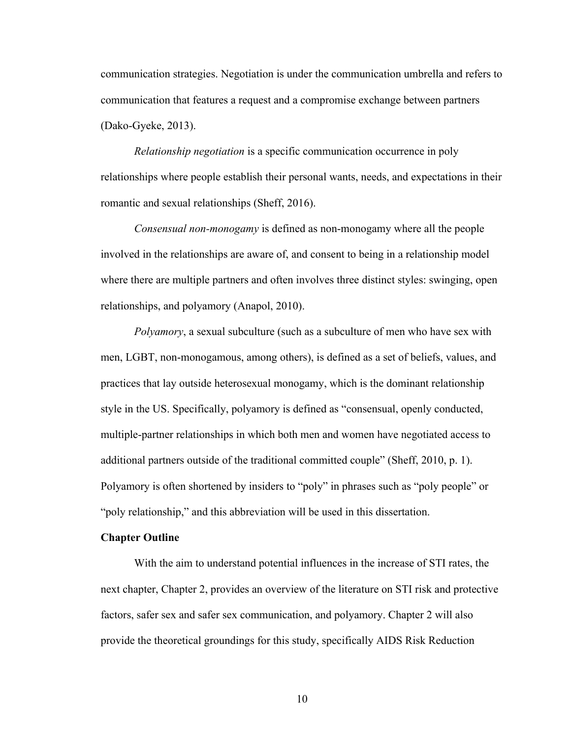communication strategies. Negotiation is under the communication umbrella and refers to communication that features a request and a compromise exchange between partners (Dako-Gyeke, 2013).

*Relationship negotiation* is a specific communication occurrence in poly relationships where people establish their personal wants, needs, and expectations in their romantic and sexual relationships (Sheff, 2016).

*Consensual non-monogamy* is defined as non-monogamy where all the people involved in the relationships are aware of, and consent to being in a relationship model where there are multiple partners and often involves three distinct styles: swinging, open relationships, and polyamory (Anapol, 2010).

*Polyamory*, a sexual subculture (such as a subculture of men who have sex with men, LGBT, non-monogamous, among others), is defined as a set of beliefs, values, and practices that lay outside heterosexual monogamy, which is the dominant relationship style in the US. Specifically, polyamory is defined as "consensual, openly conducted, multiple-partner relationships in which both men and women have negotiated access to additional partners outside of the traditional committed couple" (Sheff, 2010, p. 1). Polyamory is often shortened by insiders to "poly" in phrases such as "poly people" or "poly relationship," and this abbreviation will be used in this dissertation.

**Chapter Outline**

With the aim to understand potential influences in the increase of STI rates, the next chapter, Chapter 2, provides an overview of the literature on STI risk and protective factors, safer sex and safer sex communication, and polyamory. Chapter 2 will also provide the theoretical groundings for this study, specifically AIDS Risk Reduction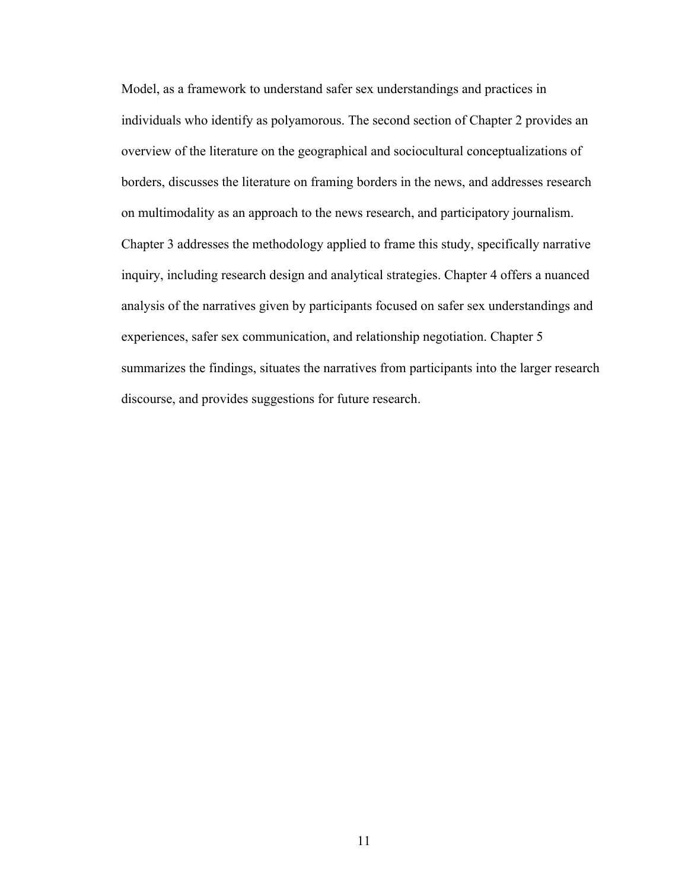Model, as a framework to understand safer sex understandings and practices in individuals who identify as polyamorous. The second section of Chapter 2 provides an overview of the literature on the geographical and sociocultural conceptualizations of borders, discusses the literature on framing borders in the news, and addresses research on multimodality as an approach to the news research, and participatory journalism. Chapter 3 addresses the methodology applied to frame this study, specifically narrative inquiry, including research design and analytical strategies. Chapter 4 offers a nuanced analysis of the narratives given by participants focused on safer sex understandings and experiences, safer sex communication, and relationship negotiation. Chapter 5 summarizes the findings, situates the narratives from participants into the larger research discourse, and provides suggestions for future research.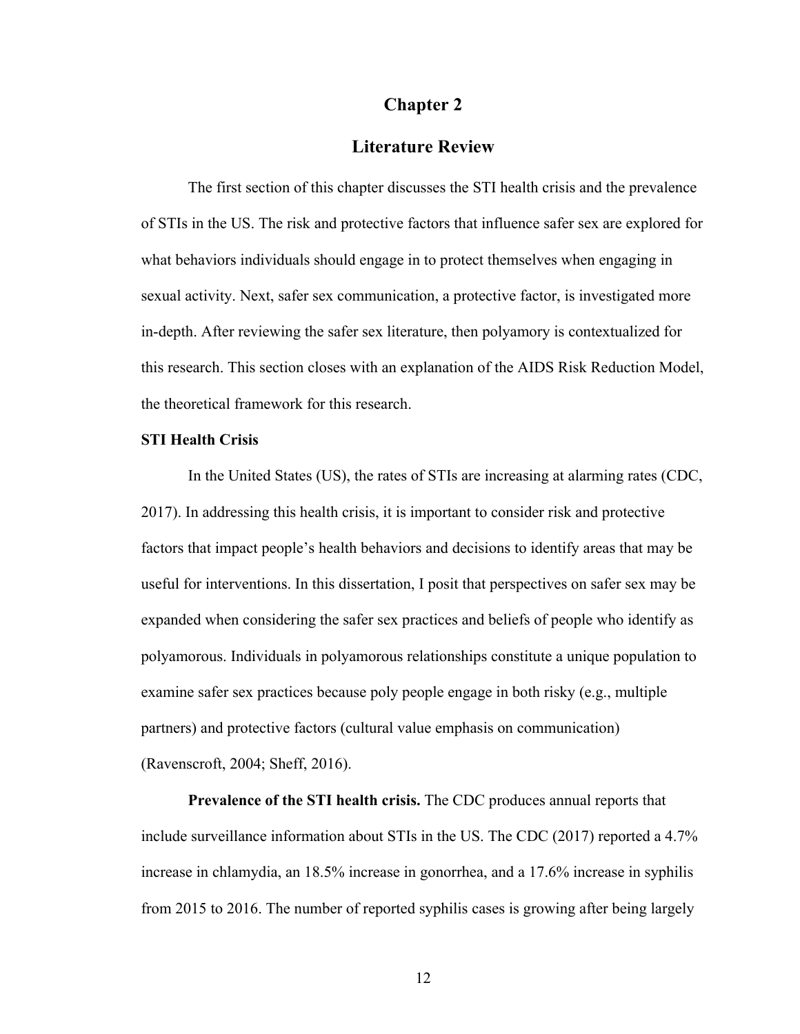# Chapter 2

# Literature Review

The first section of this chapter discusses the STI health crisis and the prevalence of STIs in the US. The risk and protective factors that influence safer sex are explored for what behaviors individuals should engage in to protect themselves when engaging in sexual activity. Next, safer sex communication, a protective factor, is investigated more in-depth. After reviewing the safer sex literature, then polyamory is contextualized for this research. This section closes with an explanation of the AIDS Risk Reduction Model, the theoretical framework for this research.

## STI Health Crisis

In the United States (US), the rates of STIs are increasing at alarming rates (CDC, 2017). In addressing this health crisis, it is important to consider risk and protective factors that impact people's health behaviors and decisions to identify areas that may be useful for interventions. In this dissertation, I posit that perspectives on safer sex may be expanded when considering the safer sex practices and beliefs of people who identify as polyamorous. Individuals in polyamorous relationships constitute a unique population to examine safer sex practices because poly people engage in both risky (e.g., multiple partners) and protective factors (cultural value emphasis on communication) (Ravenscroft, 2004; Sheff, 2016).

**Prevalence of the STI health crisis.** The CDC produces annual reports that include surveillance information about STIs in the US. The CDC (2017) reported a 4.7% increase in chlamydia, an 18.5% increase in gonorrhea, and a 17.6% increase in syphilis from 2015 to 2016. The number of reported syphilis cases is growing after being largely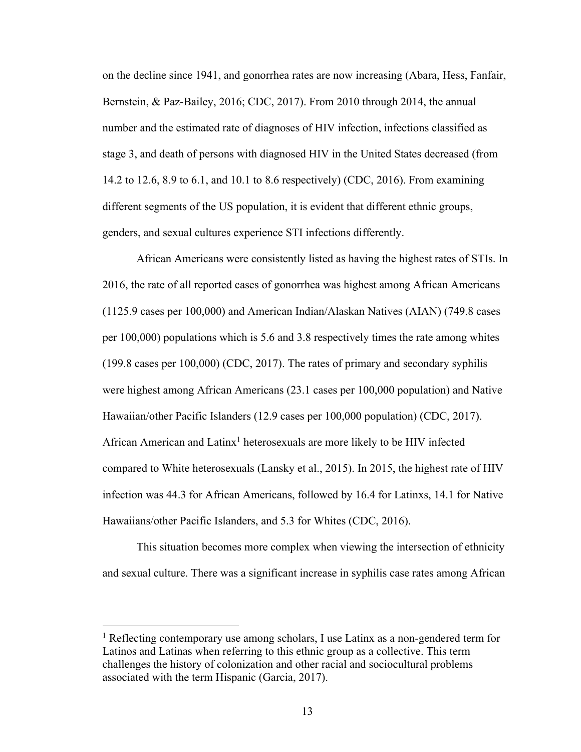on the decline since 1941, and gonorrhea rates are now increasing (Abara, Hess, Fanfair, Bernstein, & Paz-Bailey, 2016; CDC, 2017). From 2010 through 2014, the annual number and the estimated rate of diagnoses of HIV infection, infections classified as stage 3, and death of persons with diagnosed HIV in the United States decreased (from 14.2 to 12.6, 8.9 to 6.1, and 10.1 to 8.6 respectively) (CDC, 2016). From examining different segments of the US population, it is evident that different ethnic groups, genders, and sexual cultures experience STI infections differently.

African Americans were consistently listed as having the highest rates of STIs. In 2016, the rate of all reported cases of gonorrhea was highest among African Americans (1125.9 cases per 100,000) and American Indian/Alaskan Natives (AIAN) (749.8 cases per 100,000) populations which is 5.6 and 3.8 respectively times the rate among whites (199.8 cases per 100,000) (CDC, 2017). The rates of primary and secondary syphilis were highest among African Americans (23.1 cases per 100,000 population) and Native Hawaiian/other Pacific Islanders (12.9 cases per 100,000 population) (CDC, 2017). African American and Latinx[1] heterosexuals are more likely to be HIV infected compared to White heterosexuals (Lansky et al., 2015). In 2015, the highest rate of HIV infection was 44.3 for African Americans, followed by 16.4 for Latinxs, 14.1 for Native Hawaiians/other Pacific Islanders, and 5.3 for Whites (CDC, 2016).

This situation becomes more complex when viewing the intersection of ethnicity and sexual culture. There was a significant increase in syphilis case rates among African

[1] Reflecting contemporary use among scholars, I use Latinx as a non-gendered term for Latinos and Latinas when referring to this ethnic group as a collective. This term challenges the history of colonization and other racial and sociocultural problems associated with the term Hispanic (Garcia, 2017).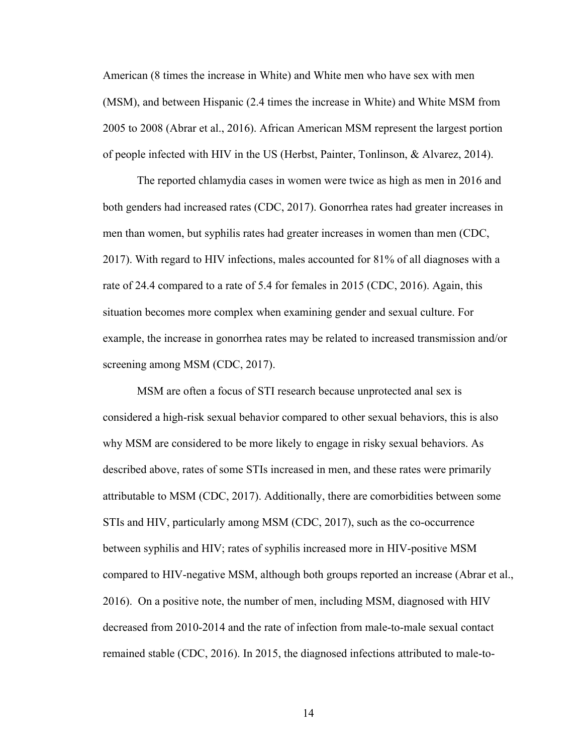American (8 times the increase in White) and White men who have sex with men (MSM), and between Hispanic (2.4 times the increase in White) and White MSM from 2005 to 2008 (Abrar et al., 2016). African American MSM represent the largest portion of people infected with HIV in the US (Herbst, Painter, Tonlinson, & Alvarez, 2014).

The reported chlamydia cases in women were twice as high as men in 2016 and both genders had increased rates (CDC, 2017). Gonorrhea rates had greater increases in men than women, but syphilis rates had greater increases in women than men (CDC, 2017). With regard to HIV infections, males accounted for 81% of all diagnoses with a rate of 24.4 compared to a rate of 5.4 for females in 2015 (CDC, 2016). Again, this situation becomes more complex when examining gender and sexual culture. For example, the increase in gonorrhea rates may be related to increased transmission and/or screening among MSM (CDC, 2017).

MSM are often a focus of STI research because unprotected anal sex is considered a high-risk sexual behavior compared to other sexual behaviors, this is also why MSM are considered to be more likely to engage in risky sexual behaviors. As described above, rates of some STIs increased in men, and these rates were primarily attributable to MSM (CDC, 2017). Additionally, there are comorbidities between some STIs and HIV, particularly among MSM (CDC, 2017), such as the co-occurrence between syphilis and HIV; rates of syphilis increased more in HIV-positive MSM compared to HIV-negative MSM, although both groups reported an increase (Abrar et al., 2016). On a positive note, the number of men, including MSM, diagnosed with HIV decreased from 2010-2014 and the rate of infection from male-to-male sexual contact remained stable (CDC, 2016). In 2015, the diagnosed infections attributed to male-to-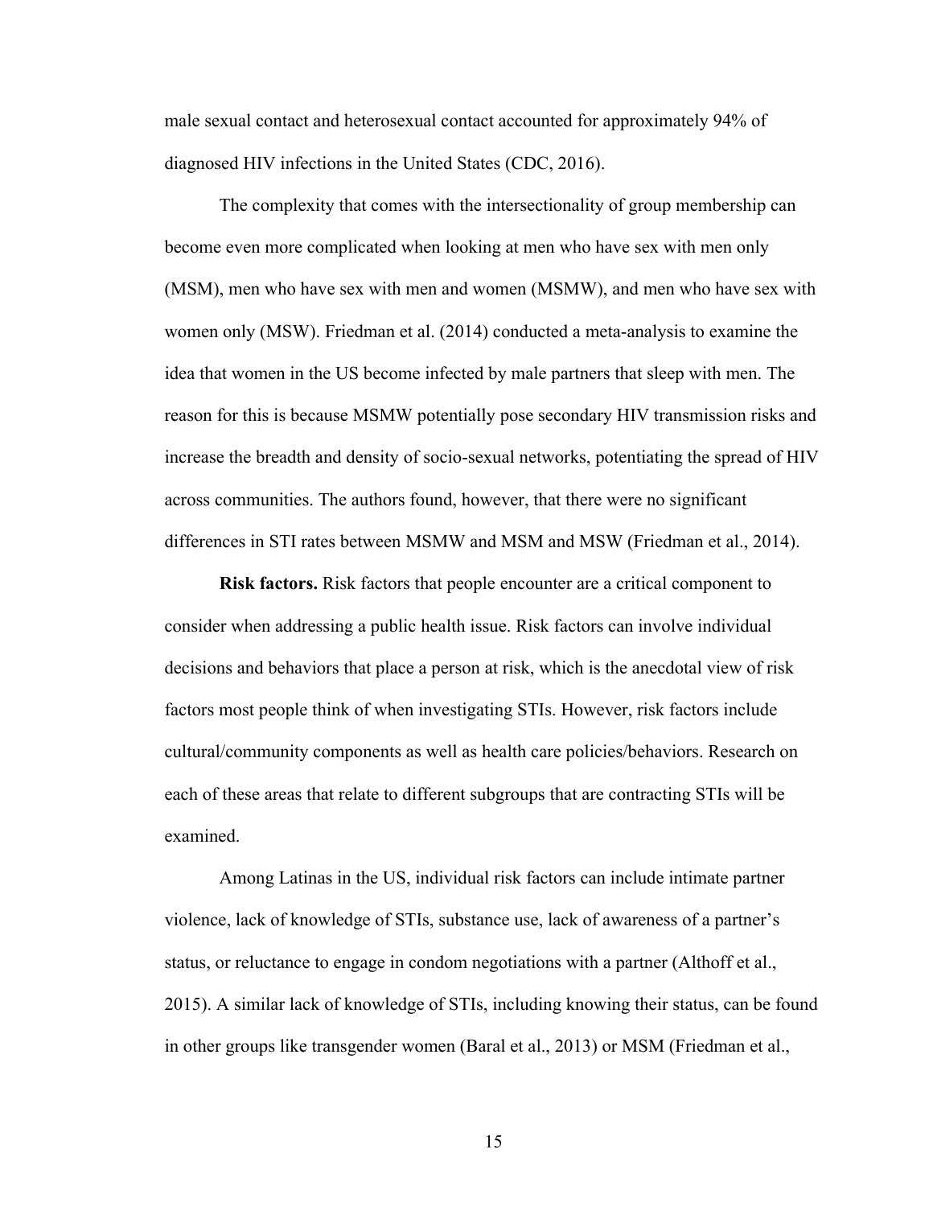male sexual contact and heterosexual contact accounted for approximately 94% of diagnosed HIV infections in the United States (CDC, 2016).

The complexity that comes with the intersectionality of group membership can become even more complicated when looking at men who have sex with men only (MSM), men who have sex with men and women (MSMW), and men who have sex with women only (MSW). Friedman et al. (2014) conducted a meta-analysis to examine the idea that women in the US become infected by male partners that sleep with men. The reason for this is because MSMW potentially pose secondary HIV transmission risks and increase the breadth and density of socio-sexual networks, potentiating the spread of HIV across communities. The authors found, however, that there were no significant differences in STI rates between MSMW and MSM and MSW (Friedman et al., 2014).

**Risk factors.** Risk factors that people encounter are a critical component to consider when addressing a public health issue. Risk factors can involve individual decisions and behaviors that place a person at risk, which is the anecdotal view of risk factors most people think of when investigating STIs. However, risk factors include cultural/community components as well as health care policies/behaviors. Research on each of these areas that relate to different subgroups that are contracting STIs will be examined.

Among Latinas in the US, individual risk factors can include intimate partner violence, lack of knowledge of STIs, substance use, lack of awareness of a partner's status, or reluctance to engage in condom negotiations with a partner (Althoff et al., 2015). A similar lack of knowledge of STIs, including knowing their status, can be found in other groups like transgender women (Baral et al., 2013) or MSM (Friedman et al.,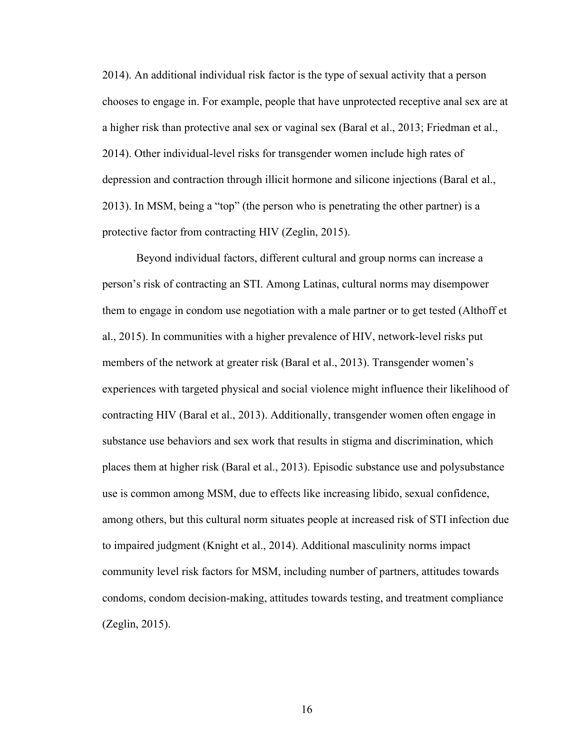2014). An additional individual risk factor is the type of sexual activity that a person chooses to engage in. For example, people that have unprotected receptive anal sex are at a higher risk than protective anal sex or vaginal sex (Baral et al., 2013; Friedman et al., 2014). Other individual-level risks for transgender women include high rates of depression and contraction through illicit hormone and silicone injections (Baral et al., 2013). In MSM, being a "top" (the person who is penetrating the other partner) is a protective factor from contracting HIV (Zeglin, 2015).

Beyond individual factors, different cultural and group norms can increase a person's risk of contracting an STI. Among Latinas, cultural norms may disempower them to engage in condom use negotiation with a male partner or to get tested (Althoff et al., 2015). In communities with a higher prevalence of HIV, network-level risks put members of the network at greater risk (Baral et al., 2013). Transgender women's experiences with targeted physical and social violence might influence their likelihood of contracting HIV (Baral et al., 2013). Additionally, transgender women often engage in substance use behaviors and sex work that results in stigma and discrimination, which places them at higher risk (Baral et al., 2013). Episodic substance use and polysubstance use is common among MSM, due to effects like increasing libido, sexual confidence, among others, but this cultural norm situates people at increased risk of STI infection due to impaired judgment (Knight et al., 2014). Additional masculinity norms impact community level risk factors for MSM, including number of partners, attitudes towards condoms, condom decision-making, attitudes towards testing, and treatment compliance (Zeglin, 2015).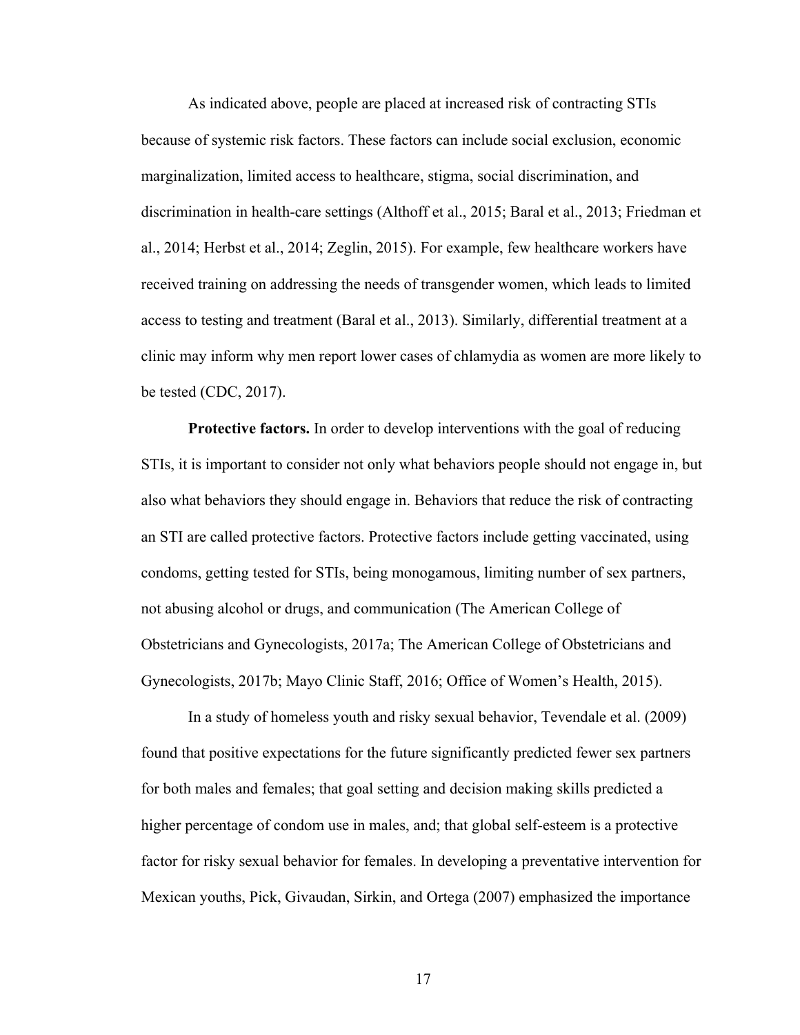As indicated above, people are placed at increased risk of contracting STIs because of systemic risk factors. These factors can include social exclusion, economic marginalization, limited access to healthcare, stigma, social discrimination, and discrimination in health-care settings (Althoff et al., 2015; Baral et al., 2013; Friedman et al., 2014; Herbst et al., 2014; Zeglin, 2015). For example, few healthcare workers have received training on addressing the needs of transgender women, which leads to limited access to testing and treatment (Baral et al., 2013). Similarly, differential treatment at a clinic may inform why men report lower cases of chlamydia as women are more likely to be tested (CDC, 2017).

**Protective factors.** In order to develop interventions with the goal of reducing STIs, it is important to consider not only what behaviors people should not engage in, but also what behaviors they should engage in. Behaviors that reduce the risk of contracting an STI are called protective factors. Protective factors include getting vaccinated, using condoms, getting tested for STIs, being monogamous, limiting number of sex partners, not abusing alcohol or drugs, and communication (The American College of Obstetricians and Gynecologists, 2017a; The American College of Obstetricians and Gynecologists, 2017b; Mayo Clinic Staff, 2016; Office of Women's Health, 2015).

In a study of homeless youth and risky sexual behavior, Tevendale et al. (2009) found that positive expectations for the future significantly predicted fewer sex partners for both males and females; that goal setting and decision making skills predicted a higher percentage of condom use in males, and; that global self-esteem is a protective factor for risky sexual behavior for females. In developing a preventative intervention for Mexican youths, Pick, Givaudan, Sirkin, and Ortega (2007) emphasized the importance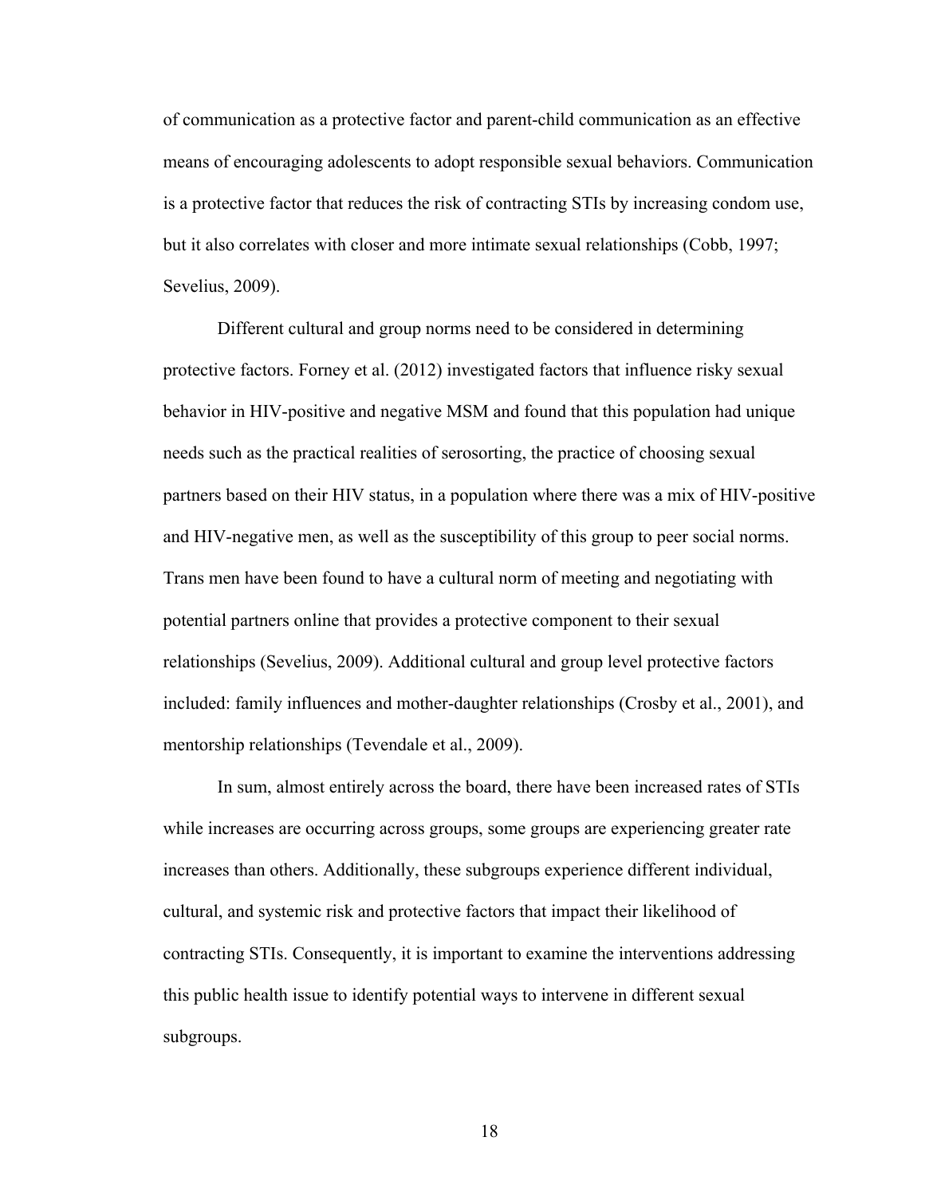of communication as a protective factor and parent-child communication as an effective means of encouraging adolescents to adopt responsible sexual behaviors. Communication is a protective factor that reduces the risk of contracting STIs by increasing condom use, but it also correlates with closer and more intimate sexual relationships (Cobb, 1997; Sevelius, 2009).

Different cultural and group norms need to be considered in determining protective factors. Forney et al. (2012) investigated factors that influence risky sexual behavior in HIV-positive and negative MSM and found that this population had unique needs such as the practical realities of serosorting, the practice of choosing sexual partners based on their HIV status, in a population where there was a mix of HIV-positive and HIV-negative men, as well as the susceptibility of this group to peer social norms. Trans men have been found to have a cultural norm of meeting and negotiating with potential partners online that provides a protective component to their sexual relationships (Sevelius, 2009). Additional cultural and group level protective factors included: family influences and mother-daughter relationships (Crosby et al., 2001), and mentorship relationships (Tevendale et al., 2009).

In sum, almost entirely across the board, there have been increased rates of STIs while increases are occurring across groups, some groups are experiencing greater rate increases than others. Additionally, these subgroups experience different individual, cultural, and systemic risk and protective factors that impact their likelihood of contracting STIs. Consequently, it is important to examine the interventions addressing this public health issue to identify potential ways to intervene in different sexual subgroups.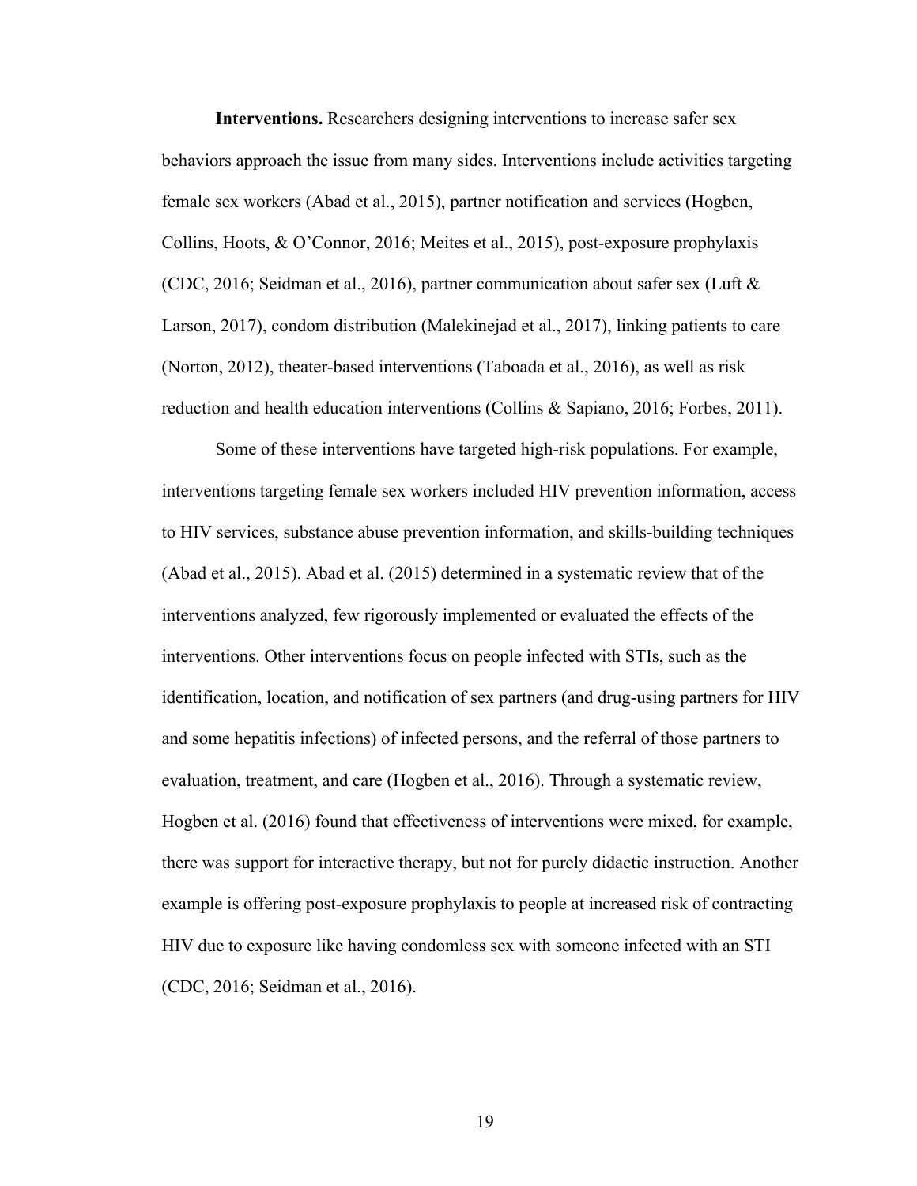**Interventions.** Researchers designing interventions to increase safer sex behaviors approach the issue from many sides. Interventions include activities targeting female sex workers (Abad et al., 2015), partner notification and services (Hogben, Collins, Hoots, & O'Connor, 2016; Meites et al., 2015), post-exposure prophylaxis (CDC, 2016; Seidman et al., 2016), partner communication about safer sex (Luft & Larson, 2017), condom distribution (Malekinejad et al., 2017), linking patients to care (Norton, 2012), theater-based interventions (Taboada et al., 2016), as well as risk reduction and health education interventions (Collins & Sapiano, 2016; Forbes, 2011).

Some of these interventions have targeted high-risk populations. For example, interventions targeting female sex workers included HIV prevention information, access to HIV services, substance abuse prevention information, and skills-building techniques (Abad et al., 2015). Abad et al. (2015) determined in a systematic review that of the interventions analyzed, few rigorously implemented or evaluated the effects of the interventions. Other interventions focus on people infected with STIs, such as the identification, location, and notification of sex partners (and drug-using partners for HIV and some hepatitis infections) of infected persons, and the referral of those partners to evaluation, treatment, and care (Hogben et al., 2016). Through a systematic review, Hogben et al. (2016) found that effectiveness of interventions were mixed, for example, there was support for interactive therapy, but not for purely didactic instruction. Another example is offering post-exposure prophylaxis to people at increased risk of contracting HIV due to exposure like having condomless sex with someone infected with an STI (CDC, 2016; Seidman et al., 2016).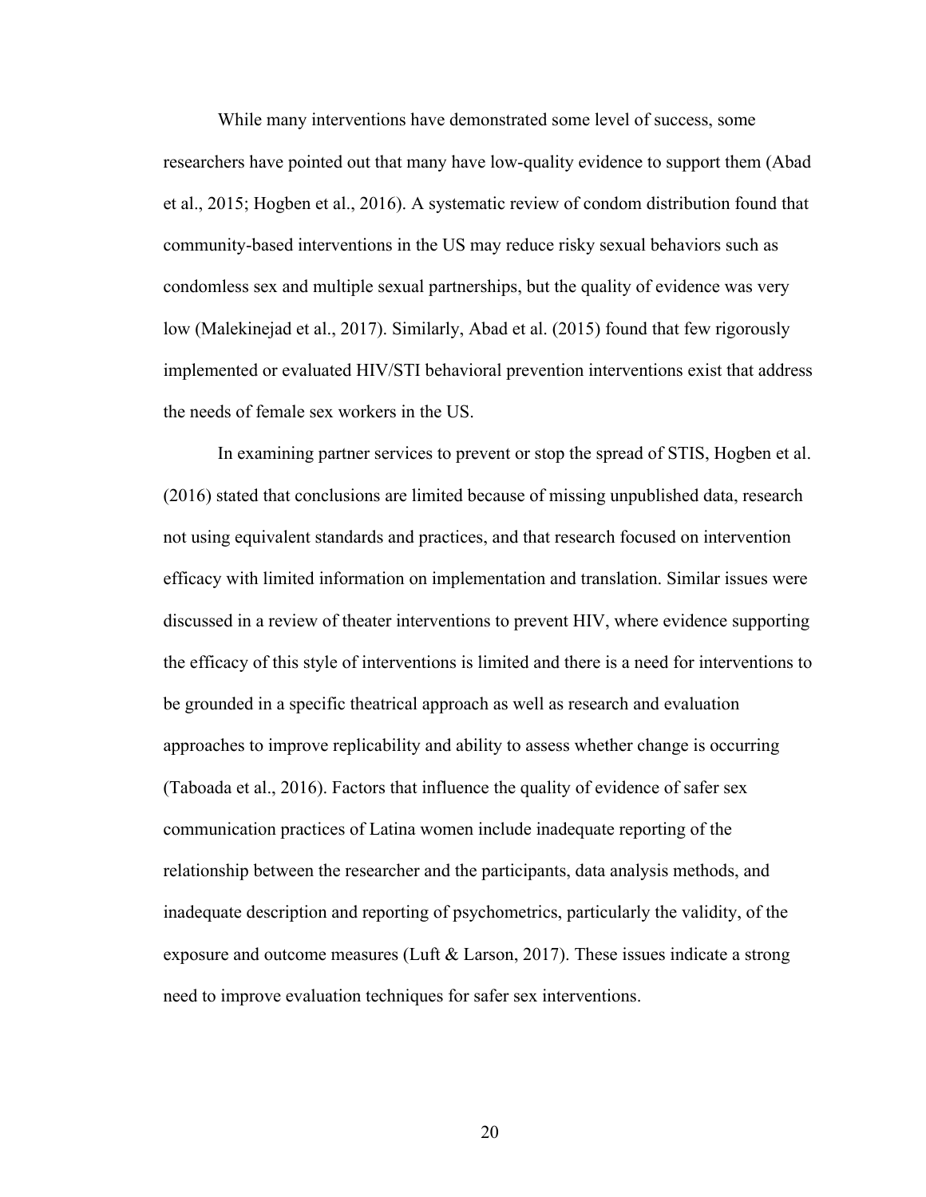While many interventions have demonstrated some level of success, some researchers have pointed out that many have low-quality evidence to support them (Abad et al., 2015; Hogben et al., 2016). A systematic review of condom distribution found that community-based interventions in the US may reduce risky sexual behaviors such as condomless sex and multiple sexual partnerships, but the quality of evidence was very low (Malekinejad et al., 2017). Similarly, Abad et al. (2015) found that few rigorously implemented or evaluated HIV/STI behavioral prevention interventions exist that address the needs of female sex workers in the US.

In examining partner services to prevent or stop the spread of STIS, Hogben et al. (2016) stated that conclusions are limited because of missing unpublished data, research not using equivalent standards and practices, and that research focused on intervention efficacy with limited information on implementation and translation. Similar issues were discussed in a review of theater interventions to prevent HIV, where evidence supporting the efficacy of this style of interventions is limited and there is a need for interventions to be grounded in a specific theatrical approach as well as research and evaluation approaches to improve replicability and ability to assess whether change is occurring (Taboada et al., 2016). Factors that influence the quality of evidence of safer sex communication practices of Latina women include inadequate reporting of the relationship between the researcher and the participants, data analysis methods, and inadequate description and reporting of psychometrics, particularly the validity, of the exposure and outcome measures (Luft & Larson, 2017). These issues indicate a strong need to improve evaluation techniques for safer sex interventions.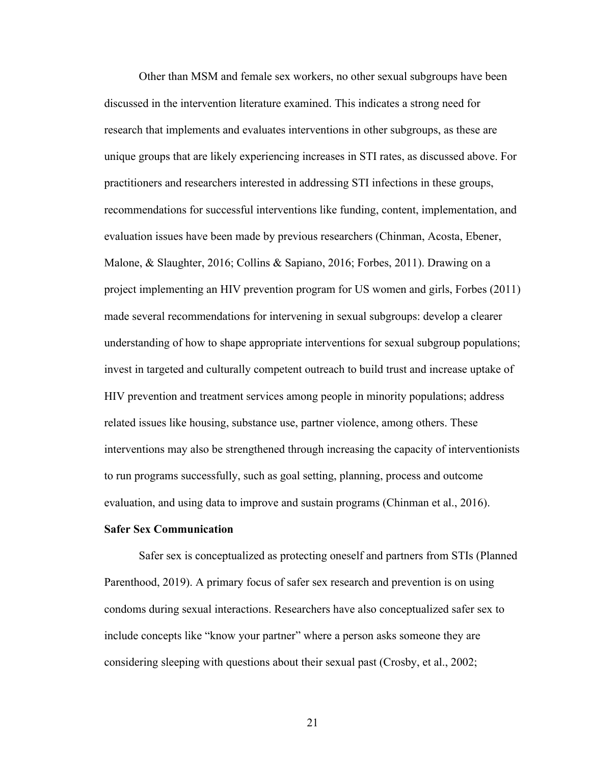Other than MSM and female sex workers, no other sexual subgroups have been discussed in the intervention literature examined. This indicates a strong need for research that implements and evaluates interventions in other subgroups, as these are unique groups that are likely experiencing increases in STI rates, as discussed above. For practitioners and researchers interested in addressing STI infections in these groups, recommendations for successful interventions like funding, content, implementation, and evaluation issues have been made by previous researchers (Chinman, Acosta, Ebener, Malone, & Slaughter, 2016; Collins & Sapiano, 2016; Forbes, 2011). Drawing on a project implementing an HIV prevention program for US women and girls, Forbes (2011) made several recommendations for intervening in sexual subgroups: develop a clearer understanding of how to shape appropriate interventions for sexual subgroup populations; invest in targeted and culturally competent outreach to build trust and increase uptake of HIV prevention and treatment services among people in minority populations; address related issues like housing, substance use, partner violence, among others. These interventions may also be strengthened through increasing the capacity of interventionists to run programs successfully, such as goal setting, planning, process and outcome evaluation, and using data to improve and sustain programs (Chinman et al., 2016).

**Safer Sex Communication**

Safer sex is conceptualized as protecting oneself and partners from STIs (Planned Parenthood, 2019). A primary focus of safer sex research and prevention is on using condoms during sexual interactions. Researchers have also conceptualized safer sex to include concepts like "know your partner" where a person asks someone they are considering sleeping with questions about their sexual past (Crosby, et al., 2002;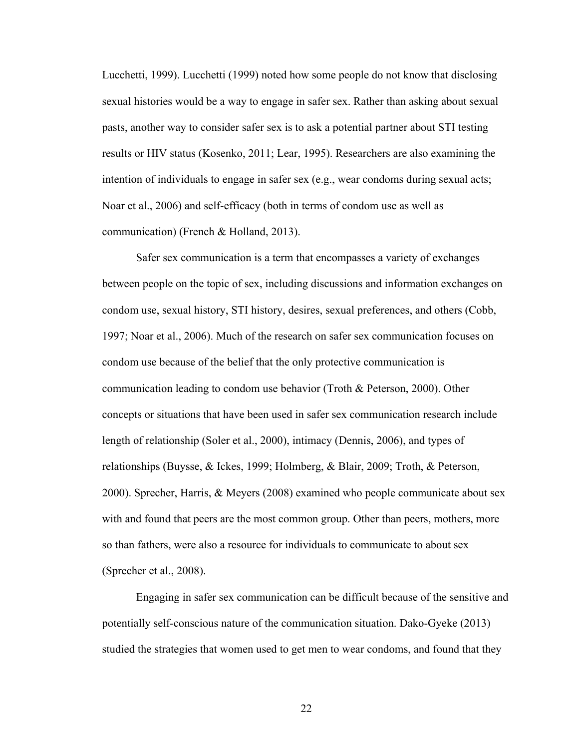Lucchetti, 1999). Lucchetti (1999) noted how some people do not know that disclosing sexual histories would be a way to engage in safer sex. Rather than asking about sexual pasts, another way to consider safer sex is to ask a potential partner about STI testing results or HIV status (Kosenko, 2011; Lear, 1995). Researchers are also examining the intention of individuals to engage in safer sex (e.g., wear condoms during sexual acts; Noar et al., 2006) and self-efficacy (both in terms of condom use as well as communication) (French & Holland, 2013).

Safer sex communication is a term that encompasses a variety of exchanges between people on the topic of sex, including discussions and information exchanges on condom use, sexual history, STI history, desires, sexual preferences, and others (Cobb, 1997; Noar et al., 2006). Much of the research on safer sex communication focuses on condom use because of the belief that the only protective communication is communication leading to condom use behavior (Troth & Peterson, 2000). Other concepts or situations that have been used in safer sex communication research include length of relationship (Soler et al., 2000), intimacy (Dennis, 2006), and types of relationships (Buysse, & Ickes, 1999; Holmberg, & Blair, 2009; Troth, & Peterson, 2000). Sprecher, Harris, & Meyers (2008) examined who people communicate about sex with and found that peers are the most common group. Other than peers, mothers, more so than fathers, were also a resource for individuals to communicate to about sex (Sprecher et al., 2008).

Engaging in safer sex communication can be difficult because of the sensitive and potentially self-conscious nature of the communication situation. Dako-Gyeke (2013) studied the strategies that women used to get men to wear condoms, and found that they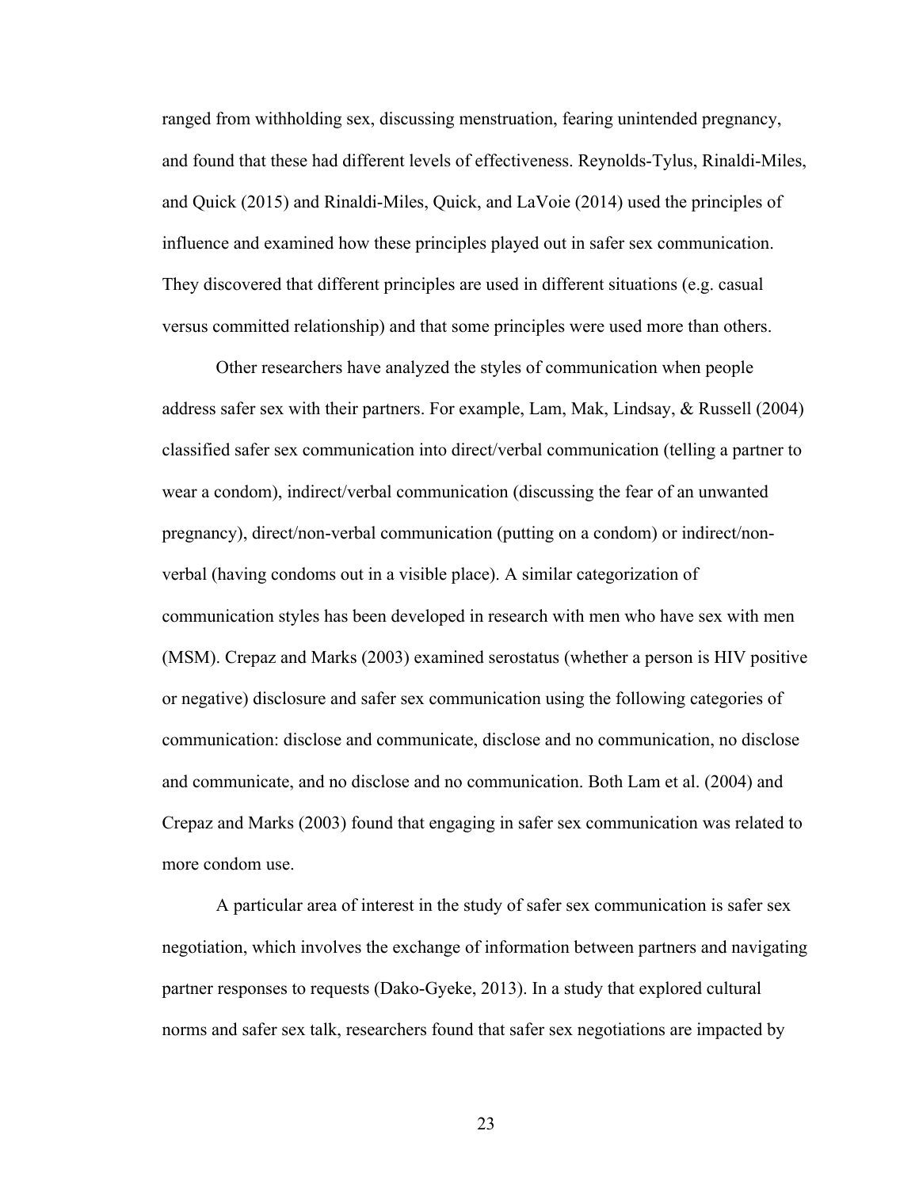ranged from withholding sex, discussing menstruation, fearing unintended pregnancy, and found that these had different levels of effectiveness. Reynolds-Tylus, Rinaldi-Miles, and Quick (2015) and Rinaldi-Miles, Quick, and LaVoie (2014) used the principles of influence and examined how these principles played out in safer sex communication. They discovered that different principles are used in different situations (e.g. casual versus committed relationship) and that some principles were used more than others.

Other researchers have analyzed the styles of communication when people address safer sex with their partners. For example, Lam, Mak, Lindsay, & Russell (2004) classified safer sex communication into direct/verbal communication (telling a partner to wear a condom), indirect/verbal communication (discussing the fear of an unwanted pregnancy), direct/non-verbal communication (putting on a condom) or indirect/non-verbal (having condoms out in a visible place). A similar categorization of communication styles has been developed in research with men who have sex with men (MSM). Crepaz and Marks (2003) examined serostatus (whether a person is HIV positive or negative) disclosure and safer sex communication using the following categories of communication: disclose and communicate, disclose and no communication, no disclose and communicate, and no disclose and no communication. Both Lam et al. (2004) and Crepaz and Marks (2003) found that engaging in safer sex communication was related to more condom use.

A particular area of interest in the study of safer sex communication is safer sex negotiation, which involves the exchange of information between partners and navigating partner responses to requests (Dako-Gyeke, 2013). In a study that explored cultural norms and safer sex talk, researchers found that safer sex negotiations are impacted by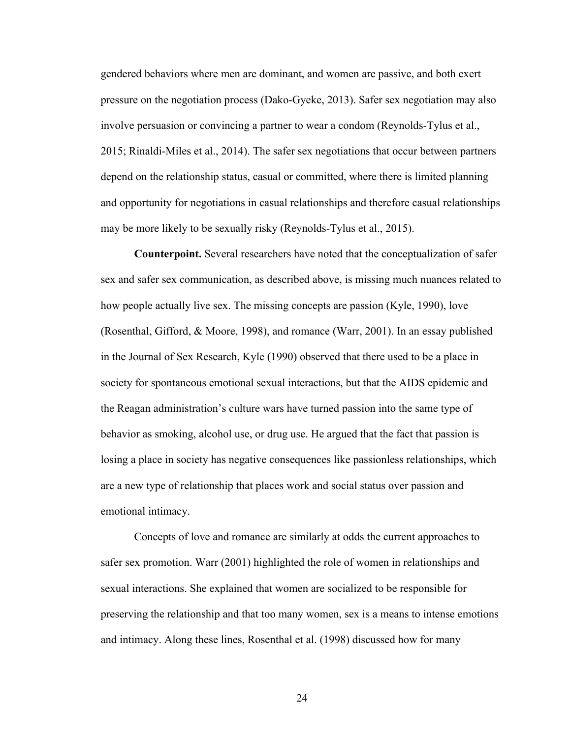gendered behaviors where men are dominant, and women are passive, and both exert pressure on the negotiation process (Dako-Gyeke, 2013). Safer sex negotiation may also involve persuasion or convincing a partner to wear a condom (Reynolds-Tylus et al., 2015; Rinaldi-Miles et al., 2014). The safer sex negotiations that occur between partners depend on the relationship status, casual or committed, where there is limited planning and opportunity for negotiations in casual relationships and therefore casual relationships may be more likely to be sexually risky (Reynolds-Tylus et al., 2015).

**Counterpoint.** Several researchers have noted that the conceptualization of safer sex and safer sex communication, as described above, is missing much nuances related to how people actually live sex. The missing concepts are passion (Kyle, 1990), love (Rosenthal, Gifford, & Moore, 1998), and romance (Warr, 2001). In an essay published in the Journal of Sex Research, Kyle (1990) observed that there used to be a place in society for spontaneous emotional sexual interactions, but that the AIDS epidemic and the Reagan administration's culture wars have turned passion into the same type of behavior as smoking, alcohol use, or drug use. He argued that the fact that passion is losing a place in society has negative consequences like passionless relationships, which are a new type of relationship that places work and social status over passion and emotional intimacy.

Concepts of love and romance are similarly at odds the current approaches to safer sex promotion. Warr (2001) highlighted the role of women in relationships and sexual interactions. She explained that women are socialized to be responsible for preserving the relationship and that too many women, sex is a means to intense emotions and intimacy. Along these lines, Rosenthal et al. (1998) discussed how for many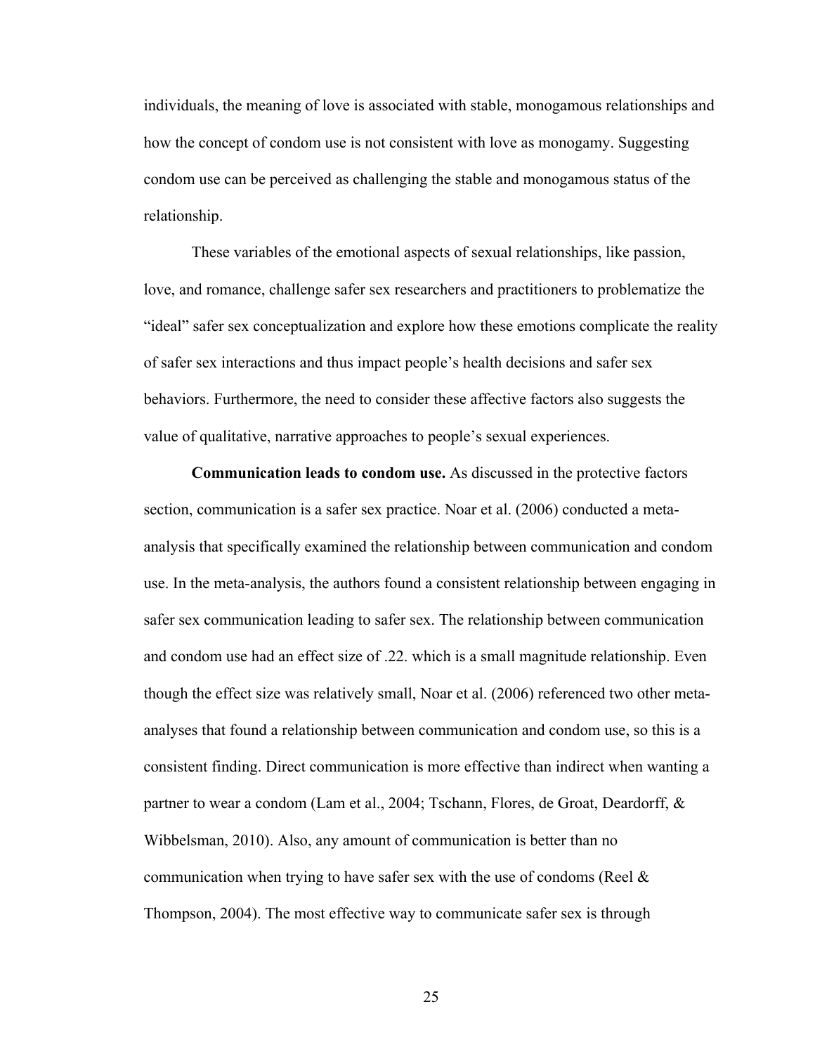individuals, the meaning of love is associated with stable, monogamous relationships and how the concept of condom use is not consistent with love as monogamy. Suggesting condom use can be perceived as challenging the stable and monogamous status of the relationship.

These variables of the emotional aspects of sexual relationships, like passion, love, and romance, challenge safer sex researchers and practitioners to problematize the "ideal" safer sex conceptualization and explore how these emotions complicate the reality of safer sex interactions and thus impact people's health decisions and safer sex behaviors. Furthermore, the need to consider these affective factors also suggests the value of qualitative, narrative approaches to people's sexual experiences.

**Communication leads to condom use.** As discussed in the protective factors section, communication is a safer sex practice. Noar et al. (2006) conducted a meta-analysis that specifically examined the relationship between communication and condom use. In the meta-analysis, the authors found a consistent relationship between engaging in safer sex communication leading to safer sex. The relationship between communication and condom use had an effect size of .22. which is a small magnitude relationship. Even though the effect size was relatively small, Noar et al. (2006) referenced two other meta-analyses that found a relationship between communication and condom use, so this is a consistent finding. Direct communication is more effective than indirect when wanting a partner to wear a condom (Lam et al., 2004; Tschann, Flores, de Groat, Deardorff, & Wibbelsman, 2010). Also, any amount of communication is better than no communication when trying to have safer sex with the use of condoms (Reel & Thompson, 2004). The most effective way to communicate safer sex is through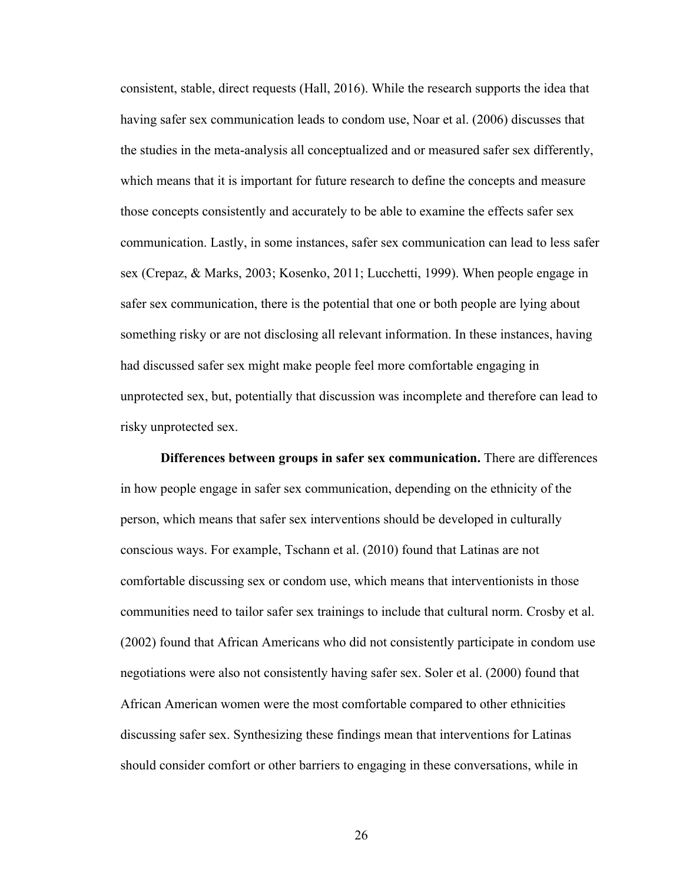consistent, stable, direct requests (Hall, 2016). While the research supports the idea that having safer sex communication leads to condom use, Noar et al. (2006) discusses that the studies in the meta-analysis all conceptualized and or measured safer sex differently, which means that it is important for future research to define the concepts and measure those concepts consistently and accurately to be able to examine the effects safer sex communication. Lastly, in some instances, safer sex communication can lead to less safer sex (Crepaz, & Marks, 2003; Kosenko, 2011; Lucchetti, 1999). When people engage in safer sex communication, there is the potential that one or both people are lying about something risky or are not disclosing all relevant information. In these instances, having had discussed safer sex might make people feel more comfortable engaging in unprotected sex, but, potentially that discussion was incomplete and therefore can lead to risky unprotected sex.

**Differences between groups in safer sex communication.** There are differences in how people engage in safer sex communication, depending on the ethnicity of the person, which means that safer sex interventions should be developed in culturally conscious ways. For example, Tschann et al. (2010) found that Latinas are not comfortable discussing sex or condom use, which means that interventionists in those communities need to tailor safer sex trainings to include that cultural norm. Crosby et al. (2002) found that African Americans who did not consistently participate in condom use negotiations were also not consistently having safer sex. Soler et al. (2000) found that African American women were the most comfortable compared to other ethnicities discussing safer sex. Synthesizing these findings mean that interventions for Latinas should consider comfort or other barriers to engaging in these conversations, while in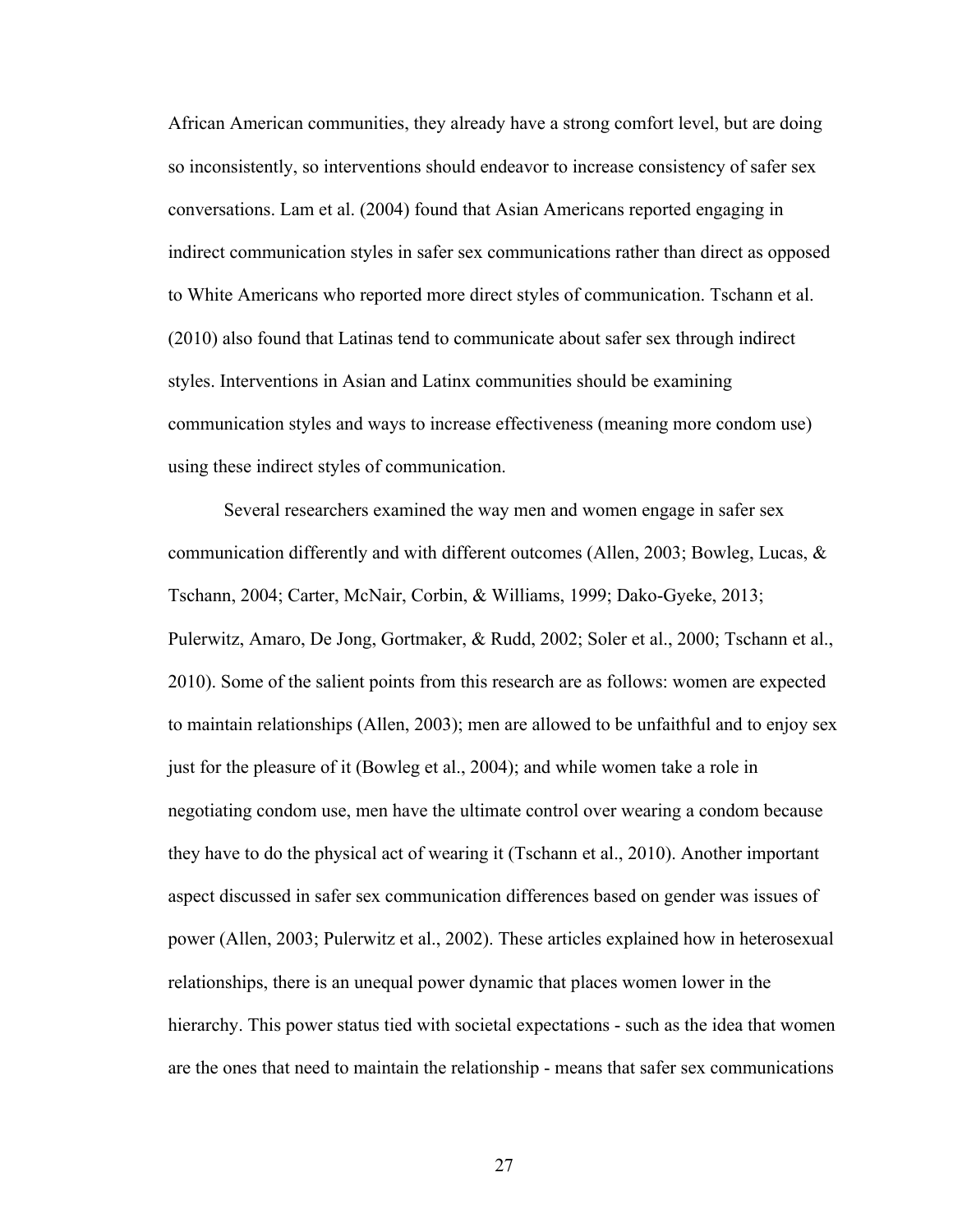African American communities, they already have a strong comfort level, but are doing so inconsistently, so interventions should endeavor to increase consistency of safer sex conversations. Lam et al. (2004) found that Asian Americans reported engaging in indirect communication styles in safer sex communications rather than direct as opposed to White Americans who reported more direct styles of communication. Tschann et al. (2010) also found that Latinas tend to communicate about safer sex through indirect styles. Interventions in Asian and Latinx communities should be examining communication styles and ways to increase effectiveness (meaning more condom use) using these indirect styles of communication.

Several researchers examined the way men and women engage in safer sex communication differently and with different outcomes (Allen, 2003; Bowleg, Lucas, & Tschann, 2004; Carter, McNair, Corbin, & Williams, 1999; Dako-Gyeke, 2013; Pulerwitz, Amaro, De Jong, Gortmaker, & Rudd, 2002; Soler et al., 2000; Tschann et al., 2010). Some of the salient points from this research are as follows: women are expected to maintain relationships (Allen, 2003); men are allowed to be unfaithful and to enjoy sex just for the pleasure of it (Bowleg et al., 2004); and while women take a role in negotiating condom use, men have the ultimate control over wearing a condom because they have to do the physical act of wearing it (Tschann et al., 2010). Another important aspect discussed in safer sex communication differences based on gender was issues of power (Allen, 2003; Pulerwitz et al., 2002). These articles explained how in heterosexual relationships, there is an unequal power dynamic that places women lower in the hierarchy. This power status tied with societal expectations - such as the idea that women are the ones that need to maintain the relationship - means that safer sex communications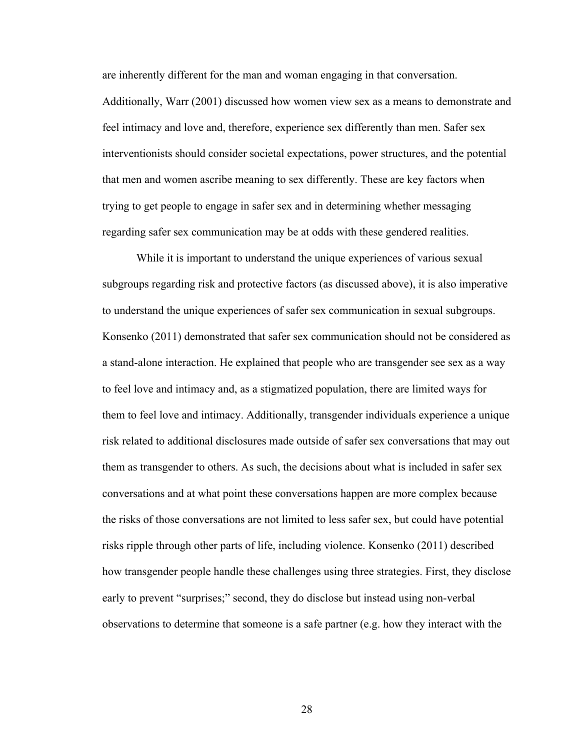are inherently different for the man and woman engaging in that conversation. Additionally, Warr (2001) discussed how women view sex as a means to demonstrate and feel intimacy and love and, therefore, experience sex differently than men. Safer sex interventionists should consider societal expectations, power structures, and the potential that men and women ascribe meaning to sex differently. These are key factors when trying to get people to engage in safer sex and in determining whether messaging regarding safer sex communication may be at odds with these gendered realities.

While it is important to understand the unique experiences of various sexual subgroups regarding risk and protective factors (as discussed above), it is also imperative to understand the unique experiences of safer sex communication in sexual subgroups. Konsenko (2011) demonstrated that safer sex communication should not be considered as a stand-alone interaction. He explained that people who are transgender see sex as a way to feel love and intimacy and, as a stigmatized population, there are limited ways for them to feel love and intimacy. Additionally, transgender individuals experience a unique risk related to additional disclosures made outside of safer sex conversations that may out them as transgender to others. As such, the decisions about what is included in safer sex conversations and at what point these conversations happen are more complex because the risks of those conversations are not limited to less safer sex, but could have potential risks ripple through other parts of life, including violence. Konsenko (2011) described how transgender people handle these challenges using three strategies. First, they disclose early to prevent "surprises;" second, they do disclose but instead using non-verbal observations to determine that someone is a safe partner (e.g. how they interact with the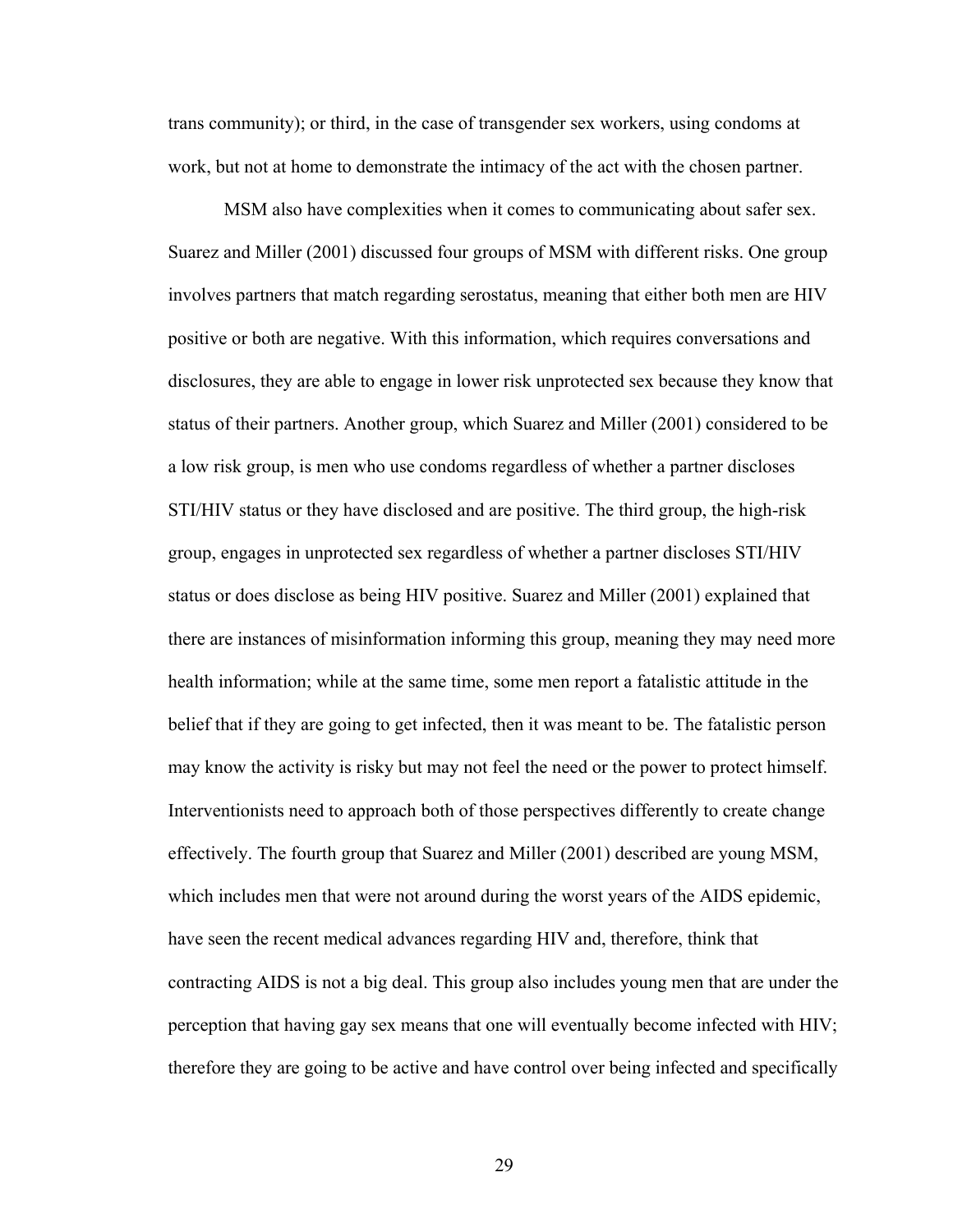trans community); or third, in the case of transgender sex workers, using condoms at work, but not at home to demonstrate the intimacy of the act with the chosen partner.

MSM also have complexities when it comes to communicating about safer sex. Suarez and Miller (2001) discussed four groups of MSM with different risks. One group involves partners that match regarding serostatus, meaning that either both men are HIV positive or both are negative. With this information, which requires conversations and disclosures, they are able to engage in lower risk unprotected sex because they know that status of their partners. Another group, which Suarez and Miller (2001) considered to be a low risk group, is men who use condoms regardless of whether a partner discloses STI/HIV status or they have disclosed and are positive. The third group, the high-risk group, engages in unprotected sex regardless of whether a partner discloses STI/HIV status or does disclose as being HIV positive. Suarez and Miller (2001) explained that there are instances of misinformation informing this group, meaning they may need more health information; while at the same time, some men report a fatalistic attitude in the belief that if they are going to get infected, then it was meant to be. The fatalistic person may know the activity is risky but may not feel the need or the power to protect himself. Interventionists need to approach both of those perspectives differently to create change effectively. The fourth group that Suarez and Miller (2001) described are young MSM, which includes men that were not around during the worst years of the AIDS epidemic, have seen the recent medical advances regarding HIV and, therefore, think that contracting AIDS is not a big deal. This group also includes young men that are under the perception that having gay sex means that one will eventually become infected with HIV; therefore they are going to be active and have control over being infected and specifically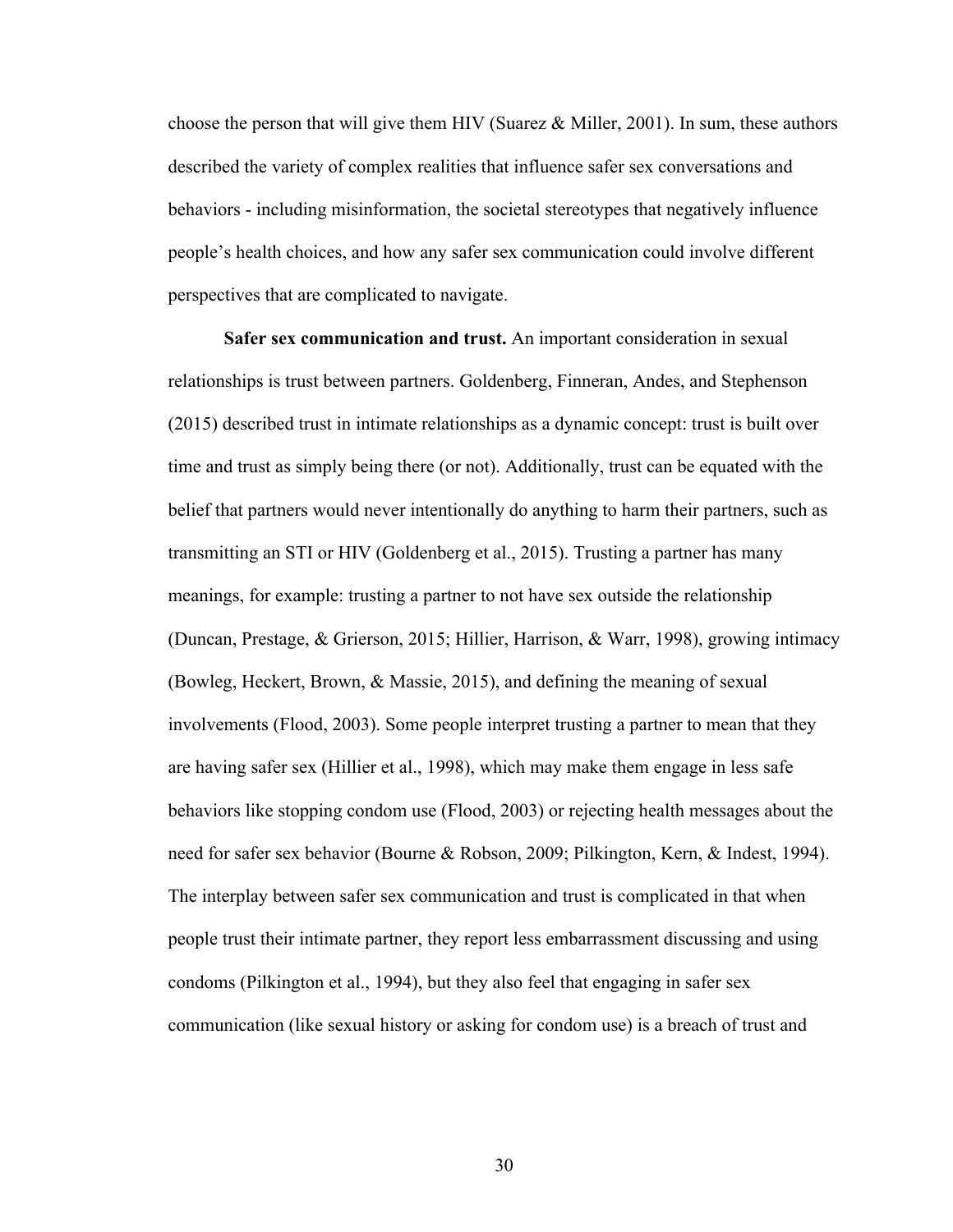choose the person that will give them HIV (Suarez & Miller, 2001). In sum, these authors described the variety of complex realities that influence safer sex conversations and behaviors - including misinformation, the societal stereotypes that negatively influence people's health choices, and how any safer sex communication could involve different perspectives that are complicated to navigate.

**Safer sex communication and trust.** An important consideration in sexual relationships is trust between partners. Goldenberg, Finneran, Andes, and Stephenson (2015) described trust in intimate relationships as a dynamic concept: trust is built over time and trust as simply being there (or not). Additionally, trust can be equated with the belief that partners would never intentionally do anything to harm their partners, such as transmitting an STI or HIV (Goldenberg et al., 2015). Trusting a partner has many meanings, for example: trusting a partner to not have sex outside the relationship (Duncan, Prestage, & Grierson, 2015; Hillier, Harrison, & Warr, 1998), growing intimacy (Bowleg, Heckert, Brown, & Massie, 2015), and defining the meaning of sexual involvements (Flood, 2003). Some people interpret trusting a partner to mean that they are having safer sex (Hillier et al., 1998), which may make them engage in less safe behaviors like stopping condom use (Flood, 2003) or rejecting health messages about the need for safer sex behavior (Bourne & Robson, 2009; Pilkington, Kern, & Indest, 1994). The interplay between safer sex communication and trust is complicated in that when people trust their intimate partner, they report less embarrassment discussing and using condoms (Pilkington et al., 1994), but they also feel that engaging in safer sex communication (like sexual history or asking for condom use) is a breach of trust and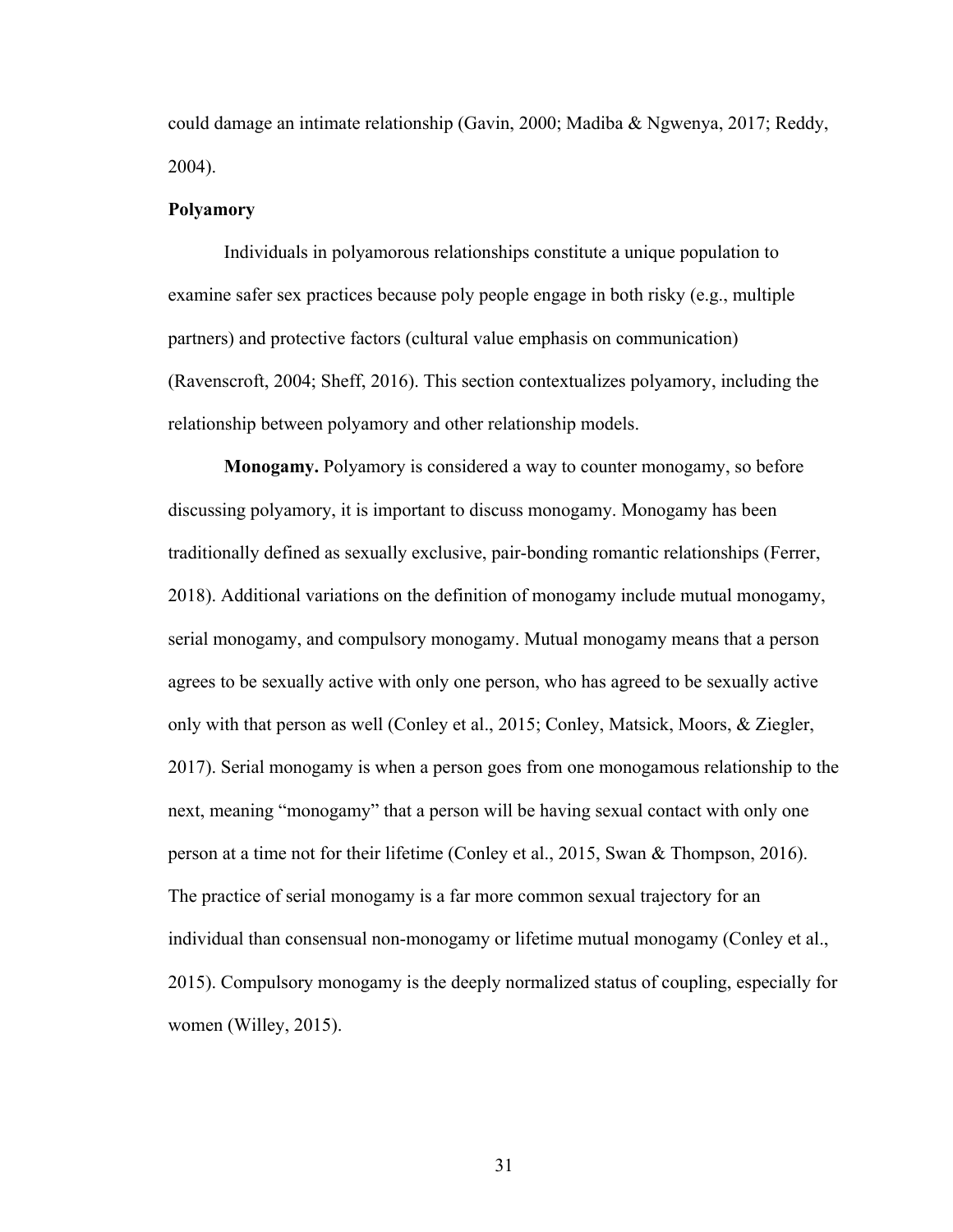could damage an intimate relationship (Gavin, 2000; Madiba & Ngwenya, 2017; Reddy, 2004).

## Polyamory

Individuals in polyamorous relationships constitute a unique population to examine safer sex practices because poly people engage in both risky (e.g., multiple partners) and protective factors (cultural value emphasis on communication) (Ravenscroft, 2004; Sheff, 2016). This section contextualizes polyamory, including the relationship between polyamory and other relationship models.

**Monogamy.** Polyamory is considered a way to counter monogamy, so before discussing polyamory, it is important to discuss monogamy. Monogamy has been traditionally defined as sexually exclusive, pair-bonding romantic relationships (Ferrer, 2018). Additional variations on the definition of monogamy include mutual monogamy, serial monogamy, and compulsory monogamy. Mutual monogamy means that a person agrees to be sexually active with only one person, who has agreed to be sexually active only with that person as well (Conley et al., 2015; Conley, Matsick, Moors, & Ziegler, 2017). Serial monogamy is when a person goes from one monogamous relationship to the next, meaning "monogamy" that a person will be having sexual contact with only one person at a time not for their lifetime (Conley et al., 2015, Swan & Thompson, 2016). The practice of serial monogamy is a far more common sexual trajectory for an individual than consensual non-monogamy or lifetime mutual monogamy (Conley et al., 2015). Compulsory monogamy is the deeply normalized status of coupling, especially for women (Willey, 2015).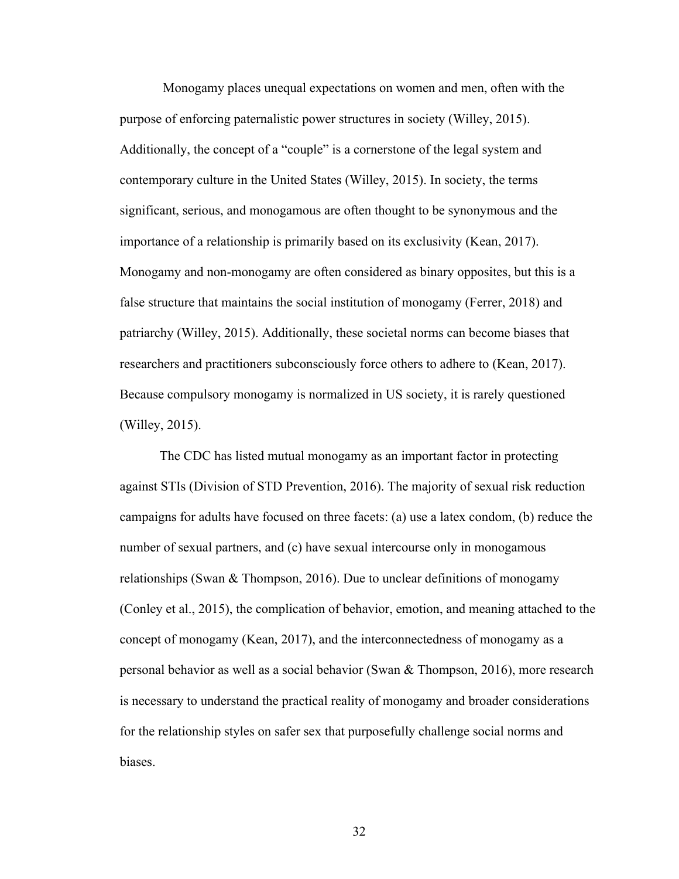Monogamy places unequal expectations on women and men, often with the purpose of enforcing paternalistic power structures in society (Willey, 2015). Additionally, the concept of a "couple" is a cornerstone of the legal system and contemporary culture in the United States (Willey, 2015). In society, the terms significant, serious, and monogamous are often thought to be synonymous and the importance of a relationship is primarily based on its exclusivity (Kean, 2017). Monogamy and non-monogamy are often considered as binary opposites, but this is a false structure that maintains the social institution of monogamy (Ferrer, 2018) and patriarchy (Willey, 2015). Additionally, these societal norms can become biases that researchers and practitioners subconsciously force others to adhere to (Kean, 2017). Because compulsory monogamy is normalized in US society, it is rarely questioned (Willey, 2015).

The CDC has listed mutual monogamy as an important factor in protecting against STIs (Division of STD Prevention, 2016). The majority of sexual risk reduction campaigns for adults have focused on three facets: (a) use a latex condom, (b) reduce the number of sexual partners, and (c) have sexual intercourse only in monogamous relationships (Swan & Thompson, 2016). Due to unclear definitions of monogamy (Conley et al., 2015), the complication of behavior, emotion, and meaning attached to the concept of monogamy (Kean, 2017), and the interconnectedness of monogamy as a personal behavior as well as a social behavior (Swan & Thompson, 2016), more research is necessary to understand the practical reality of monogamy and broader considerations for the relationship styles on safer sex that purposefully challenge social norms and biases.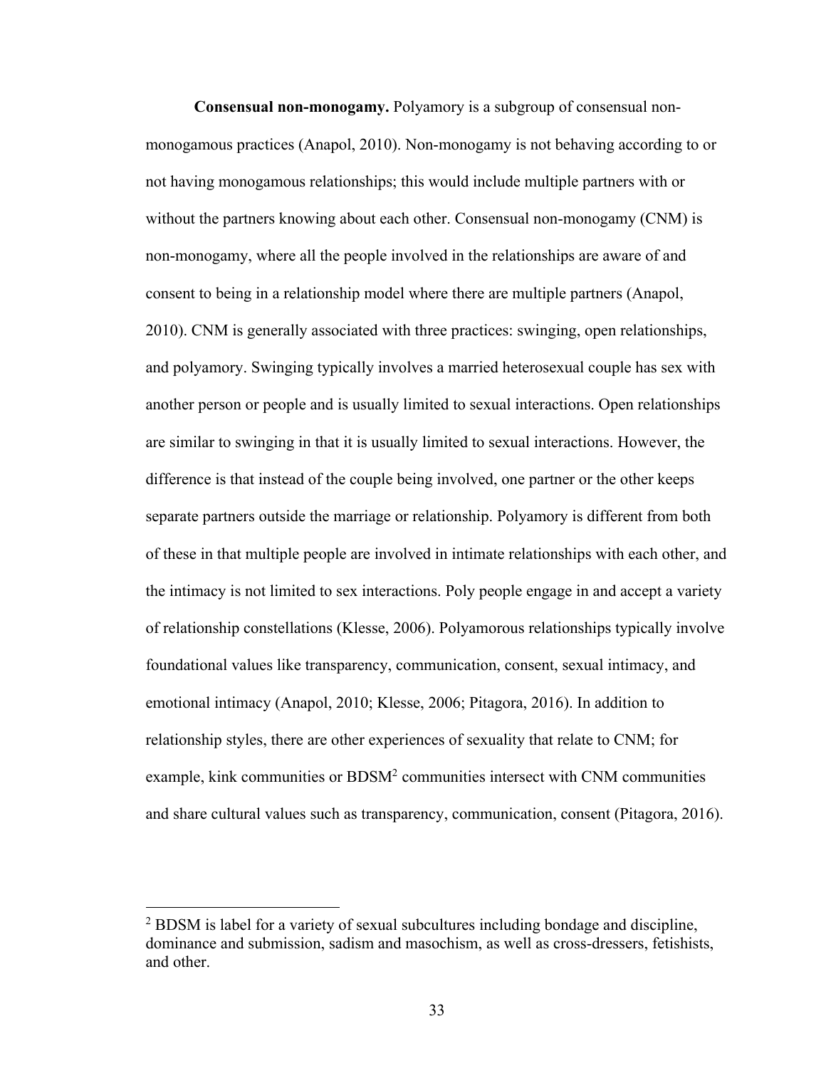**Consensual non-monogamy.** Polyamory is a subgroup of consensual non-monogamous practices (Anapol, 2010). Non-monogamy is not behaving according to or not having monogamous relationships; this would include multiple partners with or without the partners knowing about each other. Consensual non-monogamy (CNM) is non-monogamy, where all the people involved in the relationships are aware of and consent to being in a relationship model where there are multiple partners (Anapol, 2010). CNM is generally associated with three practices: swinging, open relationships, and polyamory. Swinging typically involves a married heterosexual couple has sex with another person or people and is usually limited to sexual interactions. Open relationships are similar to swinging in that it is usually limited to sexual interactions. However, the difference is that instead of the couple being involved, one partner or the other keeps separate partners outside the marriage or relationship. Polyamory is different from both of these in that multiple people are involved in intimate relationships with each other, and the intimacy is not limited to sex interactions. Poly people engage in and accept a variety of relationship constellations (Klesse, 2006). Polyamorous relationships typically involve foundational values like transparency, communication, consent, sexual intimacy, and emotional intimacy (Anapol, 2010; Klesse, 2006; Pitagora, 2016). In addition to relationship styles, there are other experiences of sexuality that relate to CNM; for example, kink communities or BDSM[2] communities intersect with CNM communities and share cultural values such as transparency, communication, consent (Pitagora, 2016).

---

[2] BDSM is label for a variety of sexual subcultures including bondage and discipline, dominance and submission, sadism and masochism, as well as cross-dressers, fetishists, and other.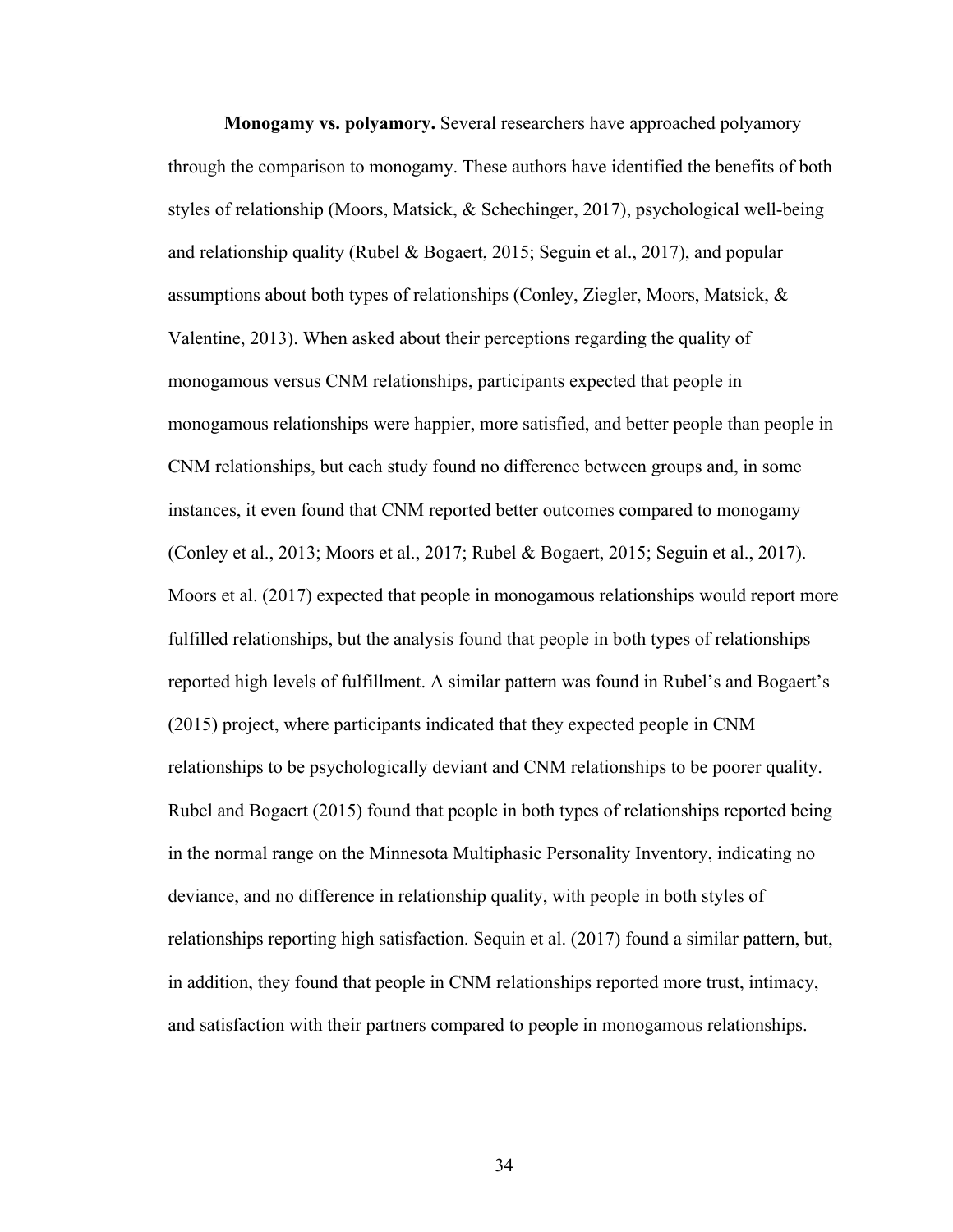**Monogamy vs. polyamory.** Several researchers have approached polyamory through the comparison to monogamy. These authors have identified the benefits of both styles of relationship (Moors, Matsick, & Schechinger, 2017), psychological well-being and relationship quality (Rubel & Bogaert, 2015; Seguin et al., 2017), and popular assumptions about both types of relationships (Conley, Ziegler, Moors, Matsick, & Valentine, 2013). When asked about their perceptions regarding the quality of monogamous versus CNM relationships, participants expected that people in monogamous relationships were happier, more satisfied, and better people than people in CNM relationships, but each study found no difference between groups and, in some instances, it even found that CNM reported better outcomes compared to monogamy (Conley et al., 2013; Moors et al., 2017; Rubel & Bogaert, 2015; Seguin et al., 2017). Moors et al. (2017) expected that people in monogamous relationships would report more fulfilled relationships, but the analysis found that people in both types of relationships reported high levels of fulfillment. A similar pattern was found in Rubel's and Bogaert's (2015) project, where participants indicated that they expected people in CNM relationships to be psychologically deviant and CNM relationships to be poorer quality. Rubel and Bogaert (2015) found that people in both types of relationships reported being in the normal range on the Minnesota Multiphasic Personality Inventory, indicating no deviance, and no difference in relationship quality, with people in both styles of relationships reporting high satisfaction. Sequin et al. (2017) found a similar pattern, but, in addition, they found that people in CNM relationships reported more trust, intimacy, and satisfaction with their partners compared to people in monogamous relationships.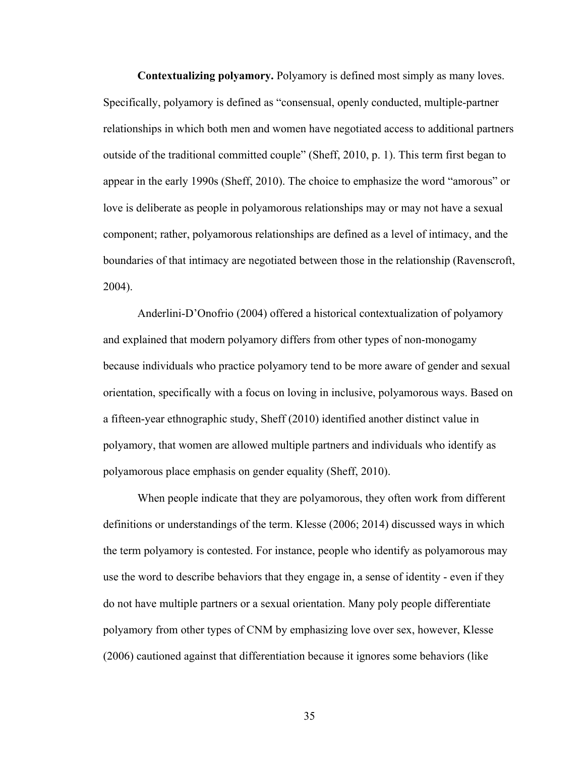**Contextualizing polyamory.** Polyamory is defined most simply as many loves. Specifically, polyamory is defined as "consensual, openly conducted, multiple-partner relationships in which both men and women have negotiated access to additional partners outside of the traditional committed couple" (Sheff, 2010, p. 1). This term first began to appear in the early 1990s (Sheff, 2010). The choice to emphasize the word "amorous" or love is deliberate as people in polyamorous relationships may or may not have a sexual component; rather, polyamorous relationships are defined as a level of intimacy, and the boundaries of that intimacy are negotiated between those in the relationship (Ravenscroft, 2004).

Anderlini-D'Onofrio (2004) offered a historical contextualization of polyamory and explained that modern polyamory differs from other types of non-monogamy because individuals who practice polyamory tend to be more aware of gender and sexual orientation, specifically with a focus on loving in inclusive, polyamorous ways. Based on a fifteen-year ethnographic study, Sheff (2010) identified another distinct value in polyamory, that women are allowed multiple partners and individuals who identify as polyamorous place emphasis on gender equality (Sheff, 2010).

When people indicate that they are polyamorous, they often work from different definitions or understandings of the term. Klesse (2006; 2014) discussed ways in which the term polyamory is contested. For instance, people who identify as polyamorous may use the word to describe behaviors that they engage in, a sense of identity - even if they do not have multiple partners or a sexual orientation. Many poly people differentiate polyamory from other types of CNM by emphasizing love over sex, however, Klesse (2006) cautioned against that differentiation because it ignores some behaviors (like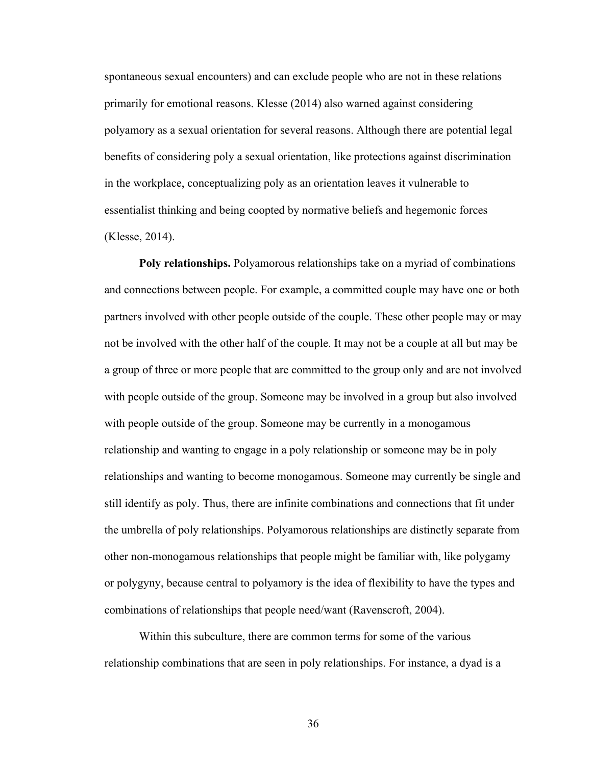spontaneous sexual encounters) and can exclude people who are not in these relations primarily for emotional reasons. Klesse (2014) also warned against considering polyamory as a sexual orientation for several reasons. Although there are potential legal benefits of considering poly a sexual orientation, like protections against discrimination in the workplace, conceptualizing poly as an orientation leaves it vulnerable to essentialist thinking and being coopted by normative beliefs and hegemonic forces (Klesse, 2014).

**Poly relationships.** Polyamorous relationships take on a myriad of combinations and connections between people. For example, a committed couple may have one or both partners involved with other people outside of the couple. These other people may or may not be involved with the other half of the couple. It may not be a couple at all but may be a group of three or more people that are committed to the group only and are not involved with people outside of the group. Someone may be involved in a group but also involved with people outside of the group. Someone may be currently in a monogamous relationship and wanting to engage in a poly relationship or someone may be in poly relationships and wanting to become monogamous. Someone may currently be single and still identify as poly. Thus, there are infinite combinations and connections that fit under the umbrella of poly relationships. Polyamorous relationships are distinctly separate from other non-monogamous relationships that people might be familiar with, like polygamy or polygyny, because central to polyamory is the idea of flexibility to have the types and combinations of relationships that people need/want (Ravenscroft, 2004).

Within this subculture, there are common terms for some of the various relationship combinations that are seen in poly relationships. For instance, a dyad is a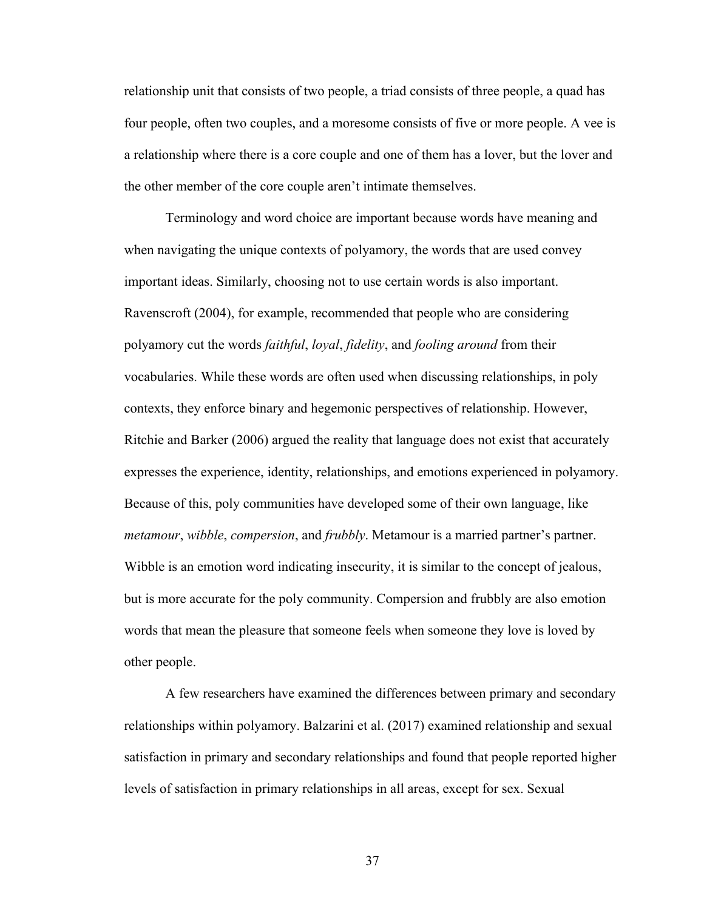relationship unit that consists of two people, a triad consists of three people, a quad has four people, often two couples, and a moresome consists of five or more people. A vee is a relationship where there is a core couple and one of them has a lover, but the lover and the other member of the core couple aren't intimate themselves.

Terminology and word choice are important because words have meaning and when navigating the unique contexts of polyamory, the words that are used convey important ideas. Similarly, choosing not to use certain words is also important. Ravenscroft (2004), for example, recommended that people who are considering polyamory cut the words *faithful*, *loyal*, *fidelity*, and *fooling around* from their vocabularies. While these words are often used when discussing relationships, in poly contexts, they enforce binary and hegemonic perspectives of relationship. However, Ritchie and Barker (2006) argued the reality that language does not exist that accurately expresses the experience, identity, relationships, and emotions experienced in polyamory. Because of this, poly communities have developed some of their own language, like *metamour*, *wibble*, *compersion*, and *frubbly*. Metamour is a married partner's partner. Wibble is an emotion word indicating insecurity, it is similar to the concept of jealous, but is more accurate for the poly community. Compersion and frubbly are also emotion words that mean the pleasure that someone feels when someone they love is loved by other people.

A few researchers have examined the differences between primary and secondary relationships within polyamory. Balzarini et al. (2017) examined relationship and sexual satisfaction in primary and secondary relationships and found that people reported higher levels of satisfaction in primary relationships in all areas, except for sex. Sexual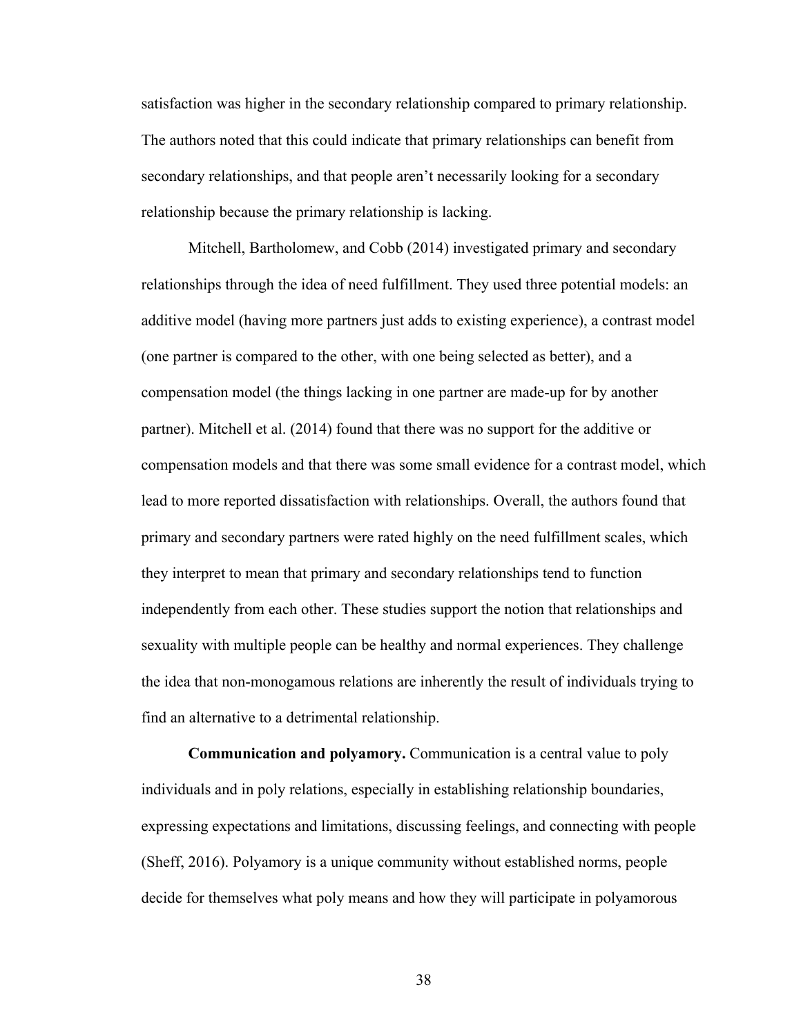satisfaction was higher in the secondary relationship compared to primary relationship. The authors noted that this could indicate that primary relationships can benefit from secondary relationships, and that people aren't necessarily looking for a secondary relationship because the primary relationship is lacking.

Mitchell, Bartholomew, and Cobb (2014) investigated primary and secondary relationships through the idea of need fulfillment. They used three potential models: an additive model (having more partners just adds to existing experience), a contrast model (one partner is compared to the other, with one being selected as better), and a compensation model (the things lacking in one partner are made-up for by another partner). Mitchell et al. (2014) found that there was no support for the additive or compensation models and that there was some small evidence for a contrast model, which lead to more reported dissatisfaction with relationships. Overall, the authors found that primary and secondary partners were rated highly on the need fulfillment scales, which they interpret to mean that primary and secondary relationships tend to function independently from each other. These studies support the notion that relationships and sexuality with multiple people can be healthy and normal experiences. They challenge the idea that non-monogamous relations are inherently the result of individuals trying to find an alternative to a detrimental relationship.

**Communication and polyamory.** Communication is a central value to poly individuals and in poly relations, especially in establishing relationship boundaries, expressing expectations and limitations, discussing feelings, and connecting with people (Sheff, 2016). Polyamory is a unique community without established norms, people decide for themselves what poly means and how they will participate in polyamorous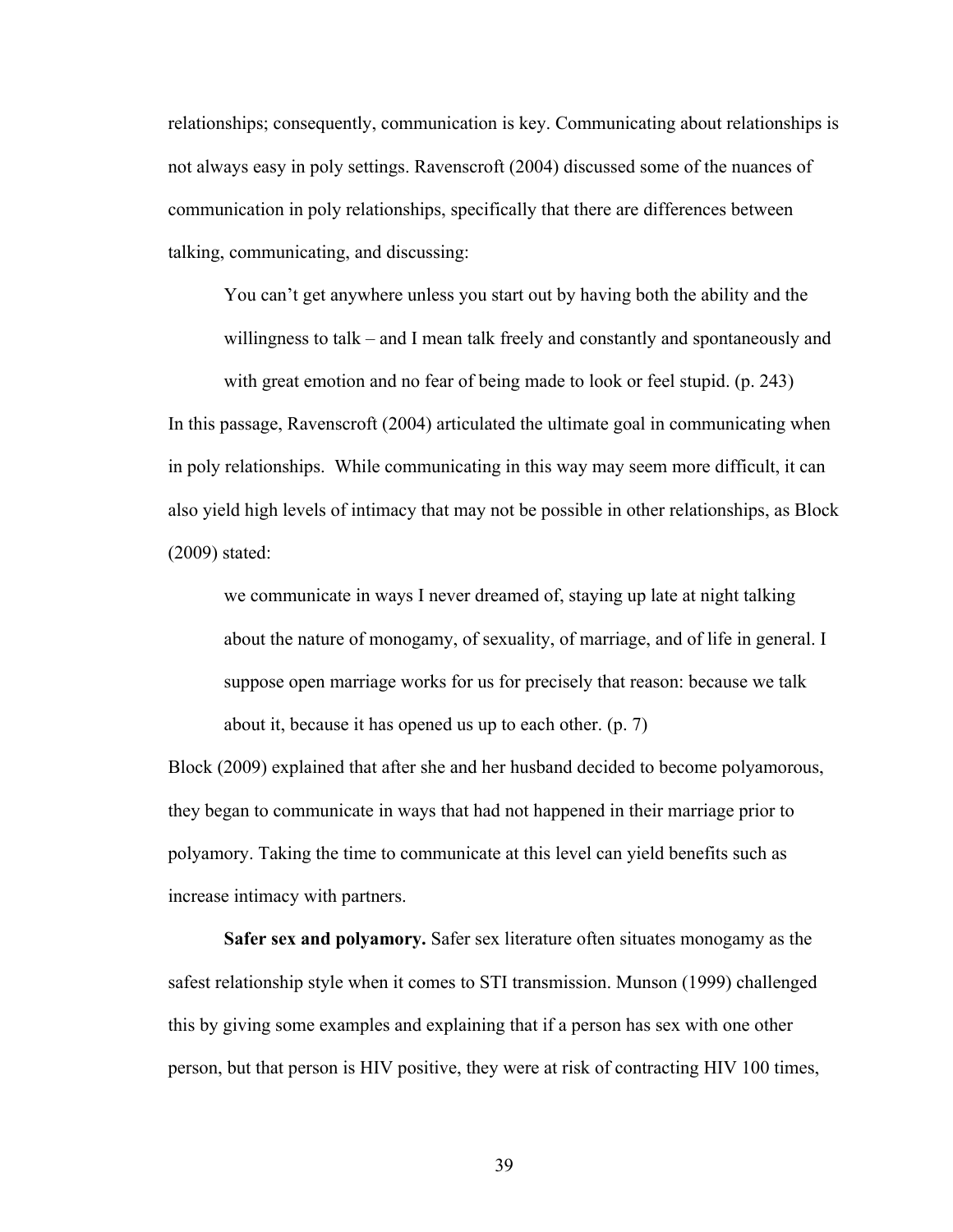relationships; consequently, communication is key. Communicating about relationships is not always easy in poly settings. Ravenscroft (2004) discussed some of the nuances of communication in poly relationships, specifically that there are differences between talking, communicating, and discussing:

> You can't get anywhere unless you start out by having both the ability and the willingness to talk – and I mean talk freely and constantly and spontaneously and with great emotion and no fear of being made to look or feel stupid. (p. 243)

In this passage, Ravenscroft (2004) articulated the ultimate goal in communicating when in poly relationships. While communicating in this way may seem more difficult, it can also yield high levels of intimacy that may not be possible in other relationships, as Block (2009) stated:

> we communicate in ways I never dreamed of, staying up late at night talking about the nature of monogamy, of sexuality, of marriage, and of life in general. I suppose open marriage works for us for precisely that reason: because we talk about it, because it has opened us up to each other. (p. 7)

Block (2009) explained that after she and her husband decided to become polyamorous, they began to communicate in ways that had not happened in their marriage prior to polyamory. Taking the time to communicate at this level can yield benefits such as increase intimacy with partners.

**Safer sex and polyamory.** Safer sex literature often situates monogamy as the safest relationship style when it comes to STI transmission. Munson (1999) challenged this by giving some examples and explaining that if a person has sex with one other person, but that person is HIV positive, they were at risk of contracting HIV 100 times,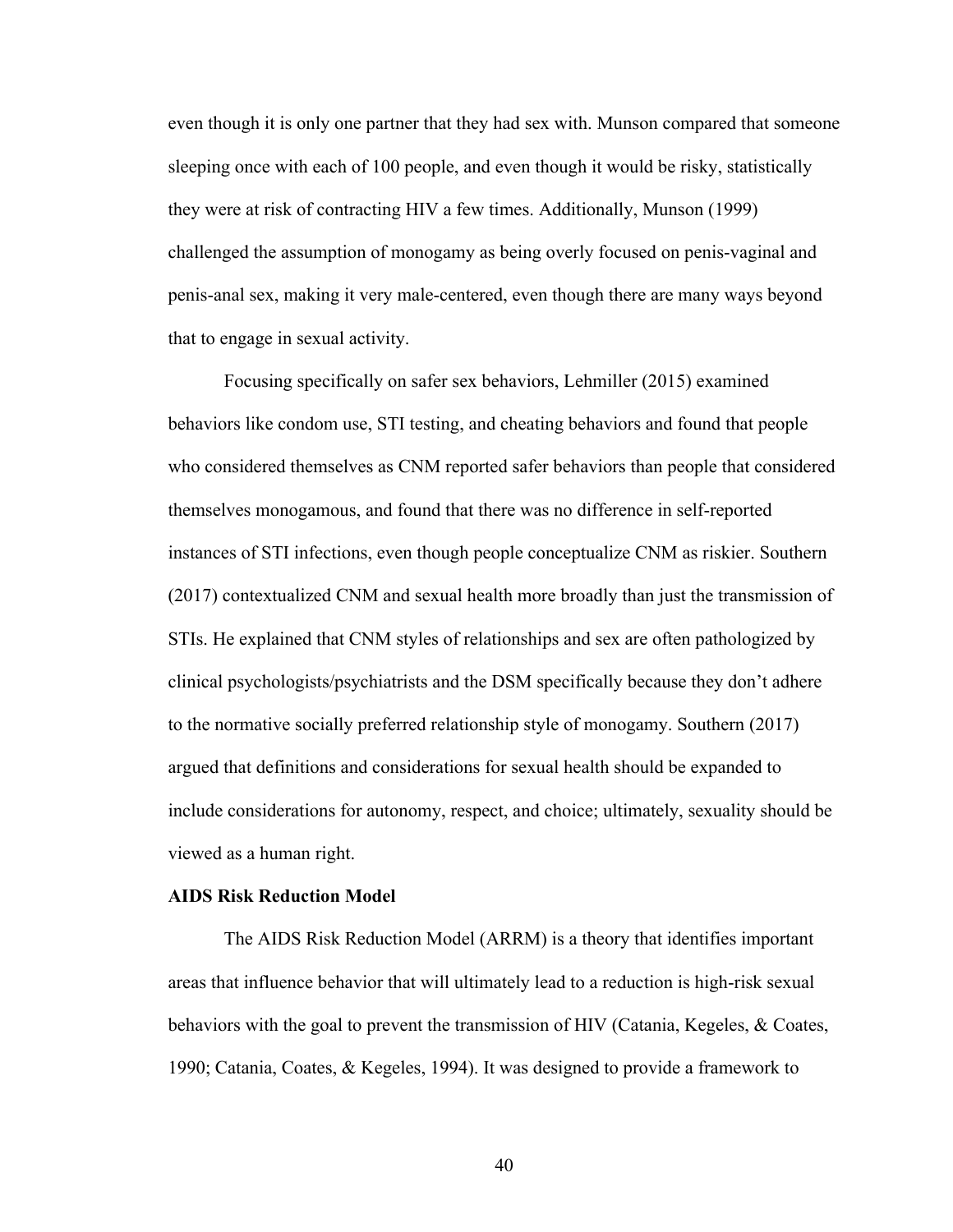even though it is only one partner that they had sex with. Munson compared that someone sleeping once with each of 100 people, and even though it would be risky, statistically they were at risk of contracting HIV a few times. Additionally, Munson (1999) challenged the assumption of monogamy as being overly focused on penis-vaginal and penis-anal sex, making it very male-centered, even though there are many ways beyond that to engage in sexual activity.

Focusing specifically on safer sex behaviors, Lehmiller (2015) examined behaviors like condom use, STI testing, and cheating behaviors and found that people who considered themselves as CNM reported safer behaviors than people that considered themselves monogamous, and found that there was no difference in self-reported instances of STI infections, even though people conceptualize CNM as riskier. Southern (2017) contextualized CNM and sexual health more broadly than just the transmission of STIs. He explained that CNM styles of relationships and sex are often pathologized by clinical psychologists/psychiatrists and the DSM specifically because they don't adhere to the normative socially preferred relationship style of monogamy. Southern (2017) argued that definitions and considerations for sexual health should be expanded to include considerations for autonomy, respect, and choice; ultimately, sexuality should be viewed as a human right.

**AIDS Risk Reduction Model**

The AIDS Risk Reduction Model (ARRM) is a theory that identifies important areas that influence behavior that will ultimately lead to a reduction is high-risk sexual behaviors with the goal to prevent the transmission of HIV (Catania, Kegeles, & Coates, 1990; Catania, Coates, & Kegeles, 1994). It was designed to provide a framework to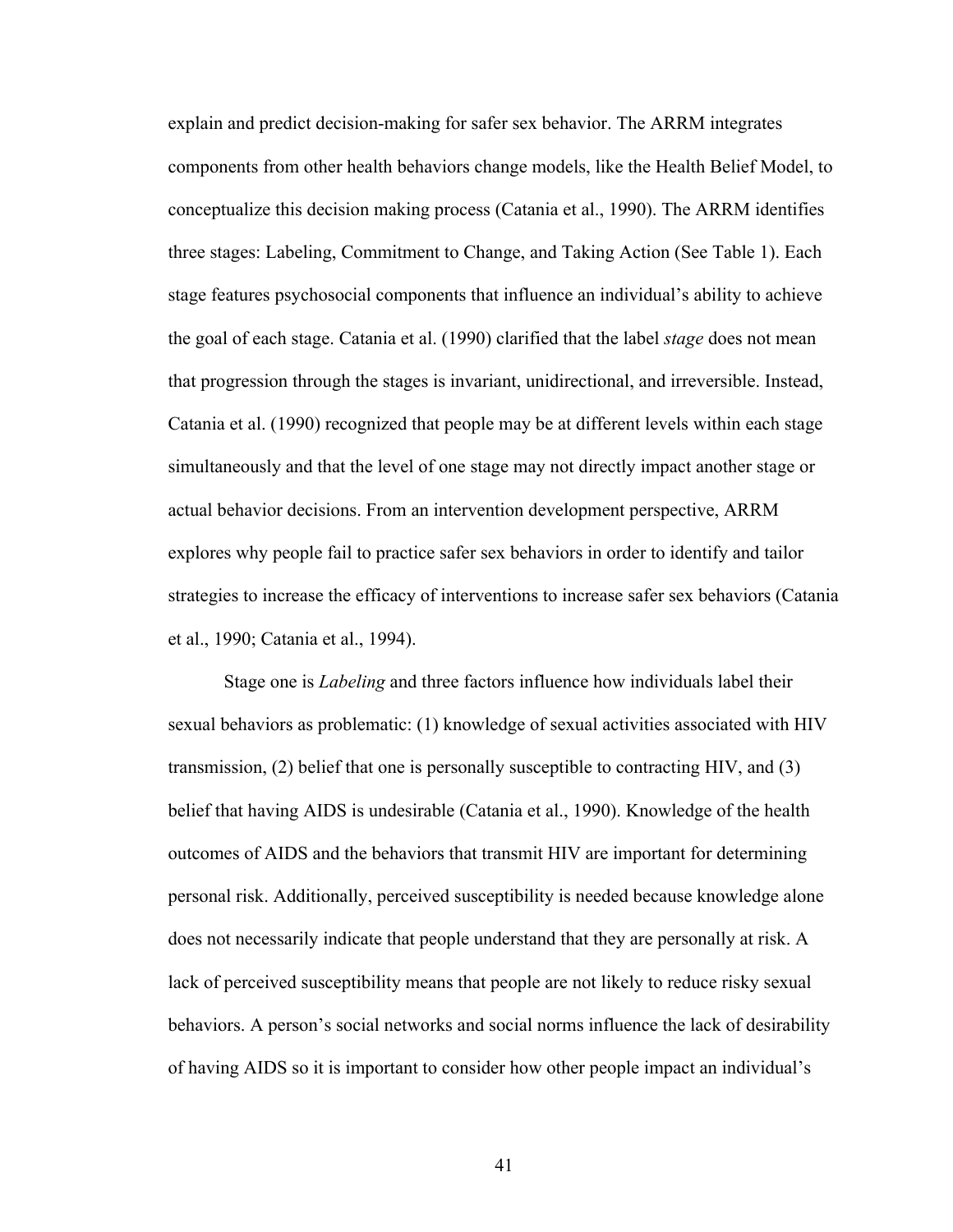explain and predict decision-making for safer sex behavior. The ARRM integrates components from other health behaviors change models, like the Health Belief Model, to conceptualize this decision making process (Catania et al., 1990). The ARRM identifies three stages: Labeling, Commitment to Change, and Taking Action (See Table 1). Each stage features psychosocial components that influence an individual's ability to achieve the goal of each stage. Catania et al. (1990) clarified that the label *stage* does not mean that progression through the stages is invariant, unidirectional, and irreversible. Instead, Catania et al. (1990) recognized that people may be at different levels within each stage simultaneously and that the level of one stage may not directly impact another stage or actual behavior decisions. From an intervention development perspective, ARRM explores why people fail to practice safer sex behaviors in order to identify and tailor strategies to increase the efficacy of interventions to increase safer sex behaviors (Catania et al., 1990; Catania et al., 1994).

Stage one is *Labeling* and three factors influence how individuals label their sexual behaviors as problematic: (1) knowledge of sexual activities associated with HIV transmission, (2) belief that one is personally susceptible to contracting HIV, and (3) belief that having AIDS is undesirable (Catania et al., 1990). Knowledge of the health outcomes of AIDS and the behaviors that transmit HIV are important for determining personal risk. Additionally, perceived susceptibility is needed because knowledge alone does not necessarily indicate that people understand that they are personally at risk. A lack of perceived susceptibility means that people are not likely to reduce risky sexual behaviors. A person's social networks and social norms influence the lack of desirability of having AIDS so it is important to consider how other people impact an individual's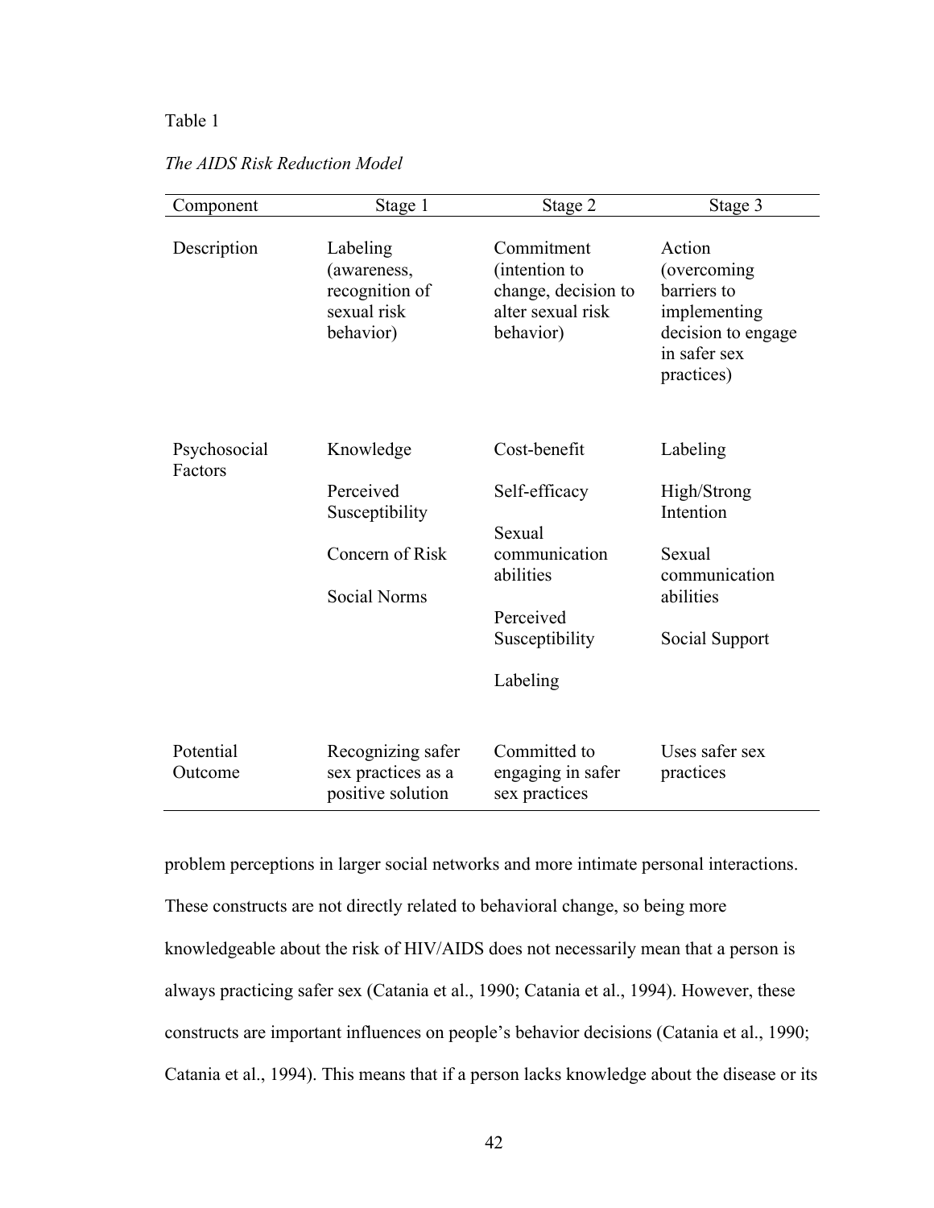Table 1

*The AIDS Risk Reduction Model*

| Component | Stage 1 | Stage 2 | Stage 3 |
|---|---|---|---|
| Description | Labeling (awareness, recognition of sexual risk behavior) | Commitment (intention to change, decision to alter sexual risk behavior) | Action (overcoming barriers to implementing decision to engage in safer sex practices) |
| Psychosocial Factors | Knowledge<br>Perceived Susceptibility<br>Concern of Risk<br>Social Norms | Cost-benefit<br>Self-efficacy<br>Sexual communication abilities<br>Perceived Susceptibility<br>Labeling | Labeling<br>High/Strong Intention<br>Sexual communication abilities<br>Social Support |
| Potential Outcome | Recognizing safer sex practices as a positive solution | Committed to engaging in safer sex practices | Uses safer sex practices |

problem perceptions in larger social networks and more intimate personal interactions. These constructs are not directly related to behavioral change, so being more knowledgeable about the risk of HIV/AIDS does not necessarily mean that a person is always practicing safer sex (Catania et al., 1990; Catania et al., 1994). However, these constructs are important influences on people's behavior decisions (Catania et al., 1990; Catania et al., 1994). This means that if a person lacks knowledge about the disease or its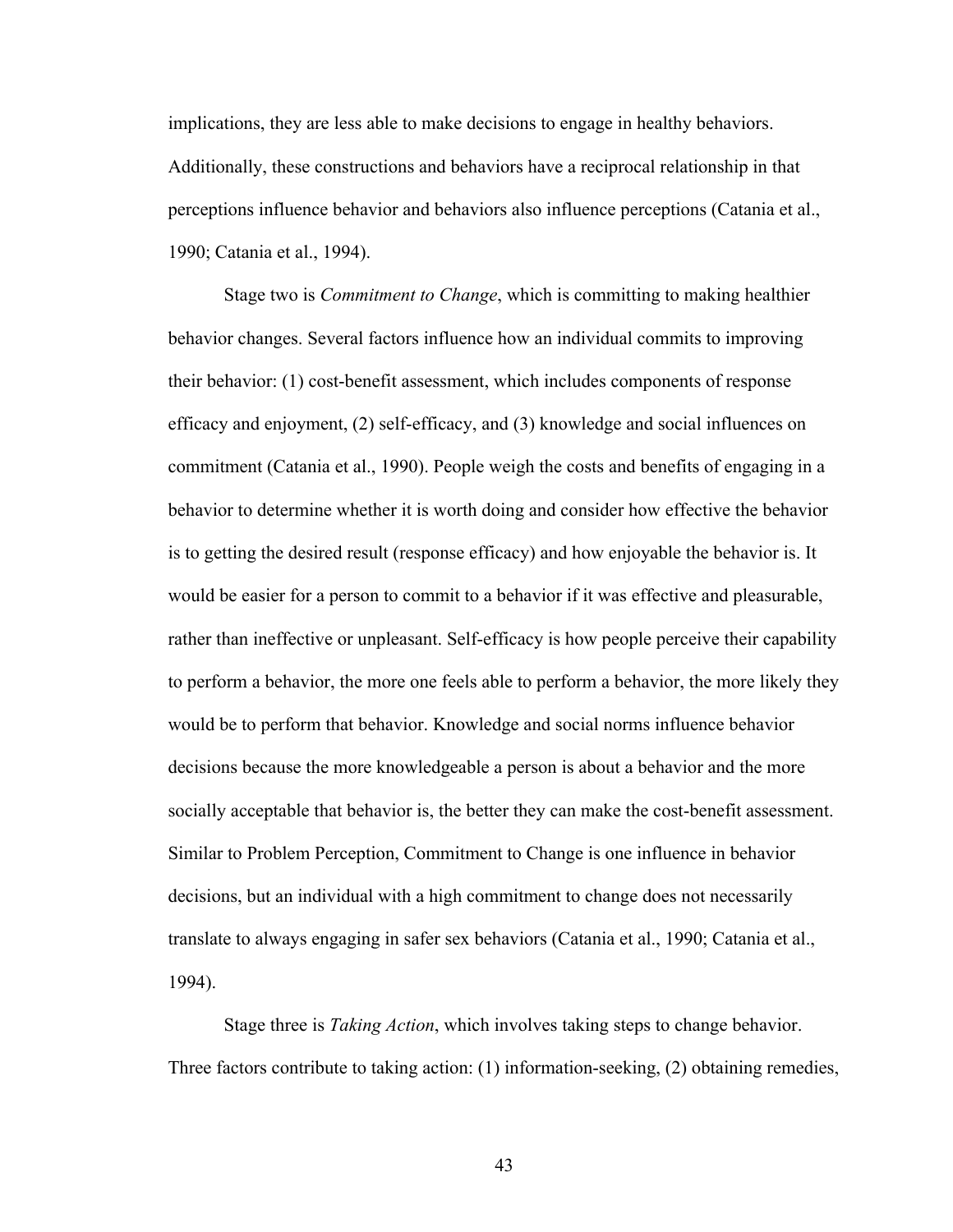implications, they are less able to make decisions to engage in healthy behaviors. Additionally, these constructions and behaviors have a reciprocal relationship in that perceptions influence behavior and behaviors also influence perceptions (Catania et al., 1990; Catania et al., 1994).

Stage two is *Commitment to Change*, which is committing to making healthier behavior changes. Several factors influence how an individual commits to improving their behavior: (1) cost-benefit assessment, which includes components of response efficacy and enjoyment, (2) self-efficacy, and (3) knowledge and social influences on commitment (Catania et al., 1990). People weigh the costs and benefits of engaging in a behavior to determine whether it is worth doing and consider how effective the behavior is to getting the desired result (response efficacy) and how enjoyable the behavior is. It would be easier for a person to commit to a behavior if it was effective and pleasurable, rather than ineffective or unpleasant. Self-efficacy is how people perceive their capability to perform a behavior, the more one feels able to perform a behavior, the more likely they would be to perform that behavior. Knowledge and social norms influence behavior decisions because the more knowledgeable a person is about a behavior and the more socially acceptable that behavior is, the better they can make the cost-benefit assessment. Similar to Problem Perception, Commitment to Change is one influence in behavior decisions, but an individual with a high commitment to change does not necessarily translate to always engaging in safer sex behaviors (Catania et al., 1990; Catania et al., 1994).

Stage three is *Taking Action*, which involves taking steps to change behavior. Three factors contribute to taking action: (1) information-seeking, (2) obtaining remedies,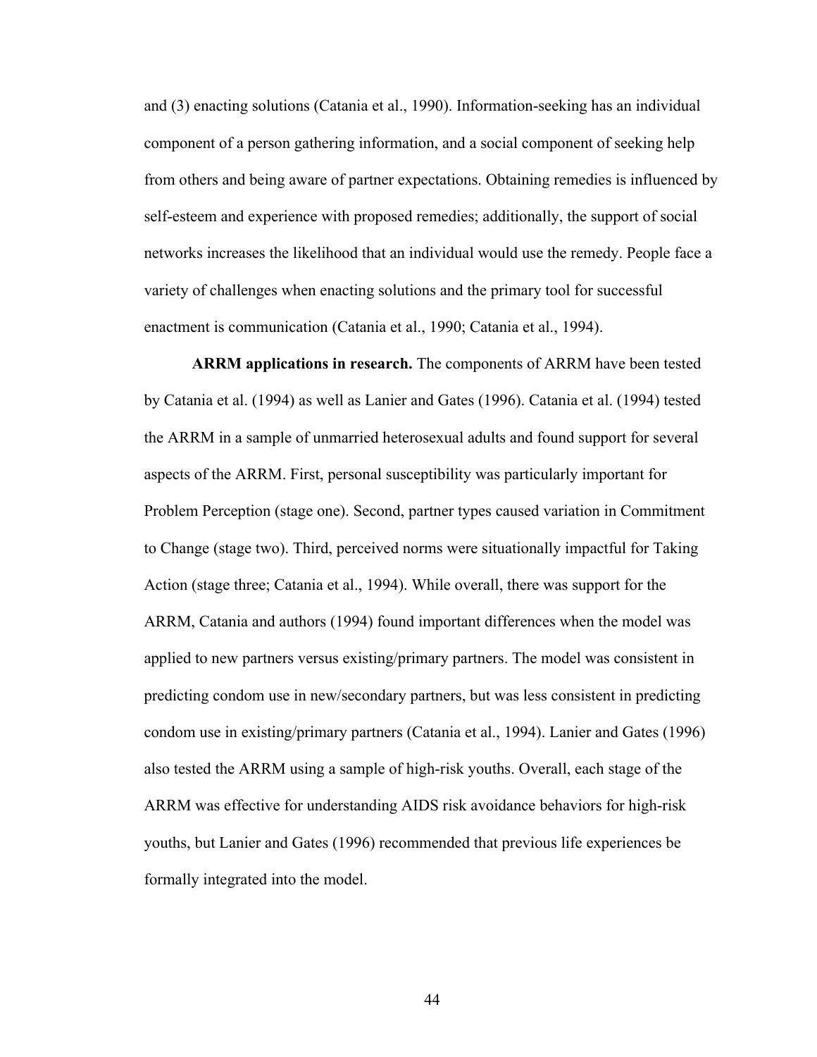and (3) enacting solutions (Catania et al., 1990). Information-seeking has an individual component of a person gathering information, and a social component of seeking help from others and being aware of partner expectations. Obtaining remedies is influenced by self-esteem and experience with proposed remedies; additionally, the support of social networks increases the likelihood that an individual would use the remedy. People face a variety of challenges when enacting solutions and the primary tool for successful enactment is communication (Catania et al., 1990; Catania et al., 1994).

**ARRM applications in research.** The components of ARRM have been tested by Catania et al. (1994) as well as Lanier and Gates (1996). Catania et al. (1994) tested the ARRM in a sample of unmarried heterosexual adults and found support for several aspects of the ARRM. First, personal susceptibility was particularly important for Problem Perception (stage one). Second, partner types caused variation in Commitment to Change (stage two). Third, perceived norms were situationally impactful for Taking Action (stage three; Catania et al., 1994). While overall, there was support for the ARRM, Catania and authors (1994) found important differences when the model was applied to new partners versus existing/primary partners. The model was consistent in predicting condom use in new/secondary partners, but was less consistent in predicting condom use in existing/primary partners (Catania et al., 1994). Lanier and Gates (1996) also tested the ARRM using a sample of high-risk youths. Overall, each stage of the ARRM was effective for understanding AIDS risk avoidance behaviors for high-risk youths, but Lanier and Gates (1996) recommended that previous life experiences be formally integrated into the model.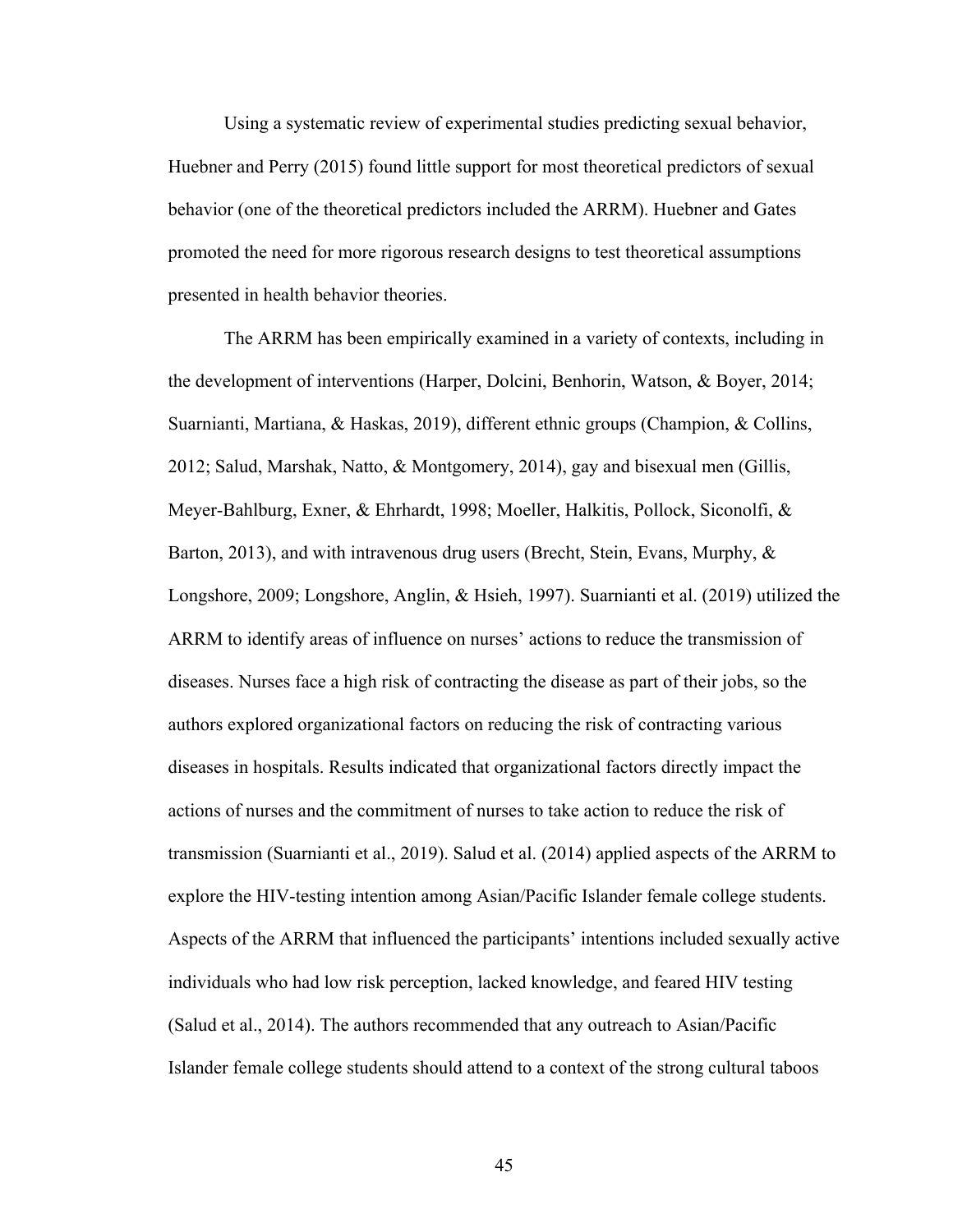Using a systematic review of experimental studies predicting sexual behavior, Huebner and Perry (2015) found little support for most theoretical predictors of sexual behavior (one of the theoretical predictors included the ARRM). Huebner and Gates promoted the need for more rigorous research designs to test theoretical assumptions presented in health behavior theories.

The ARRM has been empirically examined in a variety of contexts, including in the development of interventions (Harper, Dolcini, Benhorin, Watson, & Boyer, 2014; Suarnianti, Martiana, & Haskas, 2019), different ethnic groups (Champion, & Collins, 2012; Salud, Marshak, Natto, & Montgomery, 2014), gay and bisexual men (Gillis, Meyer-Bahlburg, Exner, & Ehrhardt, 1998; Moeller, Halkitis, Pollock, Siconolfi, & Barton, 2013), and with intravenous drug users (Brecht, Stein, Evans, Murphy, & Longshore, 2009; Longshore, Anglin, & Hsieh, 1997). Suarnianti et al. (2019) utilized the ARRM to identify areas of influence on nurses' actions to reduce the transmission of diseases. Nurses face a high risk of contracting the disease as part of their jobs, so the authors explored organizational factors on reducing the risk of contracting various diseases in hospitals. Results indicated that organizational factors directly impact the actions of nurses and the commitment of nurses to take action to reduce the risk of transmission (Suarnianti et al., 2019). Salud et al. (2014) applied aspects of the ARRM to explore the HIV-testing intention among Asian/Pacific Islander female college students. Aspects of the ARRM that influenced the participants' intentions included sexually active individuals who had low risk perception, lacked knowledge, and feared HIV testing (Salud et al., 2014). The authors recommended that any outreach to Asian/Pacific Islander female college students should attend to a context of the strong cultural taboos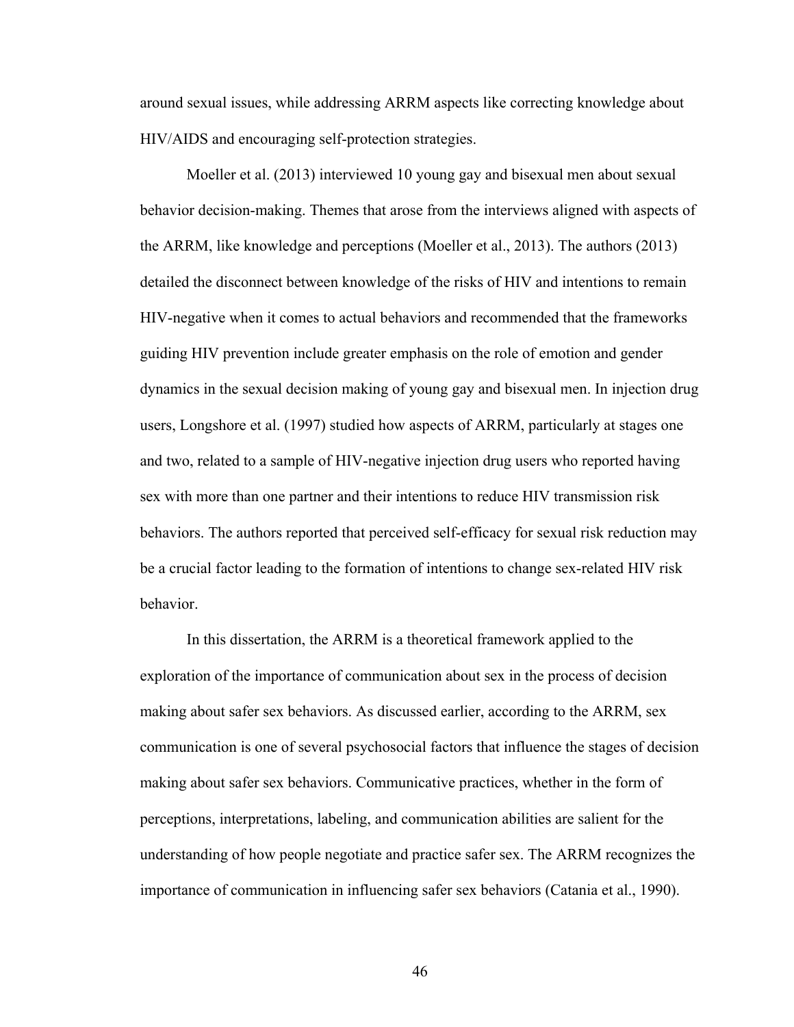around sexual issues, while addressing ARRM aspects like correcting knowledge about HIV/AIDS and encouraging self-protection strategies.

Moeller et al. (2013) interviewed 10 young gay and bisexual men about sexual behavior decision-making. Themes that arose from the interviews aligned with aspects of the ARRM, like knowledge and perceptions (Moeller et al., 2013). The authors (2013) detailed the disconnect between knowledge of the risks of HIV and intentions to remain HIV-negative when it comes to actual behaviors and recommended that the frameworks guiding HIV prevention include greater emphasis on the role of emotion and gender dynamics in the sexual decision making of young gay and bisexual men. In injection drug users, Longshore et al. (1997) studied how aspects of ARRM, particularly at stages one and two, related to a sample of HIV-negative injection drug users who reported having sex with more than one partner and their intentions to reduce HIV transmission risk behaviors. The authors reported that perceived self-efficacy for sexual risk reduction may be a crucial factor leading to the formation of intentions to change sex-related HIV risk behavior.

In this dissertation, the ARRM is a theoretical framework applied to the exploration of the importance of communication about sex in the process of decision making about safer sex behaviors. As discussed earlier, according to the ARRM, sex communication is one of several psychosocial factors that influence the stages of decision making about safer sex behaviors. Communicative practices, whether in the form of perceptions, interpretations, labeling, and communication abilities are salient for the understanding of how people negotiate and practice safer sex. The ARRM recognizes the importance of communication in influencing safer sex behaviors (Catania et al., 1990).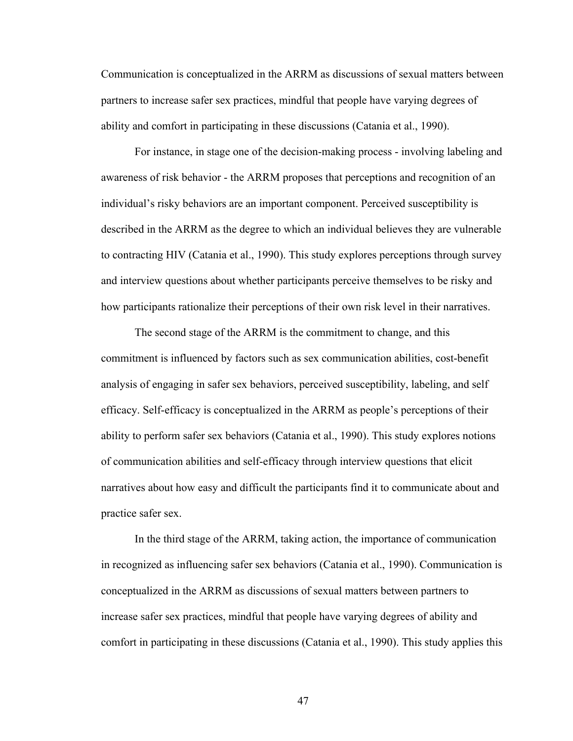Communication is conceptualized in the ARRM as discussions of sexual matters between partners to increase safer sex practices, mindful that people have varying degrees of ability and comfort in participating in these discussions (Catania et al., 1990).

For instance, in stage one of the decision-making process - involving labeling and awareness of risk behavior - the ARRM proposes that perceptions and recognition of an individual's risky behaviors are an important component. Perceived susceptibility is described in the ARRM as the degree to which an individual believes they are vulnerable to contracting HIV (Catania et al., 1990). This study explores perceptions through survey and interview questions about whether participants perceive themselves to be risky and how participants rationalize their perceptions of their own risk level in their narratives.

The second stage of the ARRM is the commitment to change, and this commitment is influenced by factors such as sex communication abilities, cost-benefit analysis of engaging in safer sex behaviors, perceived susceptibility, labeling, and self efficacy. Self-efficacy is conceptualized in the ARRM as people's perceptions of their ability to perform safer sex behaviors (Catania et al., 1990). This study explores notions of communication abilities and self-efficacy through interview questions that elicit narratives about how easy and difficult the participants find it to communicate about and practice safer sex.

In the third stage of the ARRM, taking action, the importance of communication in recognized as influencing safer sex behaviors (Catania et al., 1990). Communication is conceptualized in the ARRM as discussions of sexual matters between partners to increase safer sex practices, mindful that people have varying degrees of ability and comfort in participating in these discussions (Catania et al., 1990). This study applies this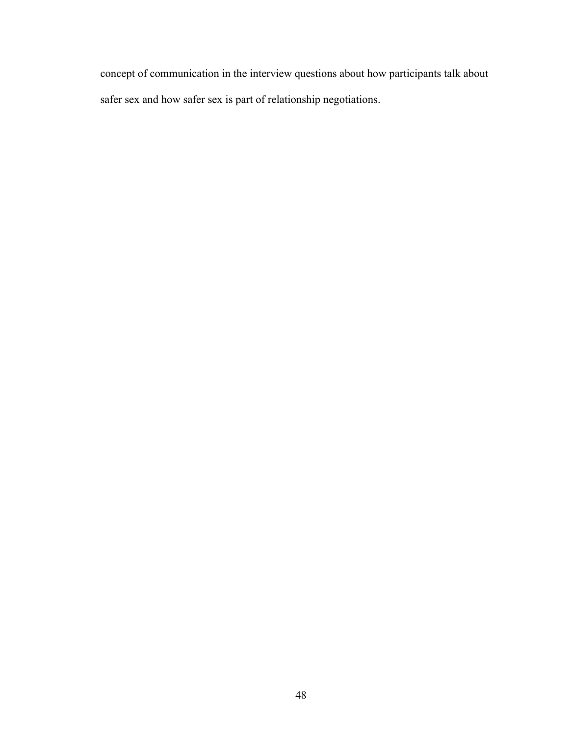concept of communication in the interview questions about how participants talk about safer sex and how safer sex is part of relationship negotiations.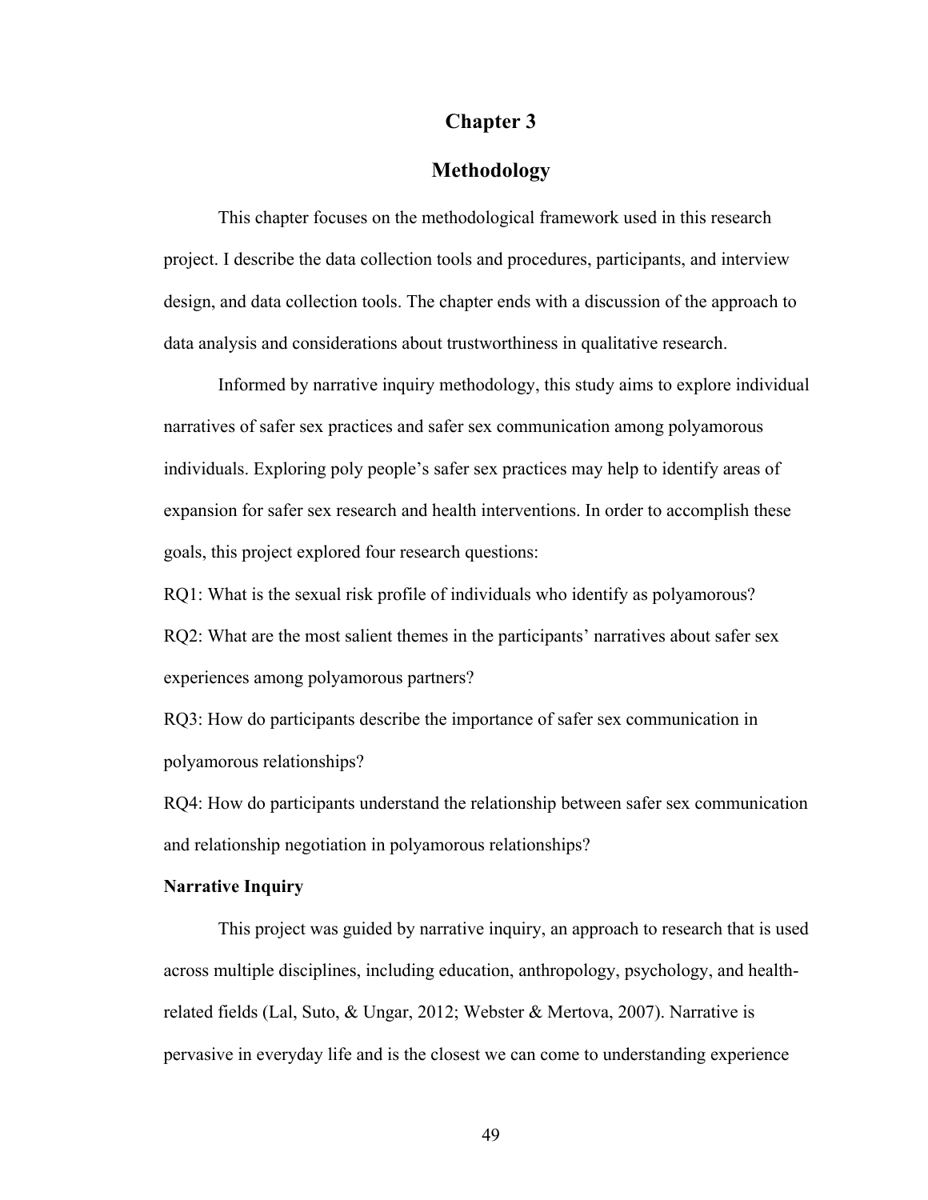# Chapter 3

# Methodology

This chapter focuses on the methodological framework used in this research project. I describe the data collection tools and procedures, participants, and interview design, and data collection tools. The chapter ends with a discussion of the approach to data analysis and considerations about trustworthiness in qualitative research.

Informed by narrative inquiry methodology, this study aims to explore individual narratives of safer sex practices and safer sex communication among polyamorous individuals. Exploring poly people's safer sex practices may help to identify areas of expansion for safer sex research and health interventions. In order to accomplish these goals, this project explored four research questions:

RQ1: What is the sexual risk profile of individuals who identify as polyamorous?

RQ2: What are the most salient themes in the participants' narratives about safer sex experiences among polyamorous partners?

RQ3: How do participants describe the importance of safer sex communication in polyamorous relationships?

RQ4: How do participants understand the relationship between safer sex communication and relationship negotiation in polyamorous relationships?

**Narrative Inquiry**

This project was guided by narrative inquiry, an approach to research that is used across multiple disciplines, including education, anthropology, psychology, and health-related fields (Lal, Suto, & Ungar, 2012; Webster & Mertova, 2007). Narrative is pervasive in everyday life and is the closest we can come to understanding experience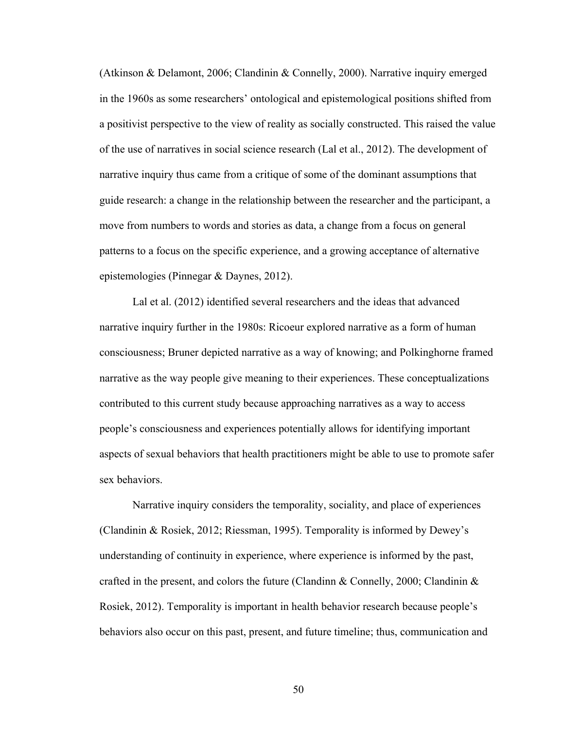(Atkinson & Delamont, 2006; Clandinin & Connelly, 2000). Narrative inquiry emerged in the 1960s as some researchers' ontological and epistemological positions shifted from a positivist perspective to the view of reality as socially constructed. This raised the value of the use of narratives in social science research (Lal et al., 2012). The development of narrative inquiry thus came from a critique of some of the dominant assumptions that guide research: a change in the relationship between the researcher and the participant, a move from numbers to words and stories as data, a change from a focus on general patterns to a focus on the specific experience, and a growing acceptance of alternative epistemologies (Pinnegar & Daynes, 2012).

Lal et al. (2012) identified several researchers and the ideas that advanced narrative inquiry further in the 1980s: Ricoeur explored narrative as a form of human consciousness; Bruner depicted narrative as a way of knowing; and Polkinghorne framed narrative as the way people give meaning to their experiences. These conceptualizations contributed to this current study because approaching narratives as a way to access people's consciousness and experiences potentially allows for identifying important aspects of sexual behaviors that health practitioners might be able to use to promote safer sex behaviors.

Narrative inquiry considers the temporality, sociality, and place of experiences (Clandinin & Rosiek, 2012; Riessman, 1995). Temporality is informed by Dewey's understanding of continuity in experience, where experience is informed by the past, crafted in the present, and colors the future (Clandinn & Connelly, 2000; Clandinin & Rosiek, 2012). Temporality is important in health behavior research because people's behaviors also occur on this past, present, and future timeline; thus, communication and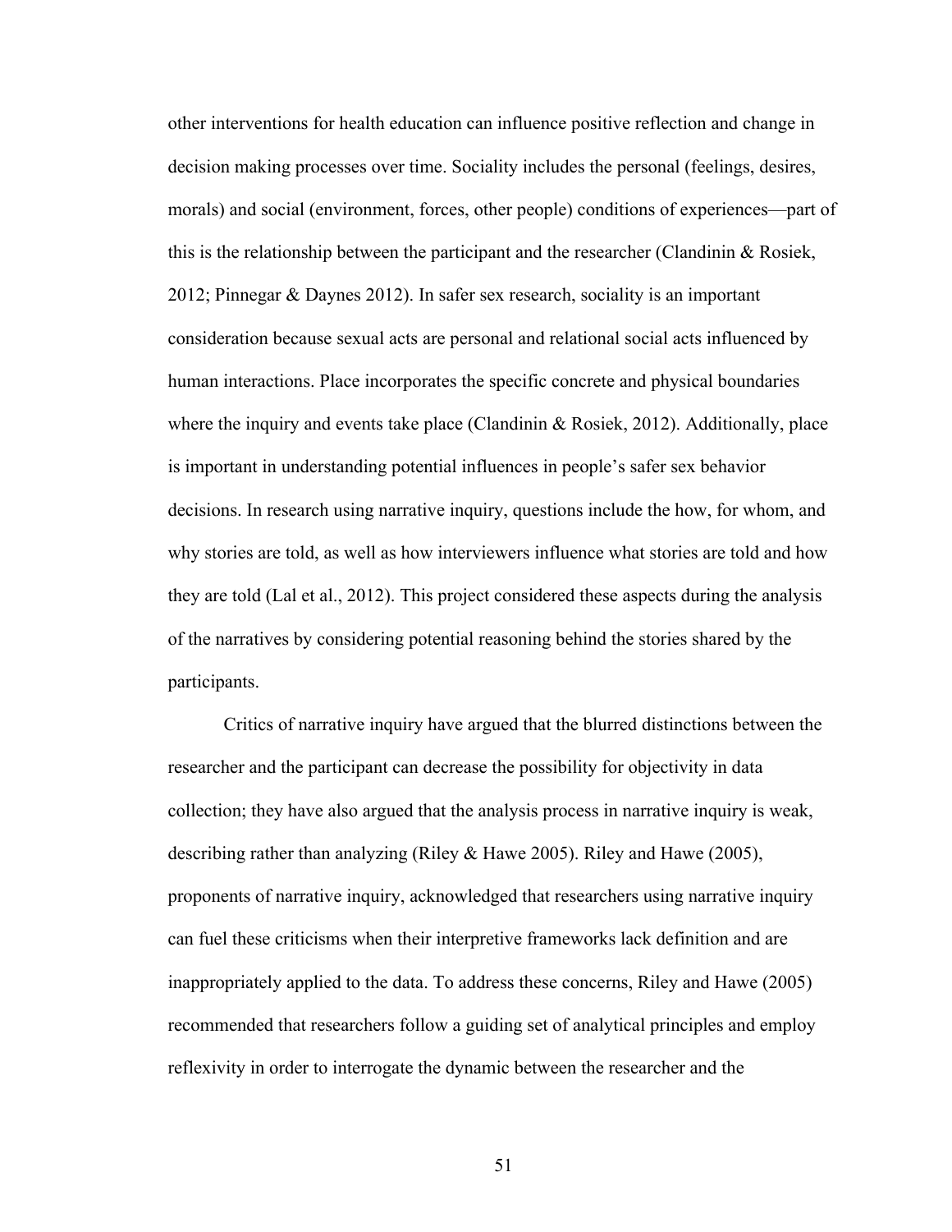other interventions for health education can influence positive reflection and change in decision making processes over time. Sociality includes the personal (feelings, desires, morals) and social (environment, forces, other people) conditions of experiences—part of this is the relationship between the participant and the researcher (Clandinin & Rosiek, 2012; Pinnegar & Daynes 2012). In safer sex research, sociality is an important consideration because sexual acts are personal and relational social acts influenced by human interactions. Place incorporates the specific concrete and physical boundaries where the inquiry and events take place (Clandinin & Rosiek, 2012). Additionally, place is important in understanding potential influences in people's safer sex behavior decisions. In research using narrative inquiry, questions include the how, for whom, and why stories are told, as well as how interviewers influence what stories are told and how they are told (Lal et al., 2012). This project considered these aspects during the analysis of the narratives by considering potential reasoning behind the stories shared by the participants.

Critics of narrative inquiry have argued that the blurred distinctions between the researcher and the participant can decrease the possibility for objectivity in data collection; they have also argued that the analysis process in narrative inquiry is weak, describing rather than analyzing (Riley & Hawe 2005). Riley and Hawe (2005), proponents of narrative inquiry, acknowledged that researchers using narrative inquiry can fuel these criticisms when their interpretive frameworks lack definition and are inappropriately applied to the data. To address these concerns, Riley and Hawe (2005) recommended that researchers follow a guiding set of analytical principles and employ reflexivity in order to interrogate the dynamic between the researcher and the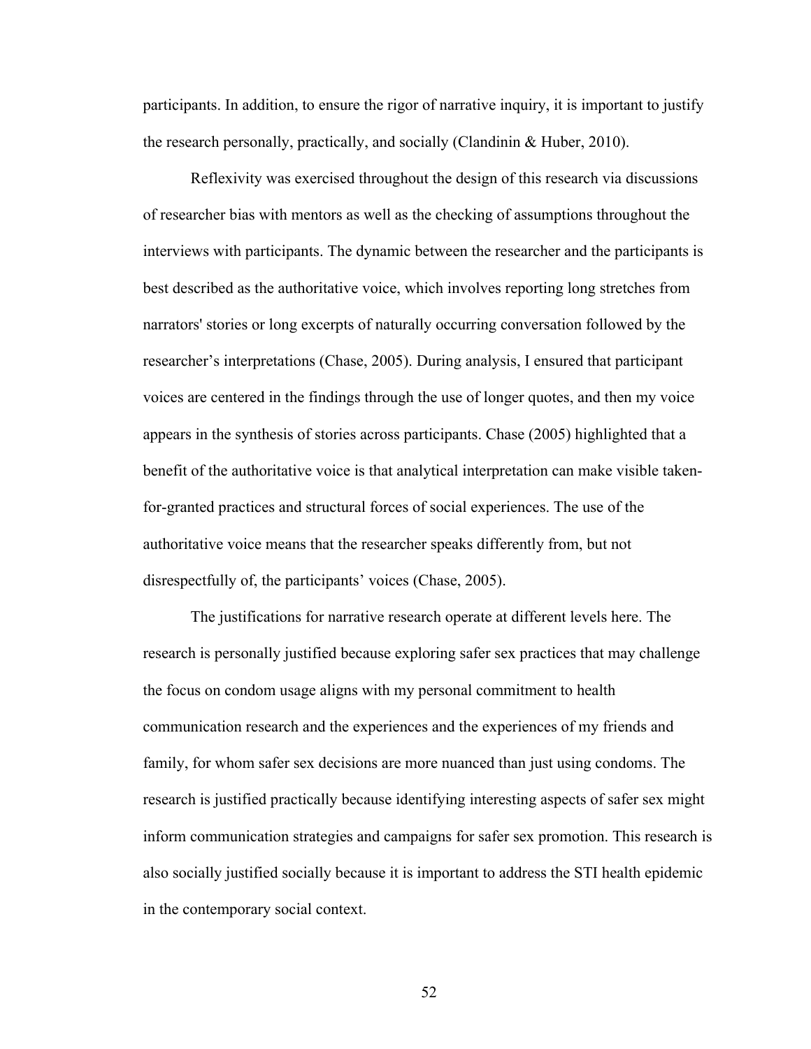participants. In addition, to ensure the rigor of narrative inquiry, it is important to justify the research personally, practically, and socially (Clandinin & Huber, 2010).

Reflexivity was exercised throughout the design of this research via discussions of researcher bias with mentors as well as the checking of assumptions throughout the interviews with participants. The dynamic between the researcher and the participants is best described as the authoritative voice, which involves reporting long stretches from narrators' stories or long excerpts of naturally occurring conversation followed by the researcher's interpretations (Chase, 2005). During analysis, I ensured that participant voices are centered in the findings through the use of longer quotes, and then my voice appears in the synthesis of stories across participants. Chase (2005) highlighted that a benefit of the authoritative voice is that analytical interpretation can make visible taken-for-granted practices and structural forces of social experiences. The use of the authoritative voice means that the researcher speaks differently from, but not disrespectfully of, the participants' voices (Chase, 2005).

The justifications for narrative research operate at different levels here. The research is personally justified because exploring safer sex practices that may challenge the focus on condom usage aligns with my personal commitment to health communication research and the experiences and the experiences of my friends and family, for whom safer sex decisions are more nuanced than just using condoms. The research is justified practically because identifying interesting aspects of safer sex might inform communication strategies and campaigns for safer sex promotion. This research is also socially justified socially because it is important to address the STI health epidemic in the contemporary social context.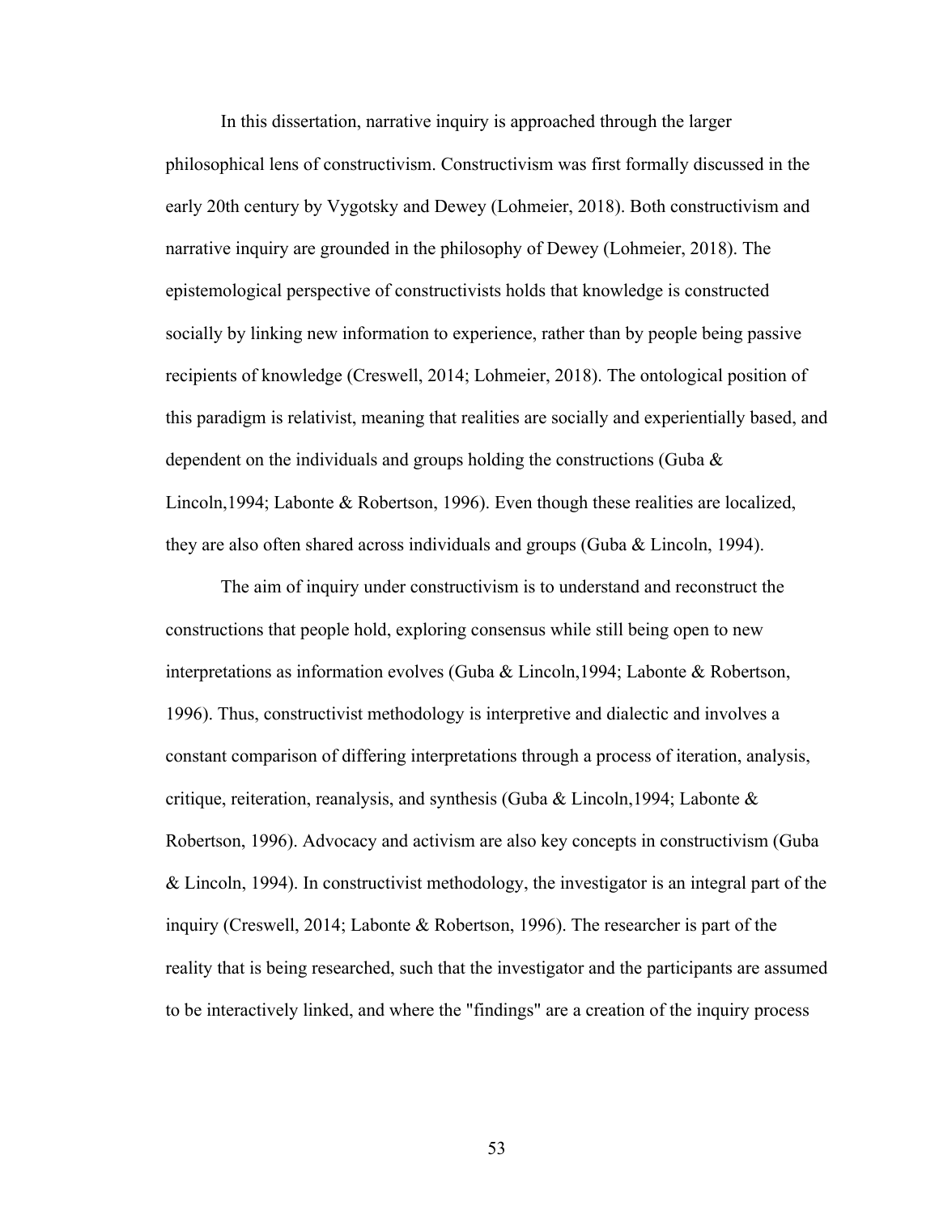In this dissertation, narrative inquiry is approached through the larger philosophical lens of constructivism. Constructivism was first formally discussed in the early 20th century by Vygotsky and Dewey (Lohmeier, 2018). Both constructivism and narrative inquiry are grounded in the philosophy of Dewey (Lohmeier, 2018). The epistemological perspective of constructivists holds that knowledge is constructed socially by linking new information to experience, rather than by people being passive recipients of knowledge (Creswell, 2014; Lohmeier, 2018). The ontological position of this paradigm is relativist, meaning that realities are socially and experientially based, and dependent on the individuals and groups holding the constructions (Guba & Lincoln,1994; Labonte & Robertson, 1996). Even though these realities are localized, they are also often shared across individuals and groups (Guba & Lincoln, 1994).

The aim of inquiry under constructivism is to understand and reconstruct the constructions that people hold, exploring consensus while still being open to new interpretations as information evolves (Guba & Lincoln,1994; Labonte & Robertson, 1996). Thus, constructivist methodology is interpretive and dialectic and involves a constant comparison of differing interpretations through a process of iteration, analysis, critique, reiteration, reanalysis, and synthesis (Guba & Lincoln,1994; Labonte & Robertson, 1996). Advocacy and activism are also key concepts in constructivism (Guba & Lincoln, 1994). In constructivist methodology, the investigator is an integral part of the inquiry (Creswell, 2014; Labonte & Robertson, 1996). The researcher is part of the reality that is being researched, such that the investigator and the participants are assumed to be interactively linked, and where the "findings" are a creation of the inquiry process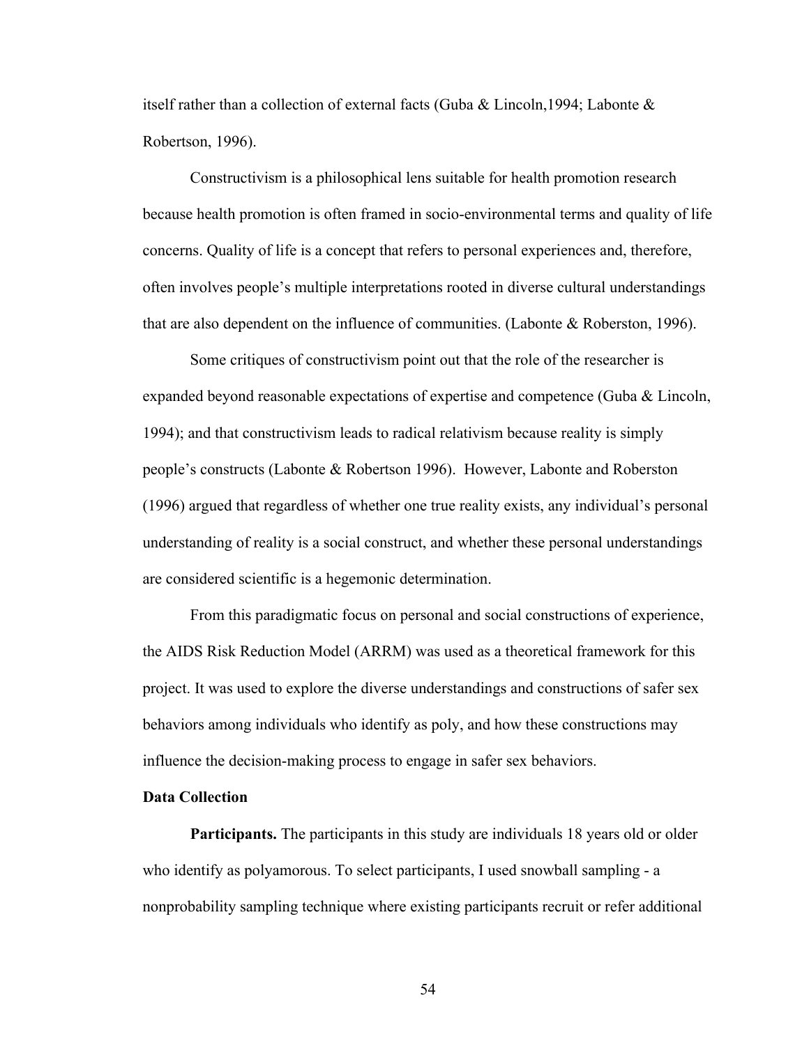itself rather than a collection of external facts (Guba & Lincoln,1994; Labonte & Robertson, 1996).

Constructivism is a philosophical lens suitable for health promotion research because health promotion is often framed in socio-environmental terms and quality of life concerns. Quality of life is a concept that refers to personal experiences and, therefore, often involves people's multiple interpretations rooted in diverse cultural understandings that are also dependent on the influence of communities. (Labonte & Roberston, 1996).

Some critiques of constructivism point out that the role of the researcher is expanded beyond reasonable expectations of expertise and competence (Guba & Lincoln, 1994); and that constructivism leads to radical relativism because reality is simply people's constructs (Labonte & Robertson 1996). However, Labonte and Roberston (1996) argued that regardless of whether one true reality exists, any individual's personal understanding of reality is a social construct, and whether these personal understandings are considered scientific is a hegemonic determination.

From this paradigmatic focus on personal and social constructions of experience, the AIDS Risk Reduction Model (ARRM) was used as a theoretical framework for this project. It was used to explore the diverse understandings and constructions of safer sex behaviors among individuals who identify as poly, and how these constructions may influence the decision-making process to engage in safer sex behaviors.

**Data Collection**

**Participants.** The participants in this study are individuals 18 years old or older who identify as polyamorous. To select participants, I used snowball sampling - a nonprobability sampling technique where existing participants recruit or refer additional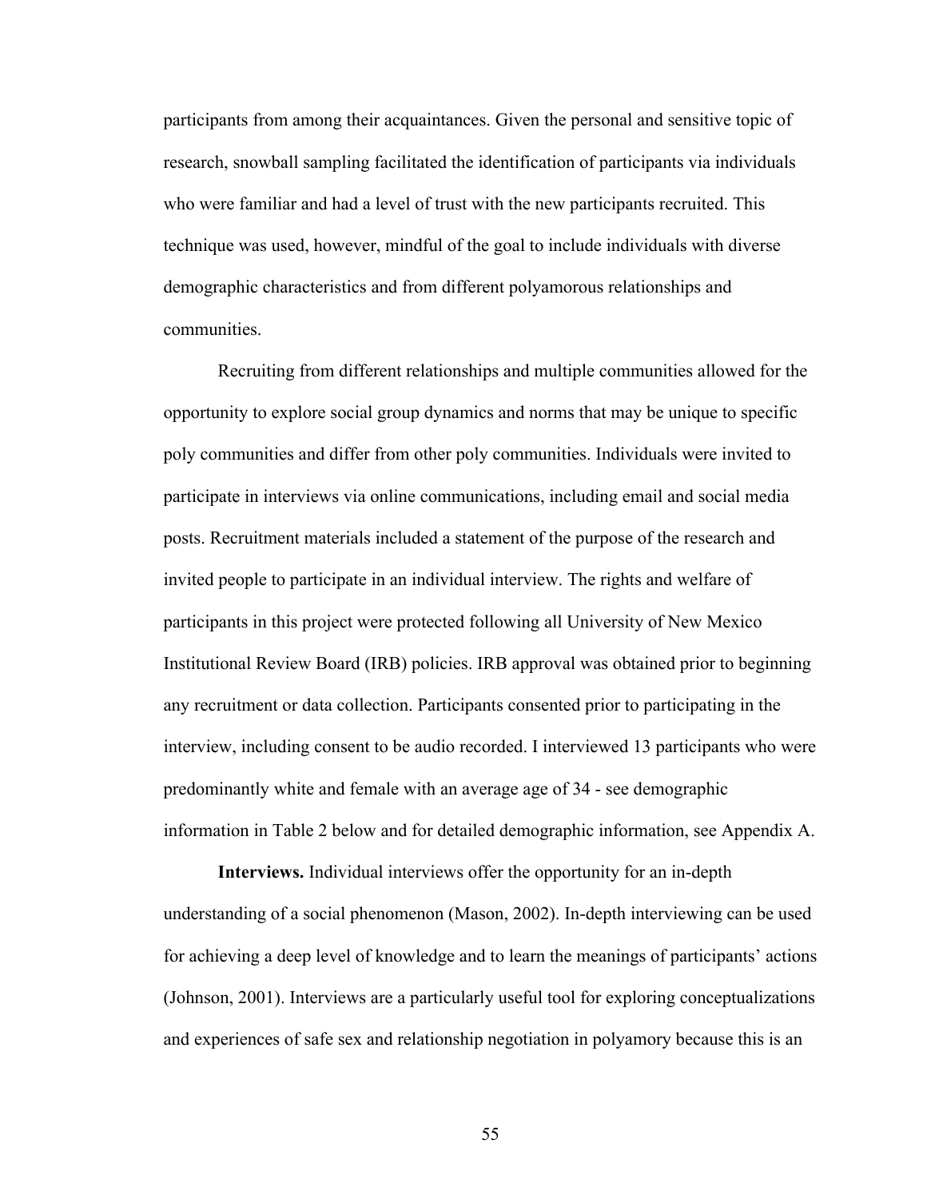participants from among their acquaintances. Given the personal and sensitive topic of research, snowball sampling facilitated the identification of participants via individuals who were familiar and had a level of trust with the new participants recruited. This technique was used, however, mindful of the goal to include individuals with diverse demographic characteristics and from different polyamorous relationships and communities.

Recruiting from different relationships and multiple communities allowed for the opportunity to explore social group dynamics and norms that may be unique to specific poly communities and differ from other poly communities. Individuals were invited to participate in interviews via online communications, including email and social media posts. Recruitment materials included a statement of the purpose of the research and invited people to participate in an individual interview. The rights and welfare of participants in this project were protected following all University of New Mexico Institutional Review Board (IRB) policies. IRB approval was obtained prior to beginning any recruitment or data collection. Participants consented prior to participating in the interview, including consent to be audio recorded. I interviewed 13 participants who were predominantly white and female with an average age of 34 - see demographic information in Table 2 below and for detailed demographic information, see Appendix A.

**Interviews.** Individual interviews offer the opportunity for an in-depth understanding of a social phenomenon (Mason, 2002). In-depth interviewing can be used for achieving a deep level of knowledge and to learn the meanings of participants' actions (Johnson, 2001). Interviews are a particularly useful tool for exploring conceptualizations and experiences of safe sex and relationship negotiation in polyamory because this is an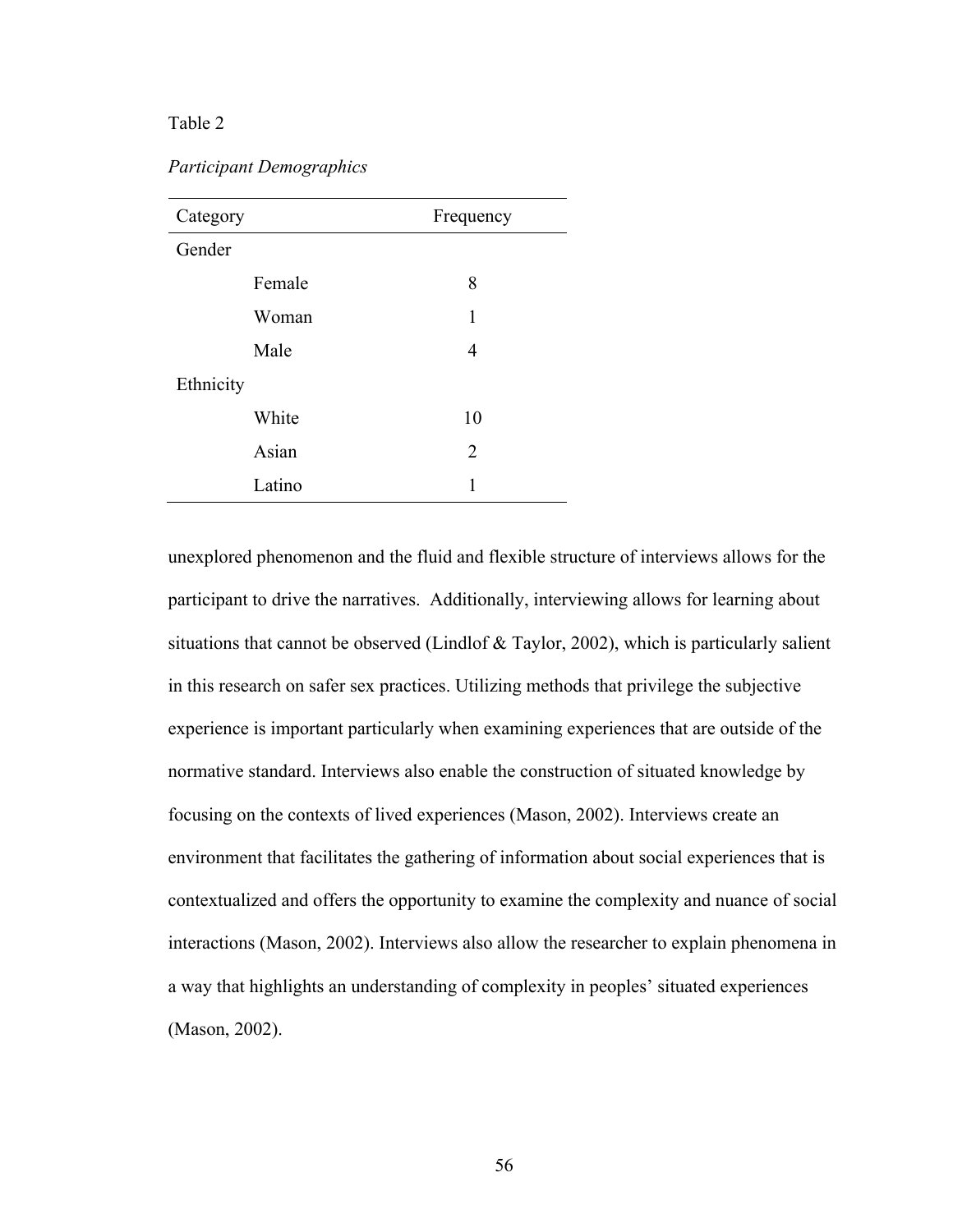Table 2

*Participant Demographics*

| Category | | Frequency |
|---|---|---|
| Gender | | |
| | Female | 8 |
| | Woman | 1 |
| | Male | 4 |
| Ethnicity | | |
| | White | 10 |
| | Asian | 2 |
| | Latino | 1 |

unexplored phenomenon and the fluid and flexible structure of interviews allows for the participant to drive the narratives. Additionally, interviewing allows for learning about situations that cannot be observed (Lindlof & Taylor, 2002), which is particularly salient in this research on safer sex practices. Utilizing methods that privilege the subjective experience is important particularly when examining experiences that are outside of the normative standard. Interviews also enable the construction of situated knowledge by focusing on the contexts of lived experiences (Mason, 2002). Interviews create an environment that facilitates the gathering of information about social experiences that is contextualized and offers the opportunity to examine the complexity and nuance of social interactions (Mason, 2002). Interviews also allow the researcher to explain phenomena in a way that highlights an understanding of complexity in peoples' situated experiences (Mason, 2002).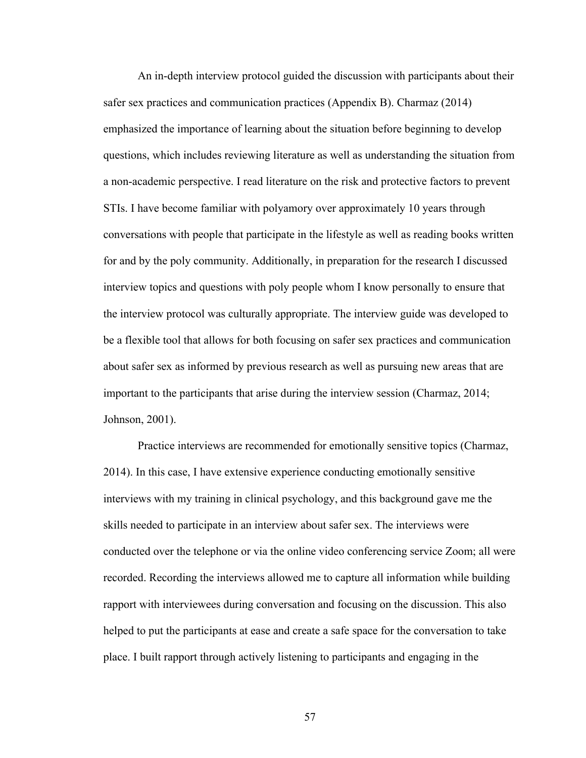An in-depth interview protocol guided the discussion with participants about their safer sex practices and communication practices (Appendix B). Charmaz (2014) emphasized the importance of learning about the situation before beginning to develop questions, which includes reviewing literature as well as understanding the situation from a non-academic perspective. I read literature on the risk and protective factors to prevent STIs. I have become familiar with polyamory over approximately 10 years through conversations with people that participate in the lifestyle as well as reading books written for and by the poly community. Additionally, in preparation for the research I discussed interview topics and questions with poly people whom I know personally to ensure that the interview protocol was culturally appropriate. The interview guide was developed to be a flexible tool that allows for both focusing on safer sex practices and communication about safer sex as informed by previous research as well as pursuing new areas that are important to the participants that arise during the interview session (Charmaz, 2014; Johnson, 2001).

Practice interviews are recommended for emotionally sensitive topics (Charmaz, 2014). In this case, I have extensive experience conducting emotionally sensitive interviews with my training in clinical psychology, and this background gave me the skills needed to participate in an interview about safer sex. The interviews were conducted over the telephone or via the online video conferencing service Zoom; all were recorded. Recording the interviews allowed me to capture all information while building rapport with interviewees during conversation and focusing on the discussion. This also helped to put the participants at ease and create a safe space for the conversation to take place. I built rapport through actively listening to participants and engaging in the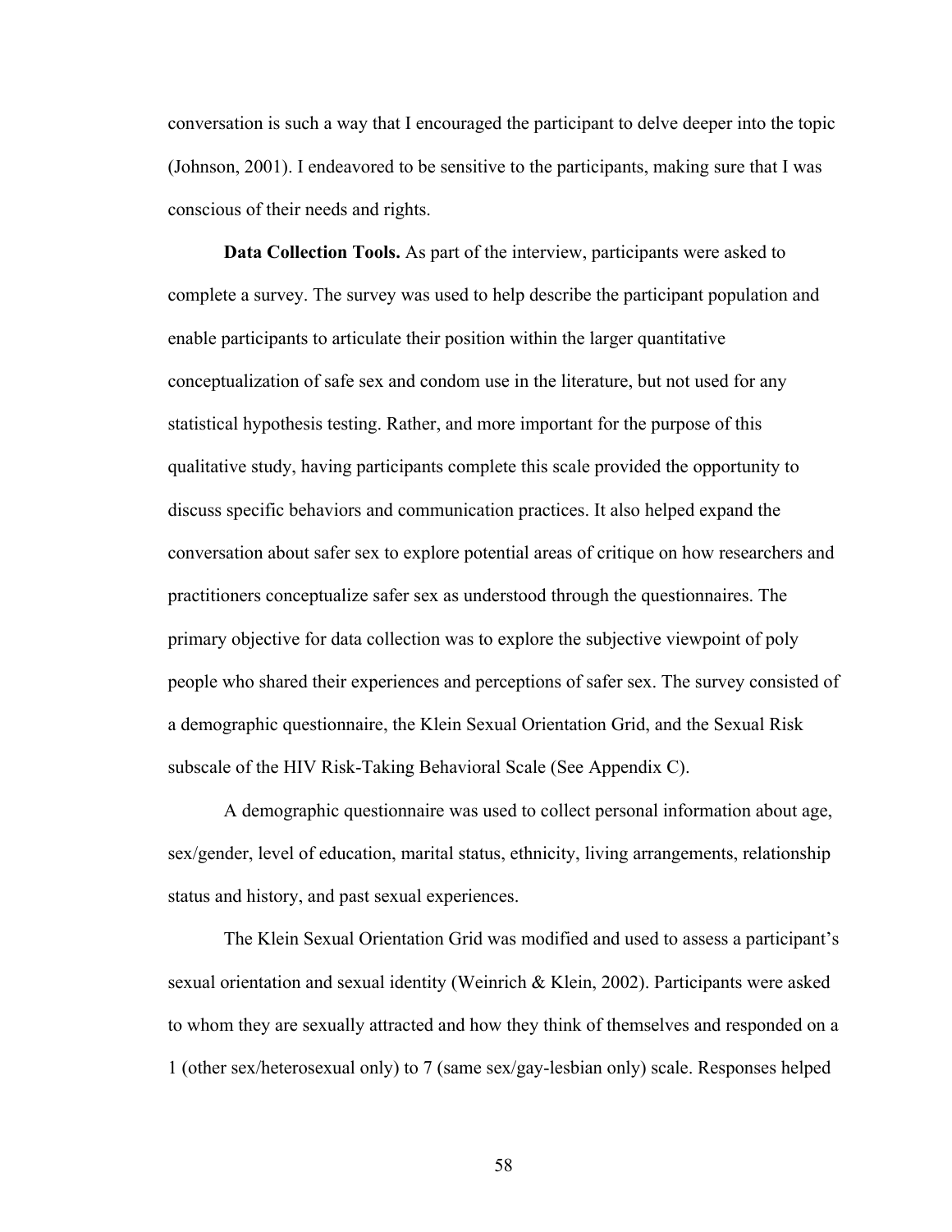conversation is such a way that I encouraged the participant to delve deeper into the topic (Johnson, 2001). I endeavored to be sensitive to the participants, making sure that I was conscious of their needs and rights.

**Data Collection Tools.** As part of the interview, participants were asked to complete a survey. The survey was used to help describe the participant population and enable participants to articulate their position within the larger quantitative conceptualization of safe sex and condom use in the literature, but not used for any statistical hypothesis testing. Rather, and more important for the purpose of this qualitative study, having participants complete this scale provided the opportunity to discuss specific behaviors and communication practices. It also helped expand the conversation about safer sex to explore potential areas of critique on how researchers and practitioners conceptualize safer sex as understood through the questionnaires. The primary objective for data collection was to explore the subjective viewpoint of poly people who shared their experiences and perceptions of safer sex. The survey consisted of a demographic questionnaire, the Klein Sexual Orientation Grid, and the Sexual Risk subscale of the HIV Risk-Taking Behavioral Scale (See Appendix C).

A demographic questionnaire was used to collect personal information about age, sex/gender, level of education, marital status, ethnicity, living arrangements, relationship status and history, and past sexual experiences.

The Klein Sexual Orientation Grid was modified and used to assess a participant's sexual orientation and sexual identity (Weinrich & Klein, 2002). Participants were asked to whom they are sexually attracted and how they think of themselves and responded on a 1 (other sex/heterosexual only) to 7 (same sex/gay-lesbian only) scale. Responses helped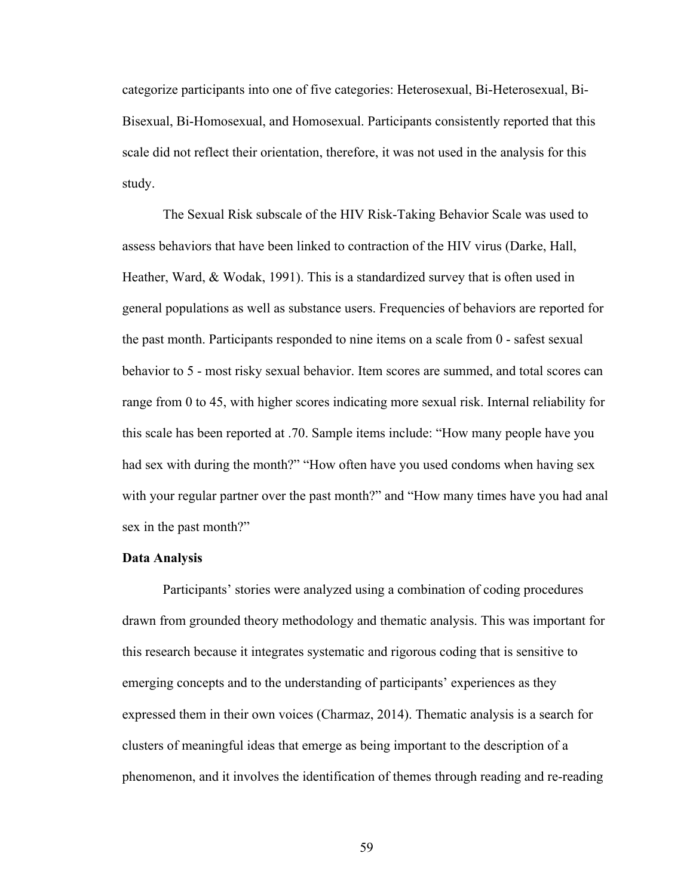categorize participants into one of five categories: Heterosexual, Bi-Heterosexual, Bi-Bisexual, Bi-Homosexual, and Homosexual. Participants consistently reported that this scale did not reflect their orientation, therefore, it was not used in the analysis for this study.

The Sexual Risk subscale of the HIV Risk-Taking Behavior Scale was used to assess behaviors that have been linked to contraction of the HIV virus (Darke, Hall, Heather, Ward, & Wodak, 1991). This is a standardized survey that is often used in general populations as well as substance users. Frequencies of behaviors are reported for the past month. Participants responded to nine items on a scale from 0 - safest sexual behavior to 5 - most risky sexual behavior. Item scores are summed, and total scores can range from 0 to 45, with higher scores indicating more sexual risk. Internal reliability for this scale has been reported at .70. Sample items include: "How many people have you had sex with during the month?" "How often have you used condoms when having sex with your regular partner over the past month?" and "How many times have you had anal sex in the past month?"

**Data Analysis**

Participants' stories were analyzed using a combination of coding procedures drawn from grounded theory methodology and thematic analysis. This was important for this research because it integrates systematic and rigorous coding that is sensitive to emerging concepts and to the understanding of participants' experiences as they expressed them in their own voices (Charmaz, 2014). Thematic analysis is a search for clusters of meaningful ideas that emerge as being important to the description of a phenomenon, and it involves the identification of themes through reading and re-reading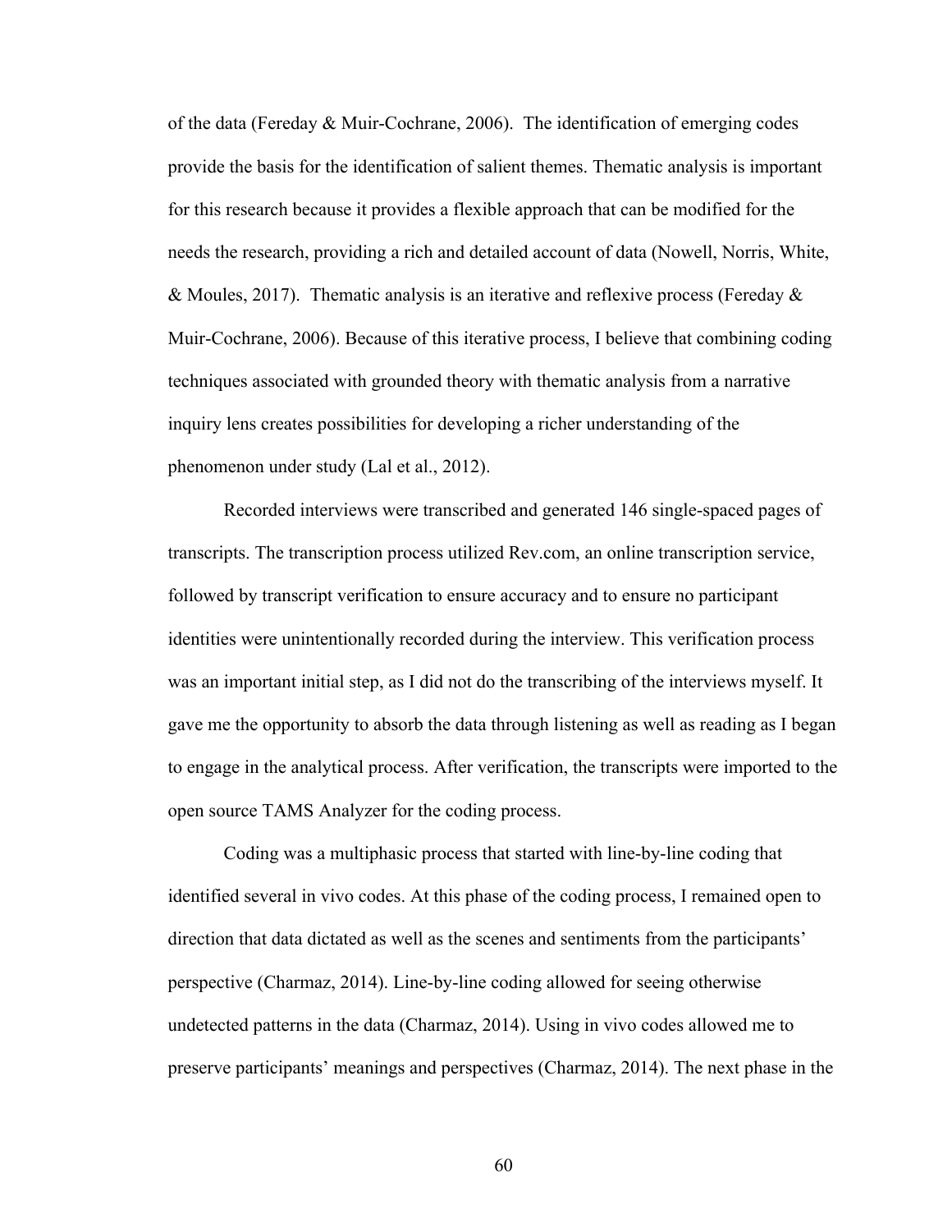of the data (Fereday & Muir-Cochrane, 2006). The identification of emerging codes provide the basis for the identification of salient themes. Thematic analysis is important for this research because it provides a flexible approach that can be modified for the needs the research, providing a rich and detailed account of data (Nowell, Norris, White, & Moules, 2017). Thematic analysis is an iterative and reflexive process (Fereday & Muir-Cochrane, 2006). Because of this iterative process, I believe that combining coding techniques associated with grounded theory with thematic analysis from a narrative inquiry lens creates possibilities for developing a richer understanding of the phenomenon under study (Lal et al., 2012).

Recorded interviews were transcribed and generated 146 single-spaced pages of transcripts. The transcription process utilized Rev.com, an online transcription service, followed by transcript verification to ensure accuracy and to ensure no participant identities were unintentionally recorded during the interview. This verification process was an important initial step, as I did not do the transcribing of the interviews myself. It gave me the opportunity to absorb the data through listening as well as reading as I began to engage in the analytical process. After verification, the transcripts were imported to the open source TAMS Analyzer for the coding process.

Coding was a multiphasic process that started with line-by-line coding that identified several in vivo codes. At this phase of the coding process, I remained open to direction that data dictated as well as the scenes and sentiments from the participants' perspective (Charmaz, 2014). Line-by-line coding allowed for seeing otherwise undetected patterns in the data (Charmaz, 2014). Using in vivo codes allowed me to preserve participants' meanings and perspectives (Charmaz, 2014). The next phase in the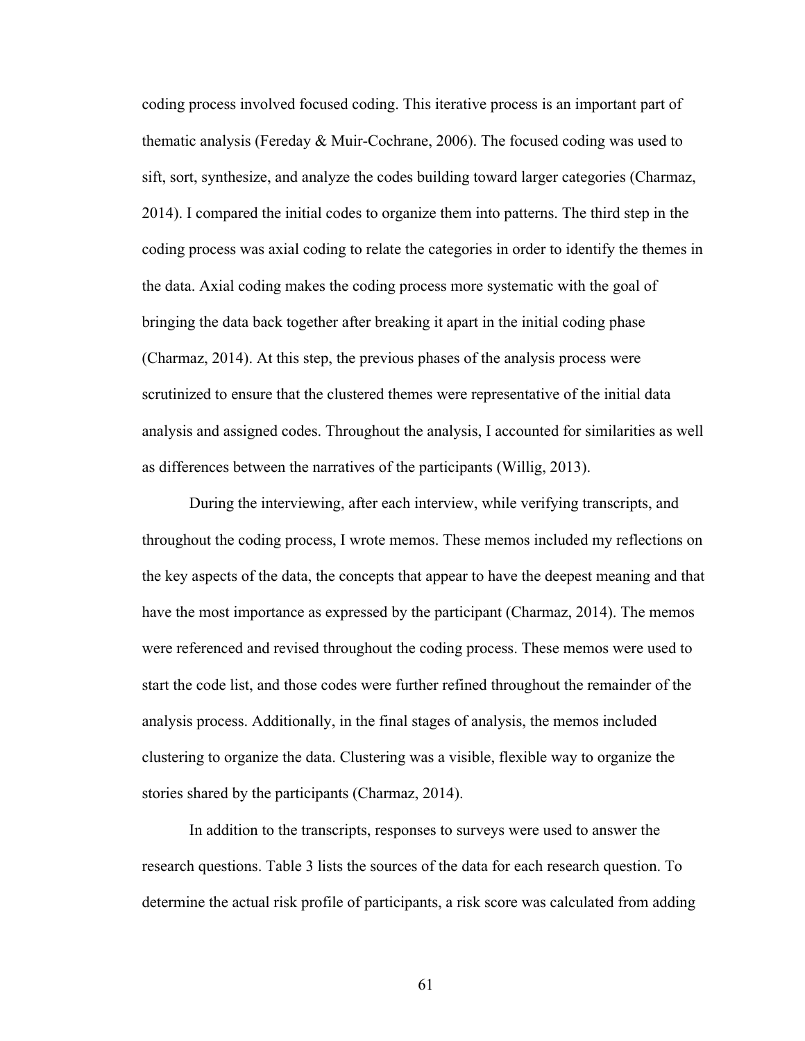coding process involved focused coding. This iterative process is an important part of thematic analysis (Fereday & Muir-Cochrane, 2006). The focused coding was used to sift, sort, synthesize, and analyze the codes building toward larger categories (Charmaz, 2014). I compared the initial codes to organize them into patterns. The third step in the coding process was axial coding to relate the categories in order to identify the themes in the data. Axial coding makes the coding process more systematic with the goal of bringing the data back together after breaking it apart in the initial coding phase (Charmaz, 2014). At this step, the previous phases of the analysis process were scrutinized to ensure that the clustered themes were representative of the initial data analysis and assigned codes. Throughout the analysis, I accounted for similarities as well as differences between the narratives of the participants (Willig, 2013).

During the interviewing, after each interview, while verifying transcripts, and throughout the coding process, I wrote memos. These memos included my reflections on the key aspects of the data, the concepts that appear to have the deepest meaning and that have the most importance as expressed by the participant (Charmaz, 2014). The memos were referenced and revised throughout the coding process. These memos were used to start the code list, and those codes were further refined throughout the remainder of the analysis process. Additionally, in the final stages of analysis, the memos included clustering to organize the data. Clustering was a visible, flexible way to organize the stories shared by the participants (Charmaz, 2014).

In addition to the transcripts, responses to surveys were used to answer the research questions. Table 3 lists the sources of the data for each research question. To determine the actual risk profile of participants, a risk score was calculated from adding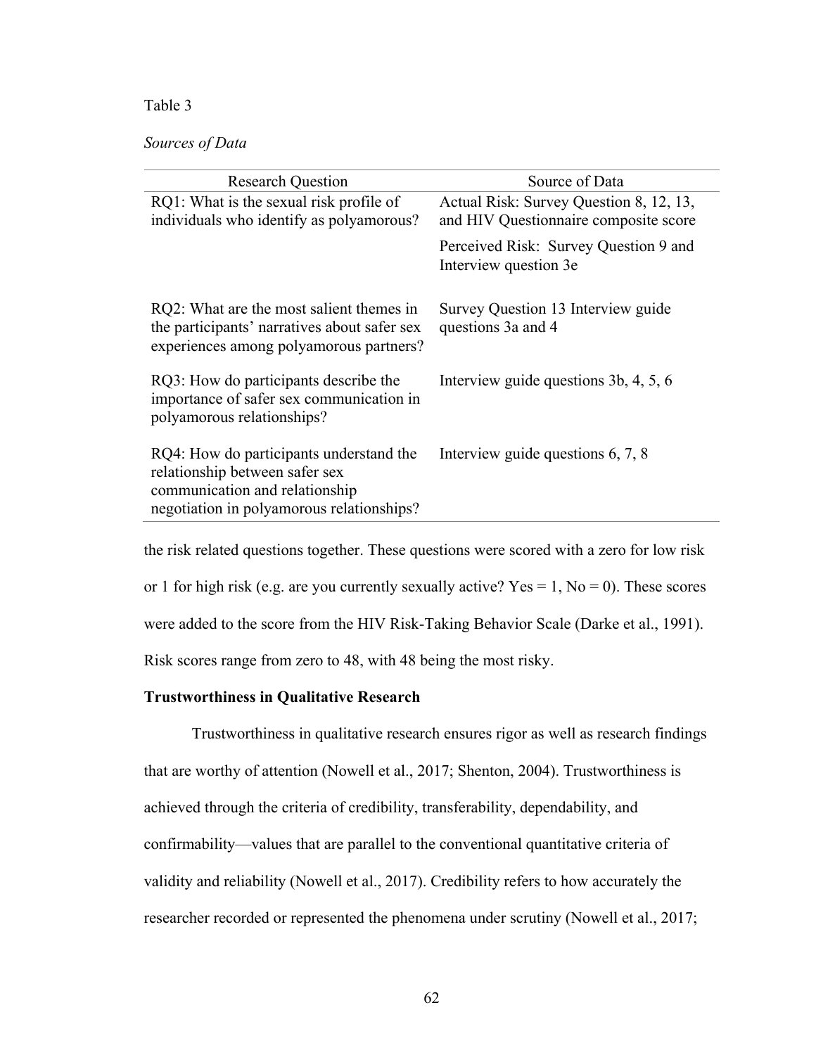Table 3

*Sources of Data*

| Research Question | Source of Data |
|---|---|
| RQ1: What is the sexual risk profile of individuals who identify as polyamorous? | Actual Risk: Survey Question 8, 12, 13, and HIV Questionnaire composite score<br>Perceived Risk: Survey Question 9 and Interview question 3e |
| RQ2: What are the most salient themes in the participants' narratives about safer sex experiences among polyamorous partners? | Survey Question 13 Interview guide questions 3a and 4 |
| RQ3: How do participants describe the importance of safer sex communication in polyamorous relationships? | Interview guide questions 3b, 4, 5, 6 |
| RQ4: How do participants understand the relationship between safer sex communication and relationship negotiation in polyamorous relationships? | Interview guide questions 6, 7, 8 |

the risk related questions together. These questions were scored with a zero for low risk or 1 for high risk (e.g. are you currently sexually active? Yes = 1, No = 0). These scores were added to the score from the HIV Risk-Taking Behavior Scale (Darke et al., 1991). Risk scores range from zero to 48, with 48 being the most risky.

**Trustworthiness in Qualitative Research**

Trustworthiness in qualitative research ensures rigor as well as research findings that are worthy of attention (Nowell et al., 2017; Shenton, 2004). Trustworthiness is achieved through the criteria of credibility, transferability, dependability, and confirmability—values that are parallel to the conventional quantitative criteria of validity and reliability (Nowell et al., 2017). Credibility refers to how accurately the researcher recorded or represented the phenomena under scrutiny (Nowell et al., 2017;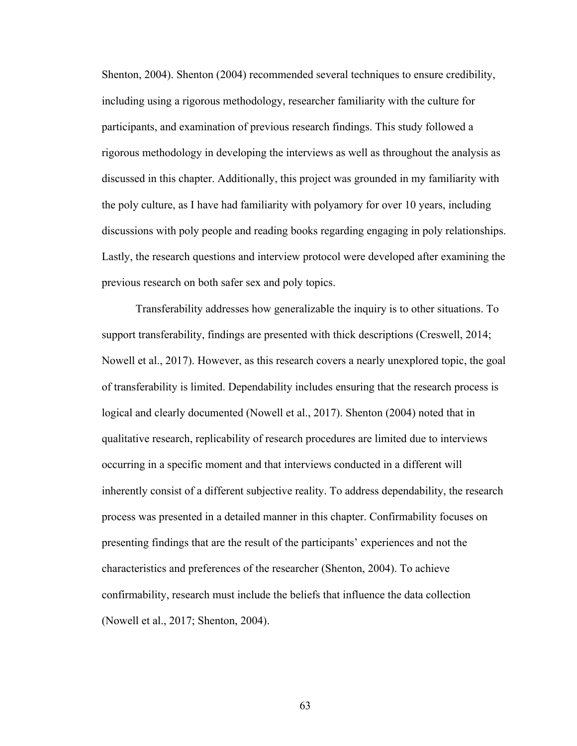Shenton, 2004). Shenton (2004) recommended several techniques to ensure credibility, including using a rigorous methodology, researcher familiarity with the culture for participants, and examination of previous research findings. This study followed a rigorous methodology in developing the interviews as well as throughout the analysis as discussed in this chapter. Additionally, this project was grounded in my familiarity with the poly culture, as I have had familiarity with polyamory for over 10 years, including discussions with poly people and reading books regarding engaging in poly relationships. Lastly, the research questions and interview protocol were developed after examining the previous research on both safer sex and poly topics.

Transferability addresses how generalizable the inquiry is to other situations. To support transferability, findings are presented with thick descriptions (Creswell, 2014; Nowell et al., 2017). However, as this research covers a nearly unexplored topic, the goal of transferability is limited. Dependability includes ensuring that the research process is logical and clearly documented (Nowell et al., 2017). Shenton (2004) noted that in qualitative research, replicability of research procedures are limited due to interviews occurring in a specific moment and that interviews conducted in a different will inherently consist of a different subjective reality. To address dependability, the research process was presented in a detailed manner in this chapter. Confirmability focuses on presenting findings that are the result of the participants' experiences and not the characteristics and preferences of the researcher (Shenton, 2004). To achieve confirmability, research must include the beliefs that influence the data collection (Nowell et al., 2017; Shenton, 2004).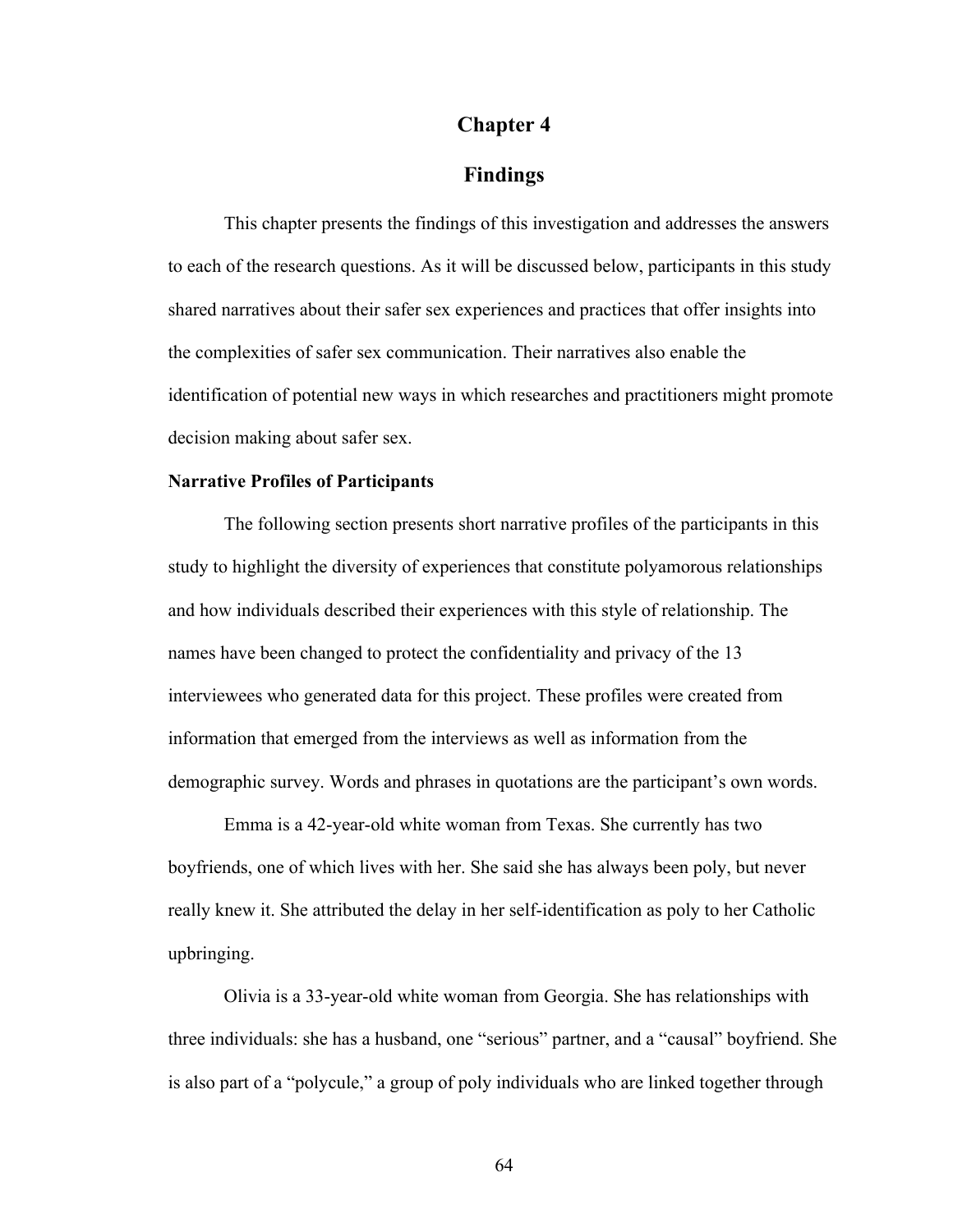# Chapter 4

## Findings

This chapter presents the findings of this investigation and addresses the answers to each of the research questions. As it will be discussed below, participants in this study shared narratives about their safer sex experiences and practices that offer insights into the complexities of safer sex communication. Their narratives also enable the identification of potential new ways in which researches and practitioners might promote decision making about safer sex.

**Narrative Profiles of Participants**

The following section presents short narrative profiles of the participants in this study to highlight the diversity of experiences that constitute polyamorous relationships and how individuals described their experiences with this style of relationship. The names have been changed to protect the confidentiality and privacy of the 13 interviewees who generated data for this project. These profiles were created from information that emerged from the interviews as well as information from the demographic survey. Words and phrases in quotations are the participant's own words.

Emma is a 42-year-old white woman from Texas. She currently has two boyfriends, one of which lives with her. She said she has always been poly, but never really knew it. She attributed the delay in her self-identification as poly to her Catholic upbringing.

Olivia is a 33-year-old white woman from Georgia. She has relationships with three individuals: she has a husband, one "serious" partner, and a "causal" boyfriend. She is also part of a "polycule," a group of poly individuals who are linked together through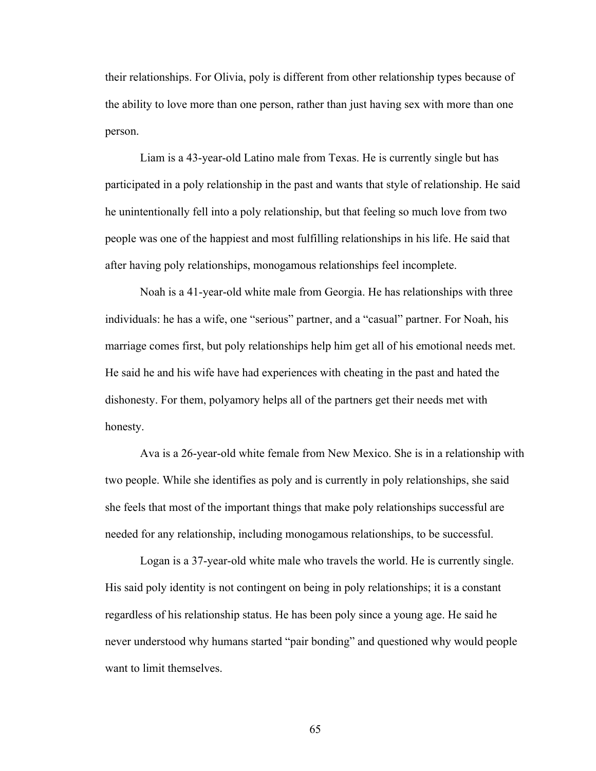their relationships. For Olivia, poly is different from other relationship types because of the ability to love more than one person, rather than just having sex with more than one person.

Liam is a 43-year-old Latino male from Texas. He is currently single but has participated in a poly relationship in the past and wants that style of relationship. He said he unintentionally fell into a poly relationship, but that feeling so much love from two people was one of the happiest and most fulfilling relationships in his life. He said that after having poly relationships, monogamous relationships feel incomplete.

Noah is a 41-year-old white male from Georgia. He has relationships with three individuals: he has a wife, one "serious" partner, and a "casual" partner. For Noah, his marriage comes first, but poly relationships help him get all of his emotional needs met. He said he and his wife have had experiences with cheating in the past and hated the dishonesty. For them, polyamory helps all of the partners get their needs met with honesty.

Ava is a 26-year-old white female from New Mexico. She is in a relationship with two people. While she identifies as poly and is currently in poly relationships, she said she feels that most of the important things that make poly relationships successful are needed for any relationship, including monogamous relationships, to be successful.

Logan is a 37-year-old white male who travels the world. He is currently single. His said poly identity is not contingent on being in poly relationships; it is a constant regardless of his relationship status. He has been poly since a young age. He said he never understood why humans started "pair bonding" and questioned why would people want to limit themselves.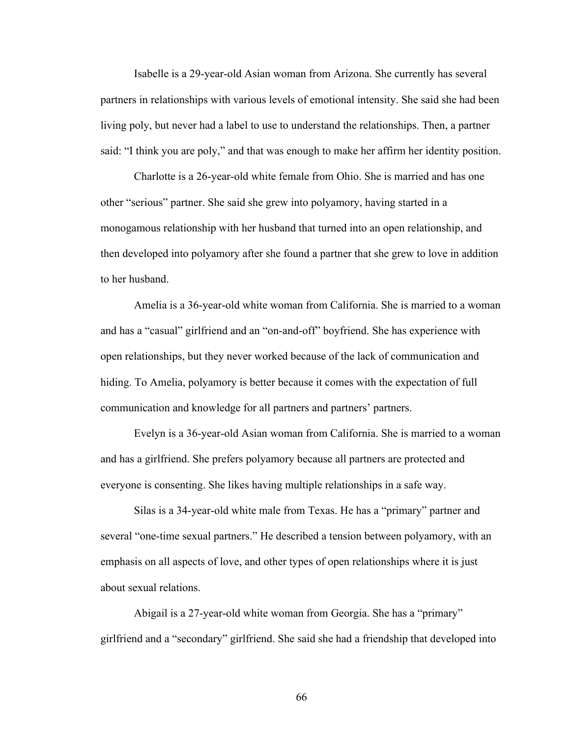Isabelle is a 29-year-old Asian woman from Arizona. She currently has several partners in relationships with various levels of emotional intensity. She said she had been living poly, but never had a label to use to understand the relationships. Then, a partner said: "I think you are poly," and that was enough to make her affirm her identity position.

Charlotte is a 26-year-old white female from Ohio. She is married and has one other "serious" partner. She said she grew into polyamory, having started in a monogamous relationship with her husband that turned into an open relationship, and then developed into polyamory after she found a partner that she grew to love in addition to her husband.

Amelia is a 36-year-old white woman from California. She is married to a woman and has a "casual" girlfriend and an "on-and-off" boyfriend. She has experience with open relationships, but they never worked because of the lack of communication and hiding. To Amelia, polyamory is better because it comes with the expectation of full communication and knowledge for all partners and partners' partners.

Evelyn is a 36-year-old Asian woman from California. She is married to a woman and has a girlfriend. She prefers polyamory because all partners are protected and everyone is consenting. She likes having multiple relationships in a safe way.

Silas is a 34-year-old white male from Texas. He has a "primary" partner and several "one-time sexual partners." He described a tension between polyamory, with an emphasis on all aspects of love, and other types of open relationships where it is just about sexual relations.

Abigail is a 27-year-old white woman from Georgia. She has a "primary" girlfriend and a "secondary" girlfriend. She said she had a friendship that developed into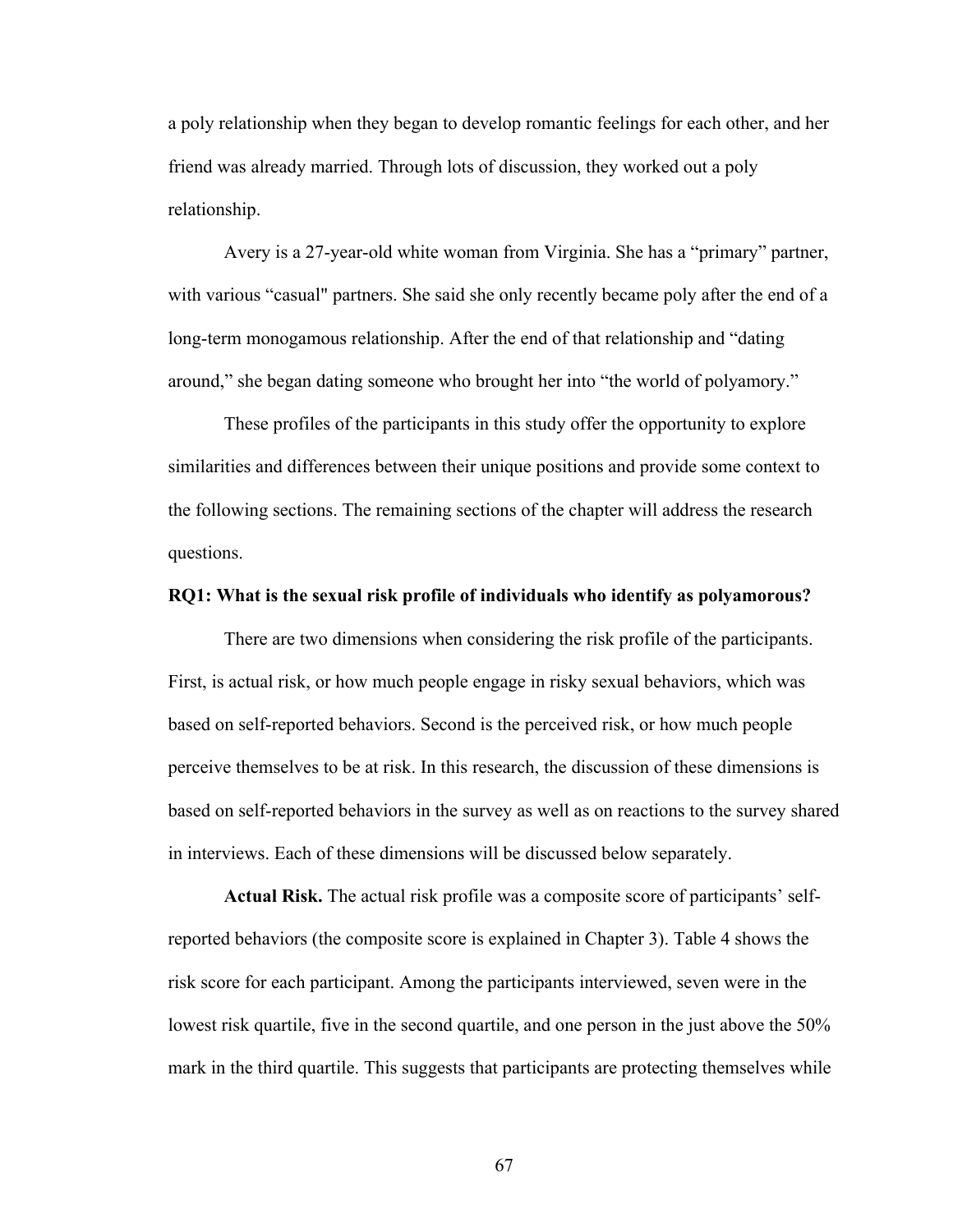a poly relationship when they began to develop romantic feelings for each other, and her friend was already married. Through lots of discussion, they worked out a poly relationship.

Avery is a 27-year-old white woman from Virginia. She has a “primary” partner, with various “casual" partners. She said she only recently became poly after the end of a long-term monogamous relationship. After the end of that relationship and “dating around,” she began dating someone who brought her into “the world of polyamory.”

These profiles of the participants in this study offer the opportunity to explore similarities and differences between their unique positions and provide some context to the following sections. The remaining sections of the chapter will address the research questions.

**RQ1: What is the sexual risk profile of individuals who identify as polyamorous?**

There are two dimensions when considering the risk profile of the participants. First, is actual risk, or how much people engage in risky sexual behaviors, which was based on self-reported behaviors. Second is the perceived risk, or how much people perceive themselves to be at risk. In this research, the discussion of these dimensions is based on self-reported behaviors in the survey as well as on reactions to the survey shared in interviews. Each of these dimensions will be discussed below separately.

**Actual Risk.** The actual risk profile was a composite score of participants’ self-reported behaviors (the composite score is explained in Chapter 3). Table 4 shows the risk score for each participant. Among the participants interviewed, seven were in the lowest risk quartile, five in the second quartile, and one person in the just above the 50% mark in the third quartile. This suggests that participants are protecting themselves while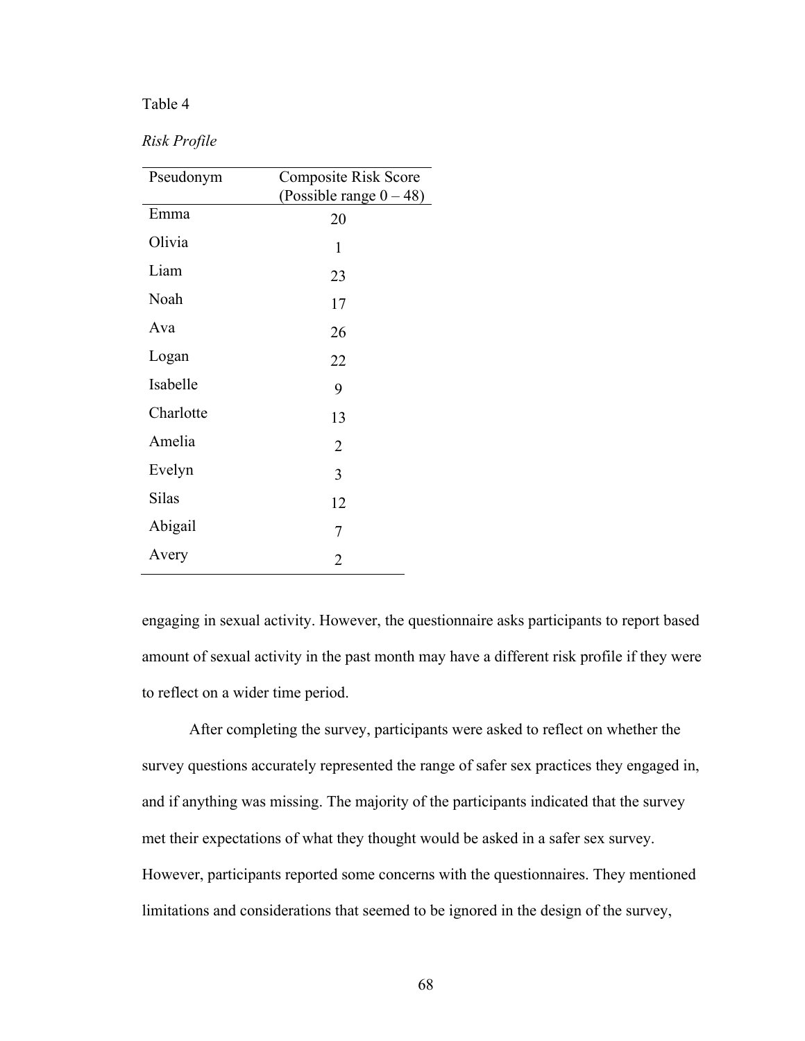Table 4

*Risk Profile*

| Pseudonym | Composite Risk Score (Possible range 0 – 48) |
|---|---|
| Emma | 20 |
| Olivia | 1 |
| Liam | 23 |
| Noah | 17 |
| Ava | 26 |
| Logan | 22 |
| Isabelle | 9 |
| Charlotte | 13 |
| Amelia | 2 |
| Evelyn | 3 |
| Silas | 12 |
| Abigail | 7 |
| Avery | 2 |

engaging in sexual activity. However, the questionnaire asks participants to report based amount of sexual activity in the past month may have a different risk profile if they were to reflect on a wider time period.

After completing the survey, participants were asked to reflect on whether the survey questions accurately represented the range of safer sex practices they engaged in, and if anything was missing. The majority of the participants indicated that the survey met their expectations of what they thought would be asked in a safer sex survey. However, participants reported some concerns with the questionnaires. They mentioned limitations and considerations that seemed to be ignored in the design of the survey,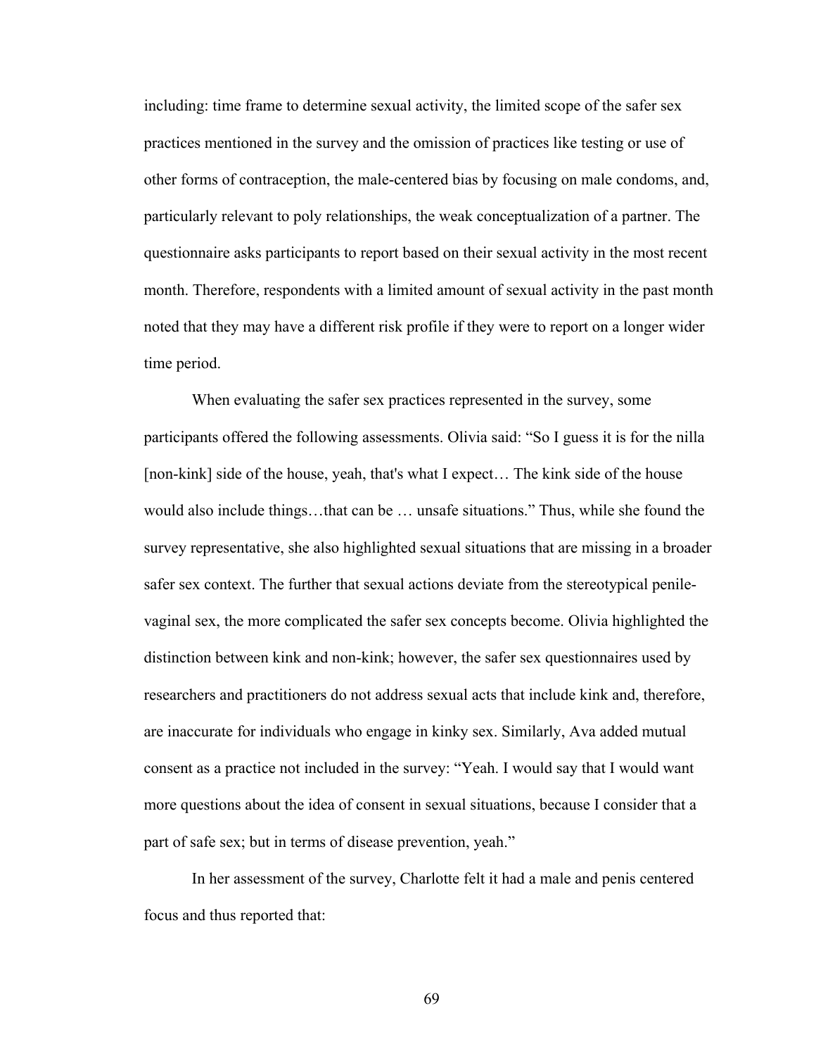including: time frame to determine sexual activity, the limited scope of the safer sex practices mentioned in the survey and the omission of practices like testing or use of other forms of contraception, the male-centered bias by focusing on male condoms, and, particularly relevant to poly relationships, the weak conceptualization of a partner. The questionnaire asks participants to report based on their sexual activity in the most recent month. Therefore, respondents with a limited amount of sexual activity in the past month noted that they may have a different risk profile if they were to report on a longer wider time period.

When evaluating the safer sex practices represented in the survey, some participants offered the following assessments. Olivia said: "So I guess it is for the nilla [non-kink] side of the house, yeah, that's what I expect… The kink side of the house would also include things…that can be … unsafe situations." Thus, while she found the survey representative, she also highlighted sexual situations that are missing in a broader safer sex context. The further that sexual actions deviate from the stereotypical penile-vaginal sex, the more complicated the safer sex concepts become. Olivia highlighted the distinction between kink and non-kink; however, the safer sex questionnaires used by researchers and practitioners do not address sexual acts that include kink and, therefore, are inaccurate for individuals who engage in kinky sex. Similarly, Ava added mutual consent as a practice not included in the survey: "Yeah. I would say that I would want more questions about the idea of consent in sexual situations, because I consider that a part of safe sex; but in terms of disease prevention, yeah."

In her assessment of the survey, Charlotte felt it had a male and penis centered focus and thus reported that: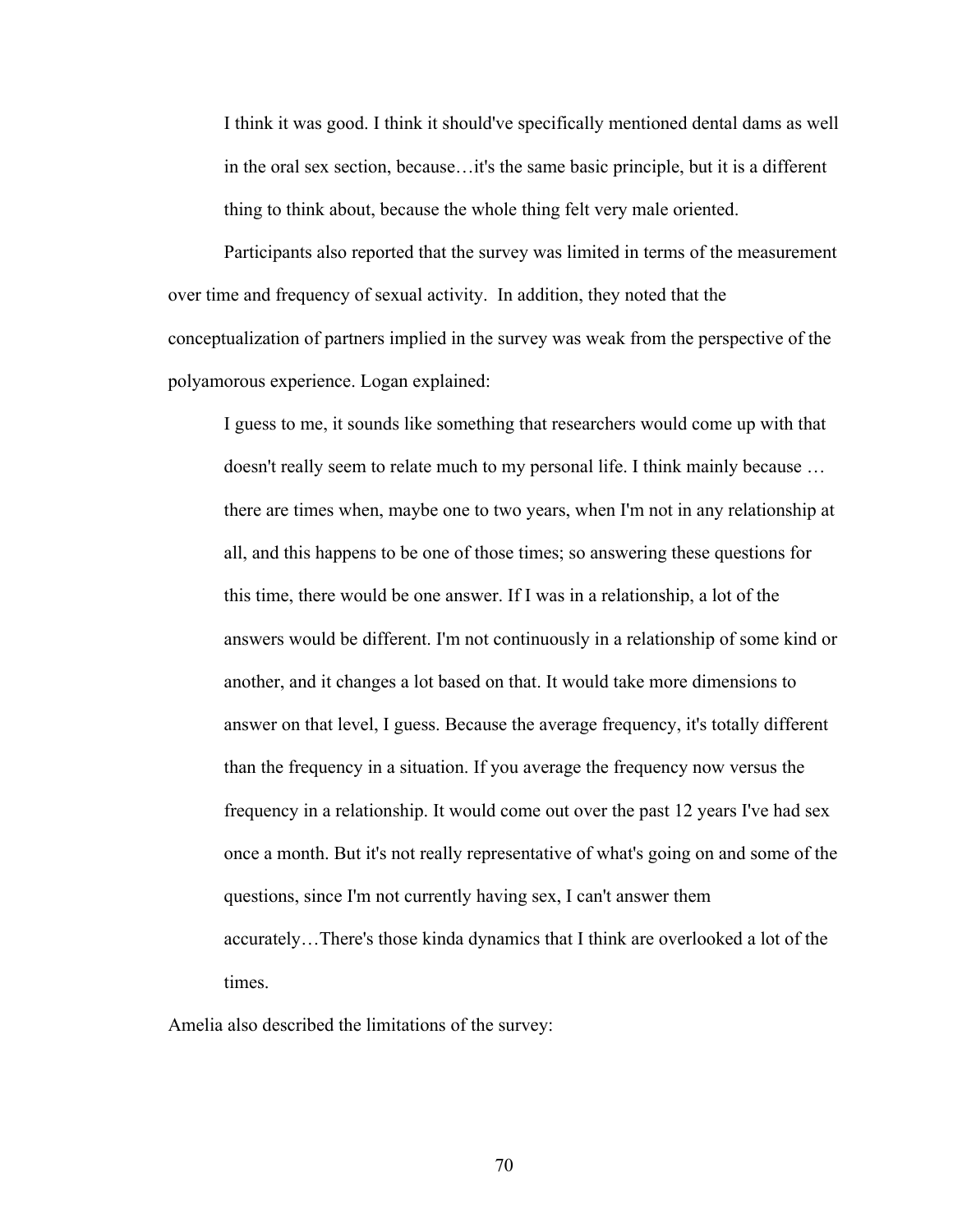> I think it was good. I think it should've specifically mentioned dental dams as well in the oral sex section, because…it's the same basic principle, but it is a different thing to think about, because the whole thing felt very male oriented.

Participants also reported that the survey was limited in terms of the measurement over time and frequency of sexual activity. In addition, they noted that the conceptualization of partners implied in the survey was weak from the perspective of the polyamorous experience. Logan explained:

> I guess to me, it sounds like something that researchers would come up with that doesn't really seem to relate much to my personal life. I think mainly because … there are times when, maybe one to two years, when I'm not in any relationship at all, and this happens to be one of those times; so answering these questions for this time, there would be one answer. If I was in a relationship, a lot of the answers would be different. I'm not continuously in a relationship of some kind or another, and it changes a lot based on that. It would take more dimensions to answer on that level, I guess. Because the average frequency, it's totally different than the frequency in a situation. If you average the frequency now versus the frequency in a relationship. It would come out over the past 12 years I've had sex once a month. But it's not really representative of what's going on and some of the questions, since I'm not currently having sex, I can't answer them accurately…There's those kinda dynamics that I think are overlooked a lot of the times.

Amelia also described the limitations of the survey: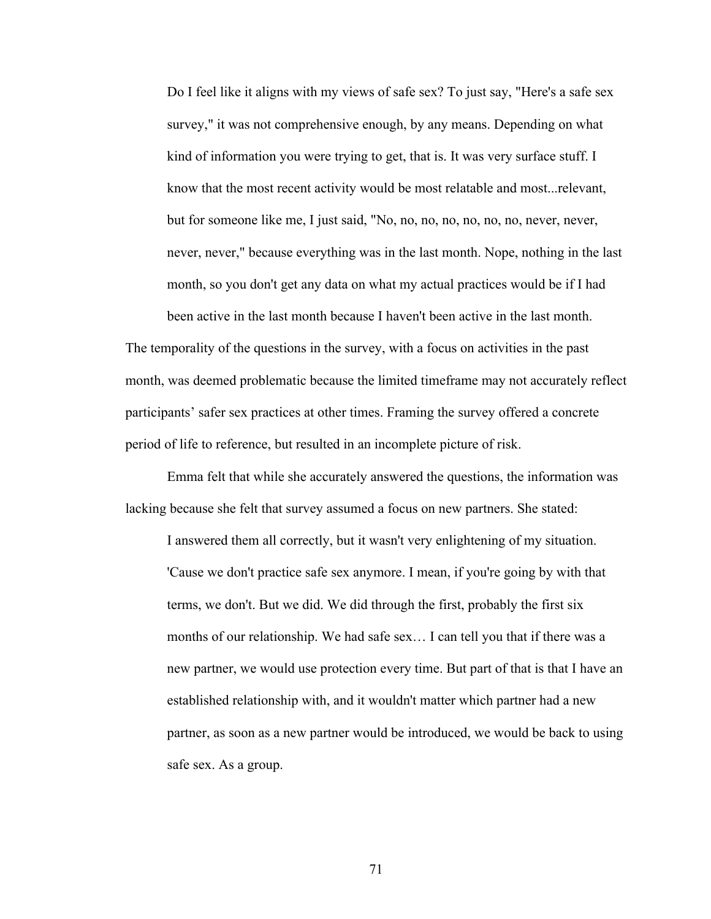> Do I feel like it aligns with my views of safe sex? To just say, "Here's a safe sex survey," it was not comprehensive enough, by any means. Depending on what kind of information you were trying to get, that is. It was very surface stuff. I know that the most recent activity would be most relatable and most...relevant, but for someone like me, I just said, "No, no, no, no, no, no, no, never, never, never, never," because everything was in the last month. Nope, nothing in the last month, so you don't get any data on what my actual practices would be if I had been active in the last month because I haven't been active in the last month.

The temporality of the questions in the survey, with a focus on activities in the past month, was deemed problematic because the limited timeframe may not accurately reflect participants' safer sex practices at other times. Framing the survey offered a concrete period of life to reference, but resulted in an incomplete picture of risk.

Emma felt that while she accurately answered the questions, the information was lacking because she felt that survey assumed a focus on new partners. She stated:

> I answered them all correctly, but it wasn't very enlightening of my situation. 'Cause we don't practice safe sex anymore. I mean, if you're going by with that terms, we don't. But we did. We did through the first, probably the first six months of our relationship. We had safe sex… I can tell you that if there was a new partner, we would use protection every time. But part of that is that I have an established relationship with, and it wouldn't matter which partner had a new partner, as soon as a new partner would be introduced, we would be back to using safe sex. As a group.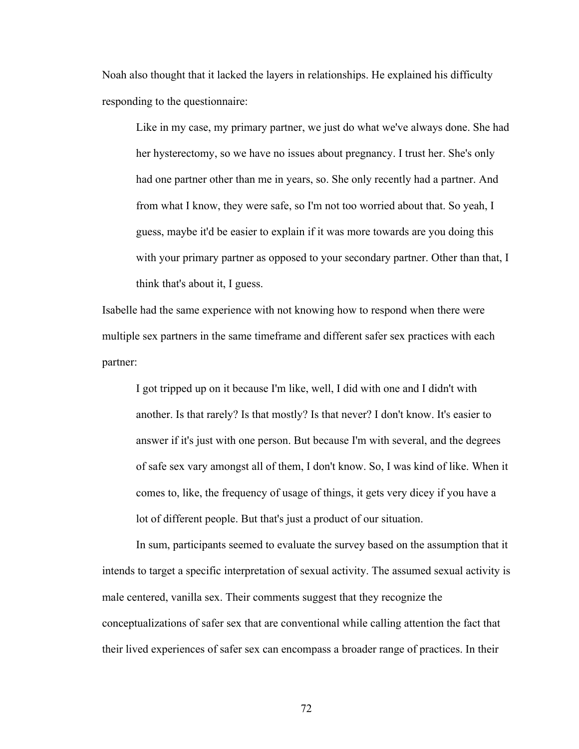Noah also thought that it lacked the layers in relationships. He explained his difficulty responding to the questionnaire:

> Like in my case, my primary partner, we just do what we've always done. She had her hysterectomy, so we have no issues about pregnancy. I trust her. She's only had one partner other than me in years, so. She only recently had a partner. And from what I know, they were safe, so I'm not too worried about that. So yeah, I guess, maybe it'd be easier to explain if it was more towards are you doing this with your primary partner as opposed to your secondary partner. Other than that, I think that's about it, I guess.

Isabelle had the same experience with not knowing how to respond when there were multiple sex partners in the same timeframe and different safer sex practices with each partner:

> I got tripped up on it because I'm like, well, I did with one and I didn't with another. Is that rarely? Is that mostly? Is that never? I don't know. It's easier to answer if it's just with one person. But because I'm with several, and the degrees of safe sex vary amongst all of them, I don't know. So, I was kind of like. When it comes to, like, the frequency of usage of things, it gets very dicey if you have a lot of different people. But that's just a product of our situation.

In sum, participants seemed to evaluate the survey based on the assumption that it intends to target a specific interpretation of sexual activity. The assumed sexual activity is male centered, vanilla sex. Their comments suggest that they recognize the conceptualizations of safer sex that are conventional while calling attention the fact that their lived experiences of safer sex can encompass a broader range of practices. In their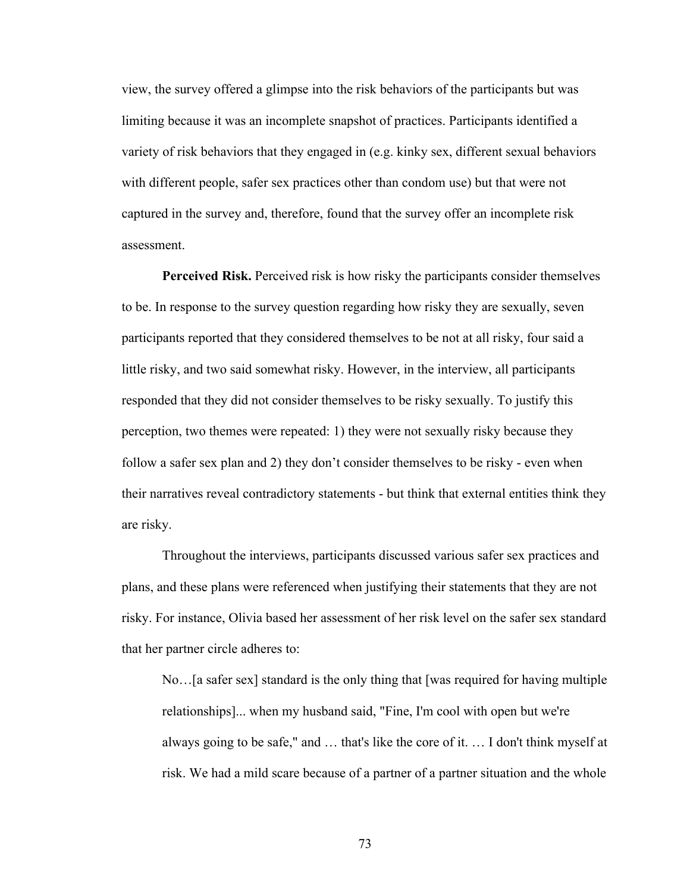view, the survey offered a glimpse into the risk behaviors of the participants but was limiting because it was an incomplete snapshot of practices. Participants identified a variety of risk behaviors that they engaged in (e.g. kinky sex, different sexual behaviors with different people, safer sex practices other than condom use) but that were not captured in the survey and, therefore, found that the survey offer an incomplete risk assessment.

**Perceived Risk.** Perceived risk is how risky the participants consider themselves to be. In response to the survey question regarding how risky they are sexually, seven participants reported that they considered themselves to be not at all risky, four said a little risky, and two said somewhat risky. However, in the interview, all participants responded that they did not consider themselves to be risky sexually. To justify this perception, two themes were repeated: 1) they were not sexually risky because they follow a safer sex plan and 2) they don't consider themselves to be risky - even when their narratives reveal contradictory statements - but think that external entities think they are risky.

Throughout the interviews, participants discussed various safer sex practices and plans, and these plans were referenced when justifying their statements that they are not risky. For instance, Olivia based her assessment of her risk level on the safer sex standard that her partner circle adheres to:

> No…[a safer sex] standard is the only thing that [was required for having multiple relationships]... when my husband said, "Fine, I'm cool with open but we're always going to be safe," and … that's like the core of it. … I don't think myself at risk. We had a mild scare because of a partner of a partner situation and the whole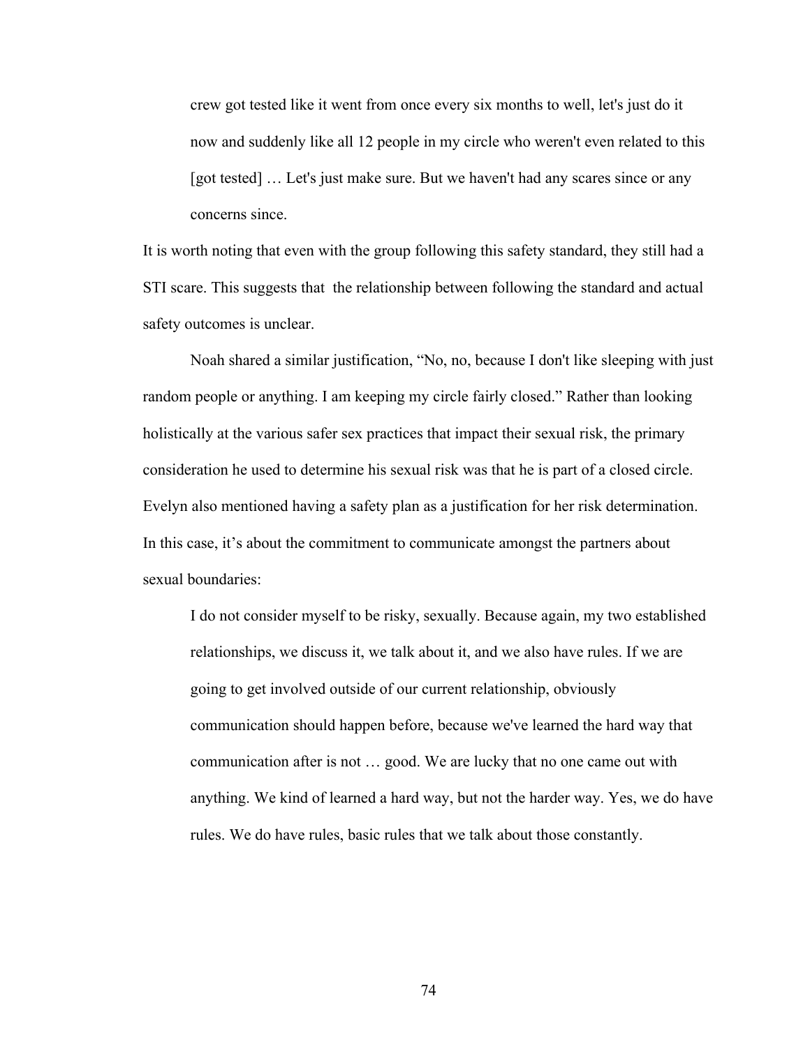> crew got tested like it went from once every six months to well, let's just do it now and suddenly like all 12 people in my circle who weren't even related to this [got tested] … Let's just make sure. But we haven't had any scares since or any concerns since.

It is worth noting that even with the group following this safety standard, they still had a STI scare. This suggests that the relationship between following the standard and actual safety outcomes is unclear.

Noah shared a similar justification, "No, no, because I don't like sleeping with just random people or anything. I am keeping my circle fairly closed." Rather than looking holistically at the various safer sex practices that impact their sexual risk, the primary consideration he used to determine his sexual risk was that he is part of a closed circle. Evelyn also mentioned having a safety plan as a justification for her risk determination. In this case, it's about the commitment to communicate amongst the partners about sexual boundaries:

> I do not consider myself to be risky, sexually. Because again, my two established relationships, we discuss it, we talk about it, and we also have rules. If we are going to get involved outside of our current relationship, obviously communication should happen before, because we've learned the hard way that communication after is not … good. We are lucky that no one came out with anything. We kind of learned a hard way, but not the harder way. Yes, we do have rules. We do have rules, basic rules that we talk about those constantly.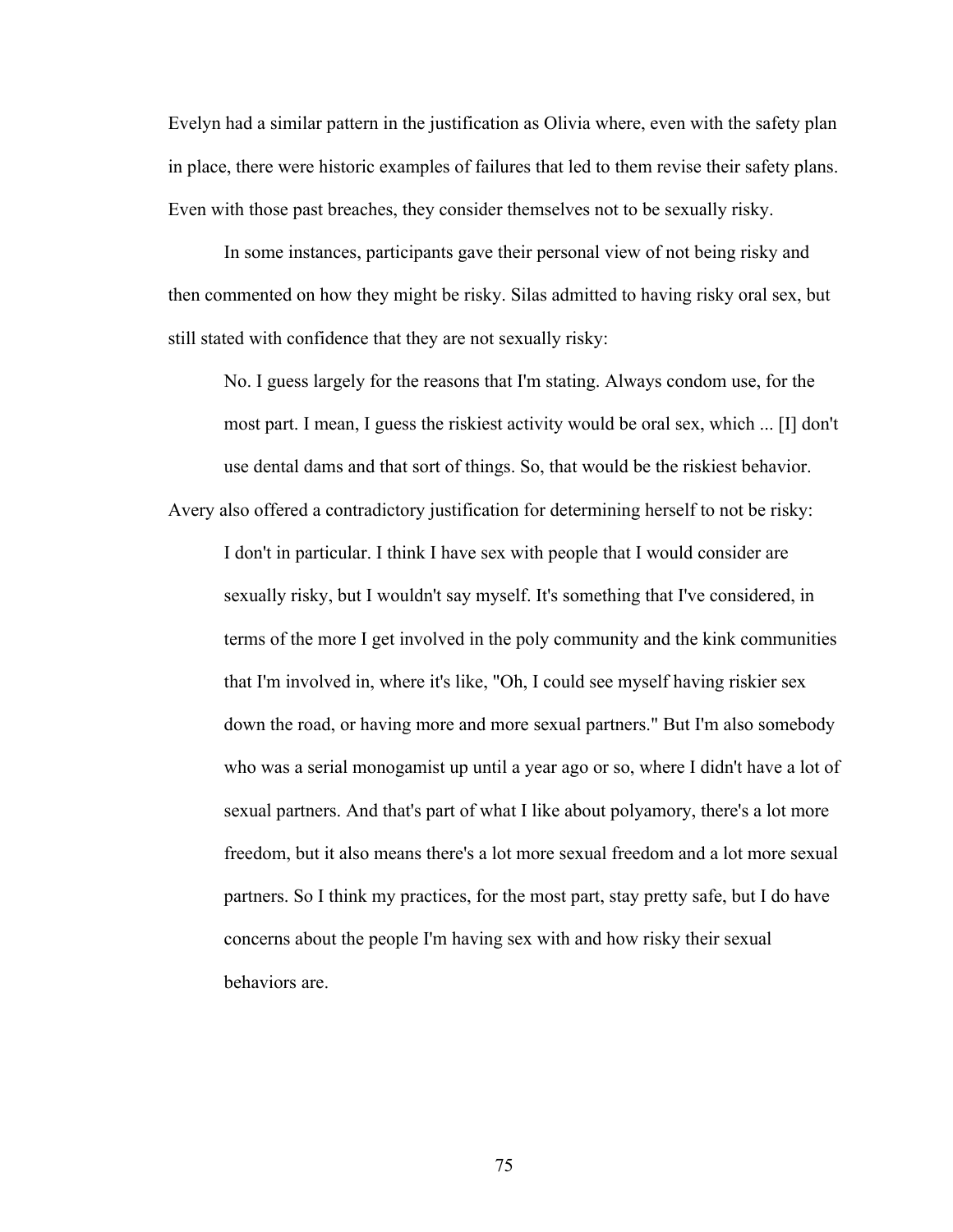Evelyn had a similar pattern in the justification as Olivia where, even with the safety plan in place, there were historic examples of failures that led to them revise their safety plans. Even with those past breaches, they consider themselves not to be sexually risky.

In some instances, participants gave their personal view of not being risky and then commented on how they might be risky. Silas admitted to having risky oral sex, but still stated with confidence that they are not sexually risky:

> No. I guess largely for the reasons that I'm stating. Always condom use, for the most part. I mean, I guess the riskiest activity would be oral sex, which ... [I] don't use dental dams and that sort of things. So, that would be the riskiest behavior.

Avery also offered a contradictory justification for determining herself to not be risky:

> I don't in particular. I think I have sex with people that I would consider are sexually risky, but I wouldn't say myself. It's something that I've considered, in terms of the more I get involved in the poly community and the kink communities that I'm involved in, where it's like, "Oh, I could see myself having riskier sex down the road, or having more and more sexual partners." But I'm also somebody who was a serial monogamist up until a year ago or so, where I didn't have a lot of sexual partners. And that's part of what I like about polyamory, there's a lot more freedom, but it also means there's a lot more sexual freedom and a lot more sexual partners. So I think my practices, for the most part, stay pretty safe, but I do have concerns about the people I'm having sex with and how risky their sexual behaviors are.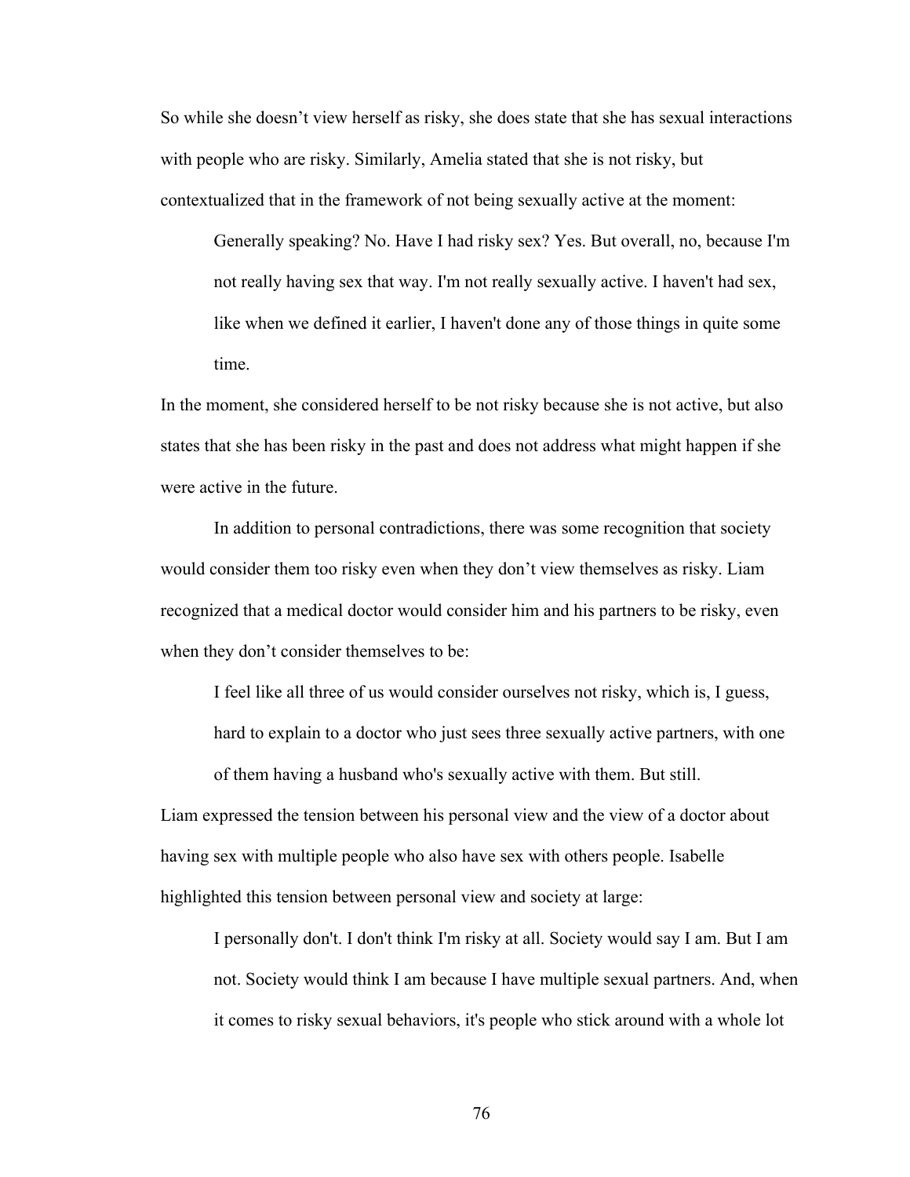So while she doesn't view herself as risky, she does state that she has sexual interactions with people who are risky. Similarly, Amelia stated that she is not risky, but contextualized that in the framework of not being sexually active at the moment:

> Generally speaking? No. Have I had risky sex? Yes. But overall, no, because I'm not really having sex that way. I'm not really sexually active. I haven't had sex, like when we defined it earlier, I haven't done any of those things in quite some time.

In the moment, she considered herself to be not risky because she is not active, but also states that she has been risky in the past and does not address what might happen if she were active in the future.

In addition to personal contradictions, there was some recognition that society would consider them too risky even when they don't view themselves as risky. Liam recognized that a medical doctor would consider him and his partners to be risky, even when they don't consider themselves to be:

> I feel like all three of us would consider ourselves not risky, which is, I guess, hard to explain to a doctor who just sees three sexually active partners, with one of them having a husband who's sexually active with them. But still.

Liam expressed the tension between his personal view and the view of a doctor about having sex with multiple people who also have sex with others people. Isabelle highlighted this tension between personal view and society at large:

> I personally don't. I don't think I'm risky at all. Society would say I am. But I am not. Society would think I am because I have multiple sexual partners. And, when it comes to risky sexual behaviors, it's people who stick around with a whole lot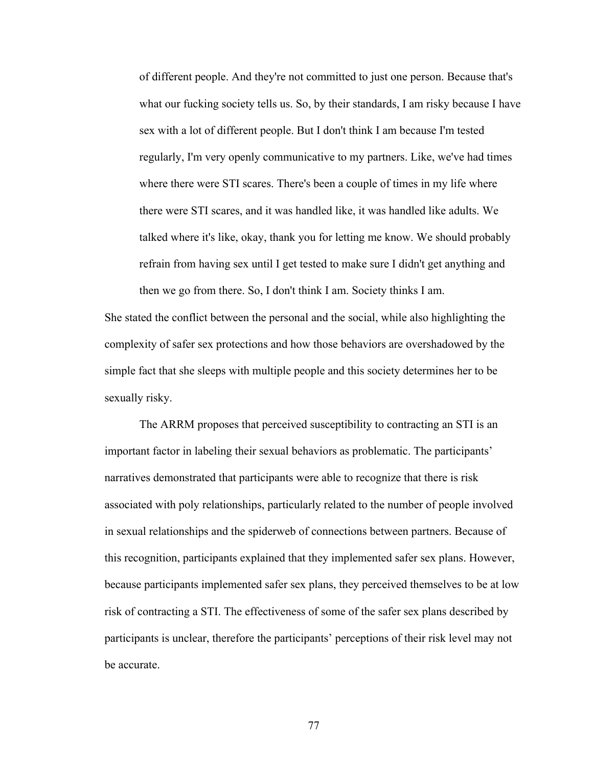> of different people. And they're not committed to just one person. Because that's what our fucking society tells us. So, by their standards, I am risky because I have sex with a lot of different people. But I don't think I am because I'm tested regularly, I'm very openly communicative to my partners. Like, we've had times where there were STI scares. There's been a couple of times in my life where there were STI scares, and it was handled like, it was handled like adults. We talked where it's like, okay, thank you for letting me know. We should probably refrain from having sex until I get tested to make sure I didn't get anything and then we go from there. So, I don't think I am. Society thinks I am.

She stated the conflict between the personal and the social, while also highlighting the complexity of safer sex protections and how those behaviors are overshadowed by the simple fact that she sleeps with multiple people and this society determines her to be sexually risky.

The ARRM proposes that perceived susceptibility to contracting an STI is an important factor in labeling their sexual behaviors as problematic. The participants' narratives demonstrated that participants were able to recognize that there is risk associated with poly relationships, particularly related to the number of people involved in sexual relationships and the spiderweb of connections between partners. Because of this recognition, participants explained that they implemented safer sex plans. However, because participants implemented safer sex plans, they perceived themselves to be at low risk of contracting a STI. The effectiveness of some of the safer sex plans described by participants is unclear, therefore the participants' perceptions of their risk level may not be accurate.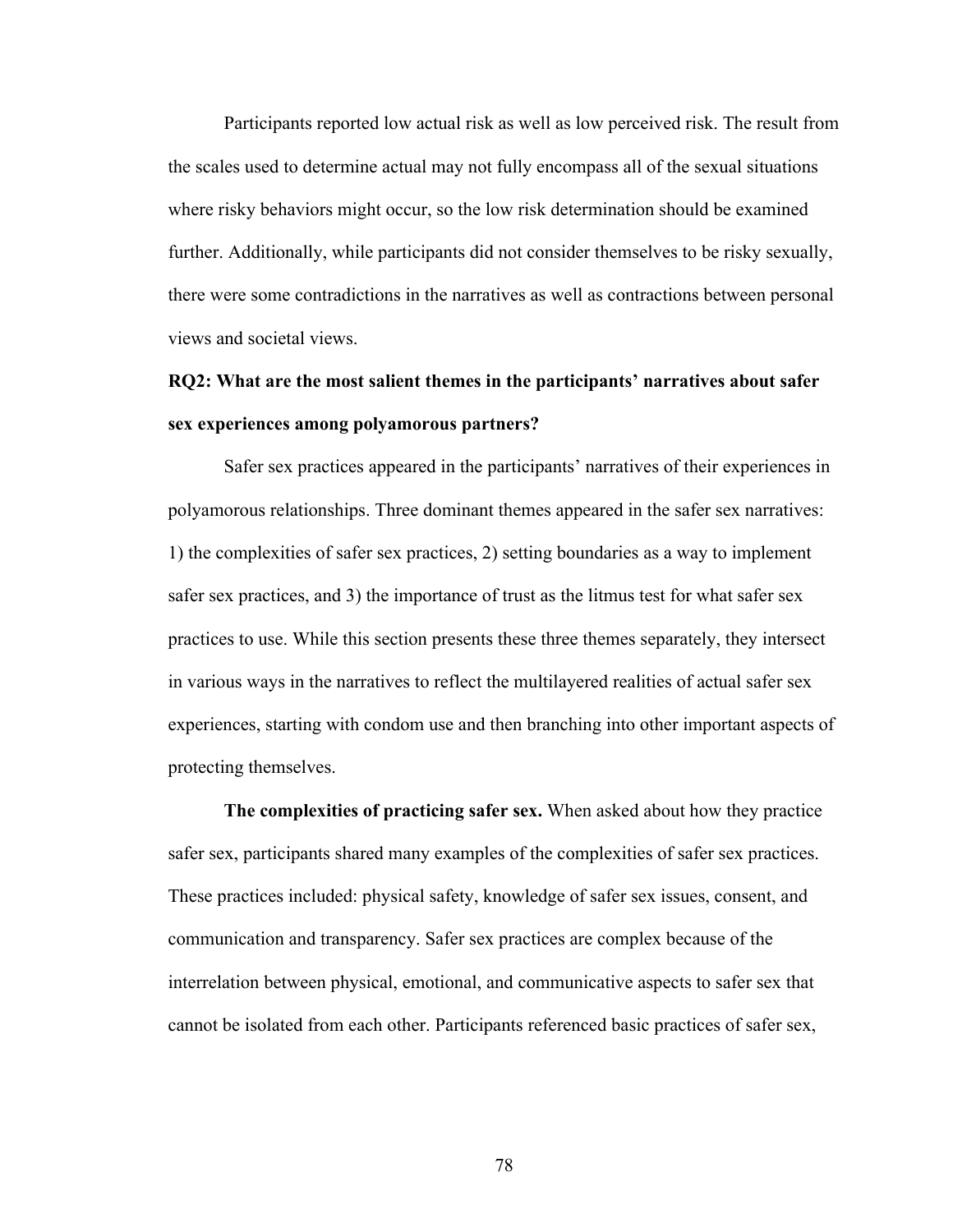Participants reported low actual risk as well as low perceived risk. The result from the scales used to determine actual may not fully encompass all of the sexual situations where risky behaviors might occur, so the low risk determination should be examined further. Additionally, while participants did not consider themselves to be risky sexually, there were some contradictions in the narratives as well as contractions between personal views and societal views.

**RQ2: What are the most salient themes in the participants' narratives about safer sex experiences among polyamorous partners?**

Safer sex practices appeared in the participants' narratives of their experiences in polyamorous relationships. Three dominant themes appeared in the safer sex narratives: 1) the complexities of safer sex practices, 2) setting boundaries as a way to implement safer sex practices, and 3) the importance of trust as the litmus test for what safer sex practices to use. While this section presents these three themes separately, they intersect in various ways in the narratives to reflect the multilayered realities of actual safer sex experiences, starting with condom use and then branching into other important aspects of protecting themselves.

**The complexities of practicing safer sex.** When asked about how they practice safer sex, participants shared many examples of the complexities of safer sex practices. These practices included: physical safety, knowledge of safer sex issues, consent, and communication and transparency. Safer sex practices are complex because of the interrelation between physical, emotional, and communicative aspects to safer sex that cannot be isolated from each other. Participants referenced basic practices of safer sex,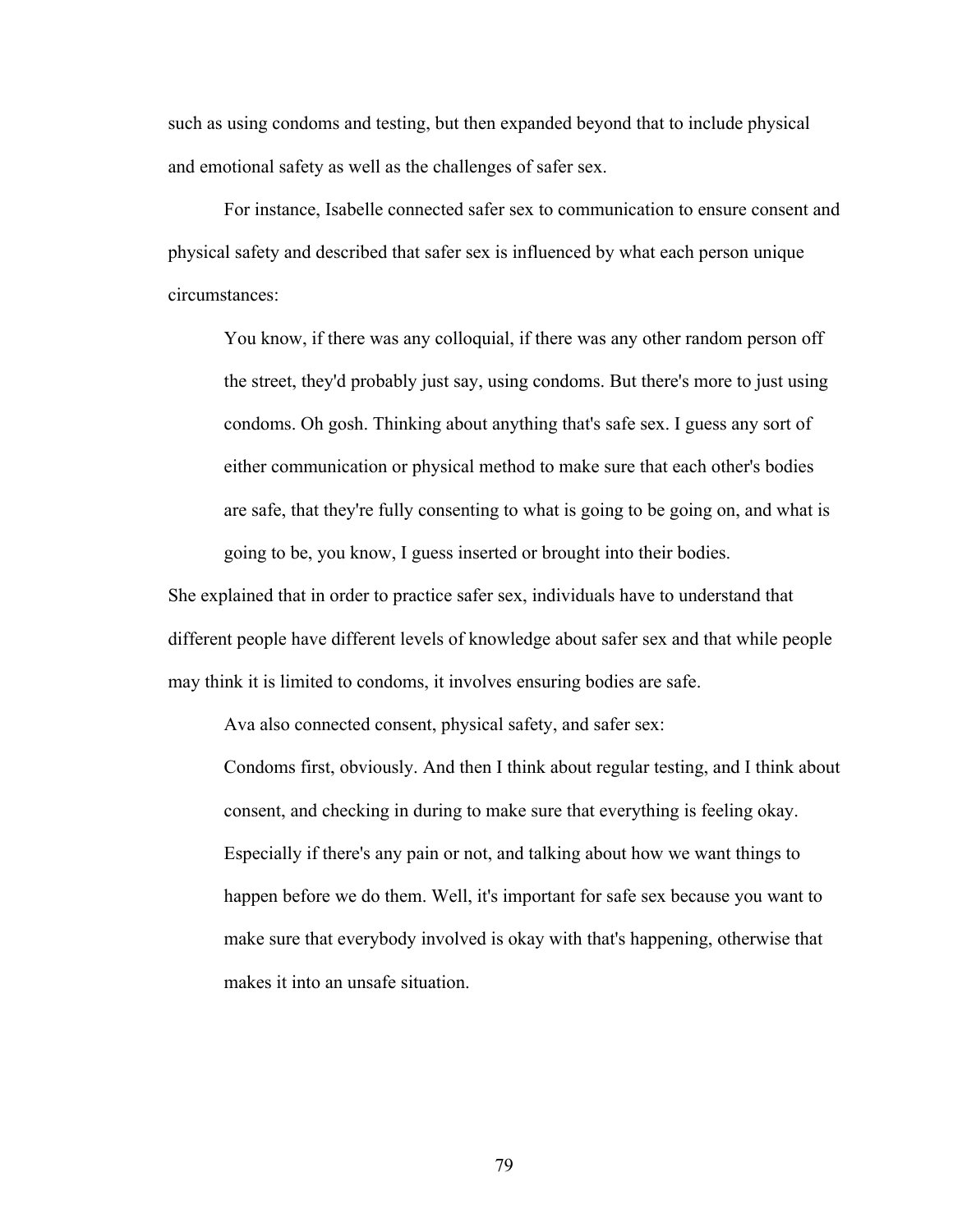such as using condoms and testing, but then expanded beyond that to include physical and emotional safety as well as the challenges of safer sex.

For instance, Isabelle connected safer sex to communication to ensure consent and physical safety and described that safer sex is influenced by what each person unique circumstances:

> You know, if there was any colloquial, if there was any other random person off the street, they'd probably just say, using condoms. But there's more to just using condoms. Oh gosh. Thinking about anything that's safe sex. I guess any sort of either communication or physical method to make sure that each other's bodies are safe, that they're fully consenting to what is going to be going on, and what is going to be, you know, I guess inserted or brought into their bodies.

She explained that in order to practice safer sex, individuals have to understand that different people have different levels of knowledge about safer sex and that while people may think it is limited to condoms, it involves ensuring bodies are safe.

Ava also connected consent, physical safety, and safer sex:

> Condoms first, obviously. And then I think about regular testing, and I think about consent, and checking in during to make sure that everything is feeling okay. Especially if there's any pain or not, and talking about how we want things to happen before we do them. Well, it's important for safe sex because you want to make sure that everybody involved is okay with that's happening, otherwise that makes it into an unsafe situation.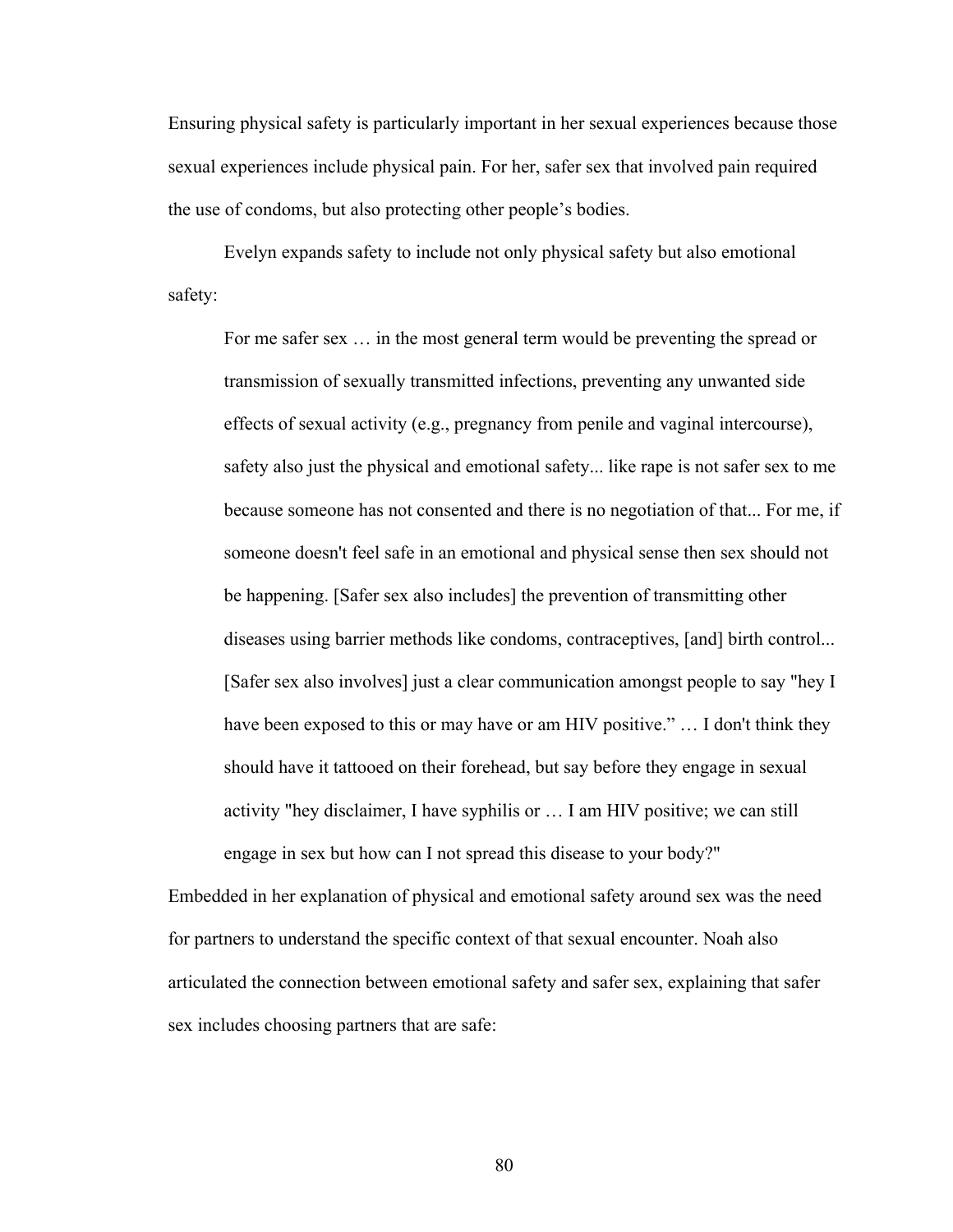Ensuring physical safety is particularly important in her sexual experiences because those sexual experiences include physical pain. For her, safer sex that involved pain required the use of condoms, but also protecting other people's bodies.

Evelyn expands safety to include not only physical safety but also emotional safety:

> For me safer sex … in the most general term would be preventing the spread or transmission of sexually transmitted infections, preventing any unwanted side effects of sexual activity (e.g., pregnancy from penile and vaginal intercourse), safety also just the physical and emotional safety... like rape is not safer sex to me because someone has not consented and there is no negotiation of that... For me, if someone doesn't feel safe in an emotional and physical sense then sex should not be happening. [Safer sex also includes] the prevention of transmitting other diseases using barrier methods like condoms, contraceptives, [and] birth control... [Safer sex also involves] just a clear communication amongst people to say "hey I have been exposed to this or may have or am HIV positive." … I don't think they should have it tattooed on their forehead, but say before they engage in sexual activity "hey disclaimer, I have syphilis or … I am HIV positive; we can still engage in sex but how can I not spread this disease to your body?"

Embedded in her explanation of physical and emotional safety around sex was the need for partners to understand the specific context of that sexual encounter. Noah also articulated the connection between emotional safety and safer sex, explaining that safer sex includes choosing partners that are safe: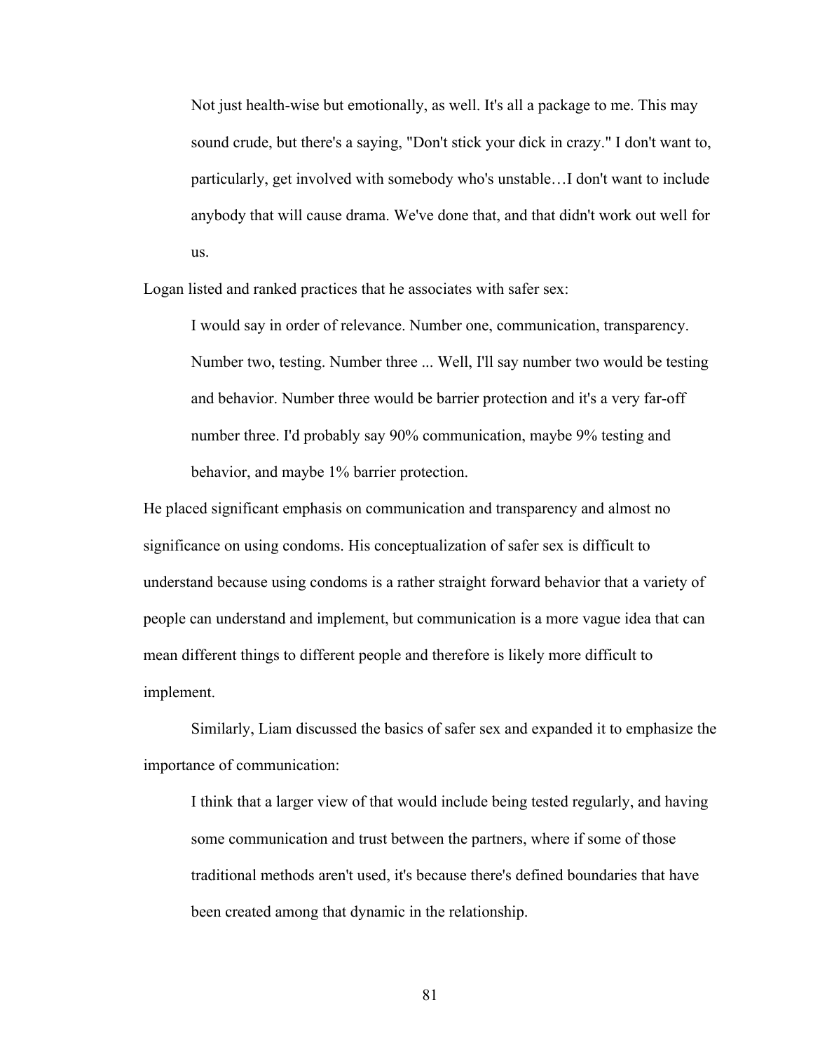> Not just health-wise but emotionally, as well. It's all a package to me. This may sound crude, but there's a saying, "Don't stick your dick in crazy." I don't want to, particularly, get involved with somebody who's unstable…I don't want to include anybody that will cause drama. We've done that, and that didn't work out well for us.

Logan listed and ranked practices that he associates with safer sex:

> I would say in order of relevance. Number one, communication, transparency. Number two, testing. Number three ... Well, I'll say number two would be testing and behavior. Number three would be barrier protection and it's a very far-off number three. I'd probably say 90% communication, maybe 9% testing and behavior, and maybe 1% barrier protection.

He placed significant emphasis on communication and transparency and almost no significance on using condoms. His conceptualization of safer sex is difficult to understand because using condoms is a rather straight forward behavior that a variety of people can understand and implement, but communication is a more vague idea that can mean different things to different people and therefore is likely more difficult to implement.

Similarly, Liam discussed the basics of safer sex and expanded it to emphasize the importance of communication:

> I think that a larger view of that would include being tested regularly, and having some communication and trust between the partners, where if some of those traditional methods aren't used, it's because there's defined boundaries that have been created among that dynamic in the relationship.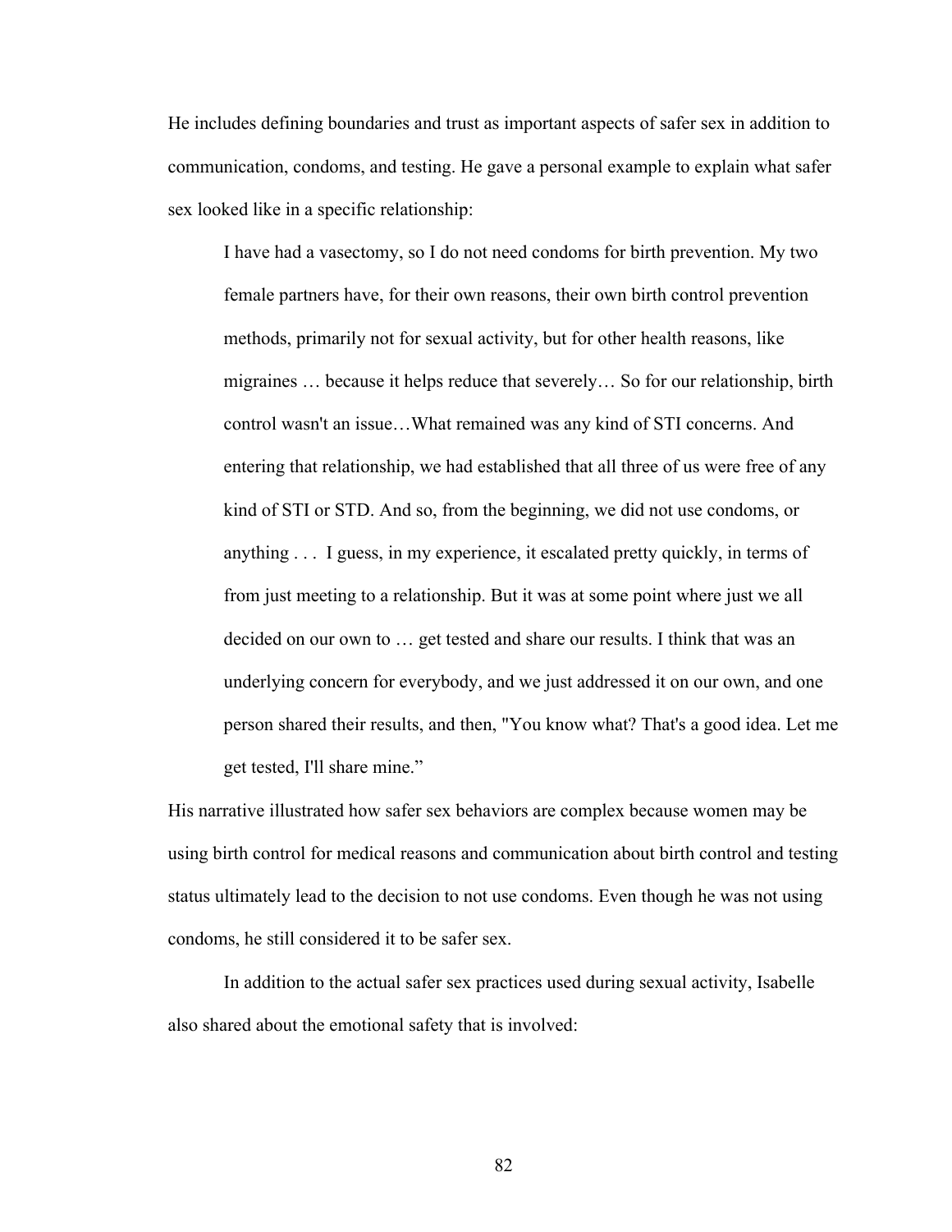He includes defining boundaries and trust as important aspects of safer sex in addition to communication, condoms, and testing. He gave a personal example to explain what safer sex looked like in a specific relationship:

> I have had a vasectomy, so I do not need condoms for birth prevention. My two female partners have, for their own reasons, their own birth control prevention methods, primarily not for sexual activity, but for other health reasons, like migraines … because it helps reduce that severely… So for our relationship, birth control wasn't an issue…What remained was any kind of STI concerns. And entering that relationship, we had established that all three of us were free of any kind of STI or STD. And so, from the beginning, we did not use condoms, or anything . . . I guess, in my experience, it escalated pretty quickly, in terms of from just meeting to a relationship. But it was at some point where just we all decided on our own to … get tested and share our results. I think that was an underlying concern for everybody, and we just addressed it on our own, and one person shared their results, and then, "You know what? That's a good idea. Let me get tested, I'll share mine."

His narrative illustrated how safer sex behaviors are complex because women may be using birth control for medical reasons and communication about birth control and testing status ultimately lead to the decision to not use condoms. Even though he was not using condoms, he still considered it to be safer sex.

In addition to the actual safer sex practices used during sexual activity, Isabelle also shared about the emotional safety that is involved: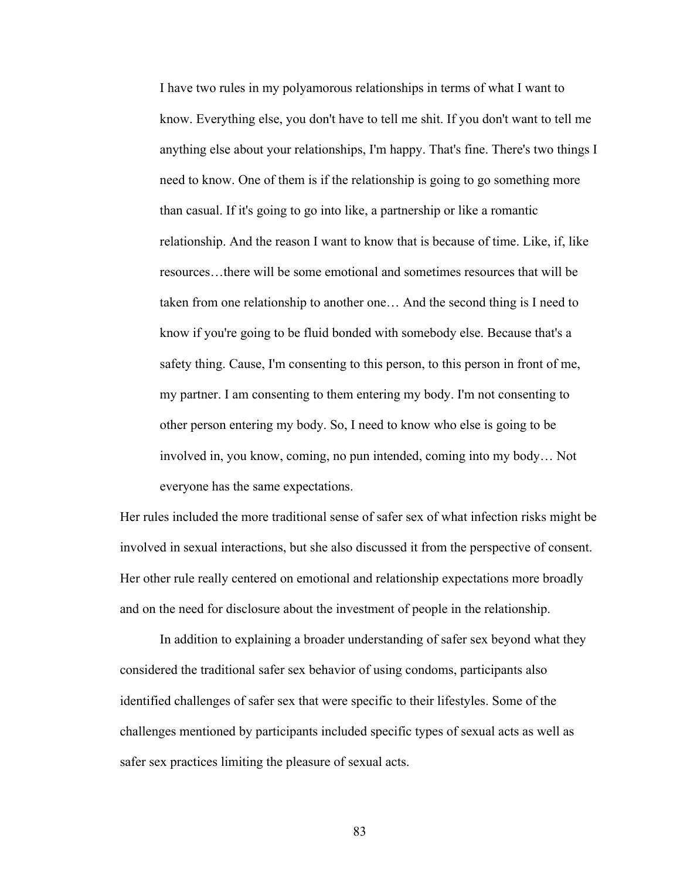> I have two rules in my polyamorous relationships in terms of what I want to know. Everything else, you don't have to tell me shit. If you don't want to tell me anything else about your relationships, I'm happy. That's fine. There's two things I need to know. One of them is if the relationship is going to go something more than casual. If it's going to go into like, a partnership or like a romantic relationship. And the reason I want to know that is because of time. Like, if, like resources…there will be some emotional and sometimes resources that will be taken from one relationship to another one… And the second thing is I need to know if you're going to be fluid bonded with somebody else. Because that's a safety thing. Cause, I'm consenting to this person, to this person in front of me, my partner. I am consenting to them entering my body. I'm not consenting to other person entering my body. So, I need to know who else is going to be involved in, you know, coming, no pun intended, coming into my body… Not everyone has the same expectations.

Her rules included the more traditional sense of safer sex of what infection risks might be involved in sexual interactions, but she also discussed it from the perspective of consent. Her other rule really centered on emotional and relationship expectations more broadly and on the need for disclosure about the investment of people in the relationship.

In addition to explaining a broader understanding of safer sex beyond what they considered the traditional safer sex behavior of using condoms, participants also identified challenges of safer sex that were specific to their lifestyles. Some of the challenges mentioned by participants included specific types of sexual acts as well as safer sex practices limiting the pleasure of sexual acts.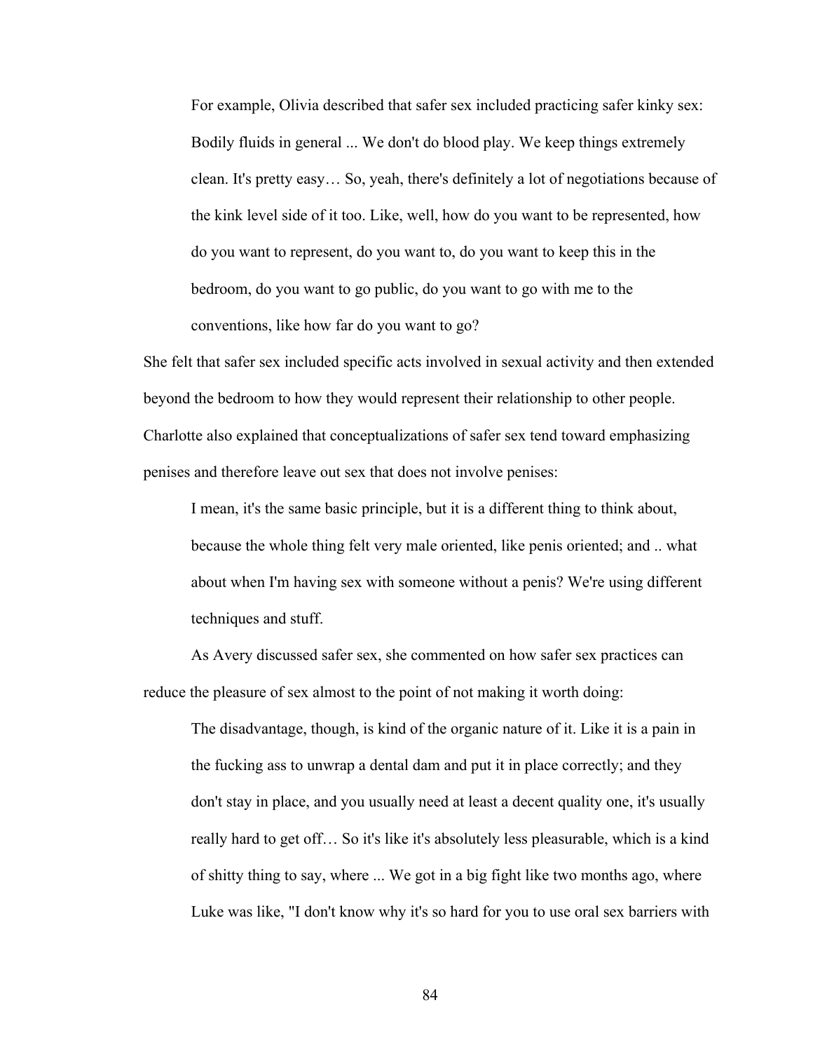For example, Olivia described that safer sex included practicing safer kinky sex:

> Bodily fluids in general ... We don't do blood play. We keep things extremely clean. It's pretty easy… So, yeah, there's definitely a lot of negotiations because of the kink level side of it too. Like, well, how do you want to be represented, how do you want to represent, do you want to, do you want to keep this in the bedroom, do you want to go public, do you want to go with me to the conventions, like how far do you want to go?

She felt that safer sex included specific acts involved in sexual activity and then extended beyond the bedroom to how they would represent their relationship to other people. Charlotte also explained that conceptualizations of safer sex tend toward emphasizing penises and therefore leave out sex that does not involve penises:

> I mean, it's the same basic principle, but it is a different thing to think about, because the whole thing felt very male oriented, like penis oriented; and .. what about when I'm having sex with someone without a penis? We're using different techniques and stuff.

As Avery discussed safer sex, she commented on how safer sex practices can reduce the pleasure of sex almost to the point of not making it worth doing:

> The disadvantage, though, is kind of the organic nature of it. Like it is a pain in the fucking ass to unwrap a dental dam and put it in place correctly; and they don't stay in place, and you usually need at least a decent quality one, it's usually really hard to get off… So it's like it's absolutely less pleasurable, which is a kind of shitty thing to say, where ... We got in a big fight like two months ago, where Luke was like, "I don't know why it's so hard for you to use oral sex barriers with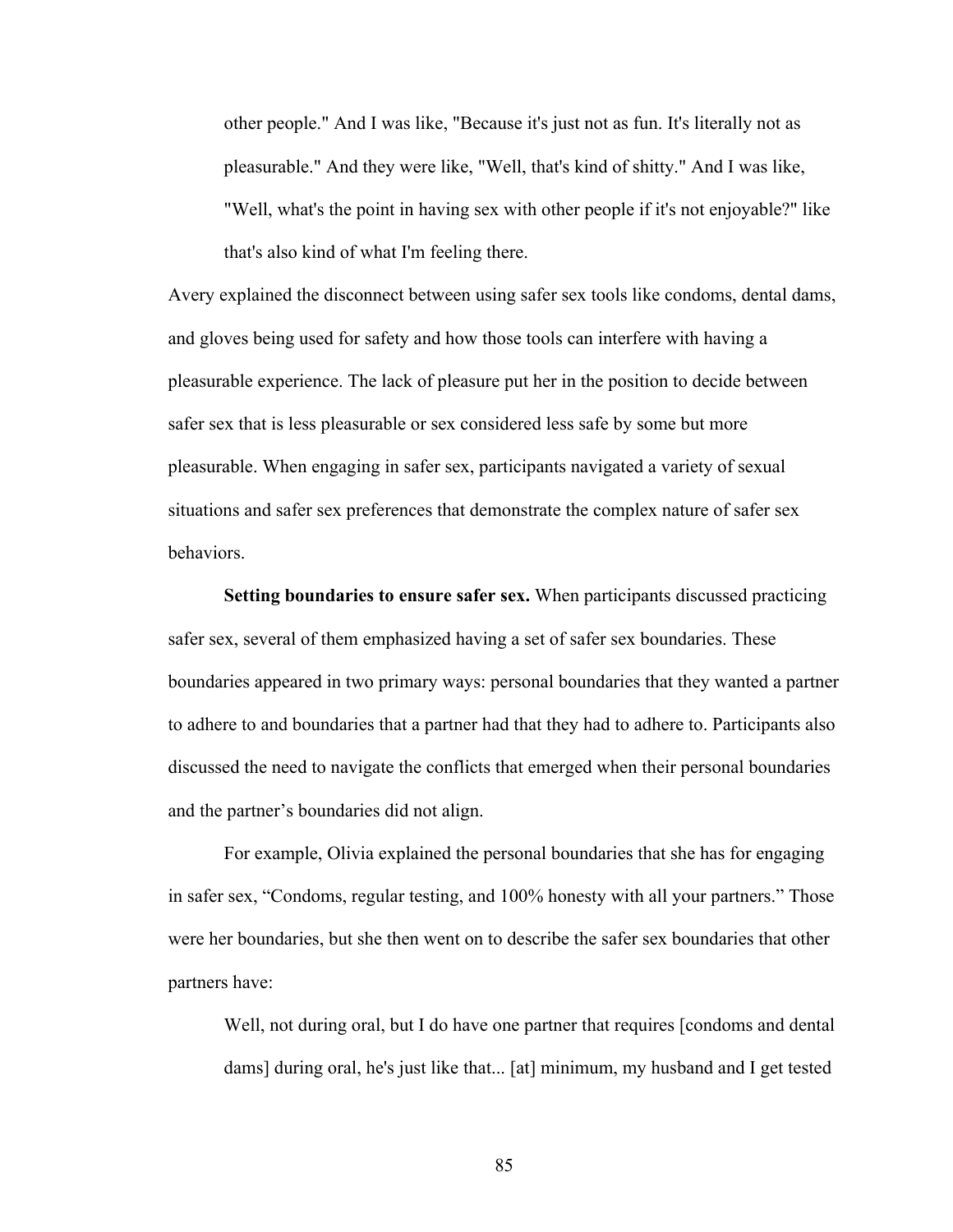> other people." And I was like, "Because it's just not as fun. It's literally not as pleasurable." And they were like, "Well, that's kind of shitty." And I was like, "Well, what's the point in having sex with other people if it's not enjoyable?" like that's also kind of what I'm feeling there.

Avery explained the disconnect between using safer sex tools like condoms, dental dams, and gloves being used for safety and how those tools can interfere with having a pleasurable experience. The lack of pleasure put her in the position to decide between safer sex that is less pleasurable or sex considered less safe by some but more pleasurable. When engaging in safer sex, participants navigated a variety of sexual situations and safer sex preferences that demonstrate the complex nature of safer sex behaviors.

**Setting boundaries to ensure safer sex.** When participants discussed practicing safer sex, several of them emphasized having a set of safer sex boundaries. These boundaries appeared in two primary ways: personal boundaries that they wanted a partner to adhere to and boundaries that a partner had that they had to adhere to. Participants also discussed the need to navigate the conflicts that emerged when their personal boundaries and the partner's boundaries did not align.

For example, Olivia explained the personal boundaries that she has for engaging in safer sex, "Condoms, regular testing, and 100% honesty with all your partners." Those were her boundaries, but she then went on to describe the safer sex boundaries that other partners have:

> Well, not during oral, but I do have one partner that requires [condoms and dental dams] during oral, he's just like that... [at] minimum, my husband and I get tested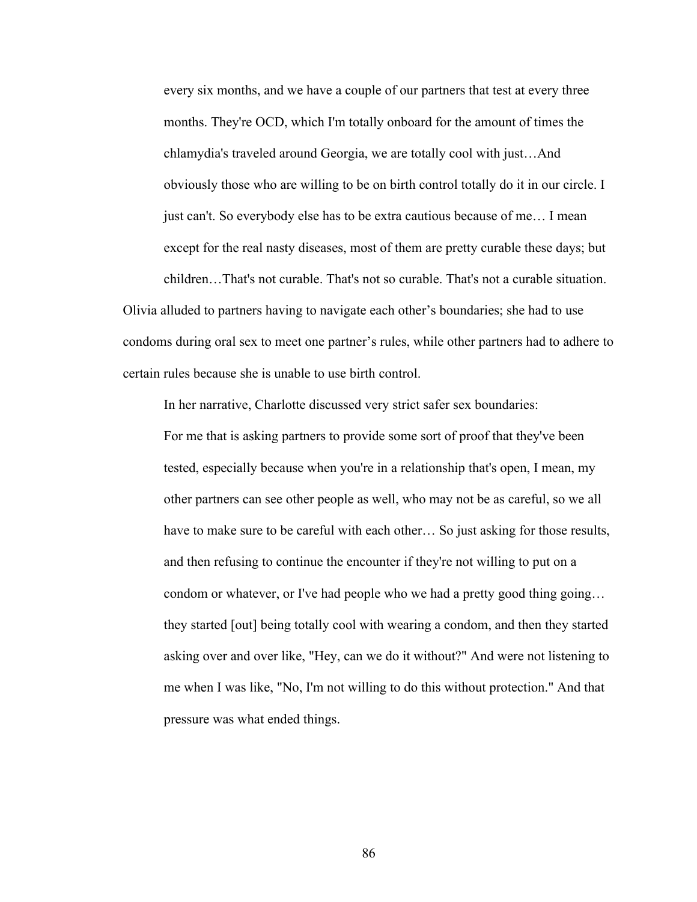> every six months, and we have a couple of our partners that test at every three months. They're OCD, which I'm totally onboard for the amount of times the chlamydia's traveled around Georgia, we are totally cool with just…And obviously those who are willing to be on birth control totally do it in our circle. I just can't. So everybody else has to be extra cautious because of me… I mean except for the real nasty diseases, most of them are pretty curable these days; but children…That's not curable. That's not so curable. That's not a curable situation.

Olivia alluded to partners having to navigate each other's boundaries; she had to use condoms during oral sex to meet one partner's rules, while other partners had to adhere to certain rules because she is unable to use birth control.

In her narrative, Charlotte discussed very strict safer sex boundaries:

> For me that is asking partners to provide some sort of proof that they've been tested, especially because when you're in a relationship that's open, I mean, my other partners can see other people as well, who may not be as careful, so we all have to make sure to be careful with each other… So just asking for those results, and then refusing to continue the encounter if they're not willing to put on a condom or whatever, or I've had people who we had a pretty good thing going… they started [out] being totally cool with wearing a condom, and then they started asking over and over like, "Hey, can we do it without?" And were not listening to me when I was like, "No, I'm not willing to do this without protection." And that pressure was what ended things.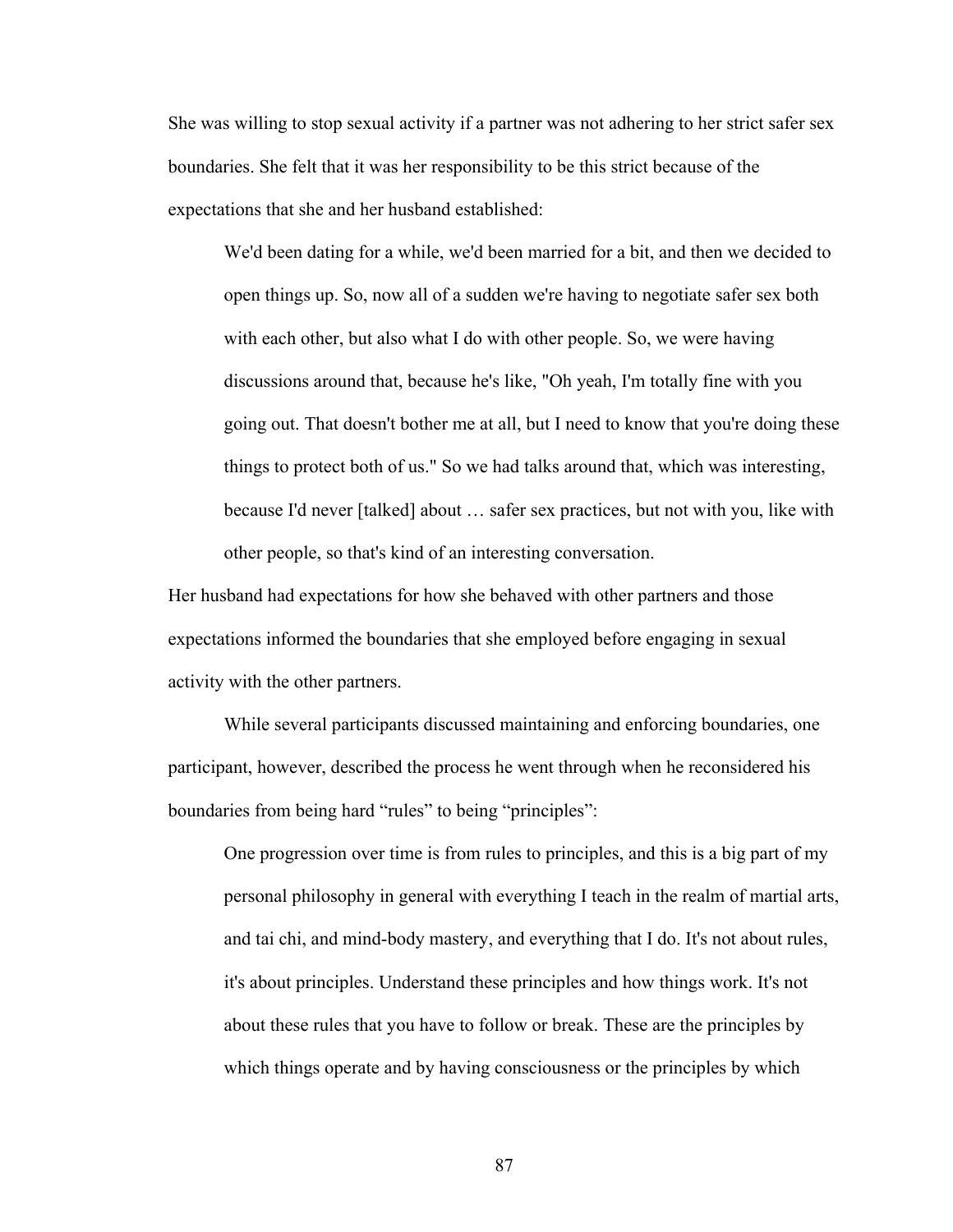She was willing to stop sexual activity if a partner was not adhering to her strict safer sex boundaries. She felt that it was her responsibility to be this strict because of the expectations that she and her husband established:

> We'd been dating for a while, we'd been married for a bit, and then we decided to open things up. So, now all of a sudden we're having to negotiate safer sex both with each other, but also what I do with other people. So, we were having discussions around that, because he's like, "Oh yeah, I'm totally fine with you going out. That doesn't bother me at all, but I need to know that you're doing these things to protect both of us." So we had talks around that, which was interesting, because I'd never [talked] about … safer sex practices, but not with you, like with other people, so that's kind of an interesting conversation.

Her husband had expectations for how she behaved with other partners and those expectations informed the boundaries that she employed before engaging in sexual activity with the other partners.

While several participants discussed maintaining and enforcing boundaries, one participant, however, described the process he went through when he reconsidered his boundaries from being hard "rules" to being "principles":

> One progression over time is from rules to principles, and this is a big part of my personal philosophy in general with everything I teach in the realm of martial arts, and tai chi, and mind-body mastery, and everything that I do. It's not about rules, it's about principles. Understand these principles and how things work. It's not about these rules that you have to follow or break. These are the principles by which things operate and by having consciousness or the principles by which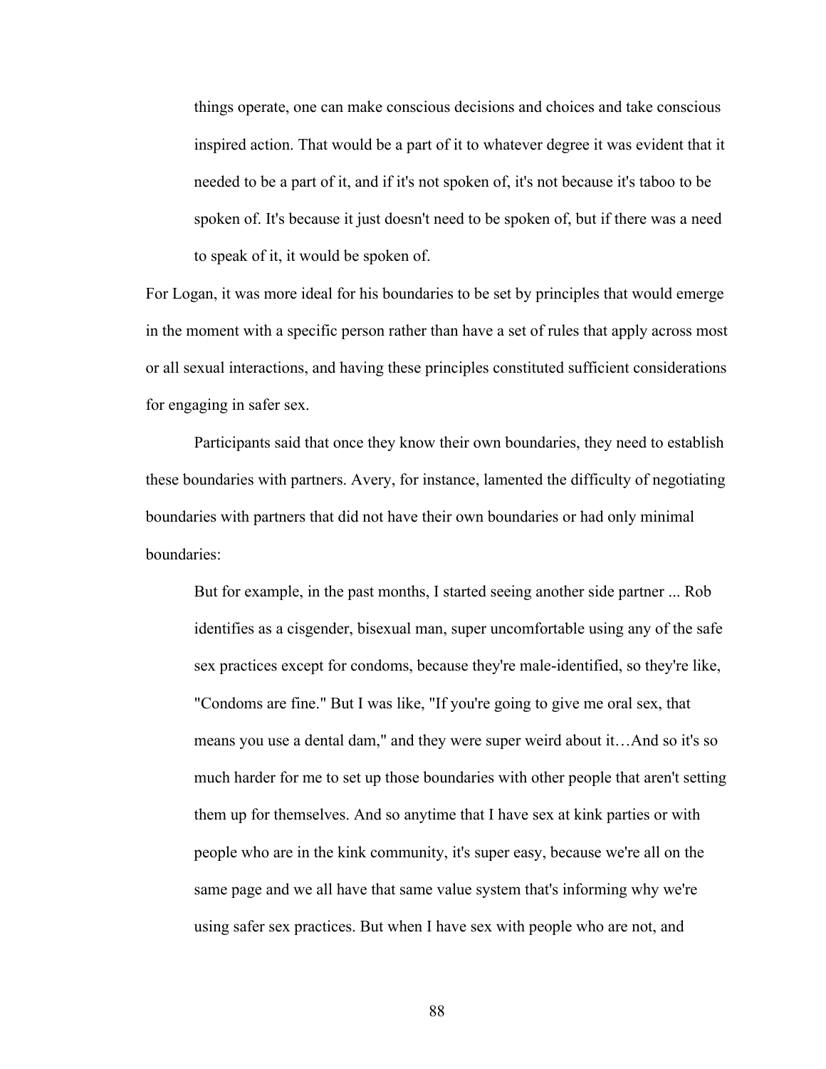> things operate, one can make conscious decisions and choices and take conscious inspired action. That would be a part of it to whatever degree it was evident that it needed to be a part of it, and if it's not spoken of, it's not because it's taboo to be spoken of. It's because it just doesn't need to be spoken of, but if there was a need to speak of it, it would be spoken of.

For Logan, it was more ideal for his boundaries to be set by principles that would emerge in the moment with a specific person rather than have a set of rules that apply across most or all sexual interactions, and having these principles constituted sufficient considerations for engaging in safer sex.

Participants said that once they know their own boundaries, they need to establish these boundaries with partners. Avery, for instance, lamented the difficulty of negotiating boundaries with partners that did not have their own boundaries or had only minimal boundaries:

> But for example, in the past months, I started seeing another side partner ... Rob identifies as a cisgender, bisexual man, super uncomfortable using any of the safe sex practices except for condoms, because they're male-identified, so they're like, "Condoms are fine." But I was like, "If you're going to give me oral sex, that means you use a dental dam," and they were super weird about it…And so it's so much harder for me to set up those boundaries with other people that aren't setting them up for themselves. And so anytime that I have sex at kink parties or with people who are in the kink community, it's super easy, because we're all on the same page and we all have that same value system that's informing why we're using safer sex practices. But when I have sex with people who are not, and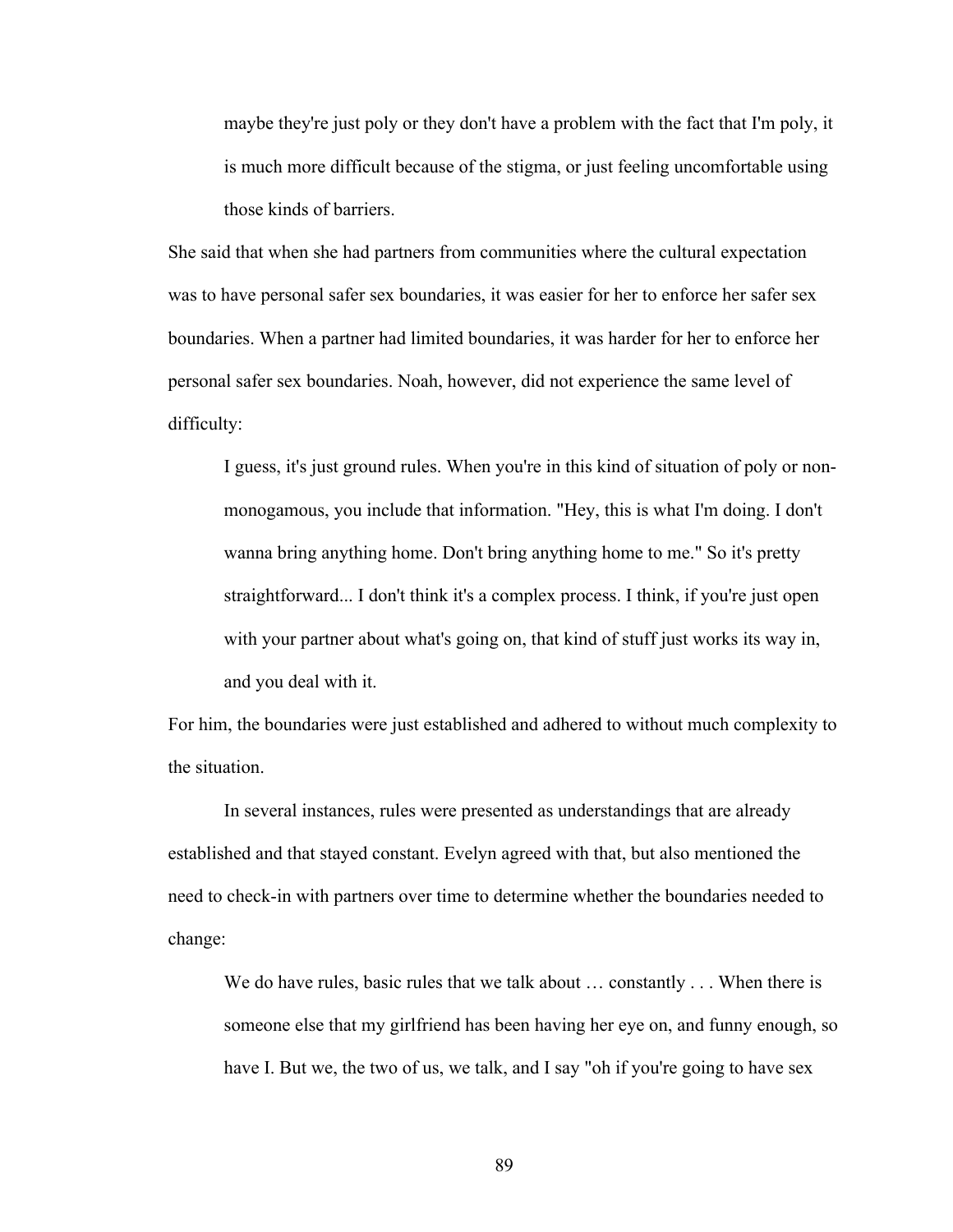> maybe they're just poly or they don't have a problem with the fact that I'm poly, it is much more difficult because of the stigma, or just feeling uncomfortable using those kinds of barriers.

She said that when she had partners from communities where the cultural expectation was to have personal safer sex boundaries, it was easier for her to enforce her safer sex boundaries. When a partner had limited boundaries, it was harder for her to enforce her personal safer sex boundaries. Noah, however, did not experience the same level of difficulty:

> I guess, it's just ground rules. When you're in this kind of situation of poly or non-monogamous, you include that information. "Hey, this is what I'm doing. I don't wanna bring anything home. Don't bring anything home to me." So it's pretty straightforward... I don't think it's a complex process. I think, if you're just open with your partner about what's going on, that kind of stuff just works its way in, and you deal with it.

For him, the boundaries were just established and adhered to without much complexity to the situation.

In several instances, rules were presented as understandings that are already established and that stayed constant. Evelyn agreed with that, but also mentioned the need to check-in with partners over time to determine whether the boundaries needed to change:

> We do have rules, basic rules that we talk about … constantly . . . When there is someone else that my girlfriend has been having her eye on, and funny enough, so have I. But we, the two of us, we talk, and I say "oh if you're going to have sex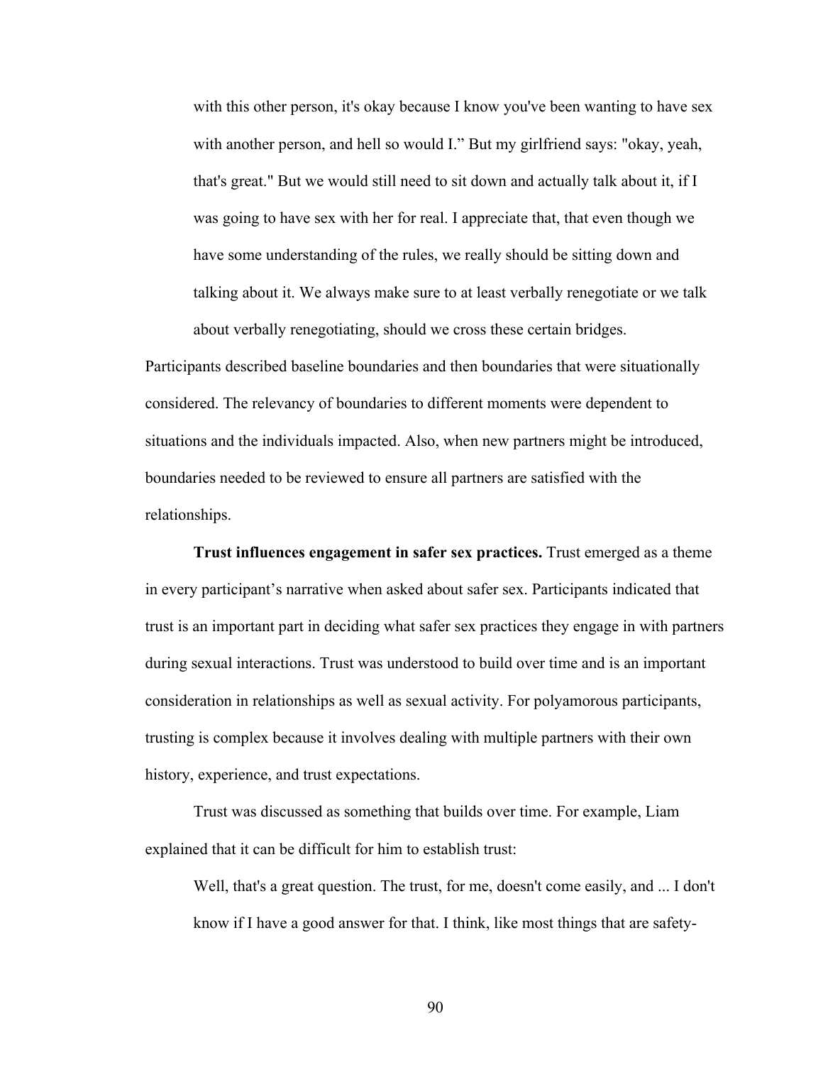> with this other person, it's okay because I know you've been wanting to have sex with another person, and hell so would I." But my girlfriend says: "okay, yeah, that's great." But we would still need to sit down and actually talk about it, if I was going to have sex with her for real. I appreciate that, that even though we have some understanding of the rules, we really should be sitting down and talking about it. We always make sure to at least verbally renegotiate or we talk about verbally renegotiating, should we cross these certain bridges.

Participants described baseline boundaries and then boundaries that were situationally considered. The relevancy of boundaries to different moments were dependent to situations and the individuals impacted. Also, when new partners might be introduced, boundaries needed to be reviewed to ensure all partners are satisfied with the relationships.

**Trust influences engagement in safer sex practices.** Trust emerged as a theme in every participant's narrative when asked about safer sex. Participants indicated that trust is an important part in deciding what safer sex practices they engage in with partners during sexual interactions. Trust was understood to build over time and is an important consideration in relationships as well as sexual activity. For polyamorous participants, trusting is complex because it involves dealing with multiple partners with their own history, experience, and trust expectations.

Trust was discussed as something that builds over time. For example, Liam explained that it can be difficult for him to establish trust:

> Well, that's a great question. The trust, for me, doesn't come easily, and ... I don't know if I have a good answer for that. I think, like most things that are safety-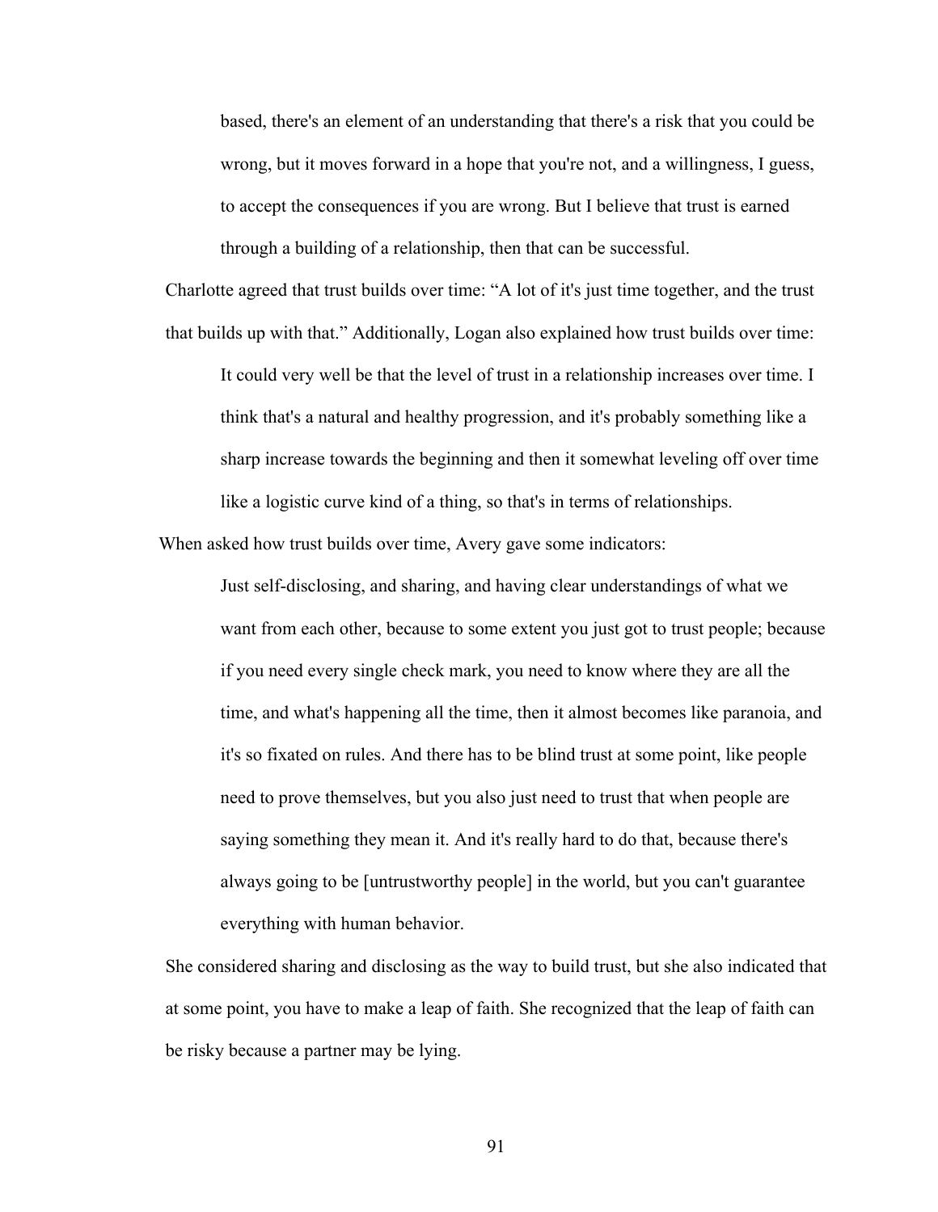> based, there's an element of an understanding that there's a risk that you could be wrong, but it moves forward in a hope that you're not, and a willingness, I guess, to accept the consequences if you are wrong. But I believe that trust is earned through a building of a relationship, then that can be successful.

Charlotte agreed that trust builds over time: "A lot of it's just time together, and the trust that builds up with that." Additionally, Logan also explained how trust builds over time:

> It could very well be that the level of trust in a relationship increases over time. I think that's a natural and healthy progression, and it's probably something like a sharp increase towards the beginning and then it somewhat leveling off over time like a logistic curve kind of a thing, so that's in terms of relationships.

When asked how trust builds over time, Avery gave some indicators:

> Just self-disclosing, and sharing, and having clear understandings of what we want from each other, because to some extent you just got to trust people; because if you need every single check mark, you need to know where they are all the time, and what's happening all the time, then it almost becomes like paranoia, and it's so fixated on rules. And there has to be blind trust at some point, like people need to prove themselves, but you also just need to trust that when people are saying something they mean it. And it's really hard to do that, because there's always going to be [untrustworthy people] in the world, but you can't guarantee everything with human behavior.

She considered sharing and disclosing as the way to build trust, but she also indicated that at some point, you have to make a leap of faith. She recognized that the leap of faith can be risky because a partner may be lying.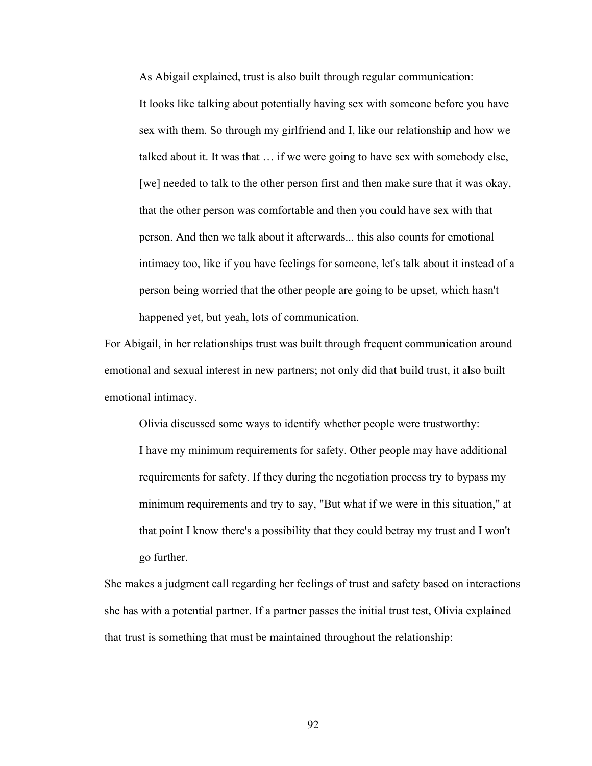As Abigail explained, trust is also built through regular communication:

> It looks like talking about potentially having sex with someone before you have sex with them. So through my girlfriend and I, like our relationship and how we talked about it. It was that … if we were going to have sex with somebody else, [we] needed to talk to the other person first and then make sure that it was okay, that the other person was comfortable and then you could have sex with that person. And then we talk about it afterwards... this also counts for emotional intimacy too, like if you have feelings for someone, let's talk about it instead of a person being worried that the other people are going to be upset, which hasn't happened yet, but yeah, lots of communication.

For Abigail, in her relationships trust was built through frequent communication around emotional and sexual interest in new partners; not only did that build trust, it also built emotional intimacy.

Olivia discussed some ways to identify whether people were trustworthy:

> I have my minimum requirements for safety. Other people may have additional requirements for safety. If they during the negotiation process try to bypass my minimum requirements and try to say, "But what if we were in this situation," at that point I know there's a possibility that they could betray my trust and I won't go further.

She makes a judgment call regarding her feelings of trust and safety based on interactions she has with a potential partner. If a partner passes the initial trust test, Olivia explained that trust is something that must be maintained throughout the relationship: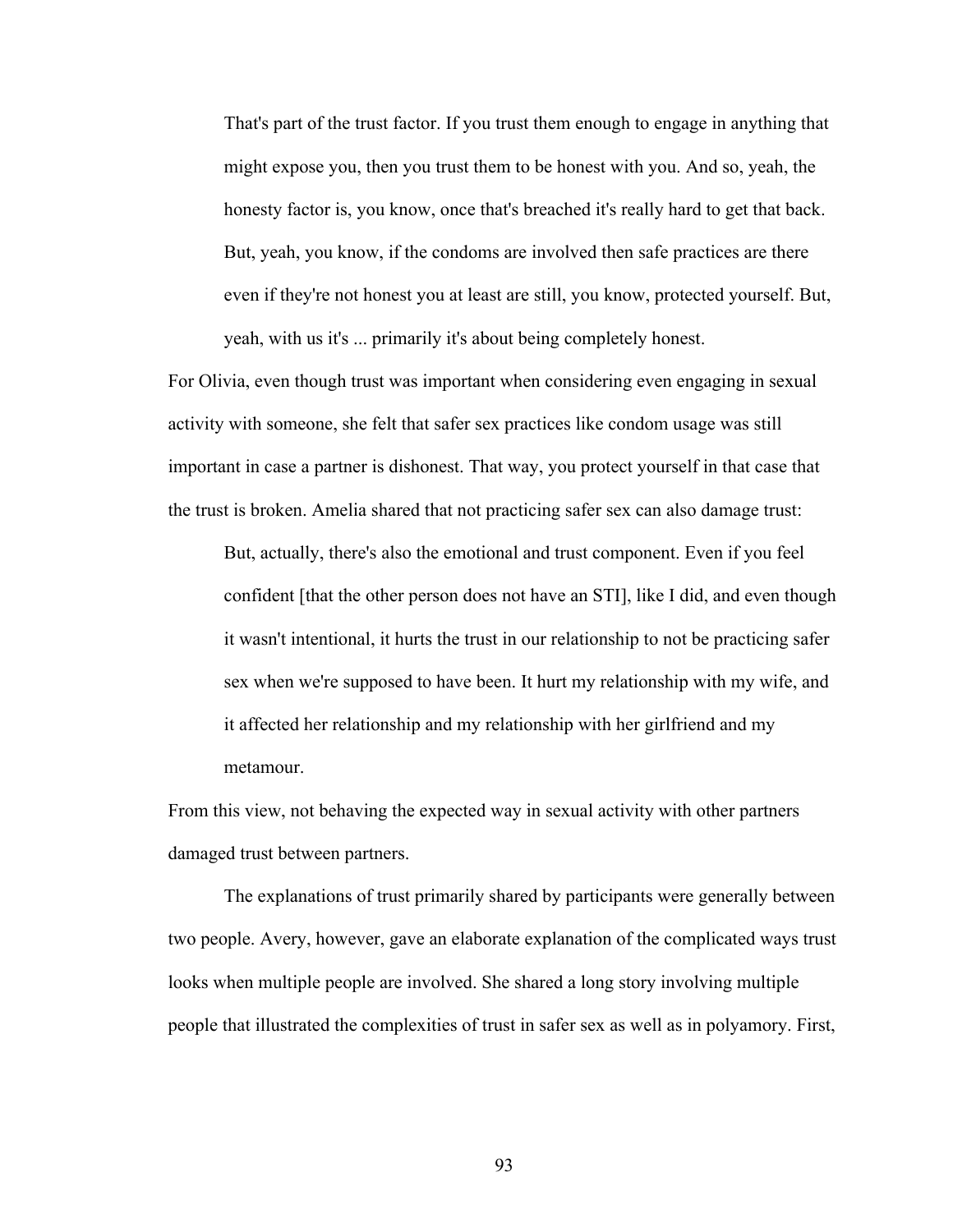> That's part of the trust factor. If you trust them enough to engage in anything that might expose you, then you trust them to be honest with you. And so, yeah, the honesty factor is, you know, once that's breached it's really hard to get that back. But, yeah, you know, if the condoms are involved then safe practices are there even if they're not honest you at least are still, you know, protected yourself. But, yeah, with us it's ... primarily it's about being completely honest.

For Olivia, even though trust was important when considering even engaging in sexual activity with someone, she felt that safer sex practices like condom usage was still important in case a partner is dishonest. That way, you protect yourself in that case that the trust is broken. Amelia shared that not practicing safer sex can also damage trust:

> But, actually, there's also the emotional and trust component. Even if you feel confident [that the other person does not have an STI], like I did, and even though it wasn't intentional, it hurts the trust in our relationship to not be practicing safer sex when we're supposed to have been. It hurt my relationship with my wife, and it affected her relationship and my relationship with her girlfriend and my metamour.

From this view, not behaving the expected way in sexual activity with other partners damaged trust between partners.

The explanations of trust primarily shared by participants were generally between two people. Avery, however, gave an elaborate explanation of the complicated ways trust looks when multiple people are involved. She shared a long story involving multiple people that illustrated the complexities of trust in safer sex as well as in polyamory. First,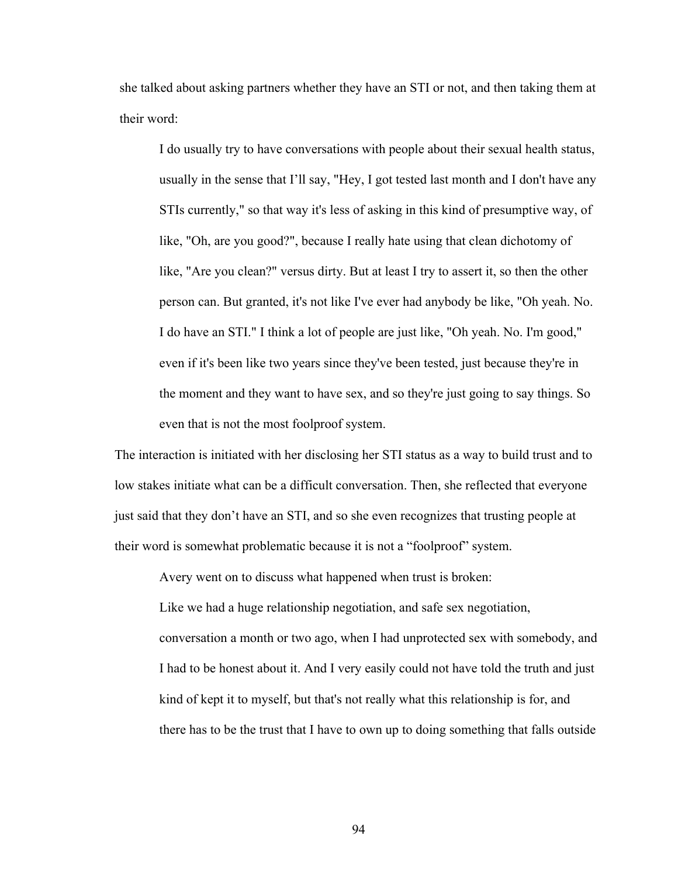she talked about asking partners whether they have an STI or not, and then taking them at their word:

> I do usually try to have conversations with people about their sexual health status, usually in the sense that I'll say, "Hey, I got tested last month and I don't have any STIs currently," so that way it's less of asking in this kind of presumptive way, of like, "Oh, are you good?", because I really hate using that clean dichotomy of like, "Are you clean?" versus dirty. But at least I try to assert it, so then the other person can. But granted, it's not like I've ever had anybody be like, "Oh yeah. No. I do have an STI." I think a lot of people are just like, "Oh yeah. No. I'm good," even if it's been like two years since they've been tested, just because they're in the moment and they want to have sex, and so they're just going to say things. So even that is not the most foolproof system.

The interaction is initiated with her disclosing her STI status as a way to build trust and to low stakes initiate what can be a difficult conversation. Then, she reflected that everyone just said that they don't have an STI, and so she even recognizes that trusting people at their word is somewhat problematic because it is not a "foolproof" system.

Avery went on to discuss what happened when trust is broken:

> Like we had a huge relationship negotiation, and safe sex negotiation, conversation a month or two ago, when I had unprotected sex with somebody, and I had to be honest about it. And I very easily could not have told the truth and just kind of kept it to myself, but that's not really what this relationship is for, and there has to be the trust that I have to own up to doing something that falls outside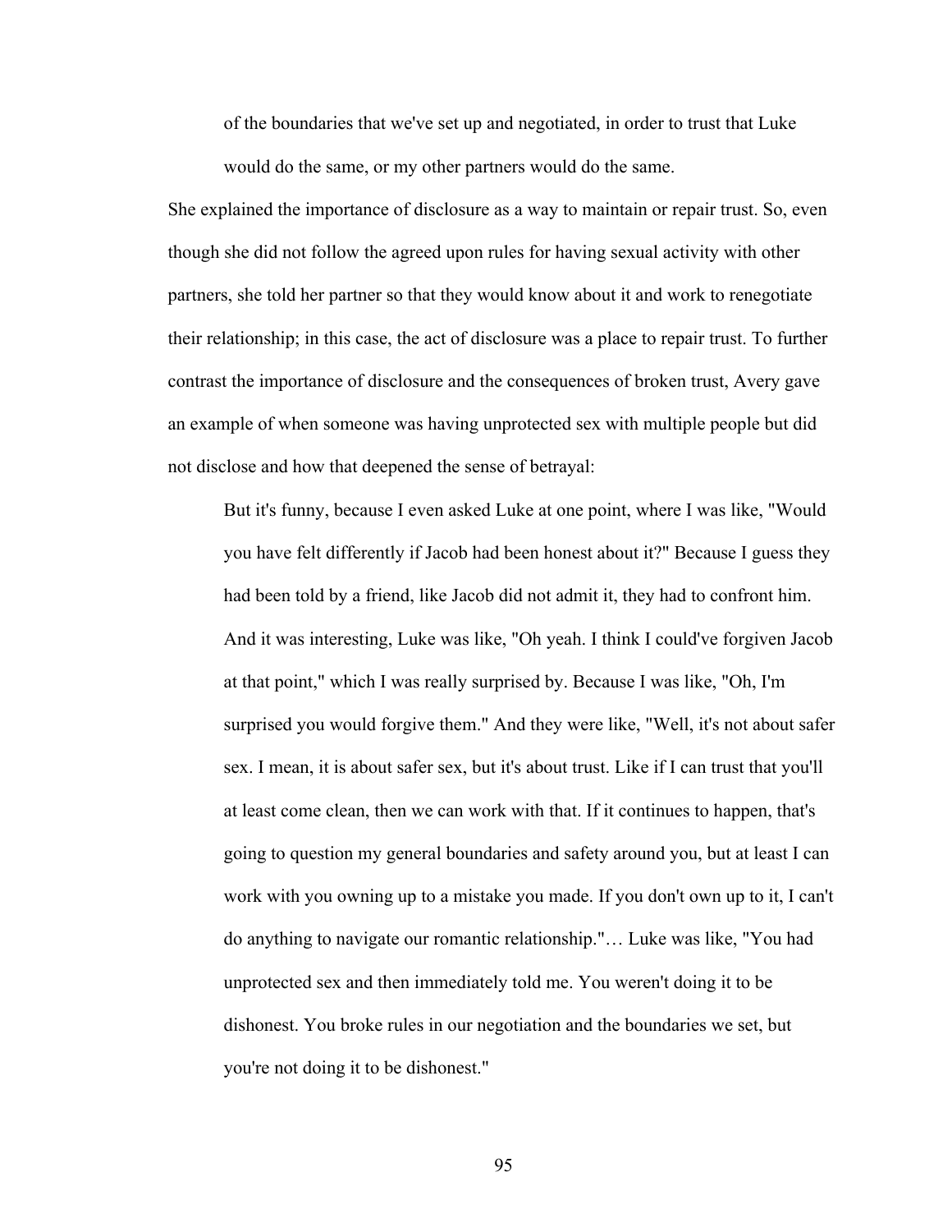> of the boundaries that we've set up and negotiated, in order to trust that Luke would do the same, or my other partners would do the same.

She explained the importance of disclosure as a way to maintain or repair trust. So, even though she did not follow the agreed upon rules for having sexual activity with other partners, she told her partner so that they would know about it and work to renegotiate their relationship; in this case, the act of disclosure was a place to repair trust. To further contrast the importance of disclosure and the consequences of broken trust, Avery gave an example of when someone was having unprotected sex with multiple people but did not disclose and how that deepened the sense of betrayal:

> But it's funny, because I even asked Luke at one point, where I was like, "Would you have felt differently if Jacob had been honest about it?" Because I guess they had been told by a friend, like Jacob did not admit it, they had to confront him. And it was interesting, Luke was like, "Oh yeah. I think I could've forgiven Jacob at that point," which I was really surprised by. Because I was like, "Oh, I'm surprised you would forgive them." And they were like, "Well, it's not about safer sex. I mean, it is about safer sex, but it's about trust. Like if I can trust that you'll at least come clean, then we can work with that. If it continues to happen, that's going to question my general boundaries and safety around you, but at least I can work with you owning up to a mistake you made. If you don't own up to it, I can't do anything to navigate our romantic relationship."… Luke was like, "You had unprotected sex and then immediately told me. You weren't doing it to be dishonest. You broke rules in our negotiation and the boundaries we set, but you're not doing it to be dishonest."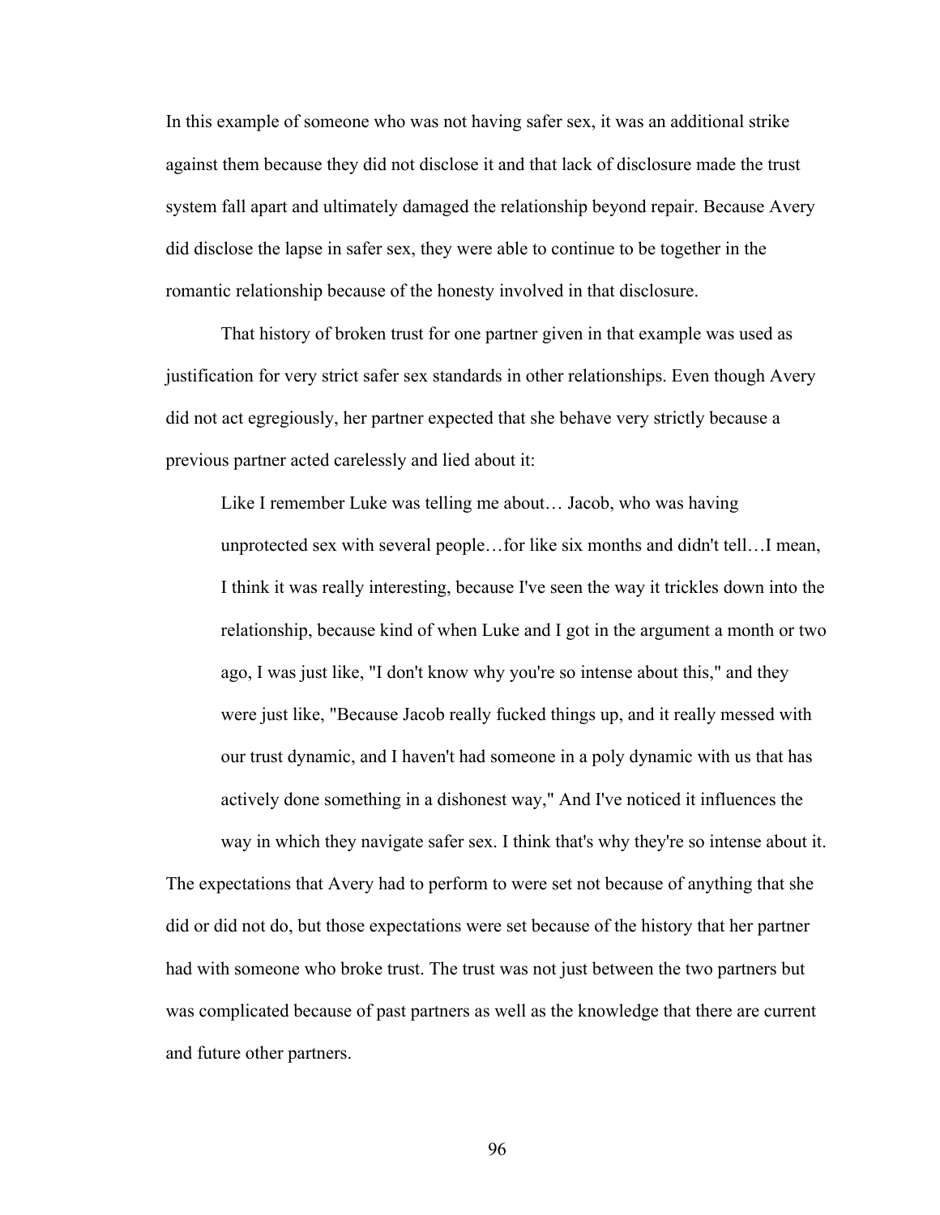In this example of someone who was not having safer sex, it was an additional strike against them because they did not disclose it and that lack of disclosure made the trust system fall apart and ultimately damaged the relationship beyond repair. Because Avery did disclose the lapse in safer sex, they were able to continue to be together in the romantic relationship because of the honesty involved in that disclosure.

That history of broken trust for one partner given in that example was used as justification for very strict safer sex standards in other relationships. Even though Avery did not act egregiously, her partner expected that she behave very strictly because a previous partner acted carelessly and lied about it:

> Like I remember Luke was telling me about… Jacob, who was having unprotected sex with several people…for like six months and didn't tell…I mean, I think it was really interesting, because I've seen the way it trickles down into the relationship, because kind of when Luke and I got in the argument a month or two ago, I was just like, "I don't know why you're so intense about this," and they were just like, "Because Jacob really fucked things up, and it really messed with our trust dynamic, and I haven't had someone in a poly dynamic with us that has actively done something in a dishonest way," And I've noticed it influences the way in which they navigate safer sex. I think that's why they're so intense about it.

The expectations that Avery had to perform to were set not because of anything that she did or did not do, but those expectations were set because of the history that her partner had with someone who broke trust. The trust was not just between the two partners but was complicated because of past partners as well as the knowledge that there are current and future other partners.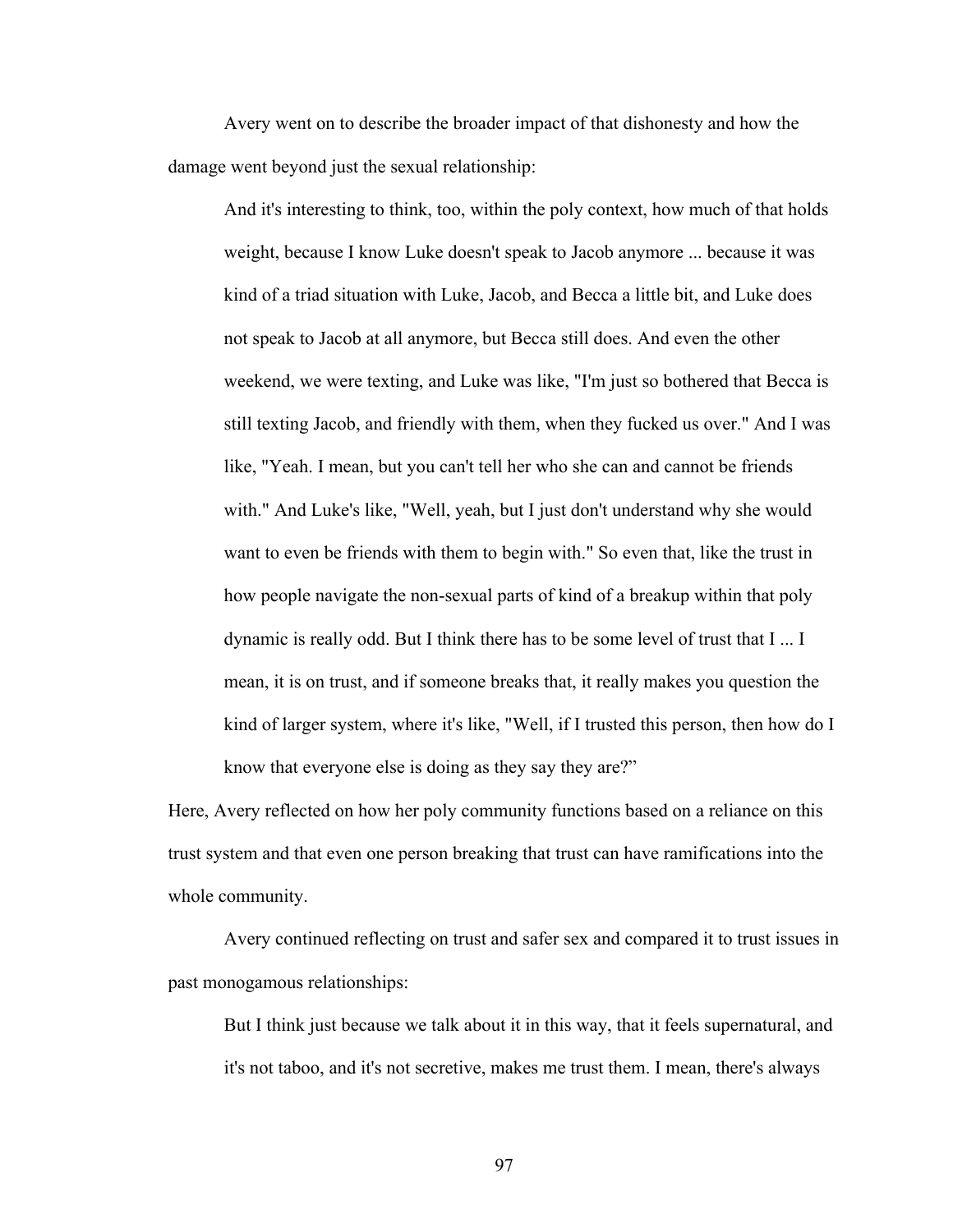Avery went on to describe the broader impact of that dishonesty and how the damage went beyond just the sexual relationship:

> And it's interesting to think, too, within the poly context, how much of that holds weight, because I know Luke doesn't speak to Jacob anymore ... because it was kind of a triad situation with Luke, Jacob, and Becca a little bit, and Luke does not speak to Jacob at all anymore, but Becca still does. And even the other weekend, we were texting, and Luke was like, "I'm just so bothered that Becca is still texting Jacob, and friendly with them, when they fucked us over." And I was like, "Yeah. I mean, but you can't tell her who she can and cannot be friends with." And Luke's like, "Well, yeah, but I just don't understand why she would want to even be friends with them to begin with." So even that, like the trust in how people navigate the non-sexual parts of kind of a breakup within that poly dynamic is really odd. But I think there has to be some level of trust that I ... I mean, it is on trust, and if someone breaks that, it really makes you question the kind of larger system, where it's like, "Well, if I trusted this person, then how do I know that everyone else is doing as they say they are?"

Here, Avery reflected on how her poly community functions based on a reliance on this trust system and that even one person breaking that trust can have ramifications into the whole community.

Avery continued reflecting on trust and safer sex and compared it to trust issues in past monogamous relationships:

> But I think just because we talk about it in this way, that it feels supernatural, and it's not taboo, and it's not secretive, makes me trust them. I mean, there's always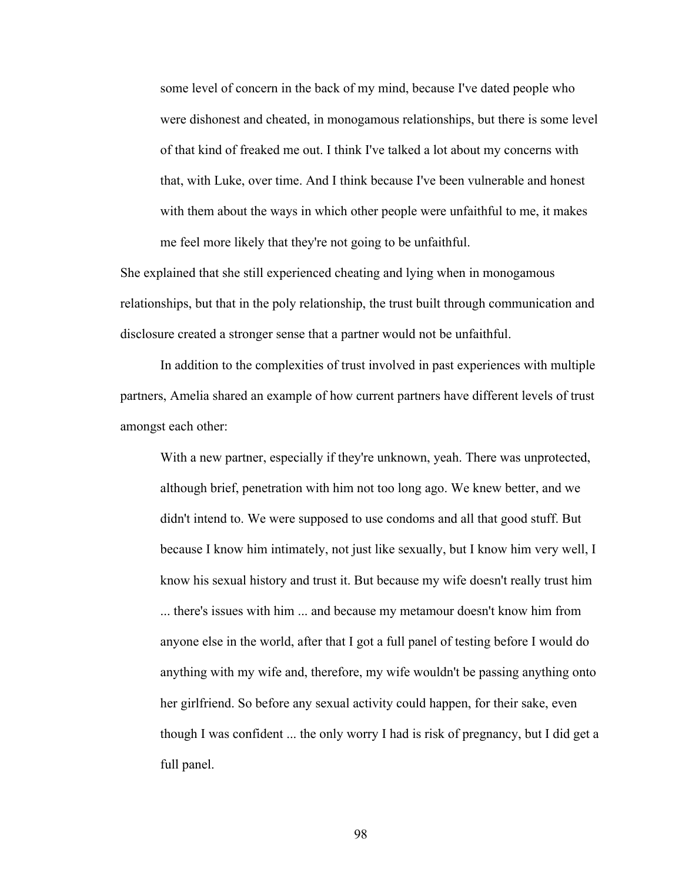> some level of concern in the back of my mind, because I've dated people who were dishonest and cheated, in monogamous relationships, but there is some level of that kind of freaked me out. I think I've talked a lot about my concerns with that, with Luke, over time. And I think because I've been vulnerable and honest with them about the ways in which other people were unfaithful to me, it makes me feel more likely that they're not going to be unfaithful.

She explained that she still experienced cheating and lying when in monogamous relationships, but that in the poly relationship, the trust built through communication and disclosure created a stronger sense that a partner would not be unfaithful.

In addition to the complexities of trust involved in past experiences with multiple partners, Amelia shared an example of how current partners have different levels of trust amongst each other:

> With a new partner, especially if they're unknown, yeah. There was unprotected, although brief, penetration with him not too long ago. We knew better, and we didn't intend to. We were supposed to use condoms and all that good stuff. But because I know him intimately, not just like sexually, but I know him very well, I know his sexual history and trust it. But because my wife doesn't really trust him ... there's issues with him ... and because my metamour doesn't know him from anyone else in the world, after that I got a full panel of testing before I would do anything with my wife and, therefore, my wife wouldn't be passing anything onto her girlfriend. So before any sexual activity could happen, for their sake, even though I was confident ... the only worry I had is risk of pregnancy, but I did get a full panel.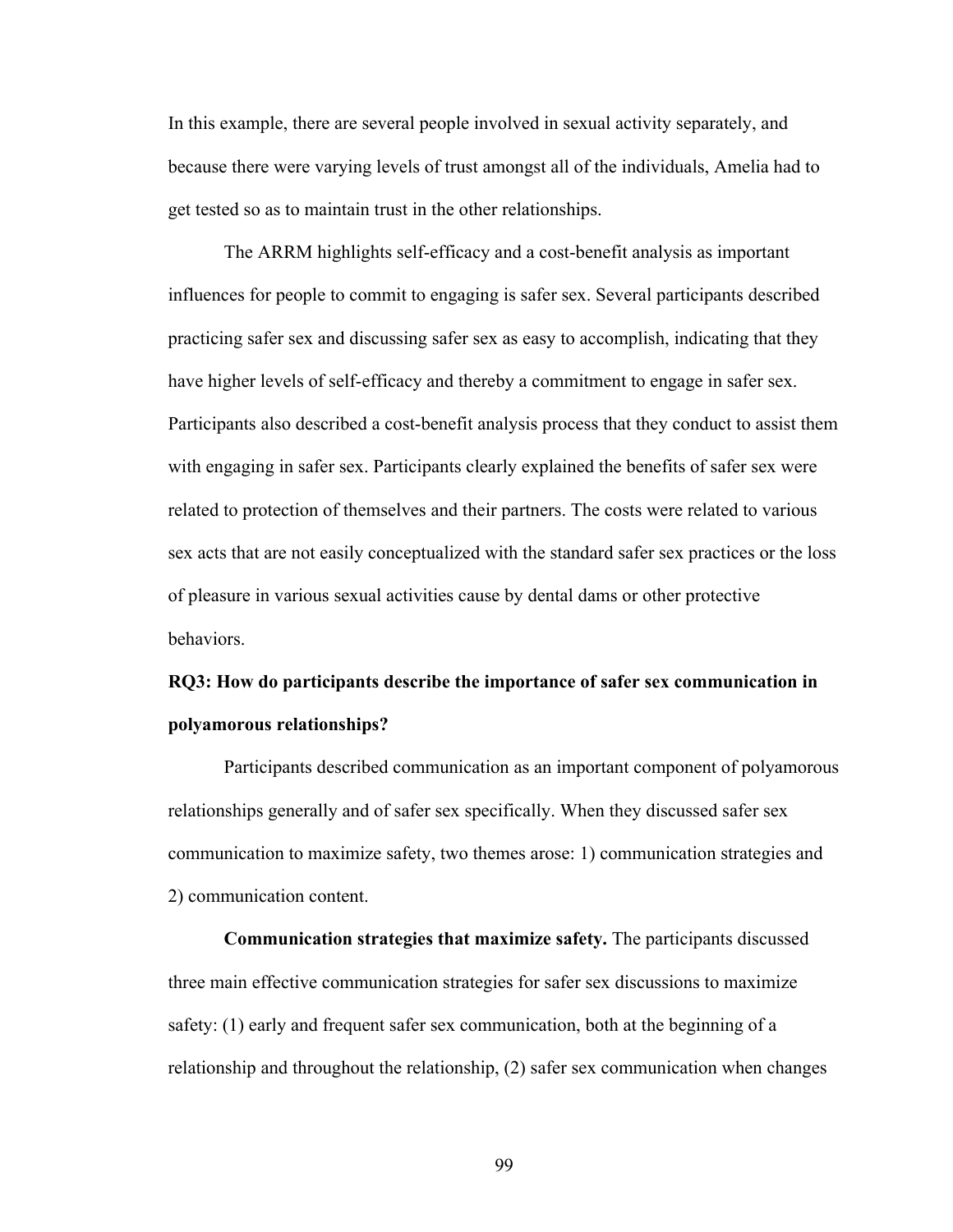In this example, there are several people involved in sexual activity separately, and because there were varying levels of trust amongst all of the individuals, Amelia had to get tested so as to maintain trust in the other relationships.

The ARRM highlights self-efficacy and a cost-benefit analysis as important influences for people to commit to engaging is safer sex. Several participants described practicing safer sex and discussing safer sex as easy to accomplish, indicating that they have higher levels of self-efficacy and thereby a commitment to engage in safer sex. Participants also described a cost-benefit analysis process that they conduct to assist them with engaging in safer sex. Participants clearly explained the benefits of safer sex were related to protection of themselves and their partners. The costs were related to various sex acts that are not easily conceptualized with the standard safer sex practices or the loss of pleasure in various sexual activities cause by dental dams or other protective behaviors.

**RQ3: How do participants describe the importance of safer sex communication in polyamorous relationships?**

Participants described communication as an important component of polyamorous relationships generally and of safer sex specifically. When they discussed safer sex communication to maximize safety, two themes arose: 1) communication strategies and 2) communication content.

**Communication strategies that maximize safety.** The participants discussed three main effective communication strategies for safer sex discussions to maximize safety: (1) early and frequent safer sex communication, both at the beginning of a relationship and throughout the relationship, (2) safer sex communication when changes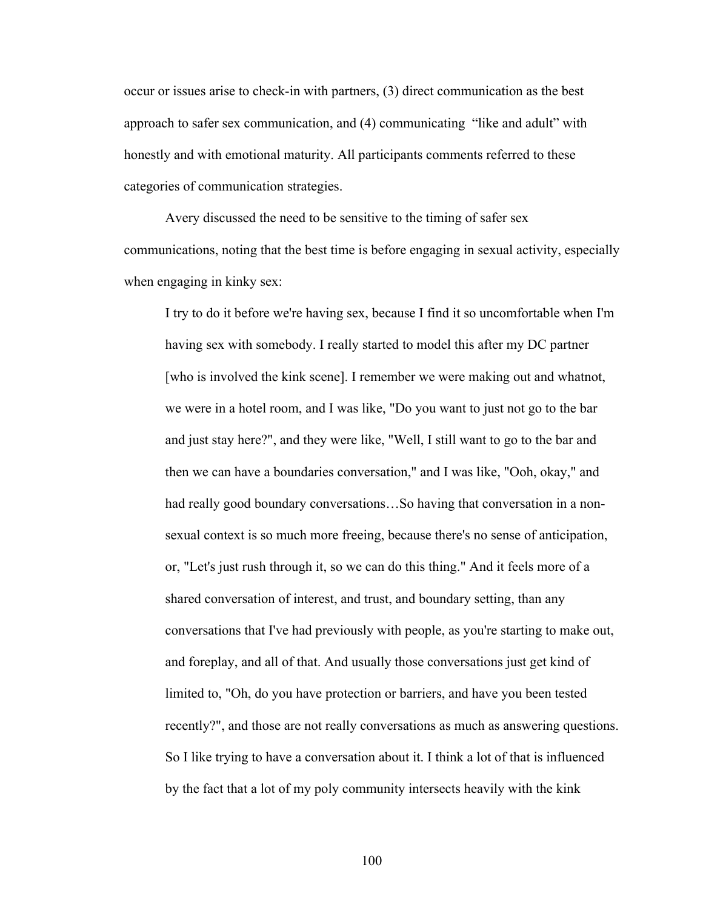occur or issues arise to check-in with partners, (3) direct communication as the best approach to safer sex communication, and (4) communicating "like and adult" with honestly and with emotional maturity. All participants comments referred to these categories of communication strategies.

Avery discussed the need to be sensitive to the timing of safer sex communications, noting that the best time is before engaging in sexual activity, especially when engaging in kinky sex:

> I try to do it before we're having sex, because I find it so uncomfortable when I'm having sex with somebody. I really started to model this after my DC partner [who is involved the kink scene]. I remember we were making out and whatnot, we were in a hotel room, and I was like, "Do you want to just not go to the bar and just stay here?", and they were like, "Well, I still want to go to the bar and then we can have a boundaries conversation," and I was like, "Ooh, okay," and had really good boundary conversations…So having that conversation in a non-sexual context is so much more freeing, because there's no sense of anticipation, or, "Let's just rush through it, so we can do this thing." And it feels more of a shared conversation of interest, and trust, and boundary setting, than any conversations that I've had previously with people, as you're starting to make out, and foreplay, and all of that. And usually those conversations just get kind of limited to, "Oh, do you have protection or barriers, and have you been tested recently?", and those are not really conversations as much as answering questions. So I like trying to have a conversation about it. I think a lot of that is influenced by the fact that a lot of my poly community intersects heavily with the kink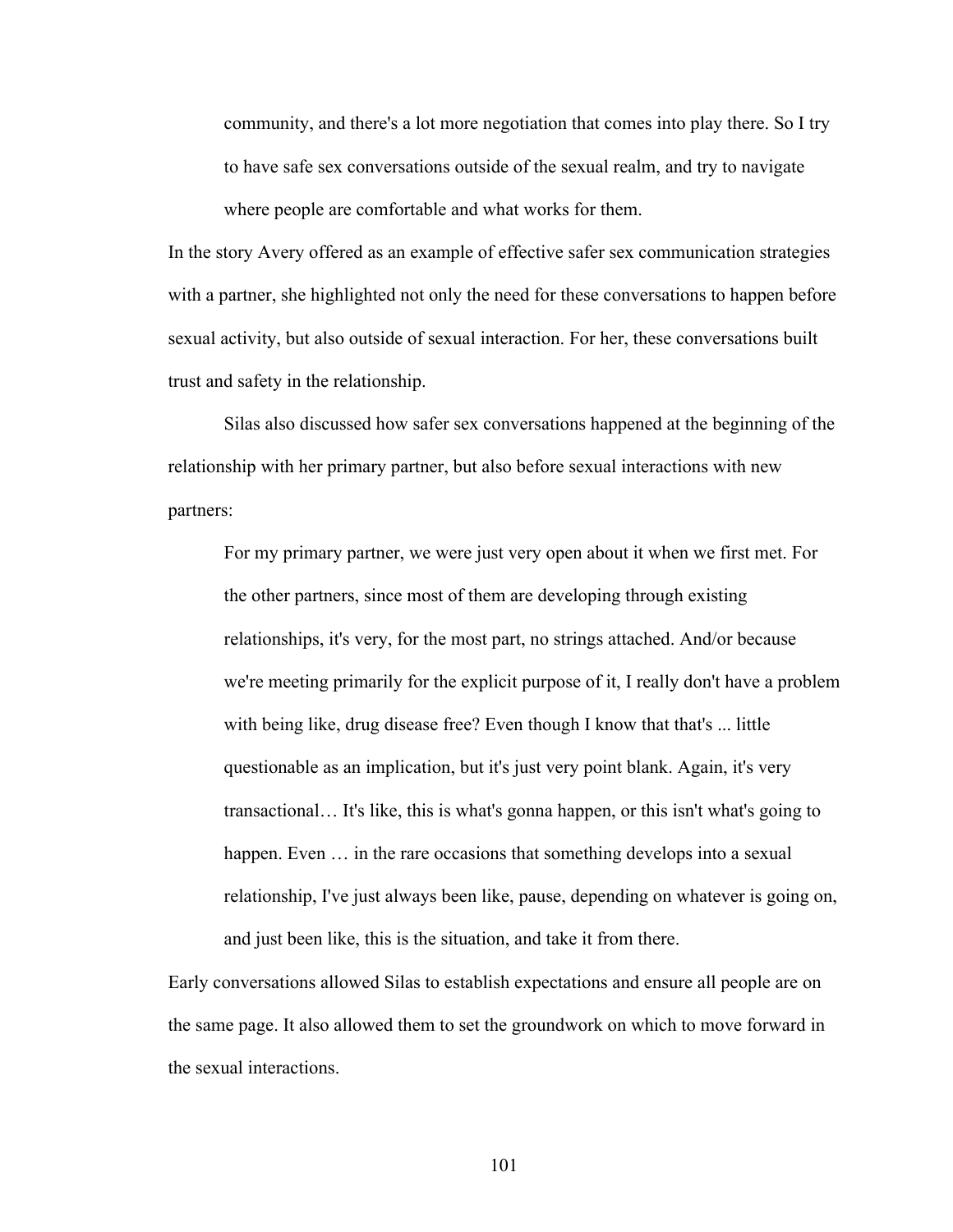> community, and there's a lot more negotiation that comes into play there. So I try to have safe sex conversations outside of the sexual realm, and try to navigate where people are comfortable and what works for them.

In the story Avery offered as an example of effective safer sex communication strategies with a partner, she highlighted not only the need for these conversations to happen before sexual activity, but also outside of sexual interaction. For her, these conversations built trust and safety in the relationship.

Silas also discussed how safer sex conversations happened at the beginning of the relationship with her primary partner, but also before sexual interactions with new partners:

> For my primary partner, we were just very open about it when we first met. For the other partners, since most of them are developing through existing relationships, it's very, for the most part, no strings attached. And/or because we're meeting primarily for the explicit purpose of it, I really don't have a problem with being like, drug disease free? Even though I know that that's ... little questionable as an implication, but it's just very point blank. Again, it's very transactional… It's like, this is what's gonna happen, or this isn't what's going to happen. Even … in the rare occasions that something develops into a sexual relationship, I've just always been like, pause, depending on whatever is going on, and just been like, this is the situation, and take it from there.

Early conversations allowed Silas to establish expectations and ensure all people are on the same page. It also allowed them to set the groundwork on which to move forward in the sexual interactions.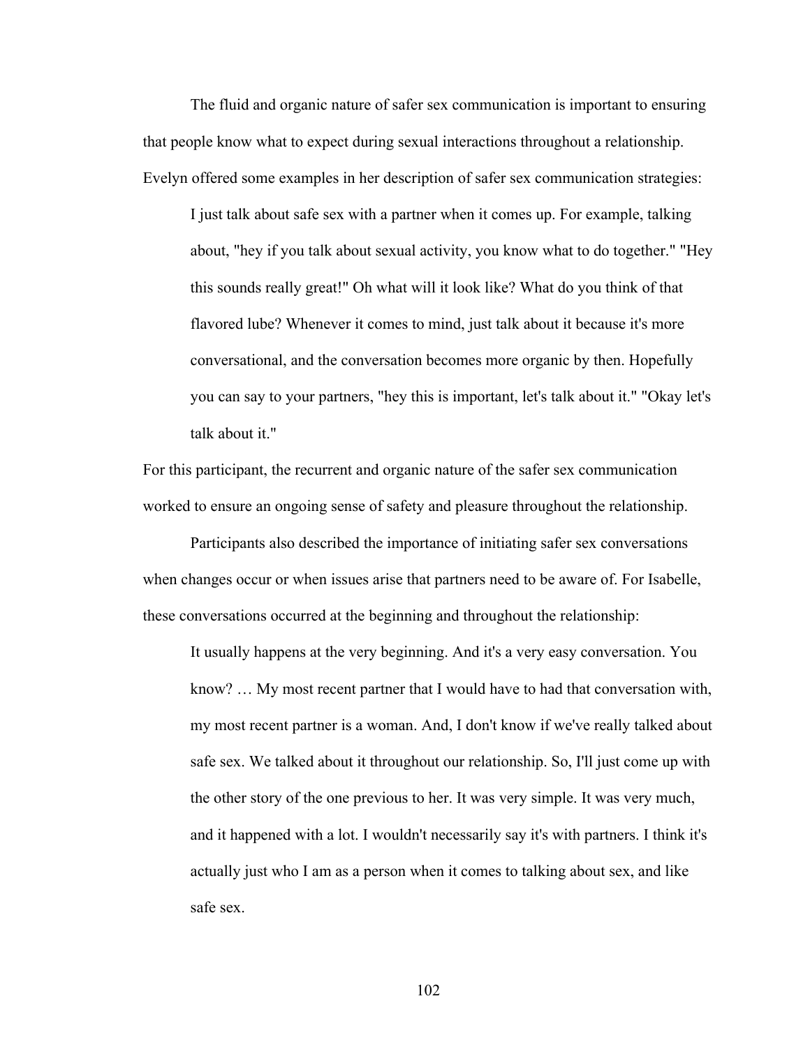The fluid and organic nature of safer sex communication is important to ensuring that people know what to expect during sexual interactions throughout a relationship. Evelyn offered some examples in her description of safer sex communication strategies:

> I just talk about safe sex with a partner when it comes up. For example, talking about, "hey if you talk about sexual activity, you know what to do together." "Hey this sounds really great!" Oh what will it look like? What do you think of that flavored lube? Whenever it comes to mind, just talk about it because it's more conversational, and the conversation becomes more organic by then. Hopefully you can say to your partners, "hey this is important, let's talk about it." "Okay let's talk about it."

For this participant, the recurrent and organic nature of the safer sex communication worked to ensure an ongoing sense of safety and pleasure throughout the relationship.

Participants also described the importance of initiating safer sex conversations when changes occur or when issues arise that partners need to be aware of. For Isabelle, these conversations occurred at the beginning and throughout the relationship:

> It usually happens at the very beginning. And it's a very easy conversation. You know? … My most recent partner that I would have to had that conversation with, my most recent partner is a woman. And, I don't know if we've really talked about safe sex. We talked about it throughout our relationship. So, I'll just come up with the other story of the one previous to her. It was very simple. It was very much, and it happened with a lot. I wouldn't necessarily say it's with partners. I think it's actually just who I am as a person when it comes to talking about sex, and like safe sex.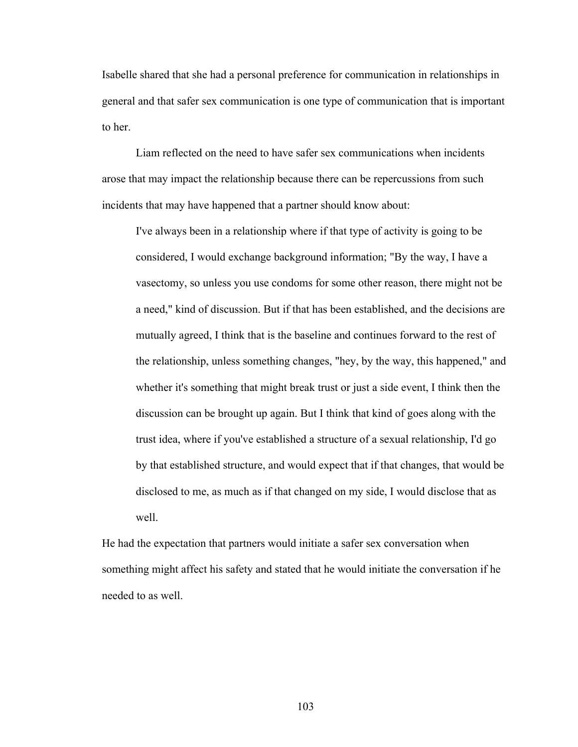Isabelle shared that she had a personal preference for communication in relationships in general and that safer sex communication is one type of communication that is important to her.

Liam reflected on the need to have safer sex communications when incidents arose that may impact the relationship because there can be repercussions from such incidents that may have happened that a partner should know about:

> I've always been in a relationship where if that type of activity is going to be considered, I would exchange background information; "By the way, I have a vasectomy, so unless you use condoms for some other reason, there might not be a need," kind of discussion. But if that has been established, and the decisions are mutually agreed, I think that is the baseline and continues forward to the rest of the relationship, unless something changes, "hey, by the way, this happened," and whether it's something that might break trust or just a side event, I think then the discussion can be brought up again. But I think that kind of goes along with the trust idea, where if you've established a structure of a sexual relationship, I'd go by that established structure, and would expect that if that changes, that would be disclosed to me, as much as if that changed on my side, I would disclose that as well.

He had the expectation that partners would initiate a safer sex conversation when something might affect his safety and stated that he would initiate the conversation if he needed to as well.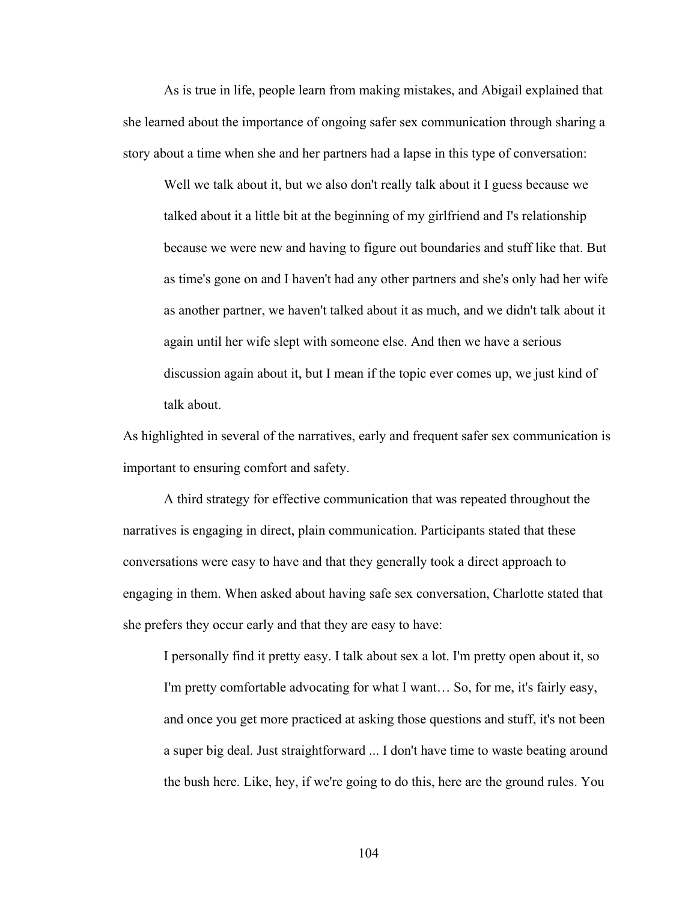As is true in life, people learn from making mistakes, and Abigail explained that she learned about the importance of ongoing safer sex communication through sharing a story about a time when she and her partners had a lapse in this type of conversation:

> Well we talk about it, but we also don't really talk about it I guess because we talked about it a little bit at the beginning of my girlfriend and I's relationship because we were new and having to figure out boundaries and stuff like that. But as time's gone on and I haven't had any other partners and she's only had her wife as another partner, we haven't talked about it as much, and we didn't talk about it again until her wife slept with someone else. And then we have a serious discussion again about it, but I mean if the topic ever comes up, we just kind of talk about.

As highlighted in several of the narratives, early and frequent safer sex communication is important to ensuring comfort and safety.

A third strategy for effective communication that was repeated throughout the narratives is engaging in direct, plain communication. Participants stated that these conversations were easy to have and that they generally took a direct approach to engaging in them. When asked about having safe sex conversation, Charlotte stated that she prefers they occur early and that they are easy to have:

> I personally find it pretty easy. I talk about sex a lot. I'm pretty open about it, so I'm pretty comfortable advocating for what I want… So, for me, it's fairly easy, and once you get more practiced at asking those questions and stuff, it's not been a super big deal. Just straightforward ... I don't have time to waste beating around the bush here. Like, hey, if we're going to do this, here are the ground rules. You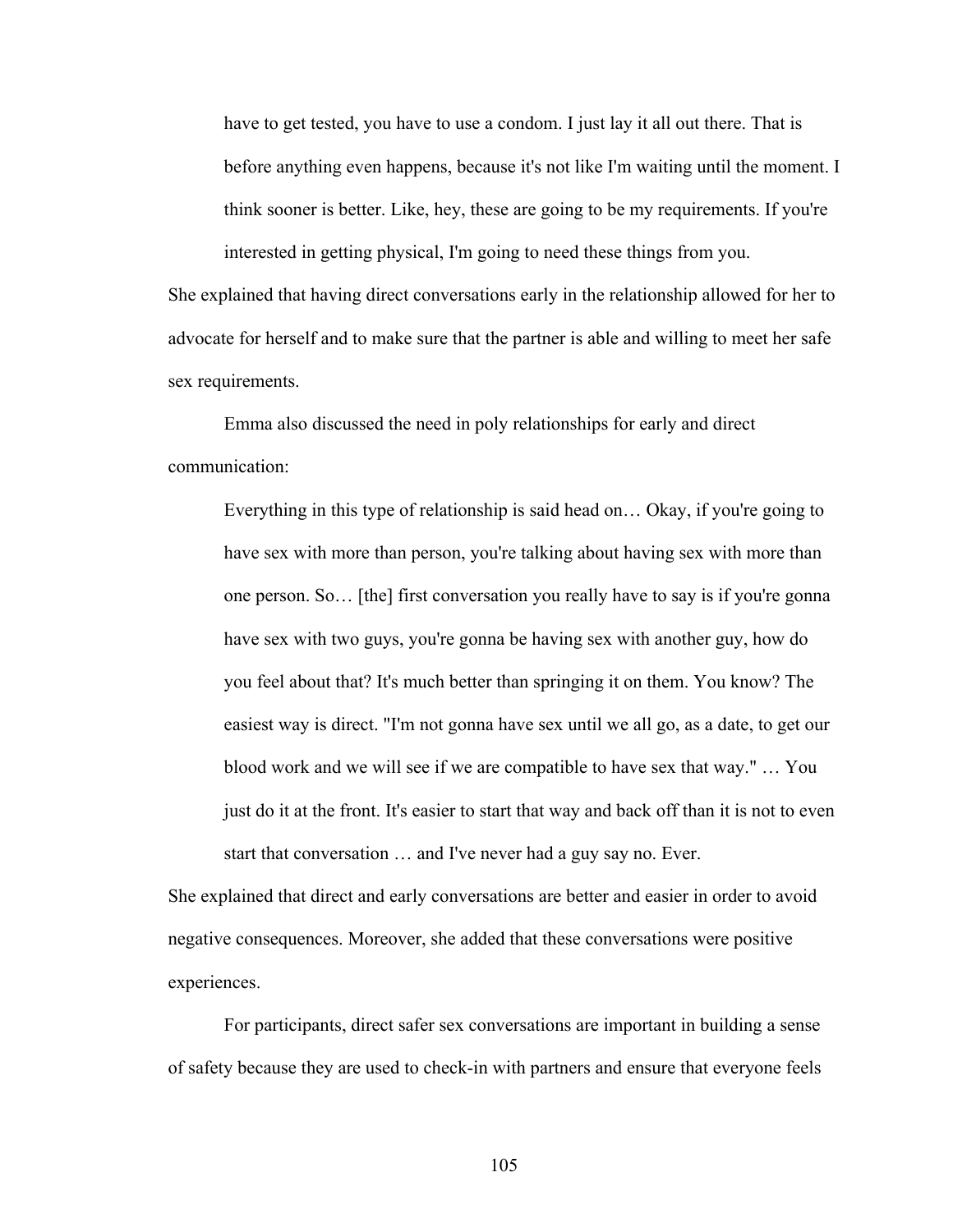> have to get tested, you have to use a condom. I just lay it all out there. That is before anything even happens, because it's not like I'm waiting until the moment. I think sooner is better. Like, hey, these are going to be my requirements. If you're interested in getting physical, I'm going to need these things from you.

She explained that having direct conversations early in the relationship allowed for her to advocate for herself and to make sure that the partner is able and willing to meet her safe sex requirements.

Emma also discussed the need in poly relationships for early and direct communication:

> Everything in this type of relationship is said head on… Okay, if you're going to have sex with more than person, you're talking about having sex with more than one person. So… [the] first conversation you really have to say is if you're gonna have sex with two guys, you're gonna be having sex with another guy, how do you feel about that? It's much better than springing it on them. You know? The easiest way is direct. "I'm not gonna have sex until we all go, as a date, to get our blood work and we will see if we are compatible to have sex that way." … You just do it at the front. It's easier to start that way and back off than it is not to even start that conversation … and I've never had a guy say no. Ever.

She explained that direct and early conversations are better and easier in order to avoid negative consequences. Moreover, she added that these conversations were positive experiences.

For participants, direct safer sex conversations are important in building a sense of safety because they are used to check-in with partners and ensure that everyone feels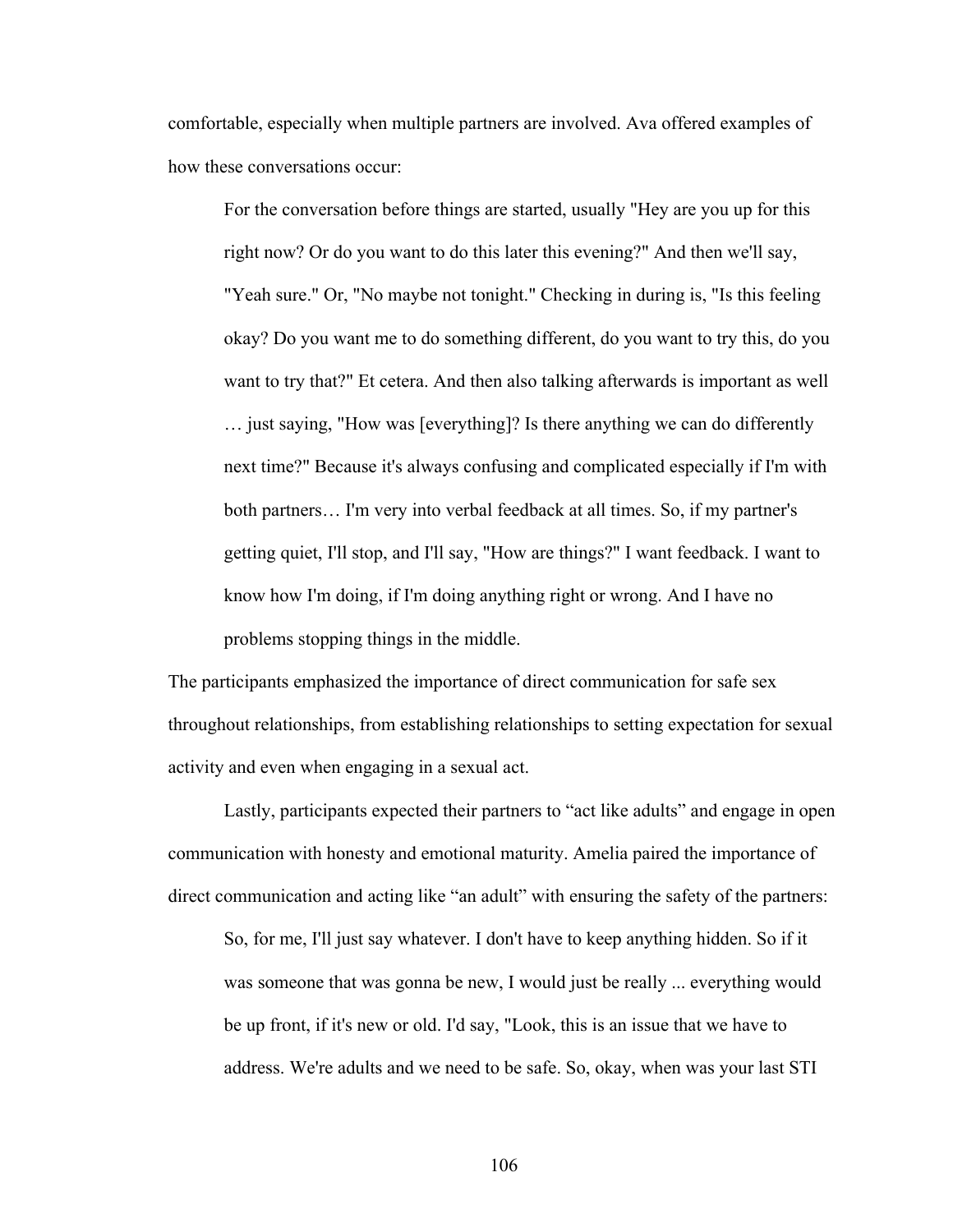comfortable, especially when multiple partners are involved. Ava offered examples of how these conversations occur:

> For the conversation before things are started, usually "Hey are you up for this right now? Or do you want to do this later this evening?" And then we'll say, "Yeah sure." Or, "No maybe not tonight." Checking in during is, "Is this feeling okay? Do you want me to do something different, do you want to try this, do you want to try that?" Et cetera. And then also talking afterwards is important as well … just saying, "How was [everything]? Is there anything we can do differently next time?" Because it's always confusing and complicated especially if I'm with both partners… I'm very into verbal feedback at all times. So, if my partner's getting quiet, I'll stop, and I'll say, "How are things?" I want feedback. I want to know how I'm doing, if I'm doing anything right or wrong. And I have no problems stopping things in the middle.

The participants emphasized the importance of direct communication for safe sex throughout relationships, from establishing relationships to setting expectation for sexual activity and even when engaging in a sexual act.

Lastly, participants expected their partners to "act like adults" and engage in open communication with honesty and emotional maturity. Amelia paired the importance of direct communication and acting like "an adult" with ensuring the safety of the partners:

> So, for me, I'll just say whatever. I don't have to keep anything hidden. So if it was someone that was gonna be new, I would just be really ... everything would be up front, if it's new or old. I'd say, "Look, this is an issue that we have to address. We're adults and we need to be safe. So, okay, when was your last STI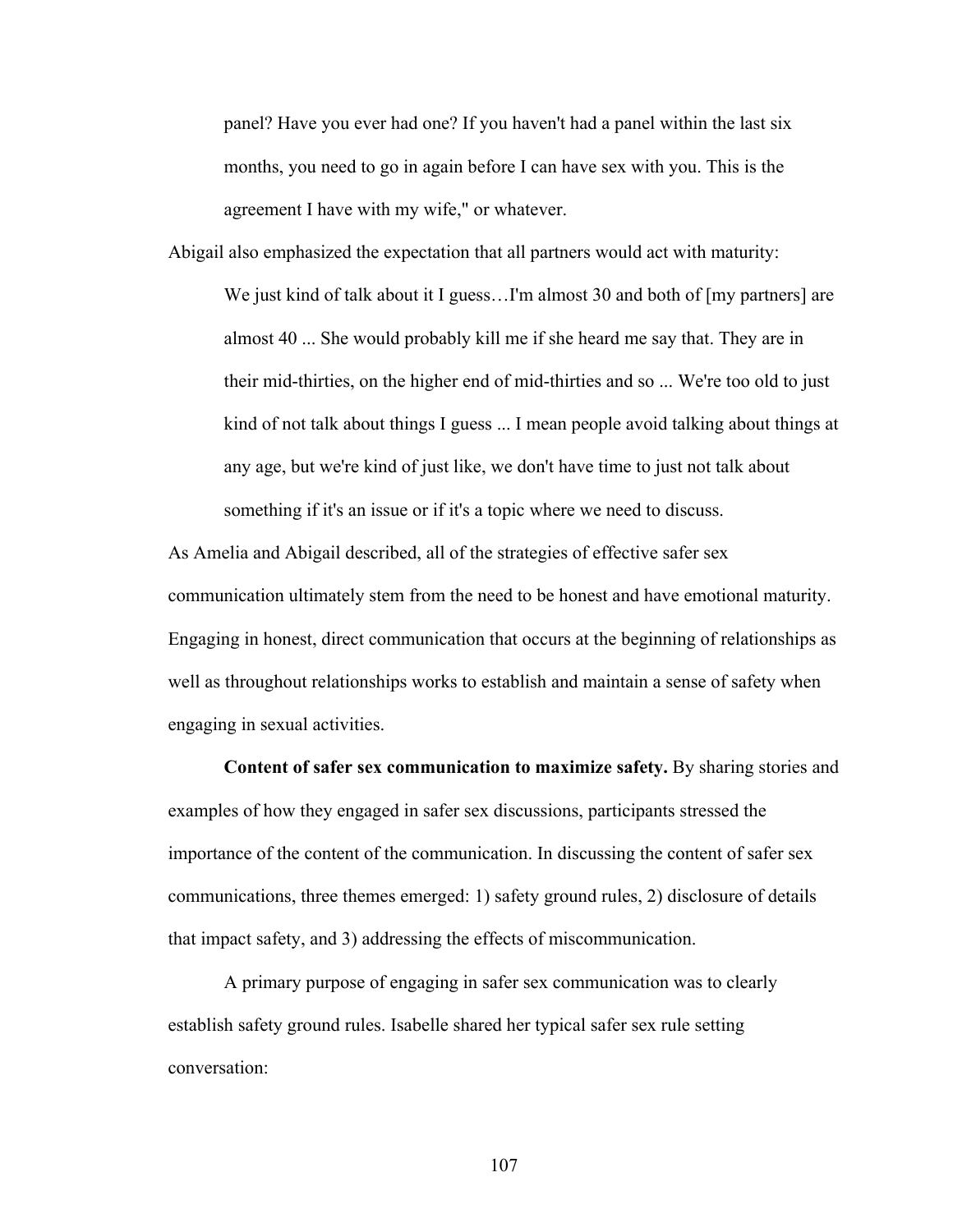> panel? Have you ever had one? If you haven't had a panel within the last six months, you need to go in again before I can have sex with you. This is the agreement I have with my wife," or whatever.

Abigail also emphasized the expectation that all partners would act with maturity:

> We just kind of talk about it I guess…I'm almost 30 and both of [my partners] are almost 40 ... She would probably kill me if she heard me say that. They are in their mid-thirties, on the higher end of mid-thirties and so ... We're too old to just kind of not talk about things I guess ... I mean people avoid talking about things at any age, but we're kind of just like, we don't have time to just not talk about something if it's an issue or if it's a topic where we need to discuss.

As Amelia and Abigail described, all of the strategies of effective safer sex communication ultimately stem from the need to be honest and have emotional maturity. Engaging in honest, direct communication that occurs at the beginning of relationships as well as throughout relationships works to establish and maintain a sense of safety when engaging in sexual activities.

**Content of safer sex communication to maximize safety.** By sharing stories and examples of how they engaged in safer sex discussions, participants stressed the importance of the content of the communication. In discussing the content of safer sex communications, three themes emerged: 1) safety ground rules, 2) disclosure of details that impact safety, and 3) addressing the effects of miscommunication.

A primary purpose of engaging in safer sex communication was to clearly establish safety ground rules. Isabelle shared her typical safer sex rule setting conversation: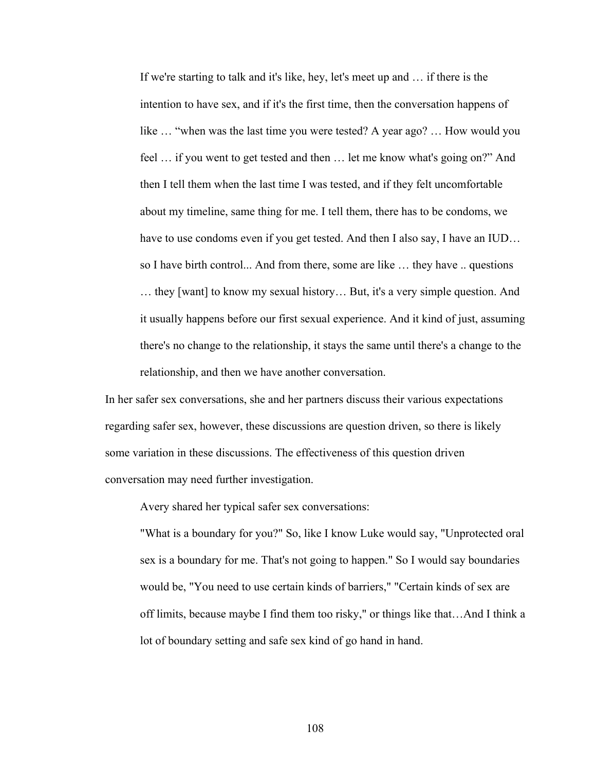> If we're starting to talk and it's like, hey, let's meet up and … if there is the intention to have sex, and if it's the first time, then the conversation happens of like … "when was the last time you were tested? A year ago? … How would you feel … if you went to get tested and then … let me know what's going on?" And then I tell them when the last time I was tested, and if they felt uncomfortable about my timeline, same thing for me. I tell them, there has to be condoms, we have to use condoms even if you get tested. And then I also say, I have an IUD… so I have birth control... And from there, some are like … they have .. questions … they [want] to know my sexual history… But, it's a very simple question. And it usually happens before our first sexual experience. And it kind of just, assuming there's no change to the relationship, it stays the same until there's a change to the relationship, and then we have another conversation.

In her safer sex conversations, she and her partners discuss their various expectations regarding safer sex, however, these discussions are question driven, so there is likely some variation in these discussions. The effectiveness of this question driven conversation may need further investigation.

Avery shared her typical safer sex conversations:

> "What is a boundary for you?" So, like I know Luke would say, "Unprotected oral sex is a boundary for me. That's not going to happen." So I would say boundaries would be, "You need to use certain kinds of barriers," "Certain kinds of sex are off limits, because maybe I find them too risky," or things like that…And I think a lot of boundary setting and safe sex kind of go hand in hand.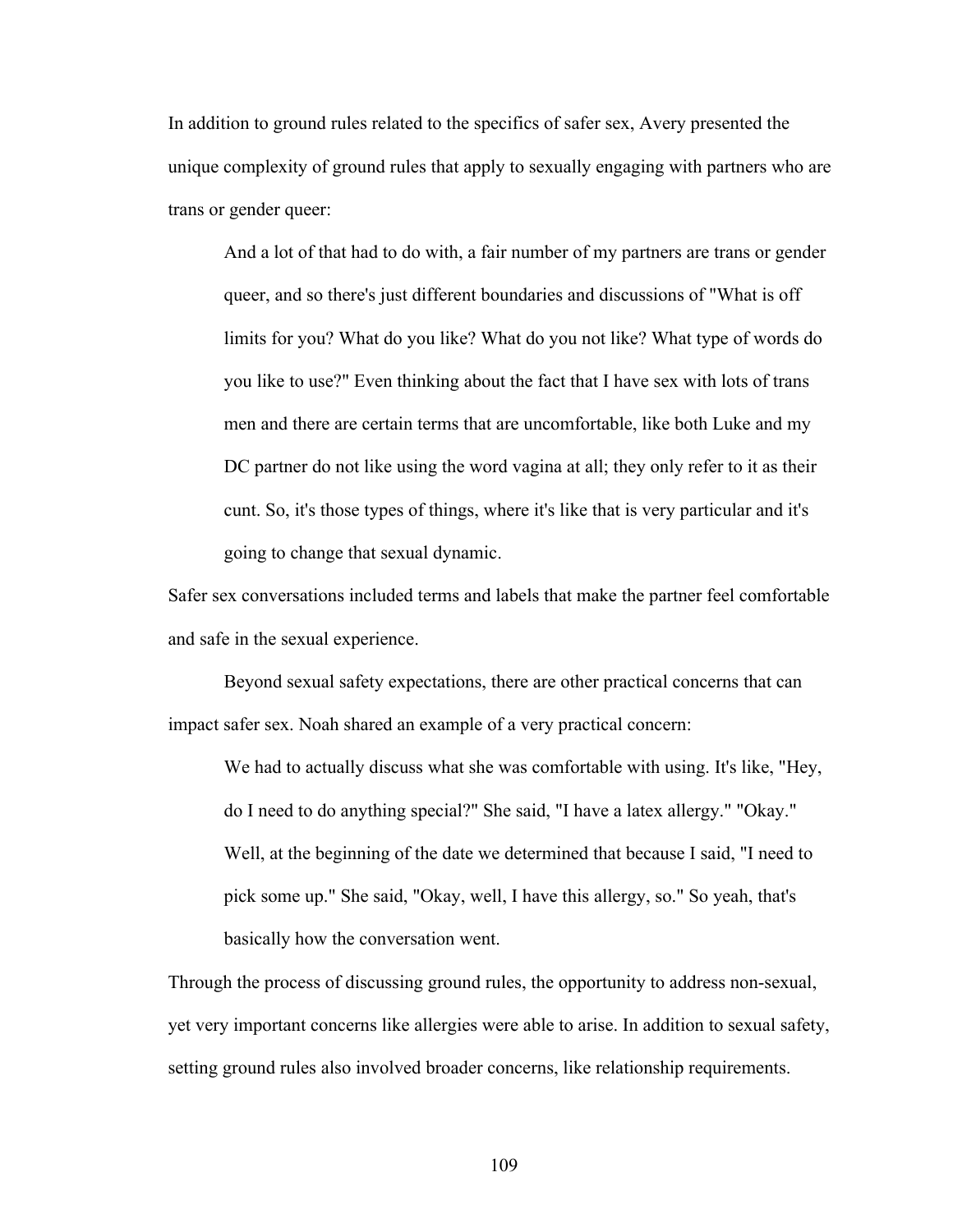In addition to ground rules related to the specifics of safer sex, Avery presented the unique complexity of ground rules that apply to sexually engaging with partners who are trans or gender queer:

> And a lot of that had to do with, a fair number of my partners are trans or gender queer, and so there's just different boundaries and discussions of "What is off limits for you? What do you like? What do you not like? What type of words do you like to use?" Even thinking about the fact that I have sex with lots of trans men and there are certain terms that are uncomfortable, like both Luke and my DC partner do not like using the word vagina at all; they only refer to it as their cunt. So, it's those types of things, where it's like that is very particular and it's going to change that sexual dynamic.

Safer sex conversations included terms and labels that make the partner feel comfortable and safe in the sexual experience.

Beyond sexual safety expectations, there are other practical concerns that can impact safer sex. Noah shared an example of a very practical concern:

> We had to actually discuss what she was comfortable with using. It's like, "Hey, do I need to do anything special?" She said, "I have a latex allergy." "Okay." Well, at the beginning of the date we determined that because I said, "I need to pick some up." She said, "Okay, well, I have this allergy, so." So yeah, that's basically how the conversation went.

Through the process of discussing ground rules, the opportunity to address non-sexual, yet very important concerns like allergies were able to arise. In addition to sexual safety, setting ground rules also involved broader concerns, like relationship requirements.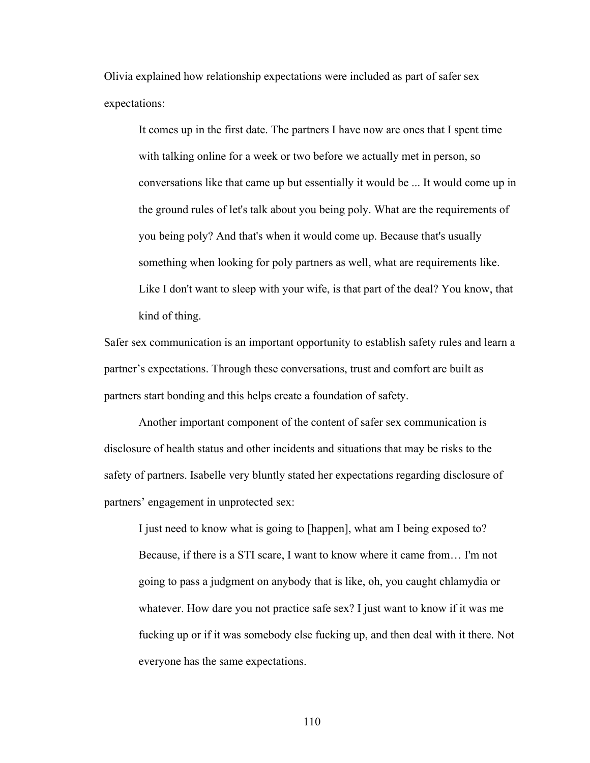Olivia explained how relationship expectations were included as part of safer sex expectations:

> It comes up in the first date. The partners I have now are ones that I spent time with talking online for a week or two before we actually met in person, so conversations like that came up but essentially it would be ... It would come up in the ground rules of let's talk about you being poly. What are the requirements of you being poly? And that's when it would come up. Because that's usually something when looking for poly partners as well, what are requirements like. Like I don't want to sleep with your wife, is that part of the deal? You know, that kind of thing.

Safer sex communication is an important opportunity to establish safety rules and learn a partner's expectations. Through these conversations, trust and comfort are built as partners start bonding and this helps create a foundation of safety.

Another important component of the content of safer sex communication is disclosure of health status and other incidents and situations that may be risks to the safety of partners. Isabelle very bluntly stated her expectations regarding disclosure of partners' engagement in unprotected sex:

> I just need to know what is going to [happen], what am I being exposed to? Because, if there is a STI scare, I want to know where it came from… I'm not going to pass a judgment on anybody that is like, oh, you caught chlamydia or whatever. How dare you not practice safe sex? I just want to know if it was me fucking up or if it was somebody else fucking up, and then deal with it there. Not everyone has the same expectations.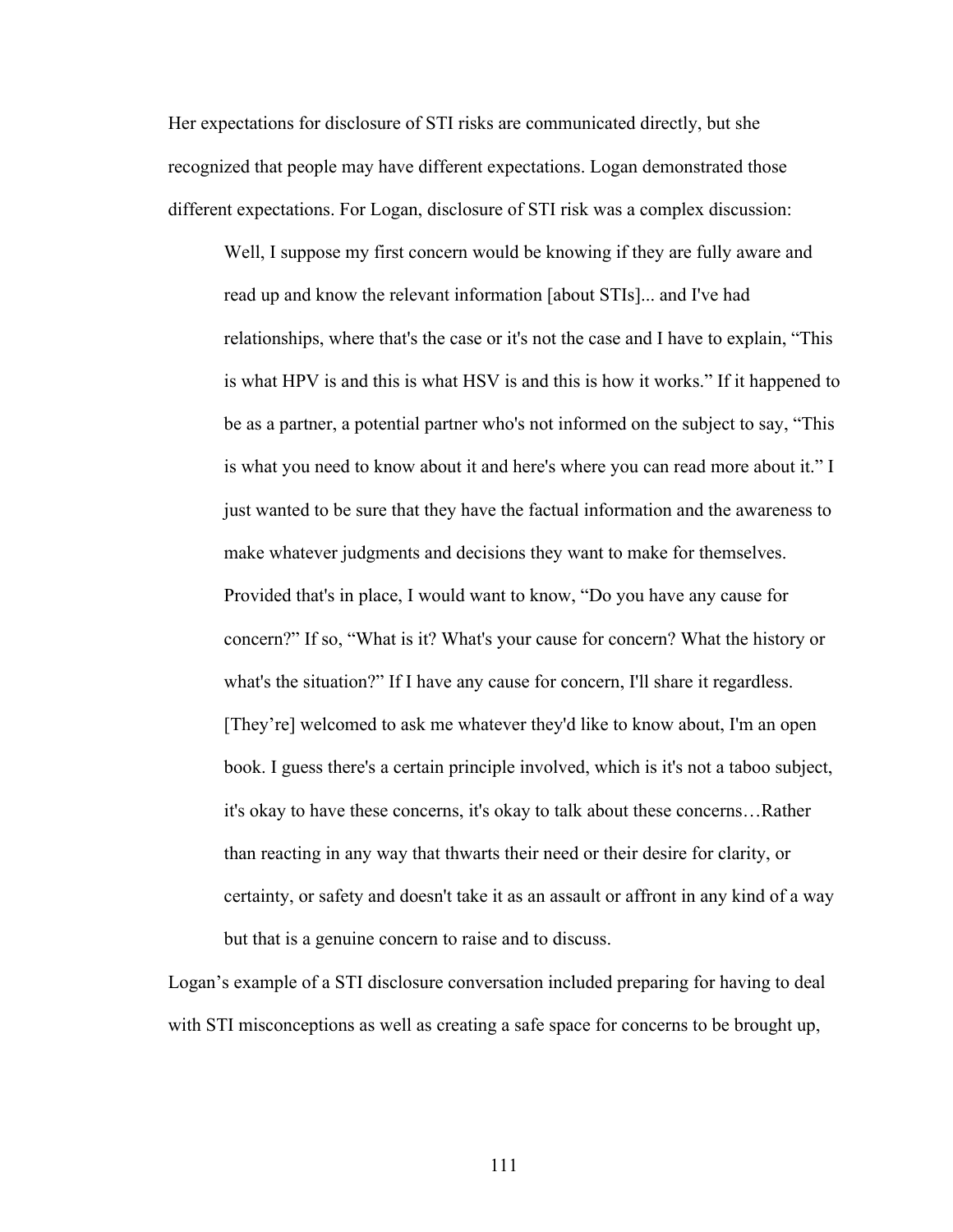Her expectations for disclosure of STI risks are communicated directly, but she recognized that people may have different expectations. Logan demonstrated those different expectations. For Logan, disclosure of STI risk was a complex discussion:

> Well, I suppose my first concern would be knowing if they are fully aware and read up and know the relevant information [about STIs]... and I've had relationships, where that's the case or it's not the case and I have to explain, "This is what HPV is and this is what HSV is and this is how it works." If it happened to be as a partner, a potential partner who's not informed on the subject to say, "This is what you need to know about it and here's where you can read more about it." I just wanted to be sure that they have the factual information and the awareness to make whatever judgments and decisions they want to make for themselves. Provided that's in place, I would want to know, "Do you have any cause for concern?" If so, "What is it? What's your cause for concern? What the history or what's the situation?" If I have any cause for concern, I'll share it regardless. [They're] welcomed to ask me whatever they'd like to know about, I'm an open book. I guess there's a certain principle involved, which is it's not a taboo subject, it's okay to have these concerns, it's okay to talk about these concerns…Rather than reacting in any way that thwarts their need or their desire for clarity, or certainty, or safety and doesn't take it as an assault or affront in any kind of a way but that is a genuine concern to raise and to discuss.

Logan's example of a STI disclosure conversation included preparing for having to deal with STI misconceptions as well as creating a safe space for concerns to be brought up,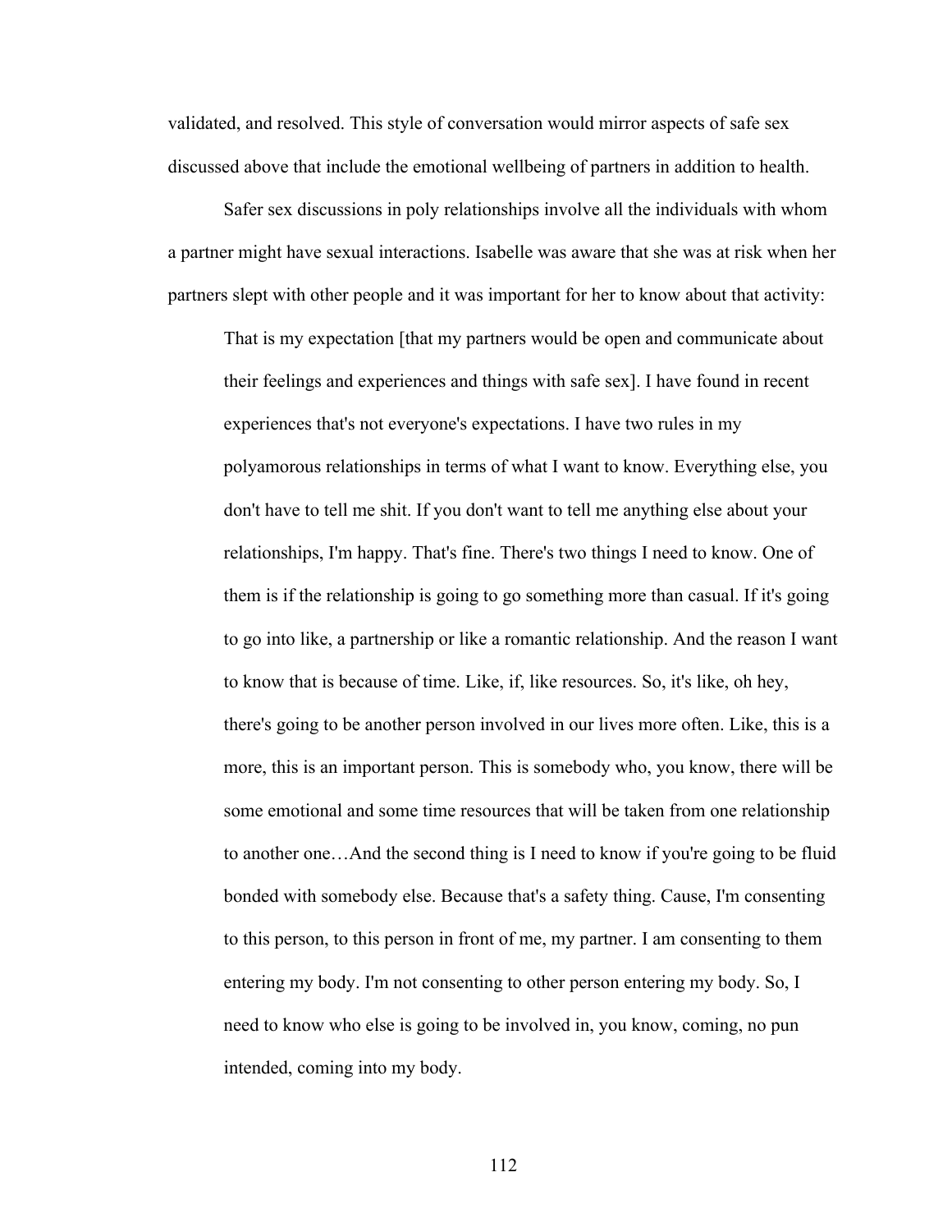validated, and resolved. This style of conversation would mirror aspects of safe sex discussed above that include the emotional wellbeing of partners in addition to health.

Safer sex discussions in poly relationships involve all the individuals with whom a partner might have sexual interactions. Isabelle was aware that she was at risk when her partners slept with other people and it was important for her to know about that activity:

> That is my expectation [that my partners would be open and communicate about their feelings and experiences and things with safe sex]. I have found in recent experiences that's not everyone's expectations. I have two rules in my polyamorous relationships in terms of what I want to know. Everything else, you don't have to tell me shit. If you don't want to tell me anything else about your relationships, I'm happy. That's fine. There's two things I need to know. One of them is if the relationship is going to go something more than casual. If it's going to go into like, a partnership or like a romantic relationship. And the reason I want to know that is because of time. Like, if, like resources. So, it's like, oh hey, there's going to be another person involved in our lives more often. Like, this is a more, this is an important person. This is somebody who, you know, there will be some emotional and some time resources that will be taken from one relationship to another one…And the second thing is I need to know if you're going to be fluid bonded with somebody else. Because that's a safety thing. Cause, I'm consenting to this person, to this person in front of me, my partner. I am consenting to them entering my body. I'm not consenting to other person entering my body. So, I need to know who else is going to be involved in, you know, coming, no pun intended, coming into my body.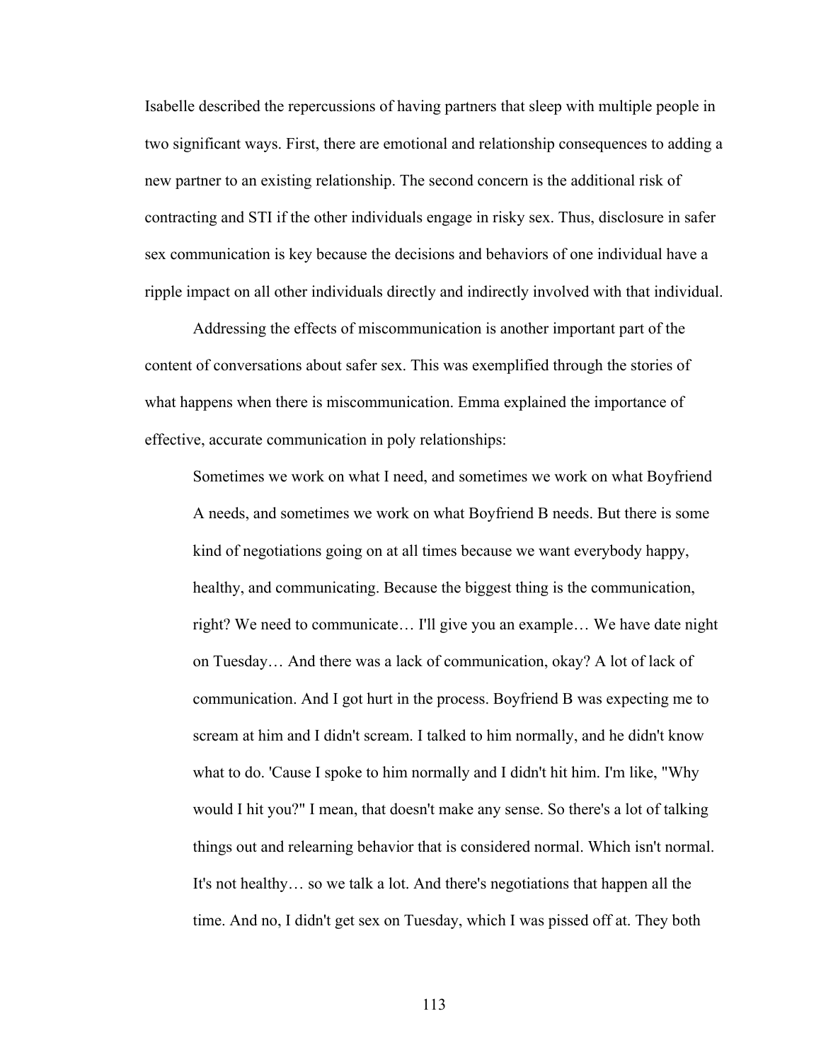Isabelle described the repercussions of having partners that sleep with multiple people in two significant ways. First, there are emotional and relationship consequences to adding a new partner to an existing relationship. The second concern is the additional risk of contracting and STI if the other individuals engage in risky sex. Thus, disclosure in safer sex communication is key because the decisions and behaviors of one individual have a ripple impact on all other individuals directly and indirectly involved with that individual.

Addressing the effects of miscommunication is another important part of the content of conversations about safer sex. This was exemplified through the stories of what happens when there is miscommunication. Emma explained the importance of effective, accurate communication in poly relationships:

> Sometimes we work on what I need, and sometimes we work on what Boyfriend A needs, and sometimes we work on what Boyfriend B needs. But there is some kind of negotiations going on at all times because we want everybody happy, healthy, and communicating. Because the biggest thing is the communication, right? We need to communicate… I'll give you an example… We have date night on Tuesday… And there was a lack of communication, okay? A lot of lack of communication. And I got hurt in the process. Boyfriend B was expecting me to scream at him and I didn't scream. I talked to him normally, and he didn't know what to do. 'Cause I spoke to him normally and I didn't hit him. I'm like, "Why would I hit you?" I mean, that doesn't make any sense. So there's a lot of talking things out and relearning behavior that is considered normal. Which isn't normal. It's not healthy… so we talk a lot. And there's negotiations that happen all the time. And no, I didn't get sex on Tuesday, which I was pissed off at. They both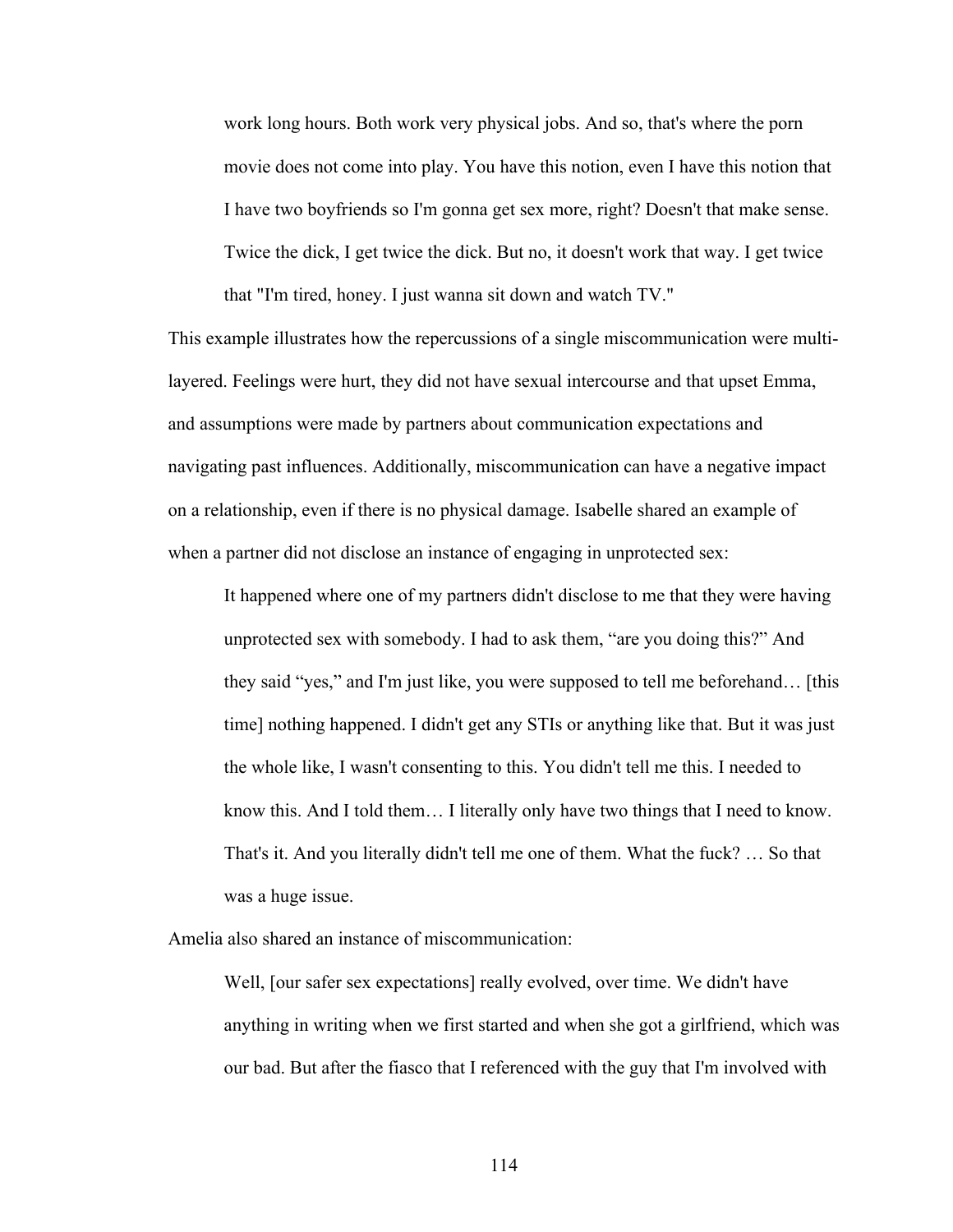> work long hours. Both work very physical jobs. And so, that's where the porn movie does not come into play. You have this notion, even I have this notion that I have two boyfriends so I'm gonna get sex more, right? Doesn't that make sense. Twice the dick, I get twice the dick. But no, it doesn't work that way. I get twice that "I'm tired, honey. I just wanna sit down and watch TV."

This example illustrates how the repercussions of a single miscommunication were multi-layered. Feelings were hurt, they did not have sexual intercourse and that upset Emma, and assumptions were made by partners about communication expectations and navigating past influences. Additionally, miscommunication can have a negative impact on a relationship, even if there is no physical damage. Isabelle shared an example of when a partner did not disclose an instance of engaging in unprotected sex:

> It happened where one of my partners didn't disclose to me that they were having unprotected sex with somebody. I had to ask them, "are you doing this?" And they said "yes," and I'm just like, you were supposed to tell me beforehand… [this time] nothing happened. I didn't get any STIs or anything like that. But it was just the whole like, I wasn't consenting to this. You didn't tell me this. I needed to know this. And I told them… I literally only have two things that I need to know. That's it. And you literally didn't tell me one of them. What the fuck? … So that was a huge issue.

Amelia also shared an instance of miscommunication:

> Well, [our safer sex expectations] really evolved, over time. We didn't have anything in writing when we first started and when she got a girlfriend, which was our bad. But after the fiasco that I referenced with the guy that I'm involved with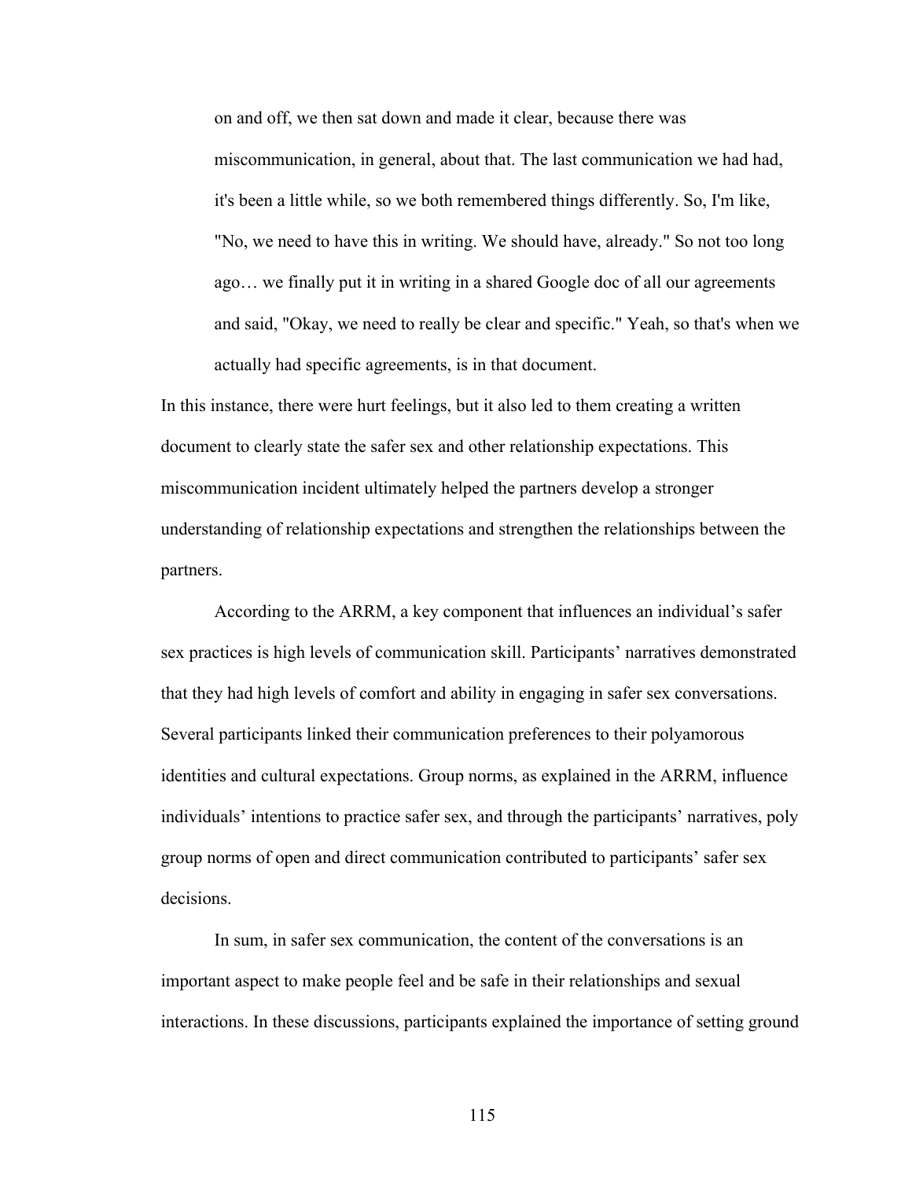> on and off, we then sat down and made it clear, because there was miscommunication, in general, about that. The last communication we had had, it's been a little while, so we both remembered things differently. So, I'm like, "No, we need to have this in writing. We should have, already." So not too long ago… we finally put it in writing in a shared Google doc of all our agreements and said, "Okay, we need to really be clear and specific." Yeah, so that's when we actually had specific agreements, is in that document.

In this instance, there were hurt feelings, but it also led to them creating a written document to clearly state the safer sex and other relationship expectations. This miscommunication incident ultimately helped the partners develop a stronger understanding of relationship expectations and strengthen the relationships between the partners.

According to the ARRM, a key component that influences an individual's safer sex practices is high levels of communication skill. Participants' narratives demonstrated that they had high levels of comfort and ability in engaging in safer sex conversations. Several participants linked their communication preferences to their polyamorous identities and cultural expectations. Group norms, as explained in the ARRM, influence individuals' intentions to practice safer sex, and through the participants' narratives, poly group norms of open and direct communication contributed to participants' safer sex decisions.

In sum, in safer sex communication, the content of the conversations is an important aspect to make people feel and be safe in their relationships and sexual interactions. In these discussions, participants explained the importance of setting ground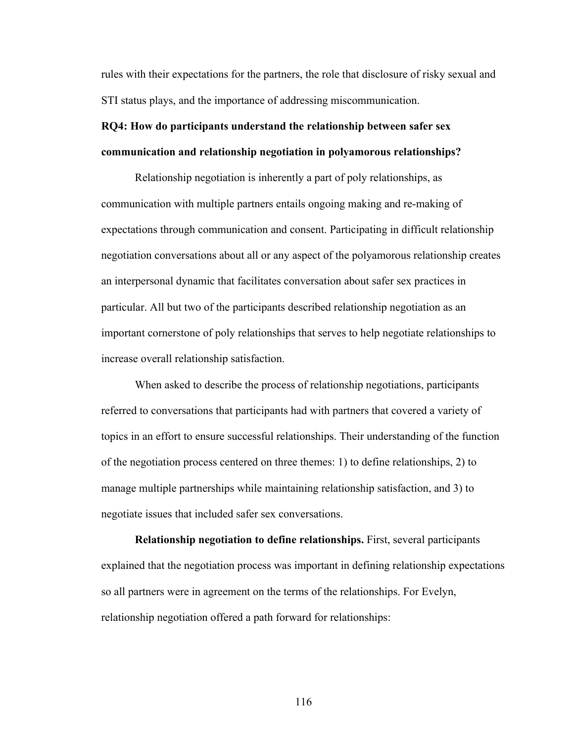rules with their expectations for the partners, the role that disclosure of risky sexual and STI status plays, and the importance of addressing miscommunication.

**RQ4: How do participants understand the relationship between safer sex communication and relationship negotiation in polyamorous relationships?**

Relationship negotiation is inherently a part of poly relationships, as communication with multiple partners entails ongoing making and re-making of expectations through communication and consent. Participating in difficult relationship negotiation conversations about all or any aspect of the polyamorous relationship creates an interpersonal dynamic that facilitates conversation about safer sex practices in particular. All but two of the participants described relationship negotiation as an important cornerstone of poly relationships that serves to help negotiate relationships to increase overall relationship satisfaction.

When asked to describe the process of relationship negotiations, participants referred to conversations that participants had with partners that covered a variety of topics in an effort to ensure successful relationships. Their understanding of the function of the negotiation process centered on three themes: 1) to define relationships, 2) to manage multiple partnerships while maintaining relationship satisfaction, and 3) to negotiate issues that included safer sex conversations.

**Relationship negotiation to define relationships.** First, several participants explained that the negotiation process was important in defining relationship expectations so all partners were in agreement on the terms of the relationships. For Evelyn, relationship negotiation offered a path forward for relationships: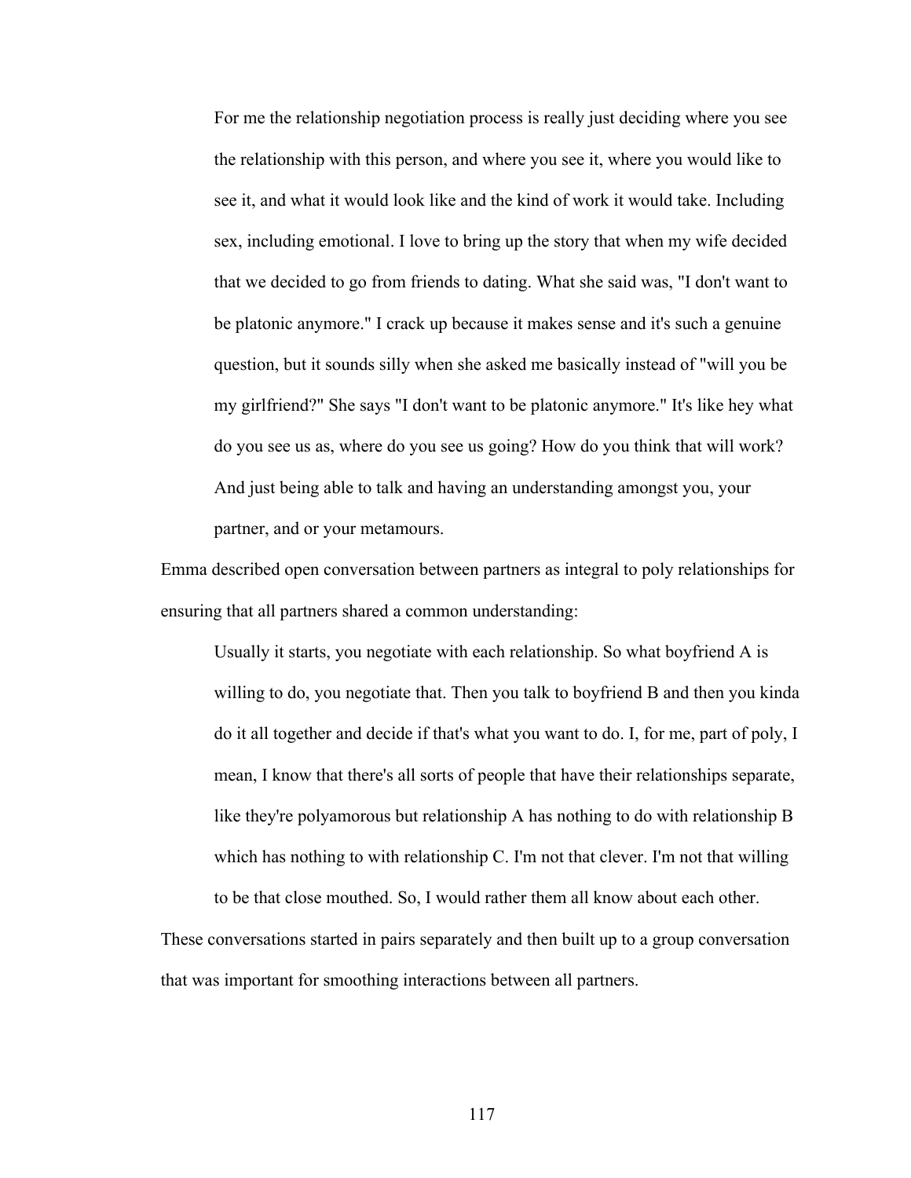> For me the relationship negotiation process is really just deciding where you see the relationship with this person, and where you see it, where you would like to see it, and what it would look like and the kind of work it would take. Including sex, including emotional. I love to bring up the story that when my wife decided that we decided to go from friends to dating. What she said was, "I don't want to be platonic anymore." I crack up because it makes sense and it's such a genuine question, but it sounds silly when she asked me basically instead of "will you be my girlfriend?" She says "I don't want to be platonic anymore." It's like hey what do you see us as, where do you see us going? How do you think that will work? And just being able to talk and having an understanding amongst you, your partner, and or your metamours.

Emma described open conversation between partners as integral to poly relationships for ensuring that all partners shared a common understanding:

> Usually it starts, you negotiate with each relationship. So what boyfriend A is willing to do, you negotiate that. Then you talk to boyfriend B and then you kinda do it all together and decide if that's what you want to do. I, for me, part of poly, I mean, I know that there's all sorts of people that have their relationships separate, like they're polyamorous but relationship A has nothing to do with relationship B which has nothing to with relationship C. I'm not that clever. I'm not that willing to be that close mouthed. So, I would rather them all know about each other.

These conversations started in pairs separately and then built up to a group conversation that was important for smoothing interactions between all partners.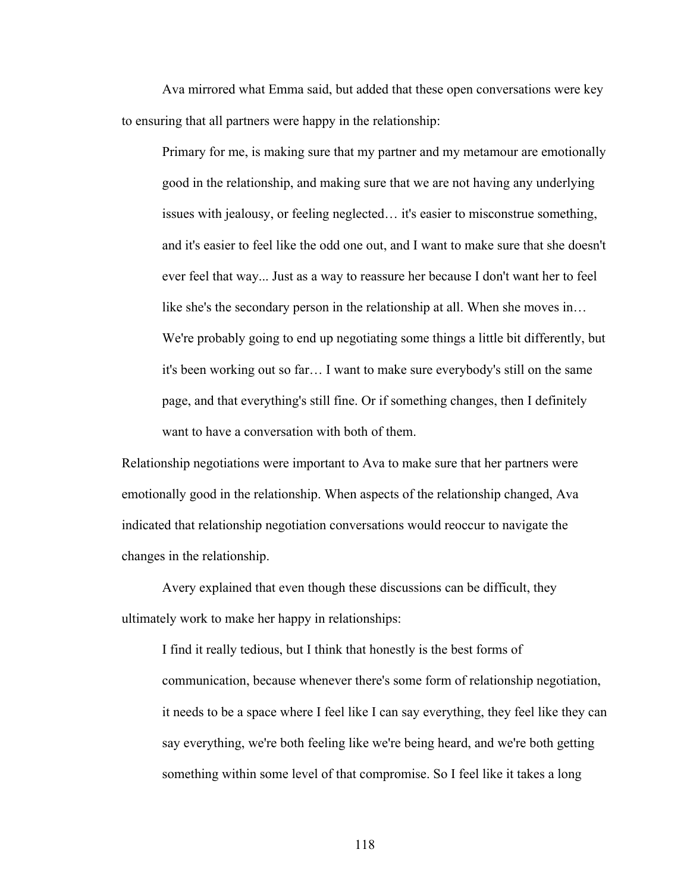Ava mirrored what Emma said, but added that these open conversations were key to ensuring that all partners were happy in the relationship:

> Primary for me, is making sure that my partner and my metamour are emotionally good in the relationship, and making sure that we are not having any underlying issues with jealousy, or feeling neglected… it's easier to misconstrue something, and it's easier to feel like the odd one out, and I want to make sure that she doesn't ever feel that way... Just as a way to reassure her because I don't want her to feel like she's the secondary person in the relationship at all. When she moves in… We're probably going to end up negotiating some things a little bit differently, but it's been working out so far… I want to make sure everybody's still on the same page, and that everything's still fine. Or if something changes, then I definitely want to have a conversation with both of them.

Relationship negotiations were important to Ava to make sure that her partners were emotionally good in the relationship. When aspects of the relationship changed, Ava indicated that relationship negotiation conversations would reoccur to navigate the changes in the relationship.

Avery explained that even though these discussions can be difficult, they ultimately work to make her happy in relationships:

> I find it really tedious, but I think that honestly is the best forms of communication, because whenever there's some form of relationship negotiation, it needs to be a space where I feel like I can say everything, they feel like they can say everything, we're both feeling like we're being heard, and we're both getting something within some level of that compromise. So I feel like it takes a long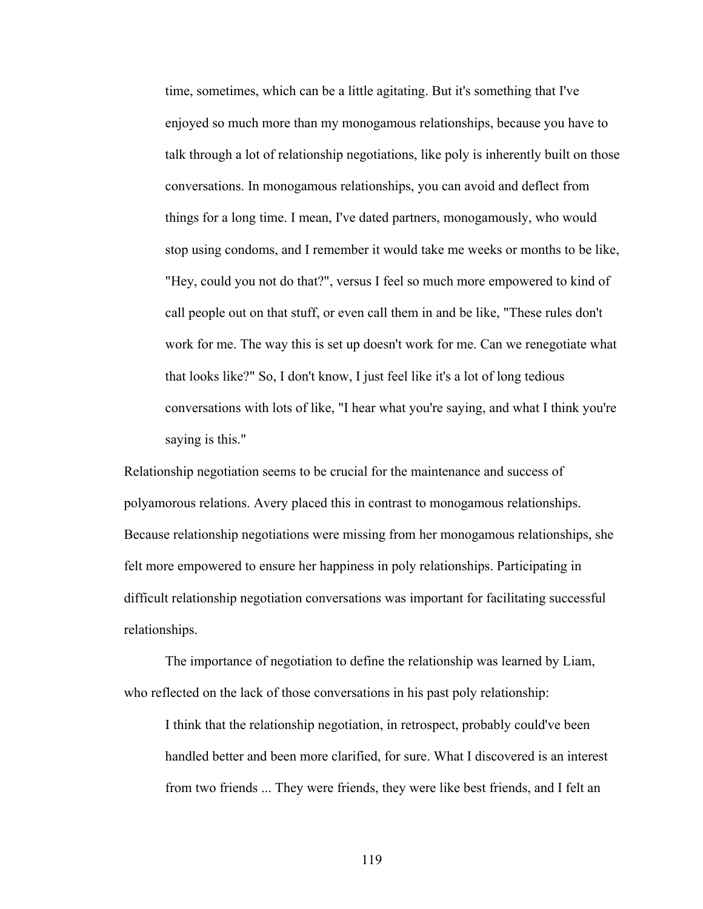> time, sometimes, which can be a little agitating. But it's something that I've enjoyed so much more than my monogamous relationships, because you have to talk through a lot of relationship negotiations, like poly is inherently built on those conversations. In monogamous relationships, you can avoid and deflect from things for a long time. I mean, I've dated partners, monogamously, who would stop using condoms, and I remember it would take me weeks or months to be like, "Hey, could you not do that?", versus I feel so much more empowered to kind of call people out on that stuff, or even call them in and be like, "These rules don't work for me. The way this is set up doesn't work for me. Can we renegotiate what that looks like?" So, I don't know, I just feel like it's a lot of long tedious conversations with lots of like, "I hear what you're saying, and what I think you're saying is this."

Relationship negotiation seems to be crucial for the maintenance and success of polyamorous relations. Avery placed this in contrast to monogamous relationships. Because relationship negotiations were missing from her monogamous relationships, she felt more empowered to ensure her happiness in poly relationships. Participating in difficult relationship negotiation conversations was important for facilitating successful relationships.

The importance of negotiation to define the relationship was learned by Liam, who reflected on the lack of those conversations in his past poly relationship:

> I think that the relationship negotiation, in retrospect, probably could've been handled better and been more clarified, for sure. What I discovered is an interest from two friends ... They were friends, they were like best friends, and I felt an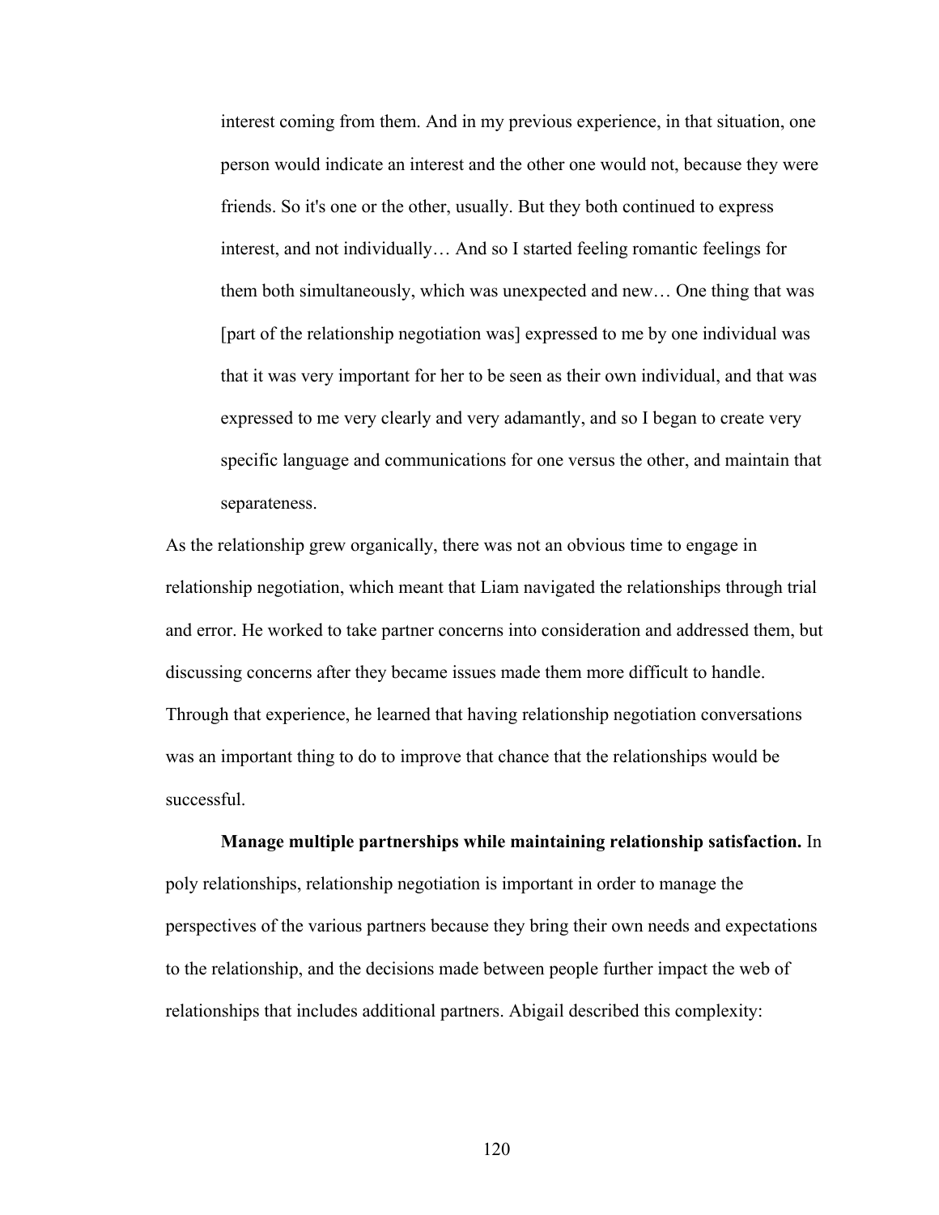> interest coming from them. And in my previous experience, in that situation, one person would indicate an interest and the other one would not, because they were friends. So it's one or the other, usually. But they both continued to express interest, and not individually… And so I started feeling romantic feelings for them both simultaneously, which was unexpected and new… One thing that was [part of the relationship negotiation was] expressed to me by one individual was that it was very important for her to be seen as their own individual, and that was expressed to me very clearly and very adamantly, and so I began to create very specific language and communications for one versus the other, and maintain that separateness.

As the relationship grew organically, there was not an obvious time to engage in relationship negotiation, which meant that Liam navigated the relationships through trial and error. He worked to take partner concerns into consideration and addressed them, but discussing concerns after they became issues made them more difficult to handle. Through that experience, he learned that having relationship negotiation conversations was an important thing to do to improve that chance that the relationships would be successful.

**Manage multiple partnerships while maintaining relationship satisfaction.** In poly relationships, relationship negotiation is important in order to manage the perspectives of the various partners because they bring their own needs and expectations to the relationship, and the decisions made between people further impact the web of relationships that includes additional partners. Abigail described this complexity: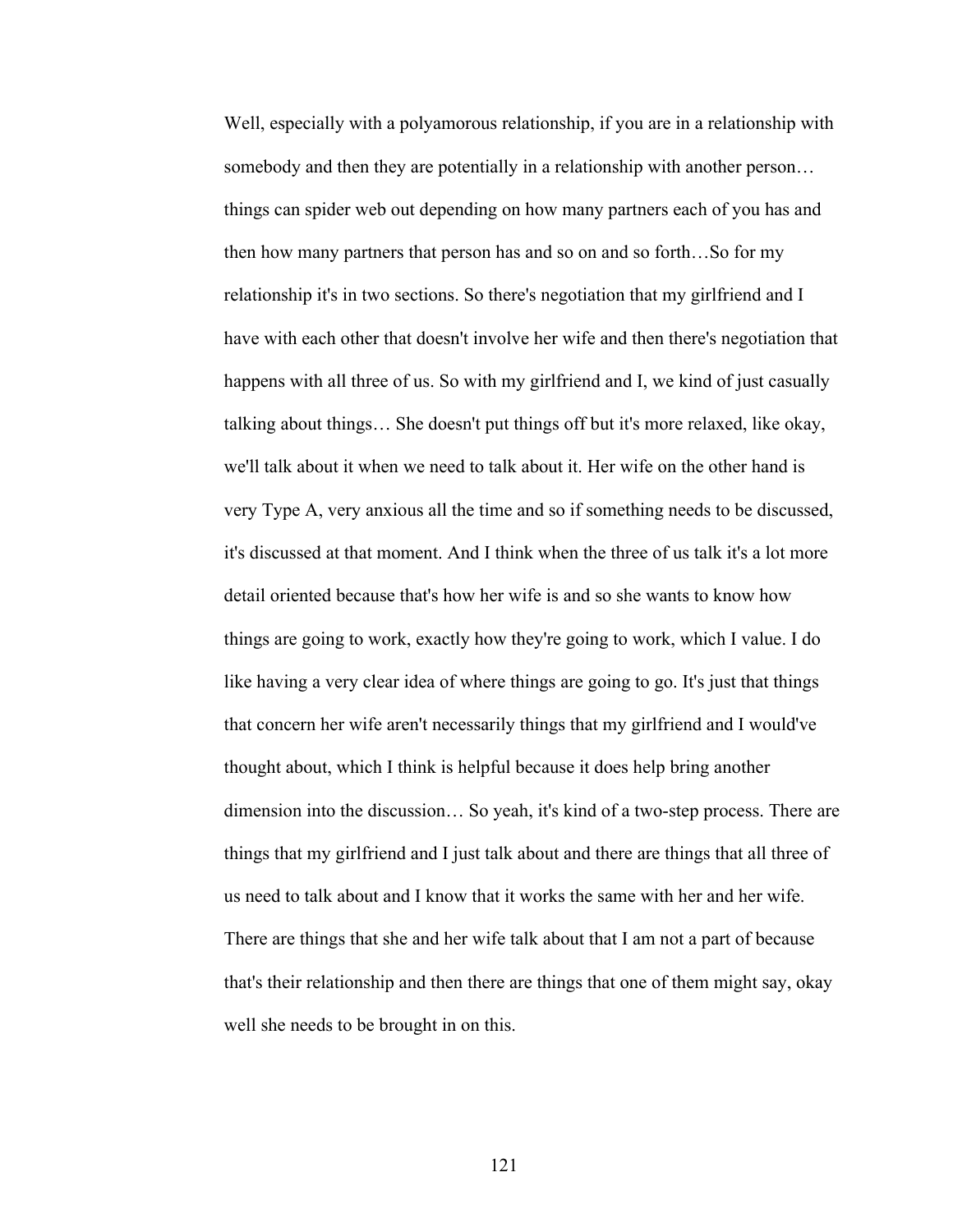Well, especially with a polyamorous relationship, if you are in a relationship with somebody and then they are potentially in a relationship with another person… things can spider web out depending on how many partners each of you has and then how many partners that person has and so on and so forth…So for my relationship it's in two sections. So there's negotiation that my girlfriend and I have with each other that doesn't involve her wife and then there's negotiation that happens with all three of us. So with my girlfriend and I, we kind of just casually talking about things… She doesn't put things off but it's more relaxed, like okay, we'll talk about it when we need to talk about it. Her wife on the other hand is very Type A, very anxious all the time and so if something needs to be discussed, it's discussed at that moment. And I think when the three of us talk it's a lot more detail oriented because that's how her wife is and so she wants to know how things are going to work, exactly how they're going to work, which I value. I do like having a very clear idea of where things are going to go. It's just that things that concern her wife aren't necessarily things that my girlfriend and I would've thought about, which I think is helpful because it does help bring another dimension into the discussion… So yeah, it's kind of a two-step process. There are things that my girlfriend and I just talk about and there are things that all three of us need to talk about and I know that it works the same with her and her wife. There are things that she and her wife talk about that I am not a part of because that's their relationship and then there are things that one of them might say, okay well she needs to be brought in on this.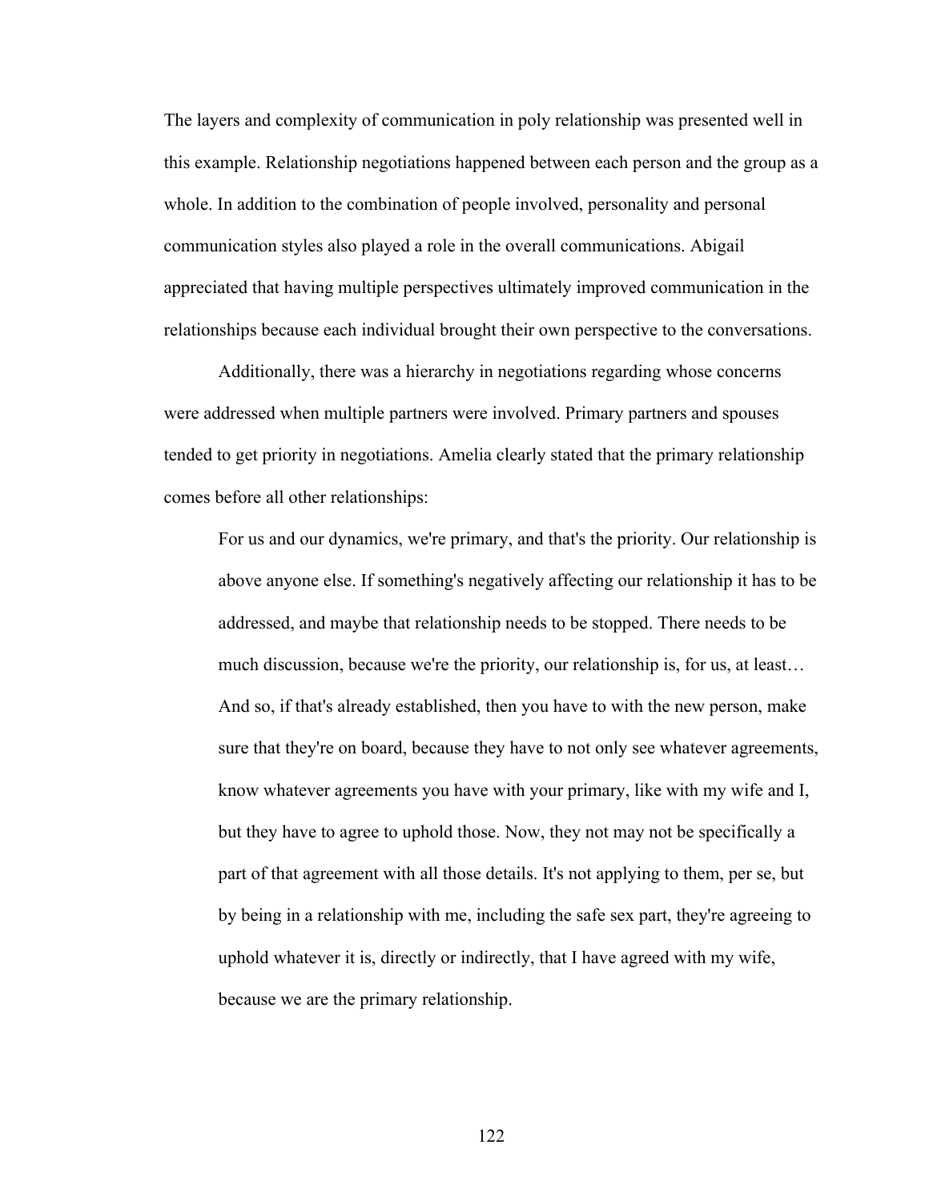The layers and complexity of communication in poly relationship was presented well in this example. Relationship negotiations happened between each person and the group as a whole. In addition to the combination of people involved, personality and personal communication styles also played a role in the overall communications. Abigail appreciated that having multiple perspectives ultimately improved communication in the relationships because each individual brought their own perspective to the conversations.

Additionally, there was a hierarchy in negotiations regarding whose concerns were addressed when multiple partners were involved. Primary partners and spouses tended to get priority in negotiations. Amelia clearly stated that the primary relationship comes before all other relationships:

> For us and our dynamics, we're primary, and that's the priority. Our relationship is above anyone else. If something's negatively affecting our relationship it has to be addressed, and maybe that relationship needs to be stopped. There needs to be much discussion, because we're the priority, our relationship is, for us, at least… And so, if that's already established, then you have to with the new person, make sure that they're on board, because they have to not only see whatever agreements, know whatever agreements you have with your primary, like with my wife and I, but they have to agree to uphold those. Now, they not may not be specifically a part of that agreement with all those details. It's not applying to them, per se, but by being in a relationship with me, including the safe sex part, they're agreeing to uphold whatever it is, directly or indirectly, that I have agreed with my wife, because we are the primary relationship.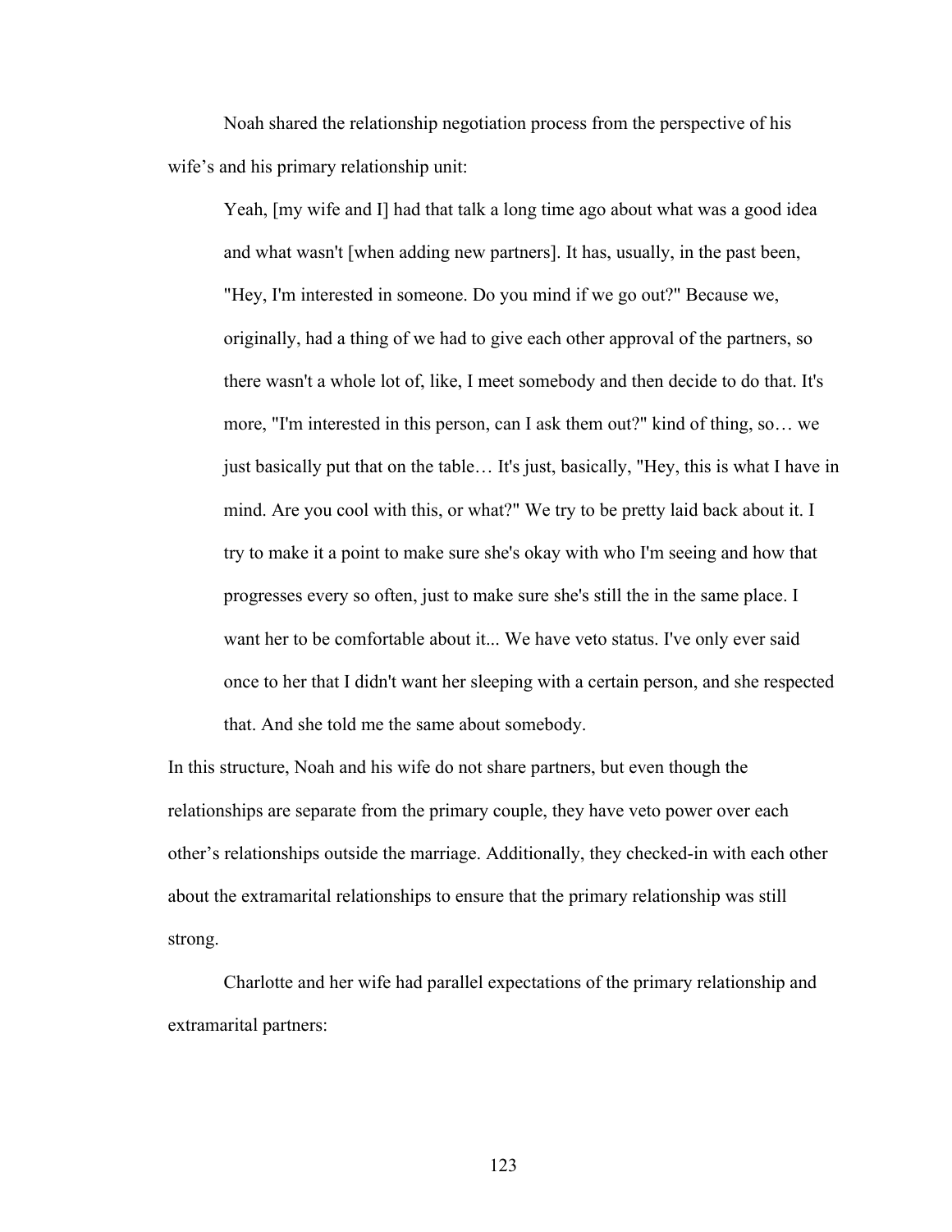Noah shared the relationship negotiation process from the perspective of his wife's and his primary relationship unit:

> Yeah, [my wife and I] had that talk a long time ago about what was a good idea and what wasn't [when adding new partners]. It has, usually, in the past been, "Hey, I'm interested in someone. Do you mind if we go out?" Because we, originally, had a thing of we had to give each other approval of the partners, so there wasn't a whole lot of, like, I meet somebody and then decide to do that. It's more, "I'm interested in this person, can I ask them out?" kind of thing, so… we just basically put that on the table… It's just, basically, "Hey, this is what I have in mind. Are you cool with this, or what?" We try to be pretty laid back about it. I try to make it a point to make sure she's okay with who I'm seeing and how that progresses every so often, just to make sure she's still the in the same place. I want her to be comfortable about it... We have veto status. I've only ever said once to her that I didn't want her sleeping with a certain person, and she respected that. And she told me the same about somebody.

In this structure, Noah and his wife do not share partners, but even though the relationships are separate from the primary couple, they have veto power over each other's relationships outside the marriage. Additionally, they checked-in with each other about the extramarital relationships to ensure that the primary relationship was still strong.

Charlotte and her wife had parallel expectations of the primary relationship and extramarital partners: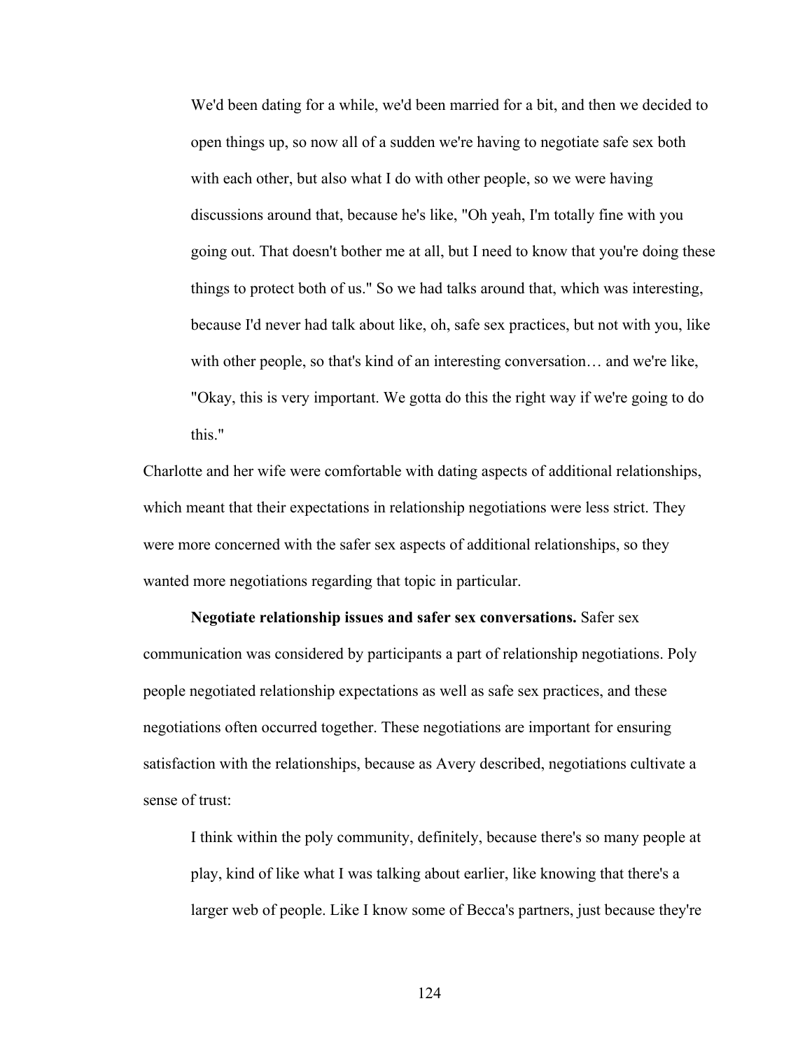> We'd been dating for a while, we'd been married for a bit, and then we decided to open things up, so now all of a sudden we're having to negotiate safe sex both with each other, but also what I do with other people, so we were having discussions around that, because he's like, "Oh yeah, I'm totally fine with you going out. That doesn't bother me at all, but I need to know that you're doing these things to protect both of us." So we had talks around that, which was interesting, because I'd never had talk about like, oh, safe sex practices, but not with you, like with other people, so that's kind of an interesting conversation… and we're like, "Okay, this is very important. We gotta do this the right way if we're going to do this."

Charlotte and her wife were comfortable with dating aspects of additional relationships, which meant that their expectations in relationship negotiations were less strict. They were more concerned with the safer sex aspects of additional relationships, so they wanted more negotiations regarding that topic in particular.

**Negotiate relationship issues and safer sex conversations.** Safer sex communication was considered by participants a part of relationship negotiations. Poly people negotiated relationship expectations as well as safe sex practices, and these negotiations often occurred together. These negotiations are important for ensuring satisfaction with the relationships, because as Avery described, negotiations cultivate a sense of trust:

> I think within the poly community, definitely, because there's so many people at play, kind of like what I was talking about earlier, like knowing that there's a larger web of people. Like I know some of Becca's partners, just because they're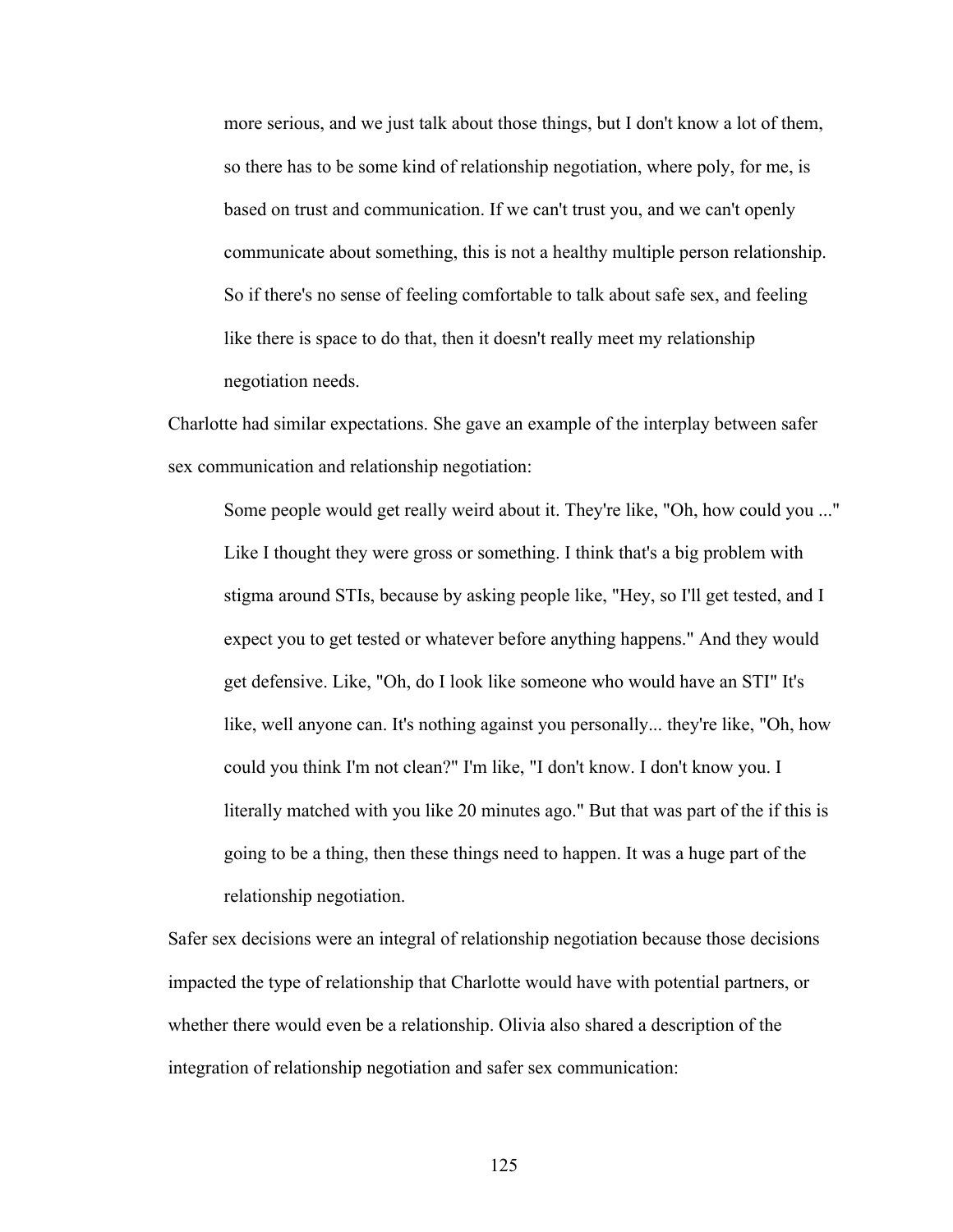> more serious, and we just talk about those things, but I don't know a lot of them, so there has to be some kind of relationship negotiation, where poly, for me, is based on trust and communication. If we can't trust you, and we can't openly communicate about something, this is not a healthy multiple person relationship. So if there's no sense of feeling comfortable to talk about safe sex, and feeling like there is space to do that, then it doesn't really meet my relationship negotiation needs.

Charlotte had similar expectations. She gave an example of the interplay between safer sex communication and relationship negotiation:

> Some people would get really weird about it. They're like, "Oh, how could you ..." Like I thought they were gross or something. I think that's a big problem with stigma around STIs, because by asking people like, "Hey, so I'll get tested, and I expect you to get tested or whatever before anything happens." And they would get defensive. Like, "Oh, do I look like someone who would have an STI" It's like, well anyone can. It's nothing against you personally... they're like, "Oh, how could you think I'm not clean?" I'm like, "I don't know. I don't know you. I literally matched with you like 20 minutes ago." But that was part of the if this is going to be a thing, then these things need to happen. It was a huge part of the relationship negotiation.

Safer sex decisions were an integral of relationship negotiation because those decisions impacted the type of relationship that Charlotte would have with potential partners, or whether there would even be a relationship. Olivia also shared a description of the integration of relationship negotiation and safer sex communication: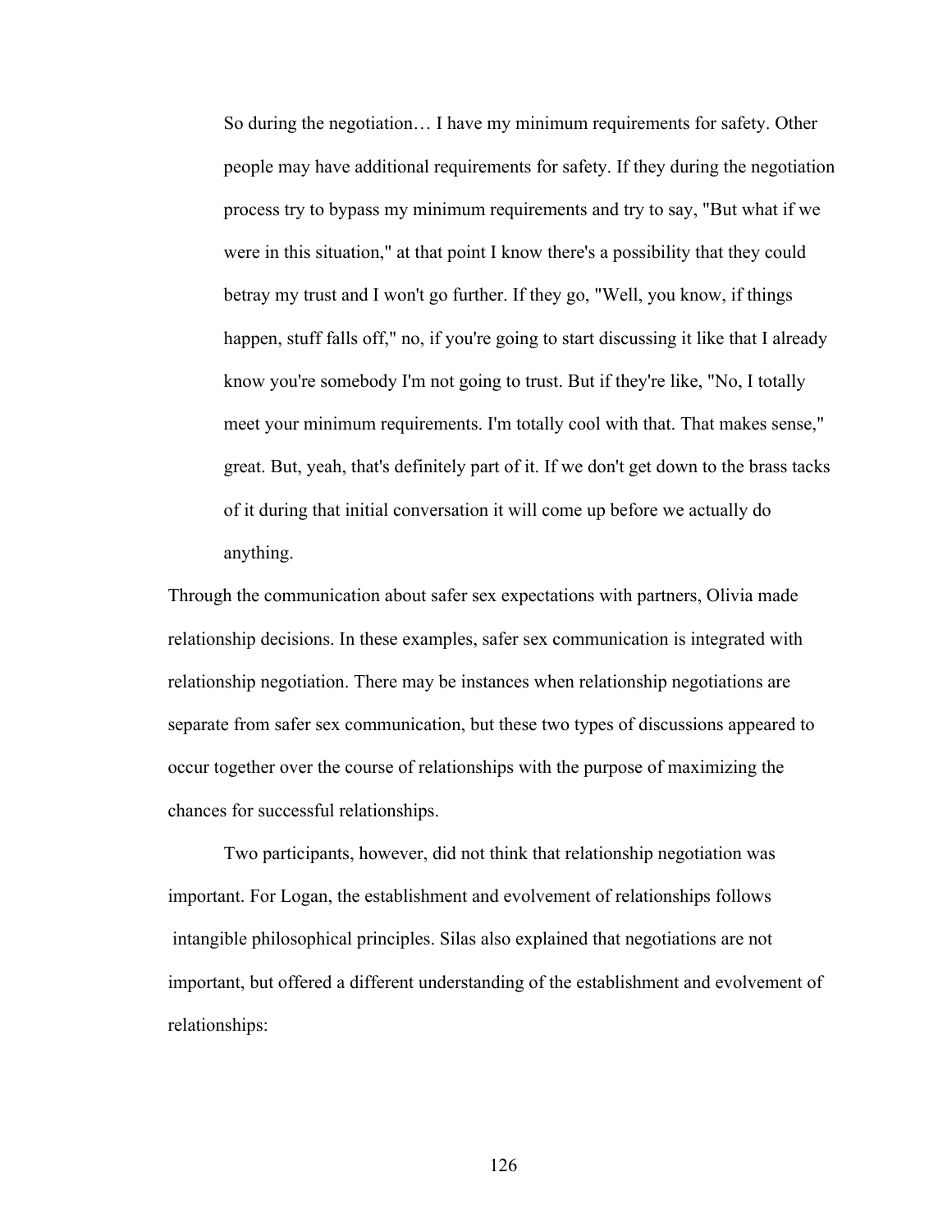> So during the negotiation… I have my minimum requirements for safety. Other people may have additional requirements for safety. If they during the negotiation process try to bypass my minimum requirements and try to say, "But what if we were in this situation," at that point I know there's a possibility that they could betray my trust and I won't go further. If they go, "Well, you know, if things happen, stuff falls off," no, if you're going to start discussing it like that I already know you're somebody I'm not going to trust. But if they're like, "No, I totally meet your minimum requirements. I'm totally cool with that. That makes sense," great. But, yeah, that's definitely part of it. If we don't get down to the brass tacks of it during that initial conversation it will come up before we actually do anything.

Through the communication about safer sex expectations with partners, Olivia made relationship decisions. In these examples, safer sex communication is integrated with relationship negotiation. There may be instances when relationship negotiations are separate from safer sex communication, but these two types of discussions appeared to occur together over the course of relationships with the purpose of maximizing the chances for successful relationships.

Two participants, however, did not think that relationship negotiation was important. For Logan, the establishment and evolvement of relationships follows intangible philosophical principles. Silas also explained that negotiations are not important, but offered a different understanding of the establishment and evolvement of relationships: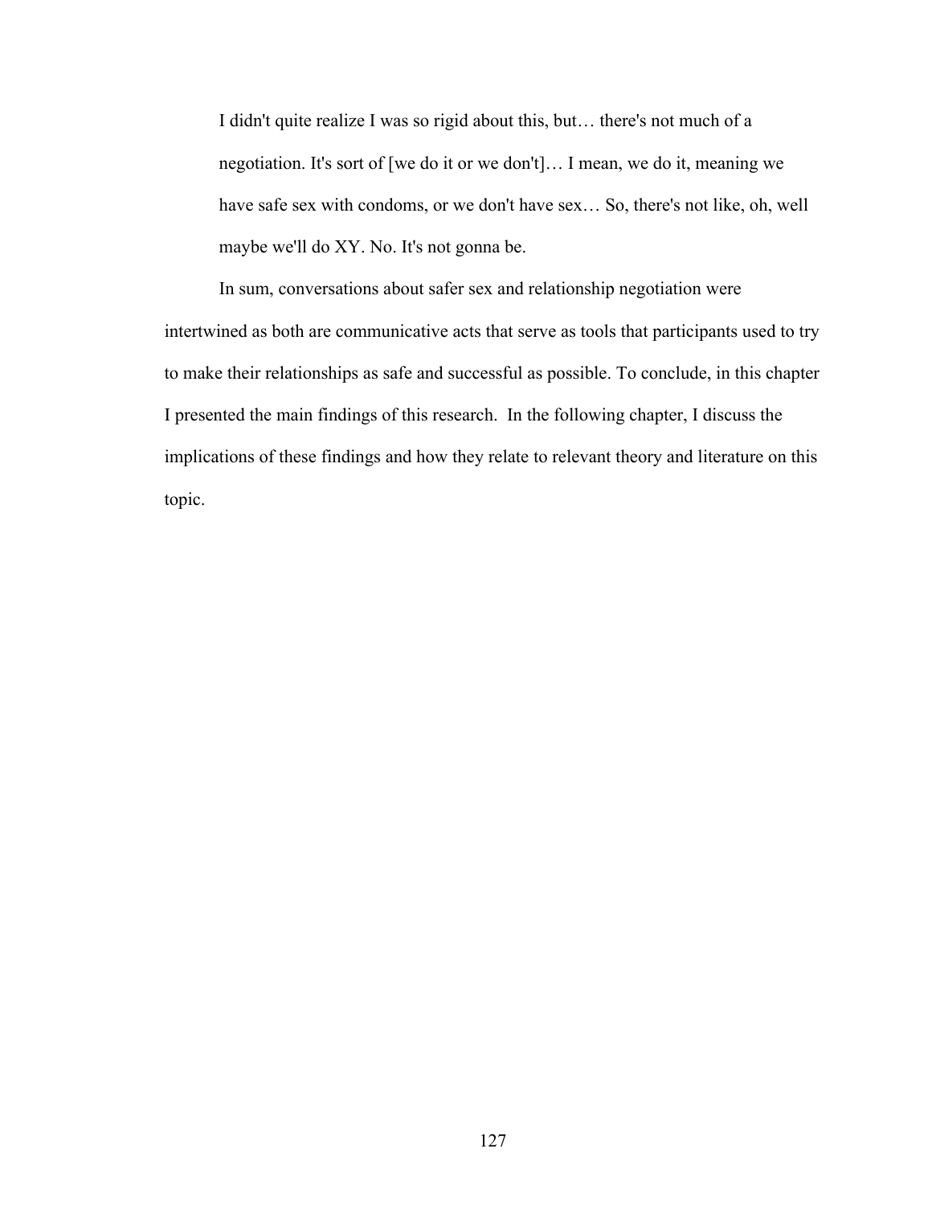> I didn't quite realize I was so rigid about this, but… there's not much of a negotiation. It's sort of [we do it or we don't]… I mean, we do it, meaning we have safe sex with condoms, or we don't have sex… So, there's not like, oh, well maybe we'll do XY. No. It's not gonna be.

In sum, conversations about safer sex and relationship negotiation were intertwined as both are communicative acts that serve as tools that participants used to try to make their relationships as safe and successful as possible. To conclude, in this chapter I presented the main findings of this research. In the following chapter, I discuss the implications of these findings and how they relate to relevant theory and literature on this topic.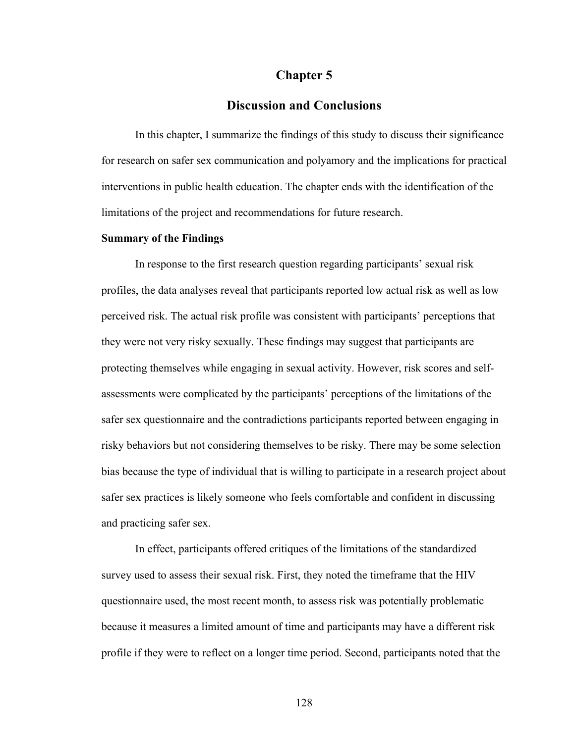# Chapter 5

## Discussion and Conclusions

In this chapter, I summarize the findings of this study to discuss their significance for research on safer sex communication and polyamory and the implications for practical interventions in public health education. The chapter ends with the identification of the limitations of the project and recommendations for future research.

**Summary of the Findings**

In response to the first research question regarding participants' sexual risk profiles, the data analyses reveal that participants reported low actual risk as well as low perceived risk. The actual risk profile was consistent with participants' perceptions that they were not very risky sexually. These findings may suggest that participants are protecting themselves while engaging in sexual activity. However, risk scores and self-assessments were complicated by the participants' perceptions of the limitations of the safer sex questionnaire and the contradictions participants reported between engaging in risky behaviors but not considering themselves to be risky. There may be some selection bias because the type of individual that is willing to participate in a research project about safer sex practices is likely someone who feels comfortable and confident in discussing and practicing safer sex.

In effect, participants offered critiques of the limitations of the standardized survey used to assess their sexual risk. First, they noted the timeframe that the HIV questionnaire used, the most recent month, to assess risk was potentially problematic because it measures a limited amount of time and participants may have a different risk profile if they were to reflect on a longer time period. Second, participants noted that the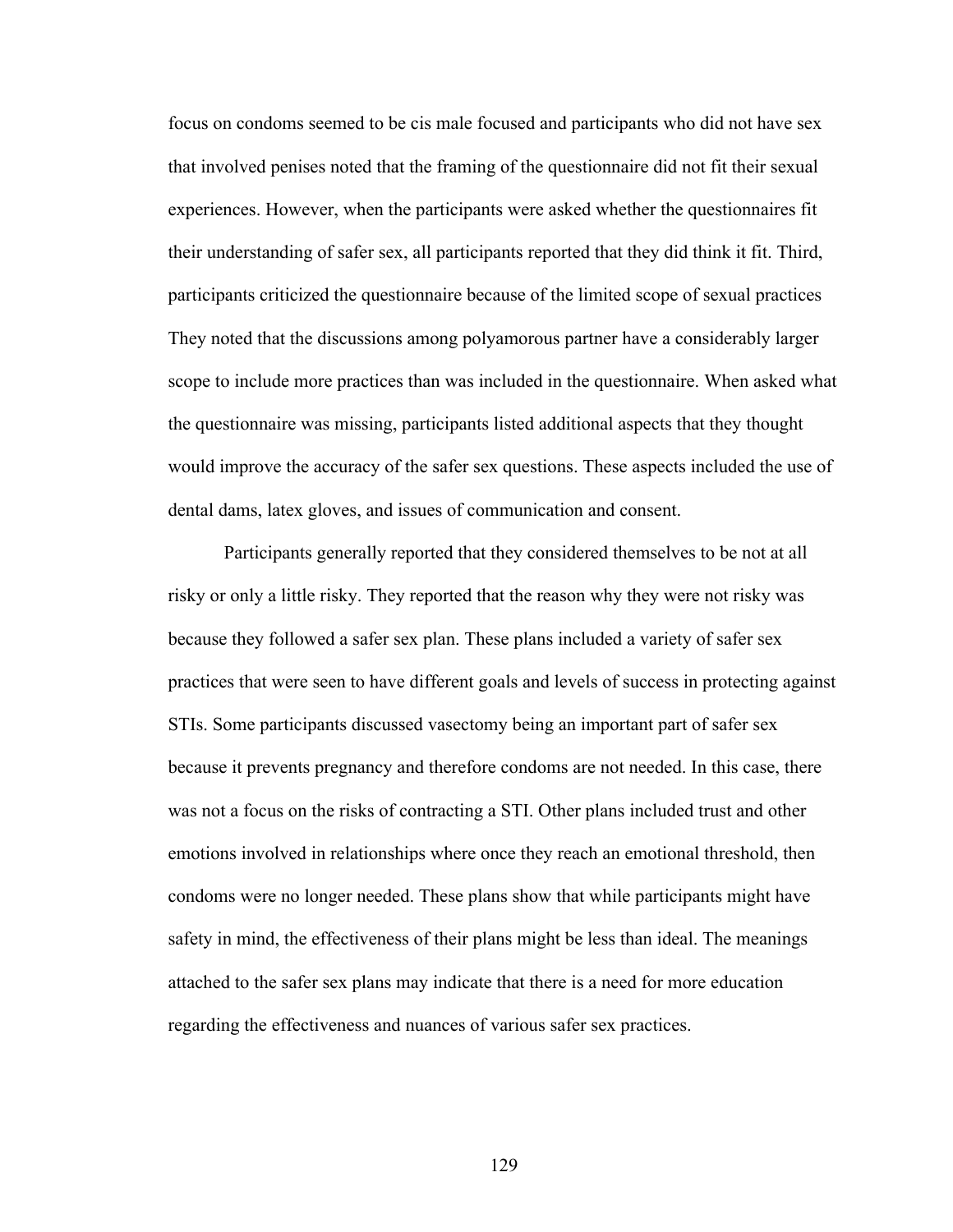focus on condoms seemed to be cis male focused and participants who did not have sex that involved penises noted that the framing of the questionnaire did not fit their sexual experiences. However, when the participants were asked whether the questionnaires fit their understanding of safer sex, all participants reported that they did think it fit. Third, participants criticized the questionnaire because of the limited scope of sexual practices They noted that the discussions among polyamorous partner have a considerably larger scope to include more practices than was included in the questionnaire. When asked what the questionnaire was missing, participants listed additional aspects that they thought would improve the accuracy of the safer sex questions. These aspects included the use of dental dams, latex gloves, and issues of communication and consent.

Participants generally reported that they considered themselves to be not at all risky or only a little risky. They reported that the reason why they were not risky was because they followed a safer sex plan. These plans included a variety of safer sex practices that were seen to have different goals and levels of success in protecting against STIs. Some participants discussed vasectomy being an important part of safer sex because it prevents pregnancy and therefore condoms are not needed. In this case, there was not a focus on the risks of contracting a STI. Other plans included trust and other emotions involved in relationships where once they reach an emotional threshold, then condoms were no longer needed. These plans show that while participants might have safety in mind, the effectiveness of their plans might be less than ideal. The meanings attached to the safer sex plans may indicate that there is a need for more education regarding the effectiveness and nuances of various safer sex practices.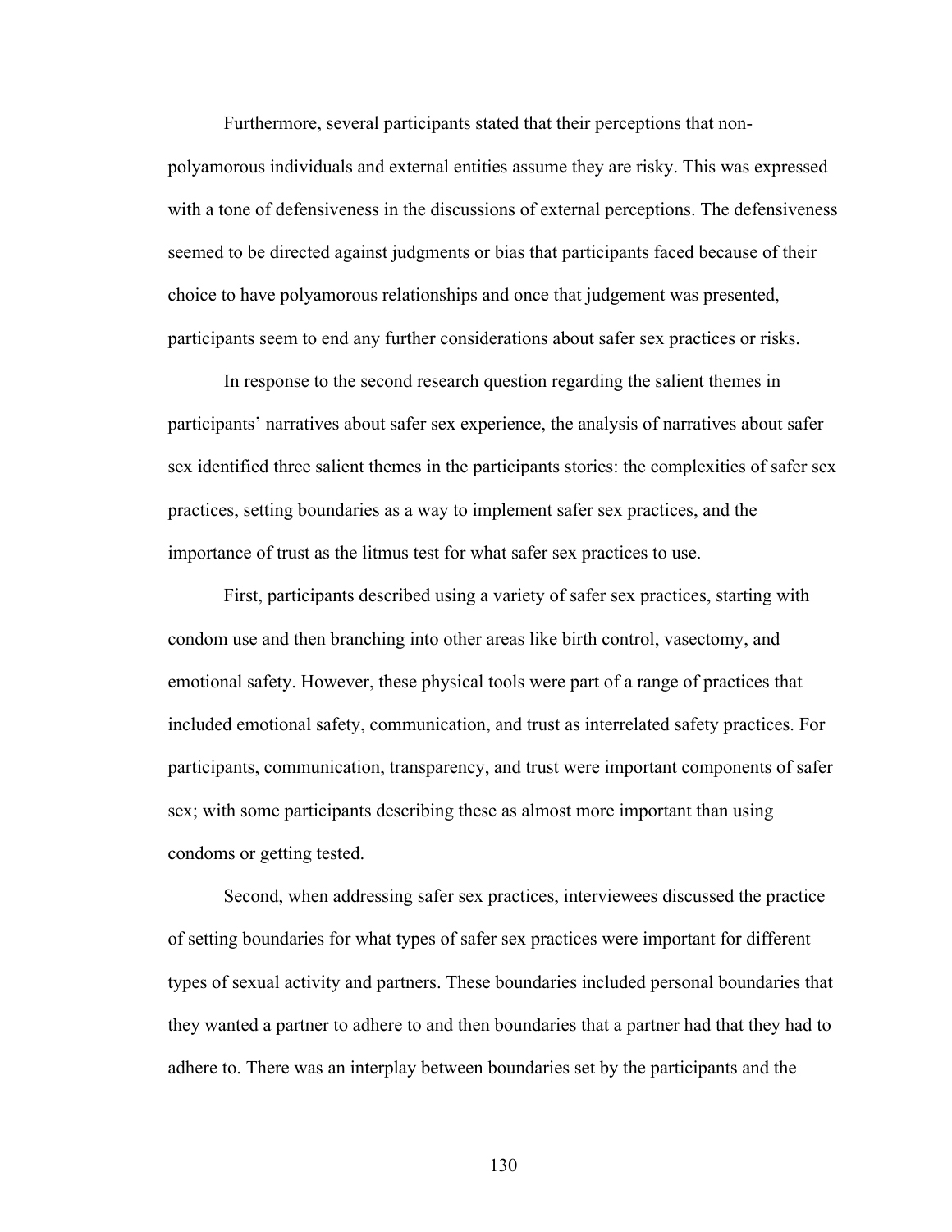Furthermore, several participants stated that their perceptions that non-polyamorous individuals and external entities assume they are risky. This was expressed with a tone of defensiveness in the discussions of external perceptions. The defensiveness seemed to be directed against judgments or bias that participants faced because of their choice to have polyamorous relationships and once that judgement was presented, participants seem to end any further considerations about safer sex practices or risks.

In response to the second research question regarding the salient themes in participants' narratives about safer sex experience, the analysis of narratives about safer sex identified three salient themes in the participants stories: the complexities of safer sex practices, setting boundaries as a way to implement safer sex practices, and the importance of trust as the litmus test for what safer sex practices to use.

First, participants described using a variety of safer sex practices, starting with condom use and then branching into other areas like birth control, vasectomy, and emotional safety. However, these physical tools were part of a range of practices that included emotional safety, communication, and trust as interrelated safety practices. For participants, communication, transparency, and trust were important components of safer sex; with some participants describing these as almost more important than using condoms or getting tested.

Second, when addressing safer sex practices, interviewees discussed the practice of setting boundaries for what types of safer sex practices were important for different types of sexual activity and partners. These boundaries included personal boundaries that they wanted a partner to adhere to and then boundaries that a partner had that they had to adhere to. There was an interplay between boundaries set by the participants and the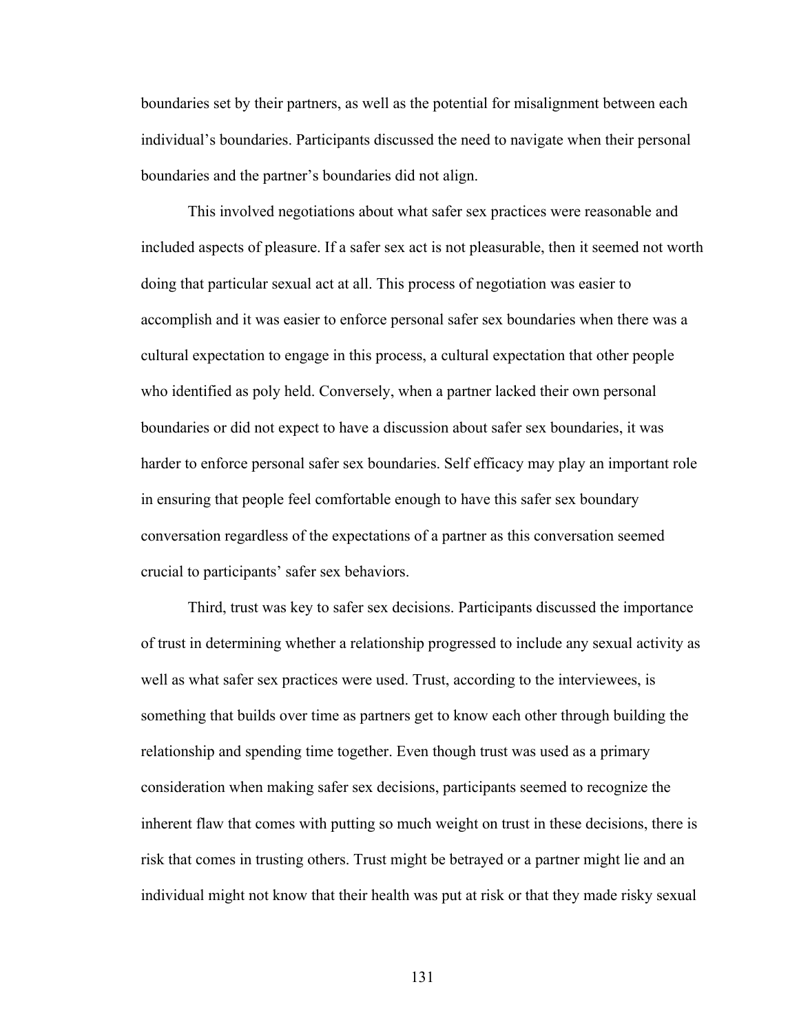boundaries set by their partners, as well as the potential for misalignment between each individual's boundaries. Participants discussed the need to navigate when their personal boundaries and the partner's boundaries did not align.

This involved negotiations about what safer sex practices were reasonable and included aspects of pleasure. If a safer sex act is not pleasurable, then it seemed not worth doing that particular sexual act at all. This process of negotiation was easier to accomplish and it was easier to enforce personal safer sex boundaries when there was a cultural expectation to engage in this process, a cultural expectation that other people who identified as poly held. Conversely, when a partner lacked their own personal boundaries or did not expect to have a discussion about safer sex boundaries, it was harder to enforce personal safer sex boundaries. Self efficacy may play an important role in ensuring that people feel comfortable enough to have this safer sex boundary conversation regardless of the expectations of a partner as this conversation seemed crucial to participants' safer sex behaviors.

Third, trust was key to safer sex decisions. Participants discussed the importance of trust in determining whether a relationship progressed to include any sexual activity as well as what safer sex practices were used. Trust, according to the interviewees, is something that builds over time as partners get to know each other through building the relationship and spending time together. Even though trust was used as a primary consideration when making safer sex decisions, participants seemed to recognize the inherent flaw that comes with putting so much weight on trust in these decisions, there is risk that comes in trusting others. Trust might be betrayed or a partner might lie and an individual might not know that their health was put at risk or that they made risky sexual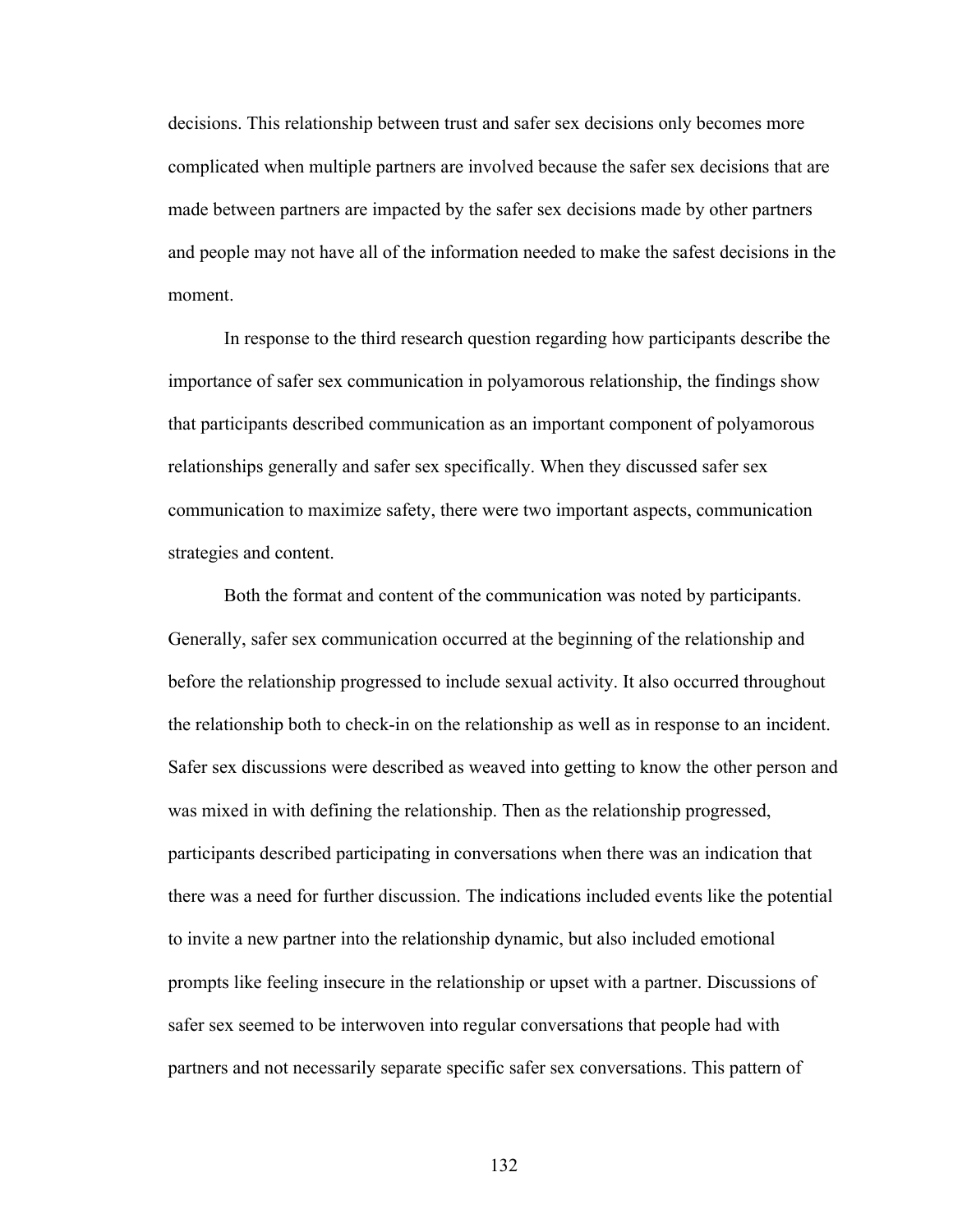decisions. This relationship between trust and safer sex decisions only becomes more complicated when multiple partners are involved because the safer sex decisions that are made between partners are impacted by the safer sex decisions made by other partners and people may not have all of the information needed to make the safest decisions in the moment.

In response to the third research question regarding how participants describe the importance of safer sex communication in polyamorous relationship, the findings show that participants described communication as an important component of polyamorous relationships generally and safer sex specifically. When they discussed safer sex communication to maximize safety, there were two important aspects, communication strategies and content.

Both the format and content of the communication was noted by participants. Generally, safer sex communication occurred at the beginning of the relationship and before the relationship progressed to include sexual activity. It also occurred throughout the relationship both to check-in on the relationship as well as in response to an incident. Safer sex discussions were described as weaved into getting to know the other person and was mixed in with defining the relationship. Then as the relationship progressed, participants described participating in conversations when there was an indication that there was a need for further discussion. The indications included events like the potential to invite a new partner into the relationship dynamic, but also included emotional prompts like feeling insecure in the relationship or upset with a partner. Discussions of safer sex seemed to be interwoven into regular conversations that people had with partners and not necessarily separate specific safer sex conversations. This pattern of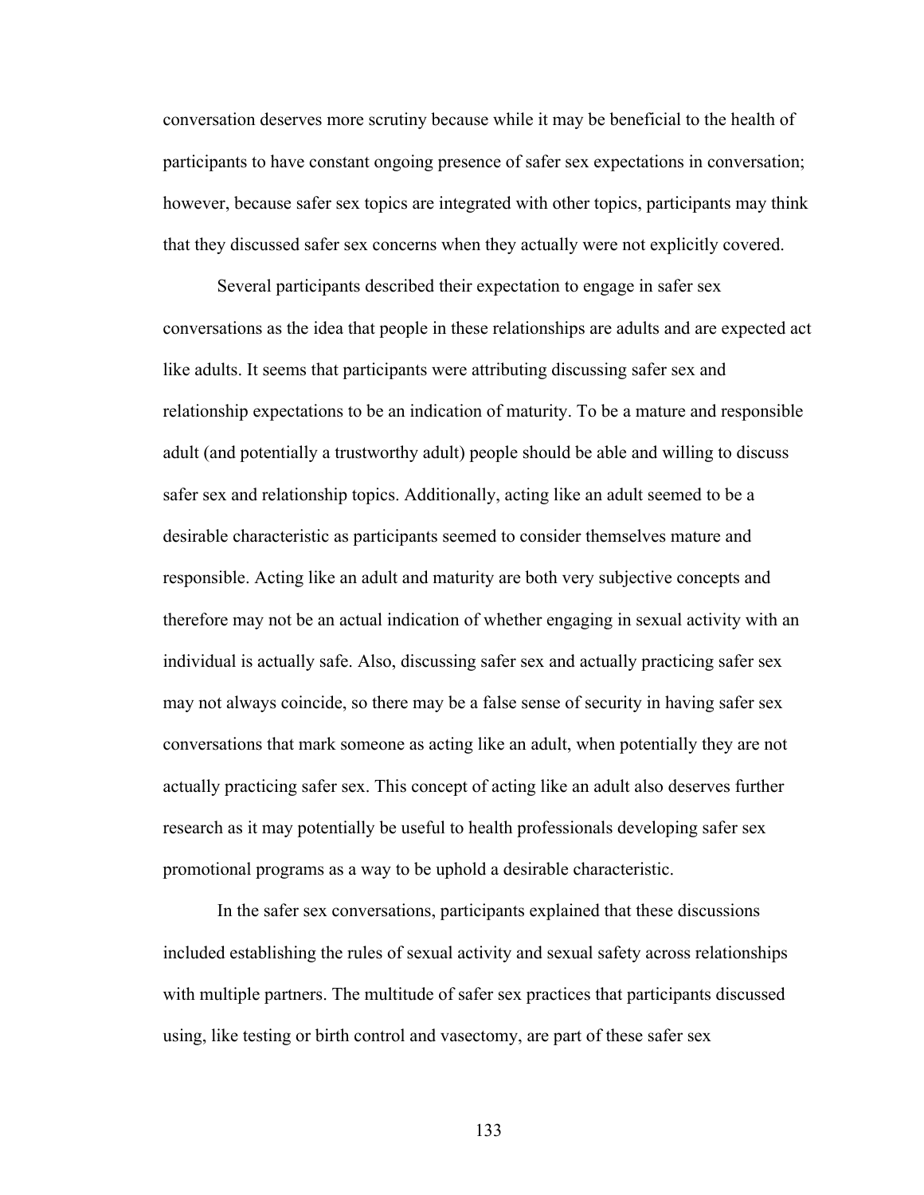conversation deserves more scrutiny because while it may be beneficial to the health of participants to have constant ongoing presence of safer sex expectations in conversation; however, because safer sex topics are integrated with other topics, participants may think that they discussed safer sex concerns when they actually were not explicitly covered.

Several participants described their expectation to engage in safer sex conversations as the idea that people in these relationships are adults and are expected act like adults. It seems that participants were attributing discussing safer sex and relationship expectations to be an indication of maturity. To be a mature and responsible adult (and potentially a trustworthy adult) people should be able and willing to discuss safer sex and relationship topics. Additionally, acting like an adult seemed to be a desirable characteristic as participants seemed to consider themselves mature and responsible. Acting like an adult and maturity are both very subjective concepts and therefore may not be an actual indication of whether engaging in sexual activity with an individual is actually safe. Also, discussing safer sex and actually practicing safer sex may not always coincide, so there may be a false sense of security in having safer sex conversations that mark someone as acting like an adult, when potentially they are not actually practicing safer sex. This concept of acting like an adult also deserves further research as it may potentially be useful to health professionals developing safer sex promotional programs as a way to be uphold a desirable characteristic.

In the safer sex conversations, participants explained that these discussions included establishing the rules of sexual activity and sexual safety across relationships with multiple partners. The multitude of safer sex practices that participants discussed using, like testing or birth control and vasectomy, are part of these safer sex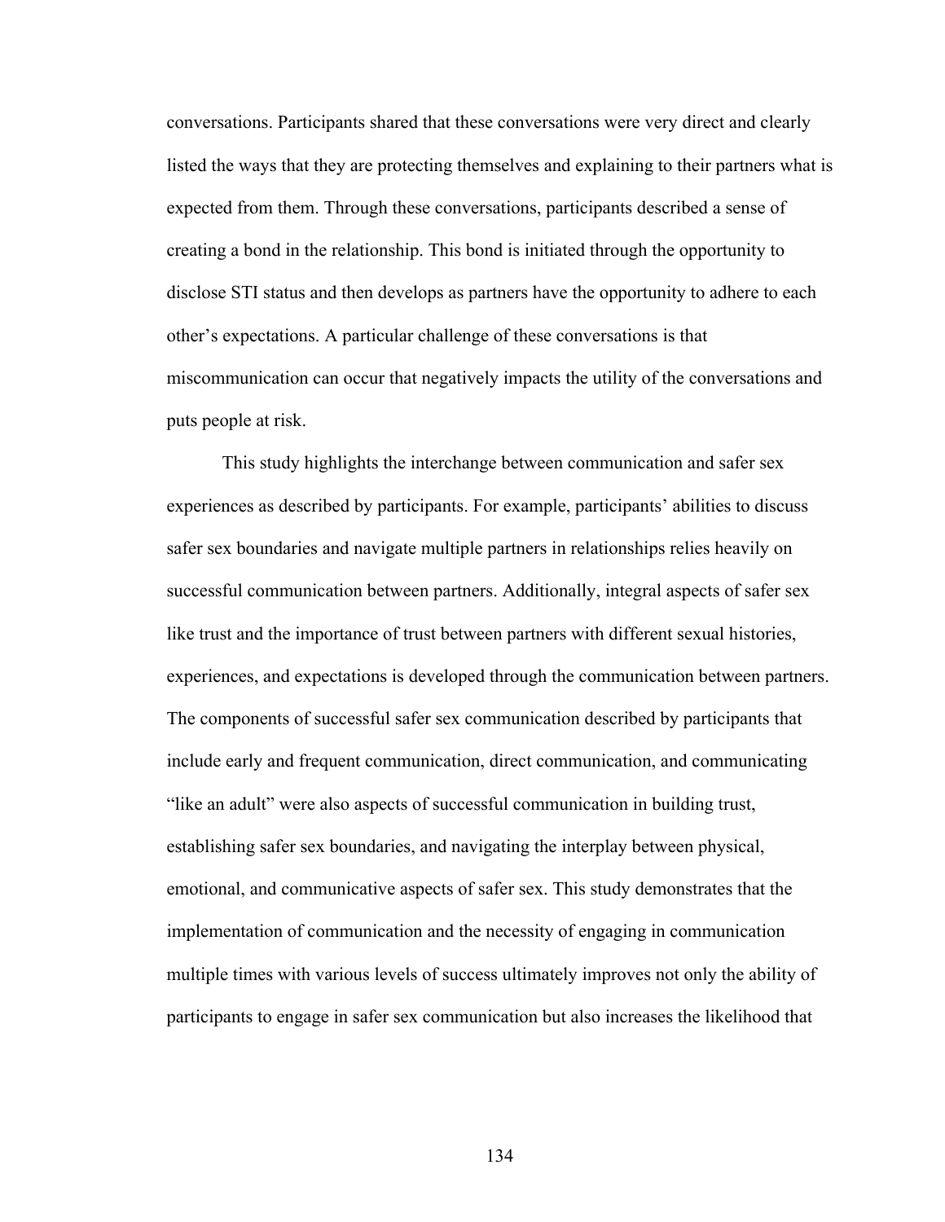conversations. Participants shared that these conversations were very direct and clearly listed the ways that they are protecting themselves and explaining to their partners what is expected from them. Through these conversations, participants described a sense of creating a bond in the relationship. This bond is initiated through the opportunity to disclose STI status and then develops as partners have the opportunity to adhere to each other's expectations. A particular challenge of these conversations is that miscommunication can occur that negatively impacts the utility of the conversations and puts people at risk.

This study highlights the interchange between communication and safer sex experiences as described by participants. For example, participants' abilities to discuss safer sex boundaries and navigate multiple partners in relationships relies heavily on successful communication between partners. Additionally, integral aspects of safer sex like trust and the importance of trust between partners with different sexual histories, experiences, and expectations is developed through the communication between partners. The components of successful safer sex communication described by participants that include early and frequent communication, direct communication, and communicating "like an adult" were also aspects of successful communication in building trust, establishing safer sex boundaries, and navigating the interplay between physical, emotional, and communicative aspects of safer sex. This study demonstrates that the implementation of communication and the necessity of engaging in communication multiple times with various levels of success ultimately improves not only the ability of participants to engage in safer sex communication but also increases the likelihood that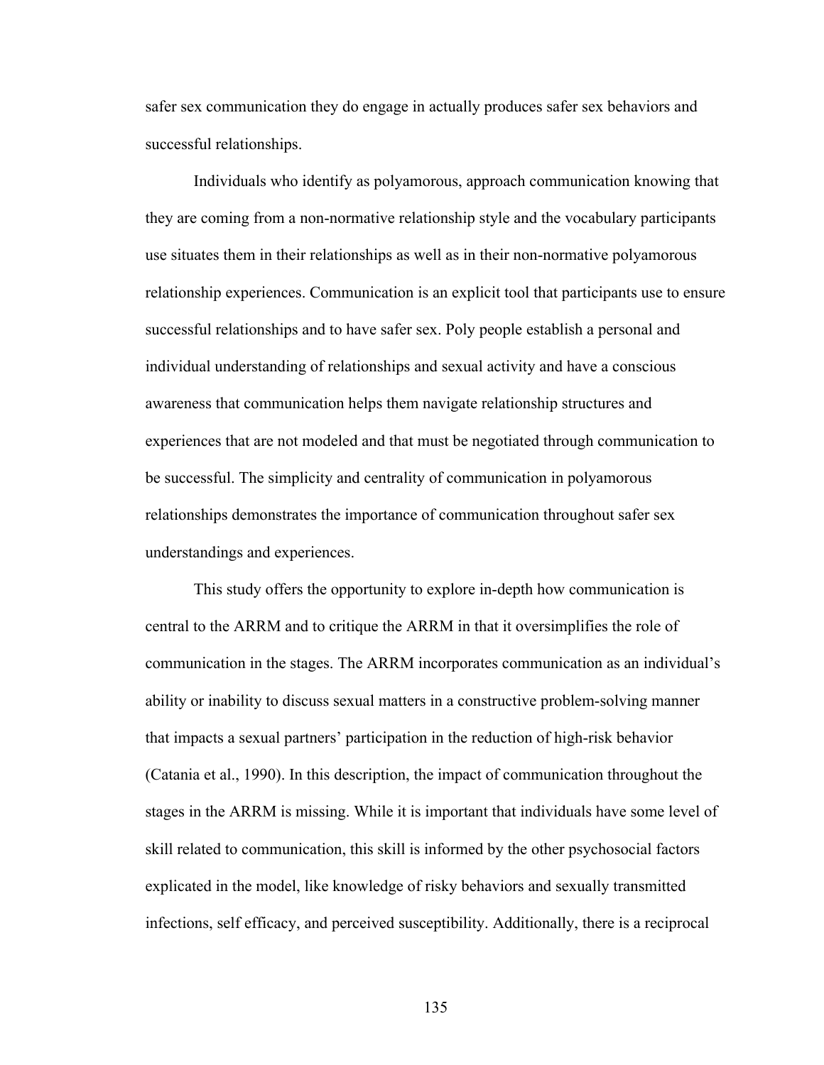safer sex communication they do engage in actually produces safer sex behaviors and successful relationships.

Individuals who identify as polyamorous, approach communication knowing that they are coming from a non-normative relationship style and the vocabulary participants use situates them in their relationships as well as in their non-normative polyamorous relationship experiences. Communication is an explicit tool that participants use to ensure successful relationships and to have safer sex. Poly people establish a personal and individual understanding of relationships and sexual activity and have a conscious awareness that communication helps them navigate relationship structures and experiences that are not modeled and that must be negotiated through communication to be successful. The simplicity and centrality of communication in polyamorous relationships demonstrates the importance of communication throughout safer sex understandings and experiences.

This study offers the opportunity to explore in-depth how communication is central to the ARRM and to critique the ARRM in that it oversimplifies the role of communication in the stages. The ARRM incorporates communication as an individual's ability or inability to discuss sexual matters in a constructive problem-solving manner that impacts a sexual partners' participation in the reduction of high-risk behavior (Catania et al., 1990). In this description, the impact of communication throughout the stages in the ARRM is missing. While it is important that individuals have some level of skill related to communication, this skill is informed by the other psychosocial factors explicated in the model, like knowledge of risky behaviors and sexually transmitted infections, self efficacy, and perceived susceptibility. Additionally, there is a reciprocal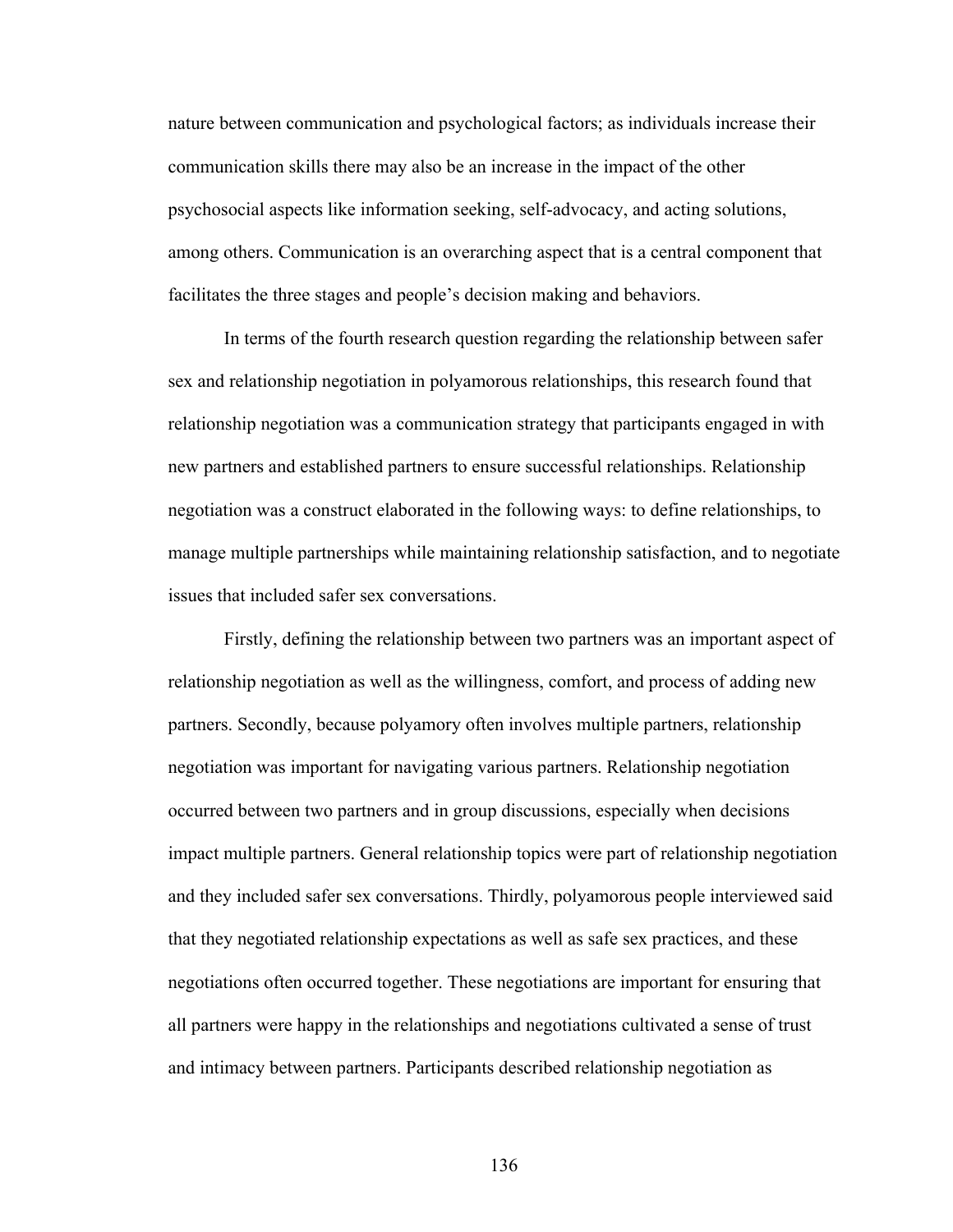nature between communication and psychological factors; as individuals increase their communication skills there may also be an increase in the impact of the other psychosocial aspects like information seeking, self-advocacy, and acting solutions, among others. Communication is an overarching aspect that is a central component that facilitates the three stages and people's decision making and behaviors.

In terms of the fourth research question regarding the relationship between safer sex and relationship negotiation in polyamorous relationships, this research found that relationship negotiation was a communication strategy that participants engaged in with new partners and established partners to ensure successful relationships. Relationship negotiation was a construct elaborated in the following ways: to define relationships, to manage multiple partnerships while maintaining relationship satisfaction, and to negotiate issues that included safer sex conversations.

Firstly, defining the relationship between two partners was an important aspect of relationship negotiation as well as the willingness, comfort, and process of adding new partners. Secondly, because polyamory often involves multiple partners, relationship negotiation was important for navigating various partners. Relationship negotiation occurred between two partners and in group discussions, especially when decisions impact multiple partners. General relationship topics were part of relationship negotiation and they included safer sex conversations. Thirdly, polyamorous people interviewed said that they negotiated relationship expectations as well as safe sex practices, and these negotiations often occurred together. These negotiations are important for ensuring that all partners were happy in the relationships and negotiations cultivated a sense of trust and intimacy between partners. Participants described relationship negotiation as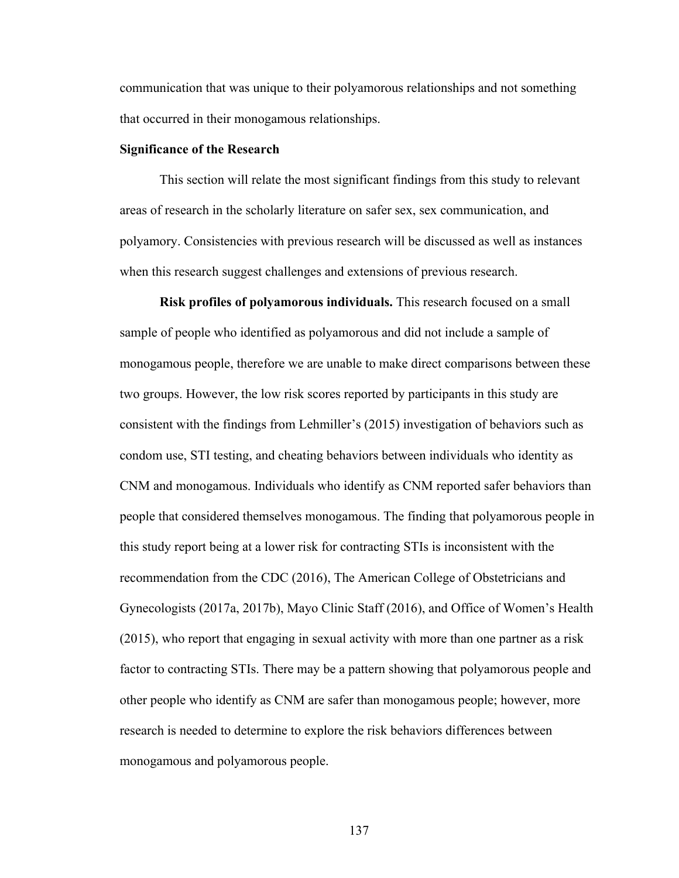communication that was unique to their polyamorous relationships and not something that occurred in their monogamous relationships.

### Significance of the Research

This section will relate the most significant findings from this study to relevant areas of research in the scholarly literature on safer sex, sex communication, and polyamory. Consistencies with previous research will be discussed as well as instances when this research suggest challenges and extensions of previous research.

**Risk profiles of polyamorous individuals.** This research focused on a small sample of people who identified as polyamorous and did not include a sample of monogamous people, therefore we are unable to make direct comparisons between these two groups. However, the low risk scores reported by participants in this study are consistent with the findings from Lehmiller's (2015) investigation of behaviors such as condom use, STI testing, and cheating behaviors between individuals who identity as CNM and monogamous. Individuals who identify as CNM reported safer behaviors than people that considered themselves monogamous. The finding that polyamorous people in this study report being at a lower risk for contracting STIs is inconsistent with the recommendation from the CDC (2016), The American College of Obstetricians and Gynecologists (2017a, 2017b), Mayo Clinic Staff (2016), and Office of Women's Health (2015), who report that engaging in sexual activity with more than one partner as a risk factor to contracting STIs. There may be a pattern showing that polyamorous people and other people who identify as CNM are safer than monogamous people; however, more research is needed to determine to explore the risk behaviors differences between monogamous and polyamorous people.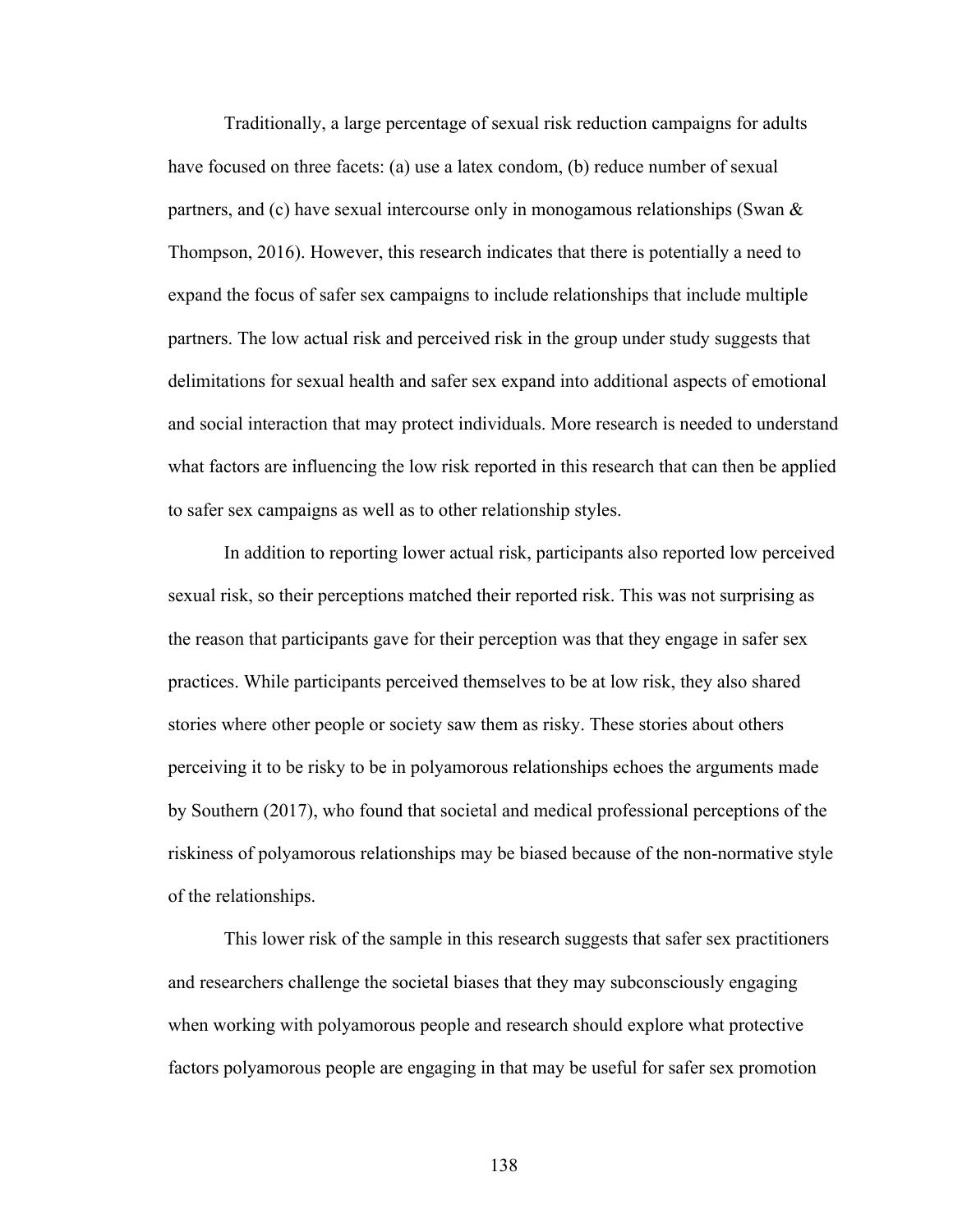Traditionally, a large percentage of sexual risk reduction campaigns for adults have focused on three facets: (a) use a latex condom, (b) reduce number of sexual partners, and (c) have sexual intercourse only in monogamous relationships (Swan & Thompson, 2016). However, this research indicates that there is potentially a need to expand the focus of safer sex campaigns to include relationships that include multiple partners. The low actual risk and perceived risk in the group under study suggests that delimitations for sexual health and safer sex expand into additional aspects of emotional and social interaction that may protect individuals. More research is needed to understand what factors are influencing the low risk reported in this research that can then be applied to safer sex campaigns as well as to other relationship styles.

In addition to reporting lower actual risk, participants also reported low perceived sexual risk, so their perceptions matched their reported risk. This was not surprising as the reason that participants gave for their perception was that they engage in safer sex practices. While participants perceived themselves to be at low risk, they also shared stories where other people or society saw them as risky. These stories about others perceiving it to be risky to be in polyamorous relationships echoes the arguments made by Southern (2017), who found that societal and medical professional perceptions of the riskiness of polyamorous relationships may be biased because of the non-normative style of the relationships.

This lower risk of the sample in this research suggests that safer sex practitioners and researchers challenge the societal biases that they may subconsciously engaging when working with polyamorous people and research should explore what protective factors polyamorous people are engaging in that may be useful for safer sex promotion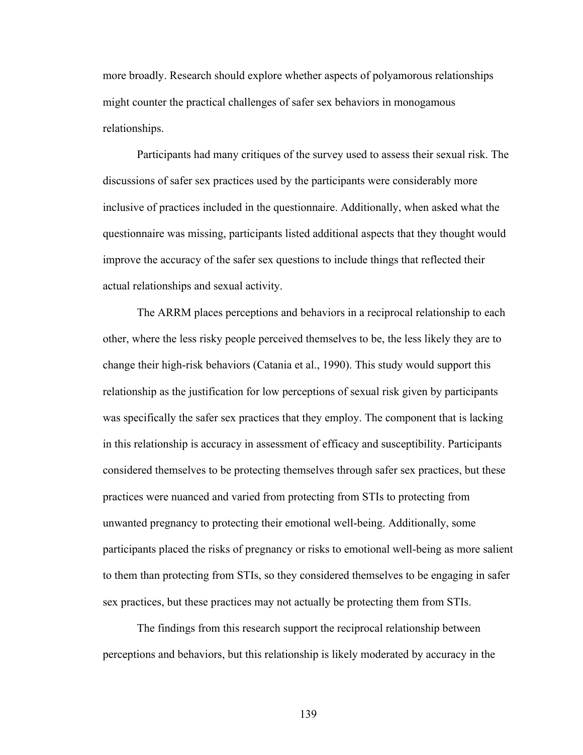more broadly. Research should explore whether aspects of polyamorous relationships might counter the practical challenges of safer sex behaviors in monogamous relationships.

Participants had many critiques of the survey used to assess their sexual risk. The discussions of safer sex practices used by the participants were considerably more inclusive of practices included in the questionnaire. Additionally, when asked what the questionnaire was missing, participants listed additional aspects that they thought would improve the accuracy of the safer sex questions to include things that reflected their actual relationships and sexual activity.

The ARRM places perceptions and behaviors in a reciprocal relationship to each other, where the less risky people perceived themselves to be, the less likely they are to change their high-risk behaviors (Catania et al., 1990). This study would support this relationship as the justification for low perceptions of sexual risk given by participants was specifically the safer sex practices that they employ. The component that is lacking in this relationship is accuracy in assessment of efficacy and susceptibility. Participants considered themselves to be protecting themselves through safer sex practices, but these practices were nuanced and varied from protecting from STIs to protecting from unwanted pregnancy to protecting their emotional well-being. Additionally, some participants placed the risks of pregnancy or risks to emotional well-being as more salient to them than protecting from STIs, so they considered themselves to be engaging in safer sex practices, but these practices may not actually be protecting them from STIs.

The findings from this research support the reciprocal relationship between perceptions and behaviors, but this relationship is likely moderated by accuracy in the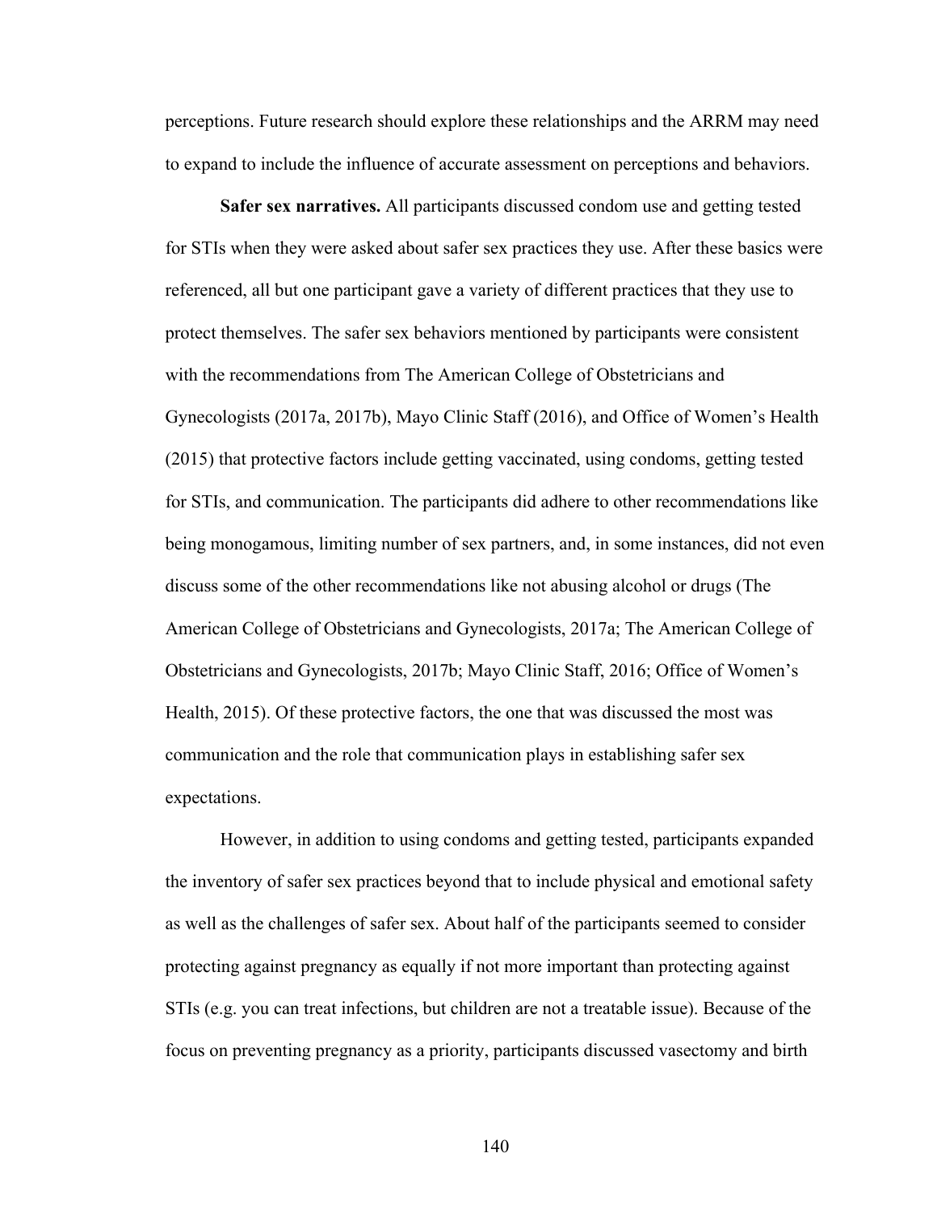perceptions. Future research should explore these relationships and the ARRM may need to expand to include the influence of accurate assessment on perceptions and behaviors.

**Safer sex narratives.** All participants discussed condom use and getting tested for STIs when they were asked about safer sex practices they use. After these basics were referenced, all but one participant gave a variety of different practices that they use to protect themselves. The safer sex behaviors mentioned by participants were consistent with the recommendations from The American College of Obstetricians and Gynecologists (2017a, 2017b), Mayo Clinic Staff (2016), and Office of Women's Health (2015) that protective factors include getting vaccinated, using condoms, getting tested for STIs, and communication. The participants did adhere to other recommendations like being monogamous, limiting number of sex partners, and, in some instances, did not even discuss some of the other recommendations like not abusing alcohol or drugs (The American College of Obstetricians and Gynecologists, 2017a; The American College of Obstetricians and Gynecologists, 2017b; Mayo Clinic Staff, 2016; Office of Women's Health, 2015). Of these protective factors, the one that was discussed the most was communication and the role that communication plays in establishing safer sex expectations.

However, in addition to using condoms and getting tested, participants expanded the inventory of safer sex practices beyond that to include physical and emotional safety as well as the challenges of safer sex. About half of the participants seemed to consider protecting against pregnancy as equally if not more important than protecting against STIs (e.g. you can treat infections, but children are not a treatable issue). Because of the focus on preventing pregnancy as a priority, participants discussed vasectomy and birth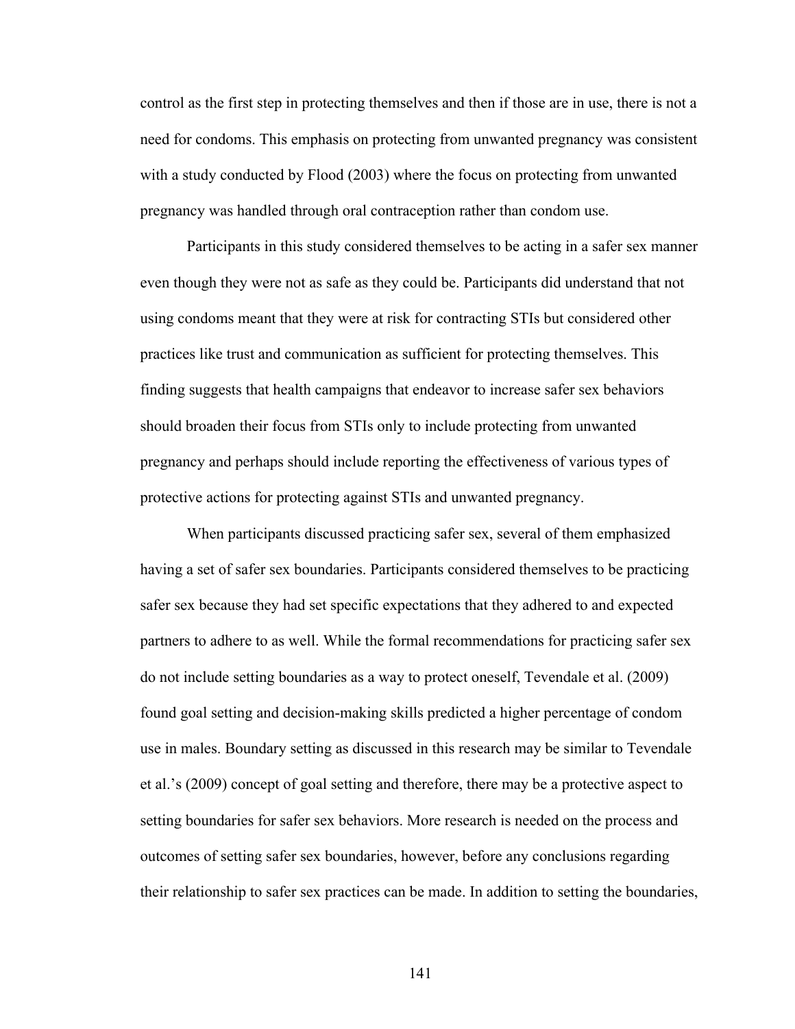control as the first step in protecting themselves and then if those are in use, there is not a need for condoms. This emphasis on protecting from unwanted pregnancy was consistent with a study conducted by Flood (2003) where the focus on protecting from unwanted pregnancy was handled through oral contraception rather than condom use.

Participants in this study considered themselves to be acting in a safer sex manner even though they were not as safe as they could be. Participants did understand that not using condoms meant that they were at risk for contracting STIs but considered other practices like trust and communication as sufficient for protecting themselves. This finding suggests that health campaigns that endeavor to increase safer sex behaviors should broaden their focus from STIs only to include protecting from unwanted pregnancy and perhaps should include reporting the effectiveness of various types of protective actions for protecting against STIs and unwanted pregnancy.

When participants discussed practicing safer sex, several of them emphasized having a set of safer sex boundaries. Participants considered themselves to be practicing safer sex because they had set specific expectations that they adhered to and expected partners to adhere to as well. While the formal recommendations for practicing safer sex do not include setting boundaries as a way to protect oneself, Tevendale et al. (2009) found goal setting and decision-making skills predicted a higher percentage of condom use in males. Boundary setting as discussed in this research may be similar to Tevendale et al.'s (2009) concept of goal setting and therefore, there may be a protective aspect to setting boundaries for safer sex behaviors. More research is needed on the process and outcomes of setting safer sex boundaries, however, before any conclusions regarding their relationship to safer sex practices can be made. In addition to setting the boundaries,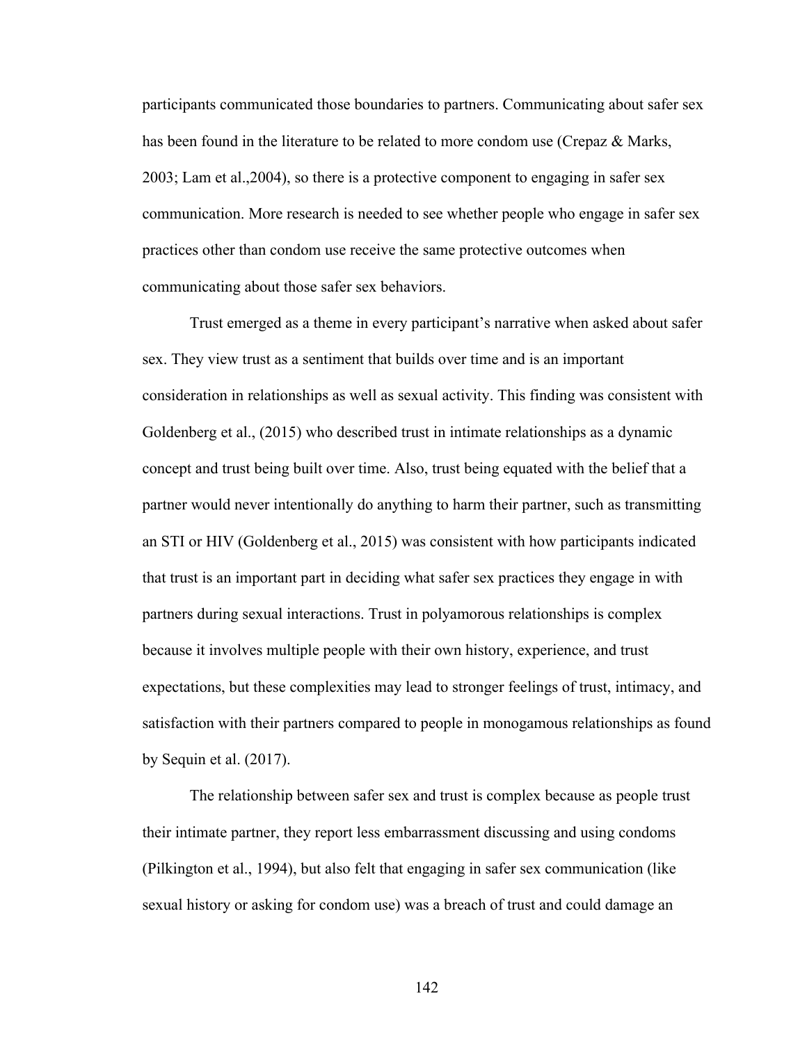participants communicated those boundaries to partners. Communicating about safer sex has been found in the literature to be related to more condom use (Crepaz & Marks, 2003; Lam et al.,2004), so there is a protective component to engaging in safer sex communication. More research is needed to see whether people who engage in safer sex practices other than condom use receive the same protective outcomes when communicating about those safer sex behaviors.

Trust emerged as a theme in every participant's narrative when asked about safer sex. They view trust as a sentiment that builds over time and is an important consideration in relationships as well as sexual activity. This finding was consistent with Goldenberg et al., (2015) who described trust in intimate relationships as a dynamic concept and trust being built over time. Also, trust being equated with the belief that a partner would never intentionally do anything to harm their partner, such as transmitting an STI or HIV (Goldenberg et al., 2015) was consistent with how participants indicated that trust is an important part in deciding what safer sex practices they engage in with partners during sexual interactions. Trust in polyamorous relationships is complex because it involves multiple people with their own history, experience, and trust expectations, but these complexities may lead to stronger feelings of trust, intimacy, and satisfaction with their partners compared to people in monogamous relationships as found by Sequin et al. (2017).

The relationship between safer sex and trust is complex because as people trust their intimate partner, they report less embarrassment discussing and using condoms (Pilkington et al., 1994), but also felt that engaging in safer sex communication (like sexual history or asking for condom use) was a breach of trust and could damage an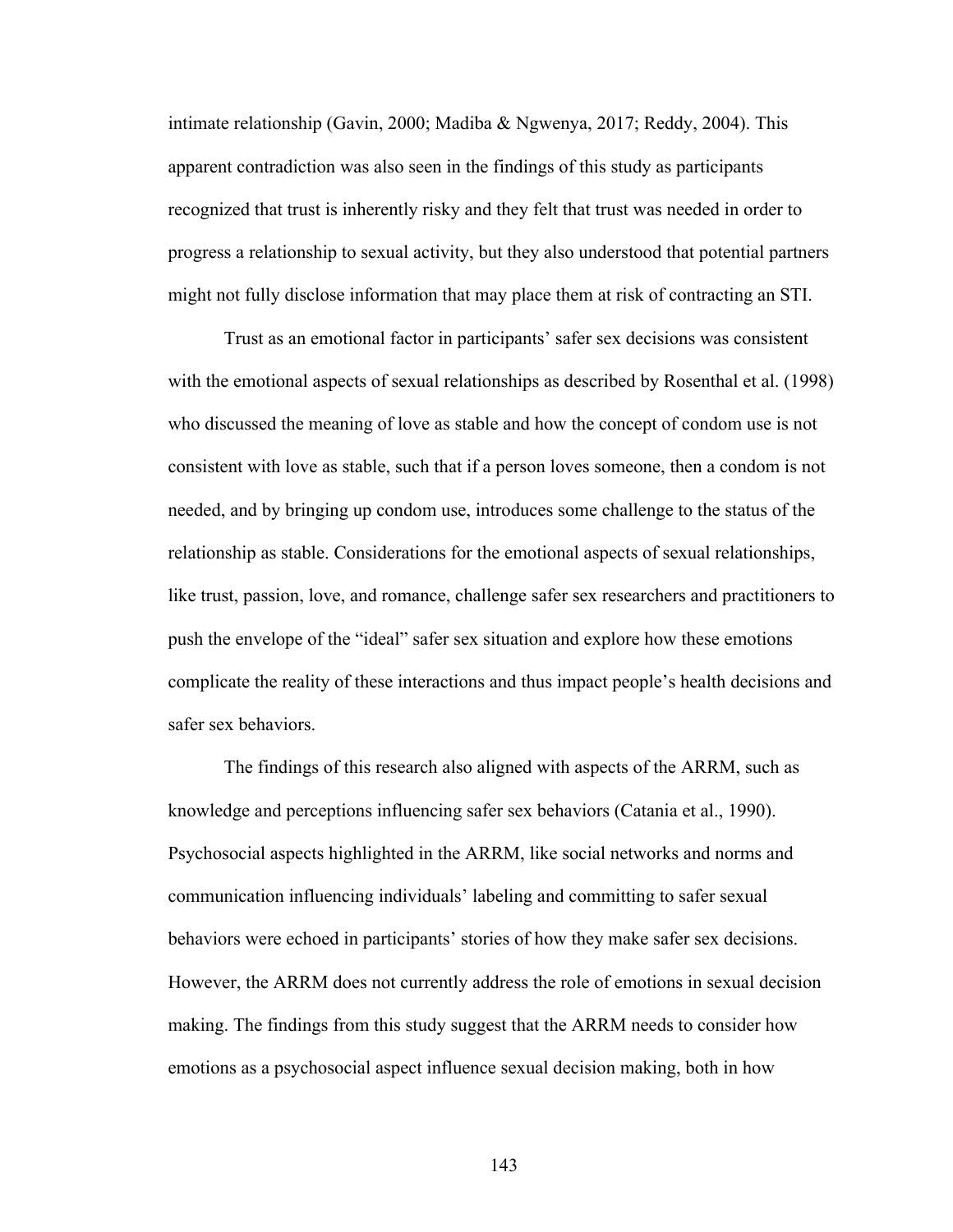intimate relationship (Gavin, 2000; Madiba & Ngwenya, 2017; Reddy, 2004). This apparent contradiction was also seen in the findings of this study as participants recognized that trust is inherently risky and they felt that trust was needed in order to progress a relationship to sexual activity, but they also understood that potential partners might not fully disclose information that may place them at risk of contracting an STI.

Trust as an emotional factor in participants' safer sex decisions was consistent with the emotional aspects of sexual relationships as described by Rosenthal et al. (1998) who discussed the meaning of love as stable and how the concept of condom use is not consistent with love as stable, such that if a person loves someone, then a condom is not needed, and by bringing up condom use, introduces some challenge to the status of the relationship as stable. Considerations for the emotional aspects of sexual relationships, like trust, passion, love, and romance, challenge safer sex researchers and practitioners to push the envelope of the "ideal" safer sex situation and explore how these emotions complicate the reality of these interactions and thus impact people's health decisions and safer sex behaviors.

The findings of this research also aligned with aspects of the ARRM, such as knowledge and perceptions influencing safer sex behaviors (Catania et al., 1990). Psychosocial aspects highlighted in the ARRM, like social networks and norms and communication influencing individuals' labeling and committing to safer sexual behaviors were echoed in participants' stories of how they make safer sex decisions. However, the ARRM does not currently address the role of emotions in sexual decision making. The findings from this study suggest that the ARRM needs to consider how emotions as a psychosocial aspect influence sexual decision making, both in how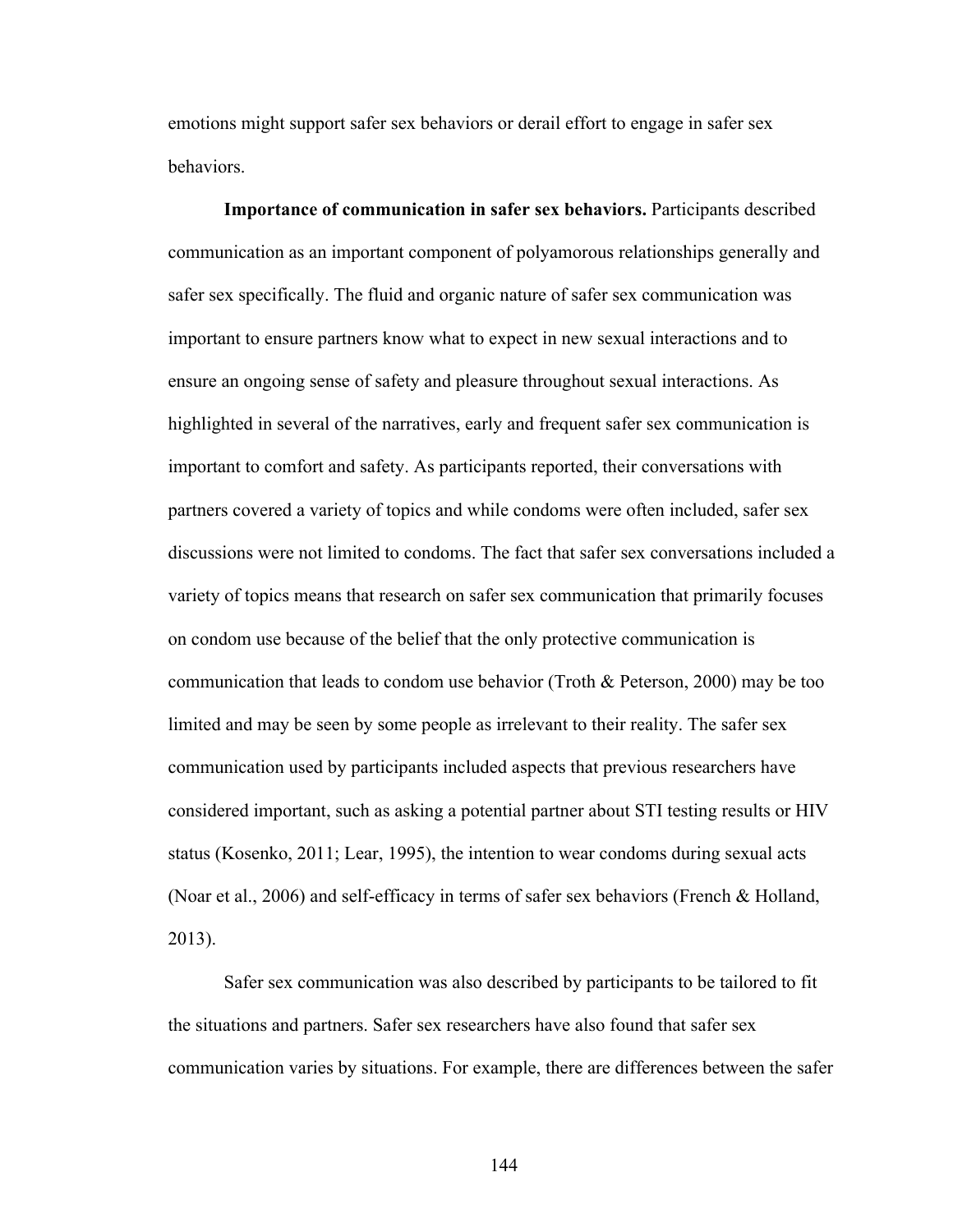emotions might support safer sex behaviors or derail effort to engage in safer sex behaviors.

**Importance of communication in safer sex behaviors.** Participants described communication as an important component of polyamorous relationships generally and safer sex specifically. The fluid and organic nature of safer sex communication was important to ensure partners know what to expect in new sexual interactions and to ensure an ongoing sense of safety and pleasure throughout sexual interactions. As highlighted in several of the narratives, early and frequent safer sex communication is important to comfort and safety. As participants reported, their conversations with partners covered a variety of topics and while condoms were often included, safer sex discussions were not limited to condoms. The fact that safer sex conversations included a variety of topics means that research on safer sex communication that primarily focuses on condom use because of the belief that the only protective communication is communication that leads to condom use behavior (Troth & Peterson, 2000) may be too limited and may be seen by some people as irrelevant to their reality. The safer sex communication used by participants included aspects that previous researchers have considered important, such as asking a potential partner about STI testing results or HIV status (Kosenko, 2011; Lear, 1995), the intention to wear condoms during sexual acts (Noar et al., 2006) and self-efficacy in terms of safer sex behaviors (French & Holland, 2013).

Safer sex communication was also described by participants to be tailored to fit the situations and partners. Safer sex researchers have also found that safer sex communication varies by situations. For example, there are differences between the safer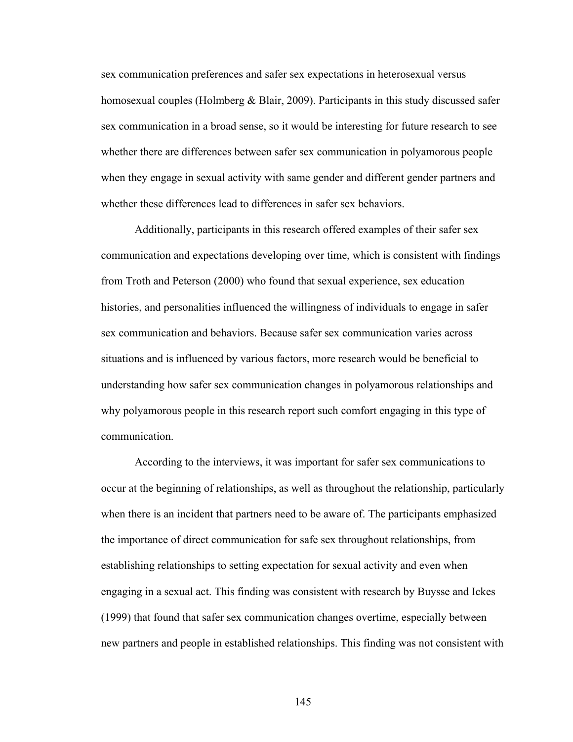sex communication preferences and safer sex expectations in heterosexual versus homosexual couples (Holmberg & Blair, 2009). Participants in this study discussed safer sex communication in a broad sense, so it would be interesting for future research to see whether there are differences between safer sex communication in polyamorous people when they engage in sexual activity with same gender and different gender partners and whether these differences lead to differences in safer sex behaviors.

Additionally, participants in this research offered examples of their safer sex communication and expectations developing over time, which is consistent with findings from Troth and Peterson (2000) who found that sexual experience, sex education histories, and personalities influenced the willingness of individuals to engage in safer sex communication and behaviors. Because safer sex communication varies across situations and is influenced by various factors, more research would be beneficial to understanding how safer sex communication changes in polyamorous relationships and why polyamorous people in this research report such comfort engaging in this type of communication.

According to the interviews, it was important for safer sex communications to occur at the beginning of relationships, as well as throughout the relationship, particularly when there is an incident that partners need to be aware of. The participants emphasized the importance of direct communication for safe sex throughout relationships, from establishing relationships to setting expectation for sexual activity and even when engaging in a sexual act. This finding was consistent with research by Buysse and Ickes (1999) that found that safer sex communication changes overtime, especially between new partners and people in established relationships. This finding was not consistent with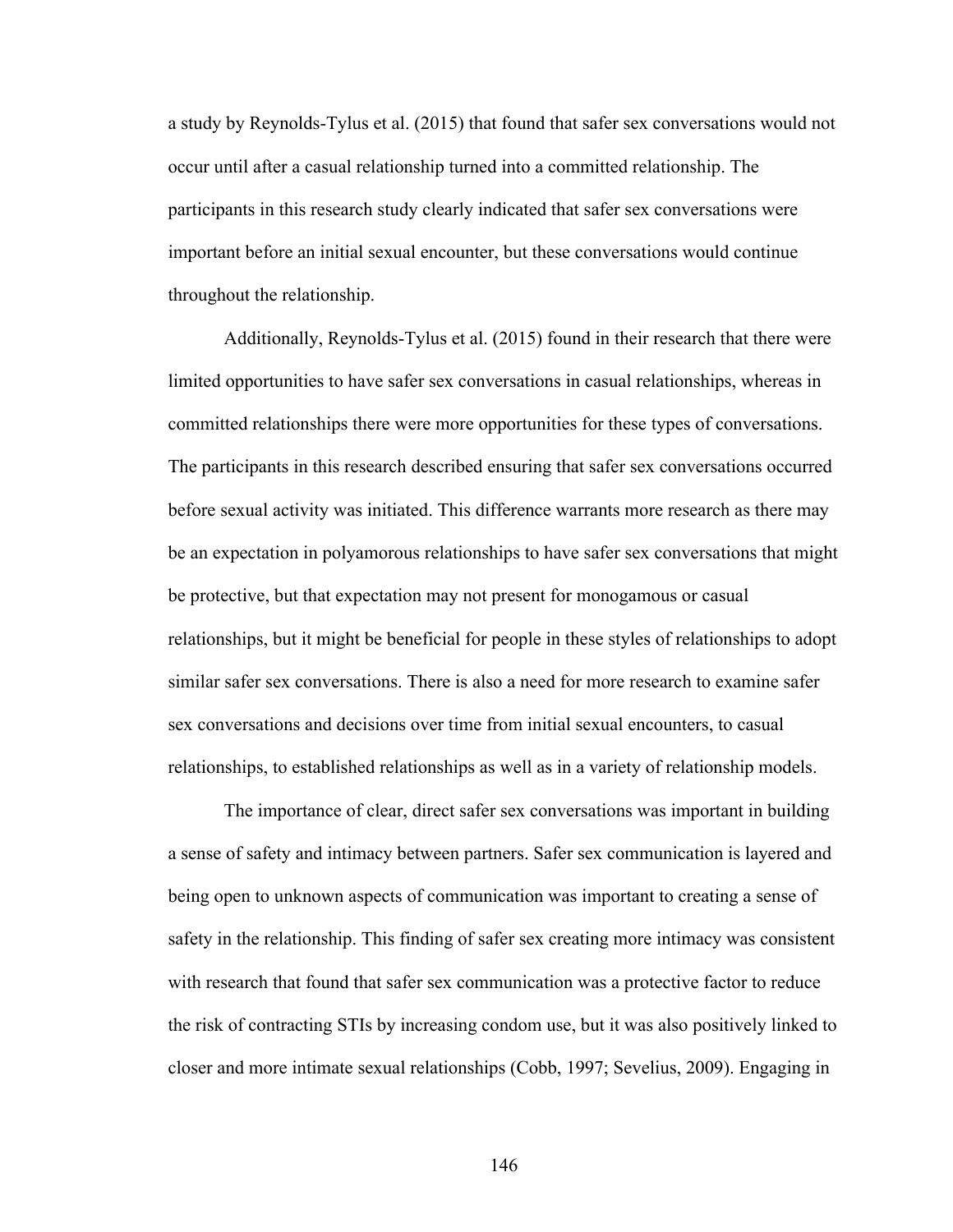a study by Reynolds-Tylus et al. (2015) that found that safer sex conversations would not occur until after a casual relationship turned into a committed relationship. The participants in this research study clearly indicated that safer sex conversations were important before an initial sexual encounter, but these conversations would continue throughout the relationship.

Additionally, Reynolds-Tylus et al. (2015) found in their research that there were limited opportunities to have safer sex conversations in casual relationships, whereas in committed relationships there were more opportunities for these types of conversations. The participants in this research described ensuring that safer sex conversations occurred before sexual activity was initiated. This difference warrants more research as there may be an expectation in polyamorous relationships to have safer sex conversations that might be protective, but that expectation may not present for monogamous or casual relationships, but it might be beneficial for people in these styles of relationships to adopt similar safer sex conversations. There is also a need for more research to examine safer sex conversations and decisions over time from initial sexual encounters, to casual relationships, to established relationships as well as in a variety of relationship models.

The importance of clear, direct safer sex conversations was important in building a sense of safety and intimacy between partners. Safer sex communication is layered and being open to unknown aspects of communication was important to creating a sense of safety in the relationship. This finding of safer sex creating more intimacy was consistent with research that found that safer sex communication was a protective factor to reduce the risk of contracting STIs by increasing condom use, but it was also positively linked to closer and more intimate sexual relationships (Cobb, 1997; Sevelius, 2009). Engaging in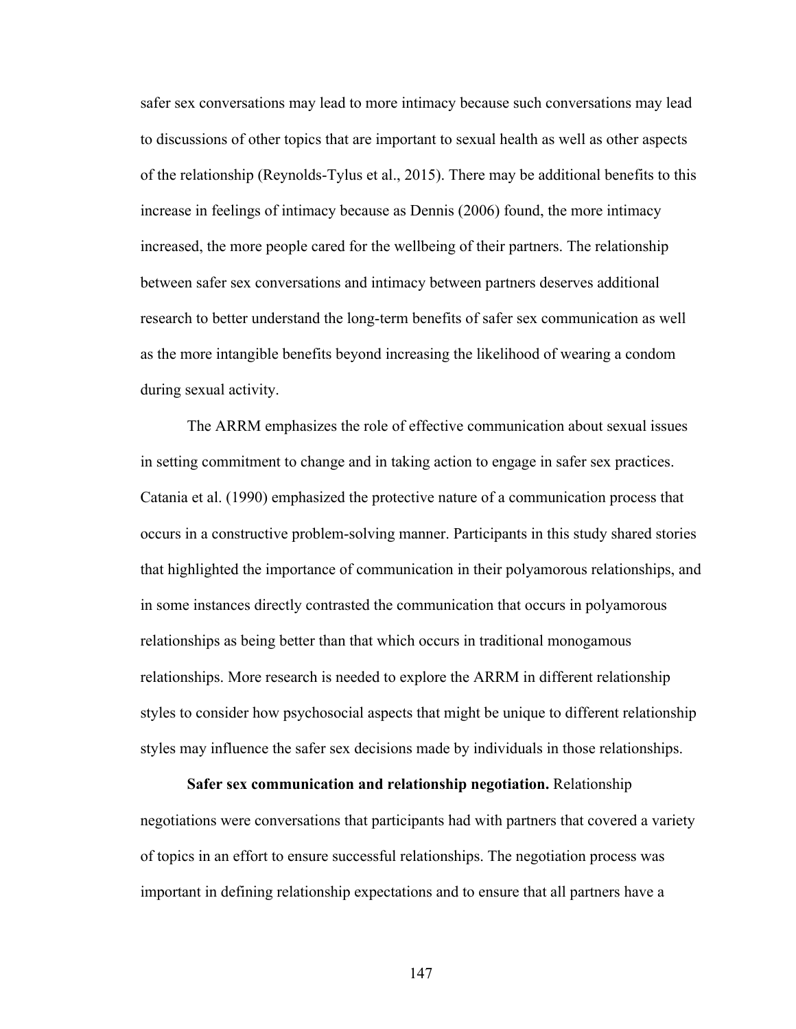safer sex conversations may lead to more intimacy because such conversations may lead to discussions of other topics that are important to sexual health as well as other aspects of the relationship (Reynolds-Tylus et al., 2015). There may be additional benefits to this increase in feelings of intimacy because as Dennis (2006) found, the more intimacy increased, the more people cared for the wellbeing of their partners. The relationship between safer sex conversations and intimacy between partners deserves additional research to better understand the long-term benefits of safer sex communication as well as the more intangible benefits beyond increasing the likelihood of wearing a condom during sexual activity.

The ARRM emphasizes the role of effective communication about sexual issues in setting commitment to change and in taking action to engage in safer sex practices. Catania et al. (1990) emphasized the protective nature of a communication process that occurs in a constructive problem-solving manner. Participants in this study shared stories that highlighted the importance of communication in their polyamorous relationships, and in some instances directly contrasted the communication that occurs in polyamorous relationships as being better than that which occurs in traditional monogamous relationships. More research is needed to explore the ARRM in different relationship styles to consider how psychosocial aspects that might be unique to different relationship styles may influence the safer sex decisions made by individuals in those relationships.

**Safer sex communication and relationship negotiation.** Relationship negotiations were conversations that participants had with partners that covered a variety of topics in an effort to ensure successful relationships. The negotiation process was important in defining relationship expectations and to ensure that all partners have a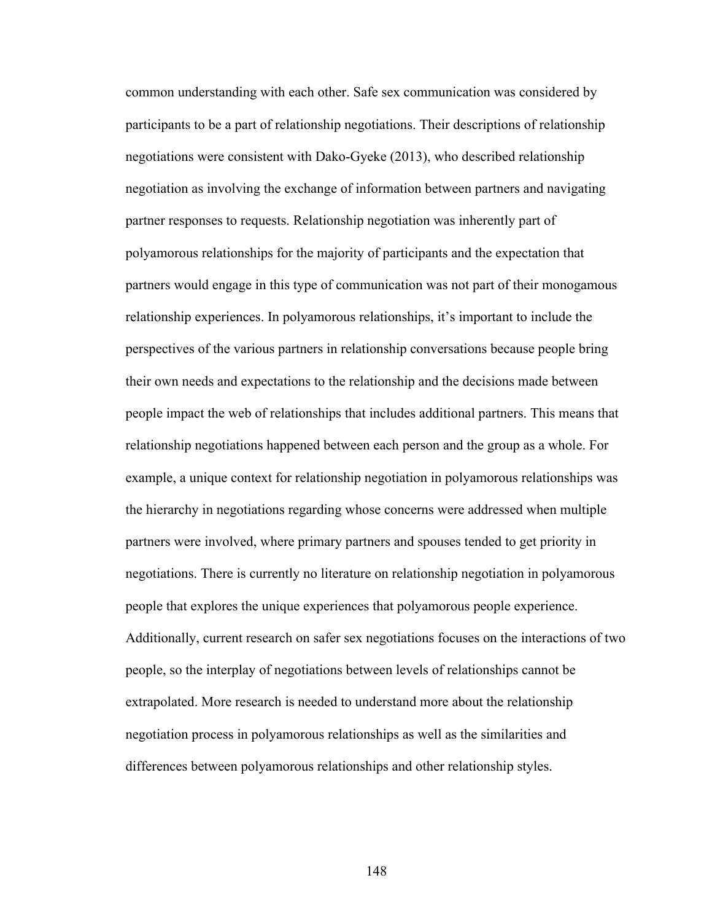common understanding with each other. Safe sex communication was considered by participants to be a part of relationship negotiations. Their descriptions of relationship negotiations were consistent with Dako-Gyeke (2013), who described relationship negotiation as involving the exchange of information between partners and navigating partner responses to requests. Relationship negotiation was inherently part of polyamorous relationships for the majority of participants and the expectation that partners would engage in this type of communication was not part of their monogamous relationship experiences. In polyamorous relationships, it's important to include the perspectives of the various partners in relationship conversations because people bring their own needs and expectations to the relationship and the decisions made between people impact the web of relationships that includes additional partners. This means that relationship negotiations happened between each person and the group as a whole. For example, a unique context for relationship negotiation in polyamorous relationships was the hierarchy in negotiations regarding whose concerns were addressed when multiple partners were involved, where primary partners and spouses tended to get priority in negotiations. There is currently no literature on relationship negotiation in polyamorous people that explores the unique experiences that polyamorous people experience. Additionally, current research on safer sex negotiations focuses on the interactions of two people, so the interplay of negotiations between levels of relationships cannot be extrapolated. More research is needed to understand more about the relationship negotiation process in polyamorous relationships as well as the similarities and differences between polyamorous relationships and other relationship styles.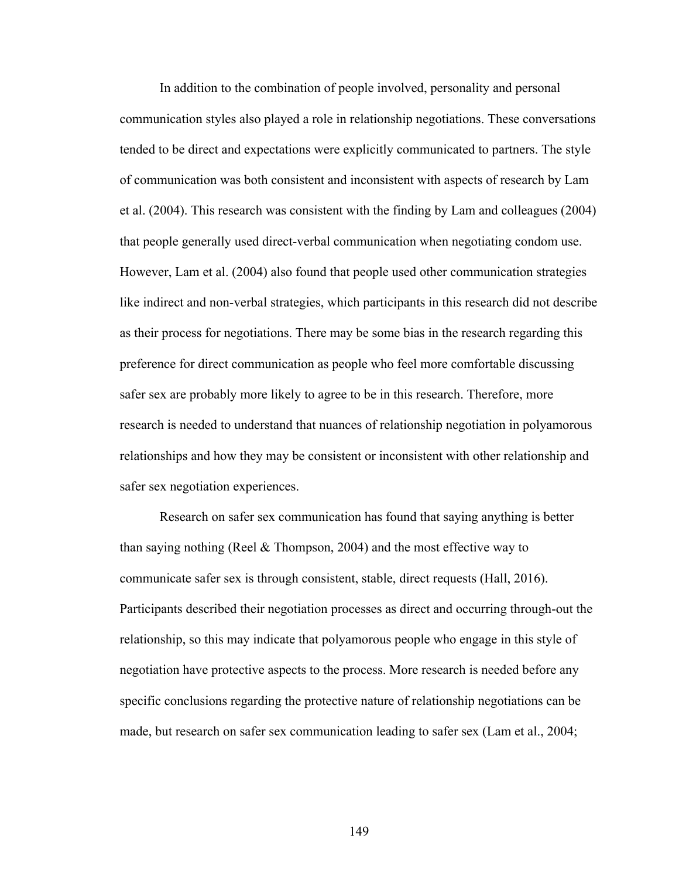In addition to the combination of people involved, personality and personal communication styles also played a role in relationship negotiations. These conversations tended to be direct and expectations were explicitly communicated to partners. The style of communication was both consistent and inconsistent with aspects of research by Lam et al. (2004). This research was consistent with the finding by Lam and colleagues (2004) that people generally used direct-verbal communication when negotiating condom use. However, Lam et al. (2004) also found that people used other communication strategies like indirect and non-verbal strategies, which participants in this research did not describe as their process for negotiations. There may be some bias in the research regarding this preference for direct communication as people who feel more comfortable discussing safer sex are probably more likely to agree to be in this research. Therefore, more research is needed to understand that nuances of relationship negotiation in polyamorous relationships and how they may be consistent or inconsistent with other relationship and safer sex negotiation experiences.

Research on safer sex communication has found that saying anything is better than saying nothing (Reel & Thompson, 2004) and the most effective way to communicate safer sex is through consistent, stable, direct requests (Hall, 2016). Participants described their negotiation processes as direct and occurring through-out the relationship, so this may indicate that polyamorous people who engage in this style of negotiation have protective aspects to the process. More research is needed before any specific conclusions regarding the protective nature of relationship negotiations can be made, but research on safer sex communication leading to safer sex (Lam et al., 2004;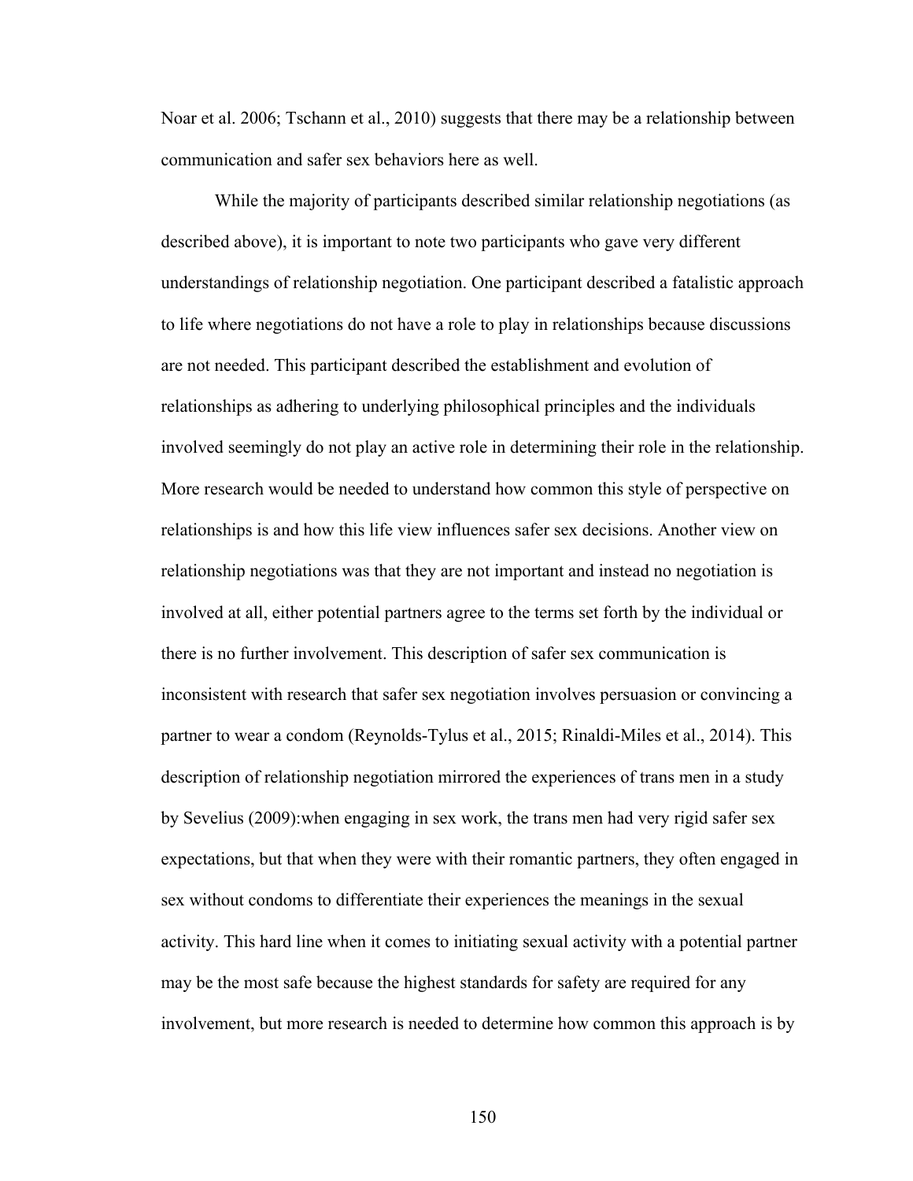Noar et al. 2006; Tschann et al., 2010) suggests that there may be a relationship between communication and safer sex behaviors here as well.

While the majority of participants described similar relationship negotiations (as described above), it is important to note two participants who gave very different understandings of relationship negotiation. One participant described a fatalistic approach to life where negotiations do not have a role to play in relationships because discussions are not needed. This participant described the establishment and evolution of relationships as adhering to underlying philosophical principles and the individuals involved seemingly do not play an active role in determining their role in the relationship. More research would be needed to understand how common this style of perspective on relationships is and how this life view influences safer sex decisions. Another view on relationship negotiations was that they are not important and instead no negotiation is involved at all, either potential partners agree to the terms set forth by the individual or there is no further involvement. This description of safer sex communication is inconsistent with research that safer sex negotiation involves persuasion or convincing a partner to wear a condom (Reynolds-Tylus et al., 2015; Rinaldi-Miles et al., 2014). This description of relationship negotiation mirrored the experiences of trans men in a study by Sevelius (2009):when engaging in sex work, the trans men had very rigid safer sex expectations, but that when they were with their romantic partners, they often engaged in sex without condoms to differentiate their experiences the meanings in the sexual activity. This hard line when it comes to initiating sexual activity with a potential partner may be the most safe because the highest standards for safety are required for any involvement, but more research is needed to determine how common this approach is by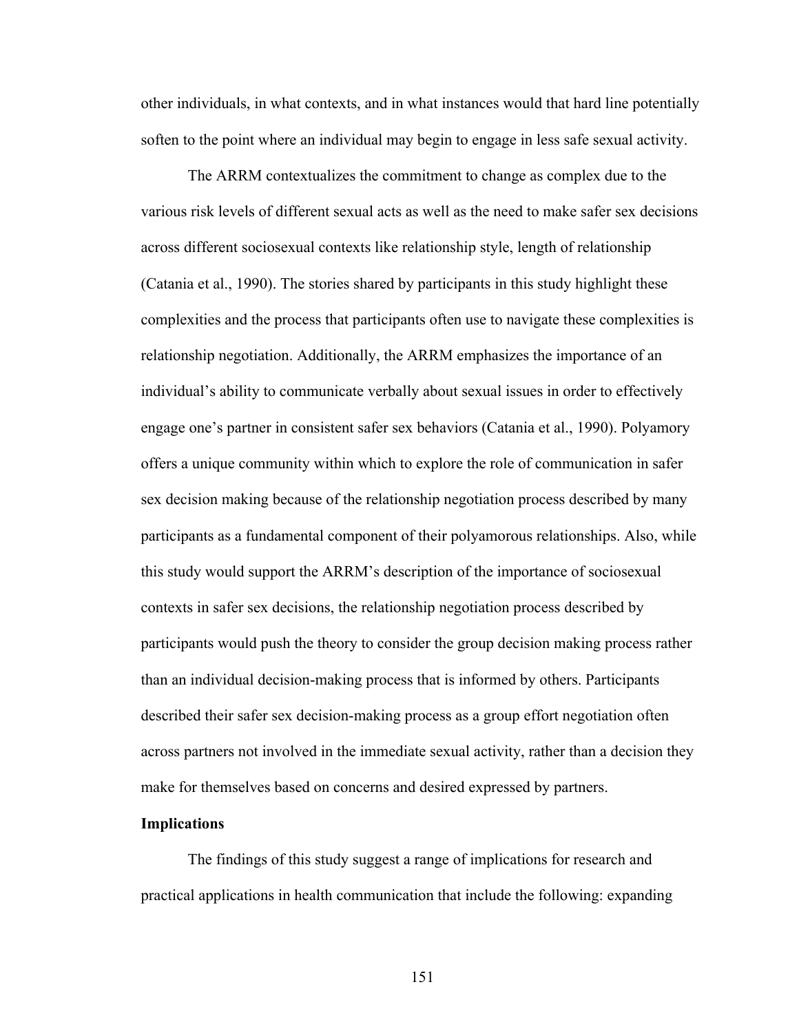other individuals, in what contexts, and in what instances would that hard line potentially soften to the point where an individual may begin to engage in less safe sexual activity.

The ARRM contextualizes the commitment to change as complex due to the various risk levels of different sexual acts as well as the need to make safer sex decisions across different sociosexual contexts like relationship style, length of relationship (Catania et al., 1990). The stories shared by participants in this study highlight these complexities and the process that participants often use to navigate these complexities is relationship negotiation. Additionally, the ARRM emphasizes the importance of an individual's ability to communicate verbally about sexual issues in order to effectively engage one's partner in consistent safer sex behaviors (Catania et al., 1990). Polyamory offers a unique community within which to explore the role of communication in safer sex decision making because of the relationship negotiation process described by many participants as a fundamental component of their polyamorous relationships. Also, while this study would support the ARRM's description of the importance of sociosexual contexts in safer sex decisions, the relationship negotiation process described by participants would push the theory to consider the group decision making process rather than an individual decision-making process that is informed by others. Participants described their safer sex decision-making process as a group effort negotiation often across partners not involved in the immediate sexual activity, rather than a decision they make for themselves based on concerns and desired expressed by partners.

**Implications**

The findings of this study suggest a range of implications for research and practical applications in health communication that include the following: expanding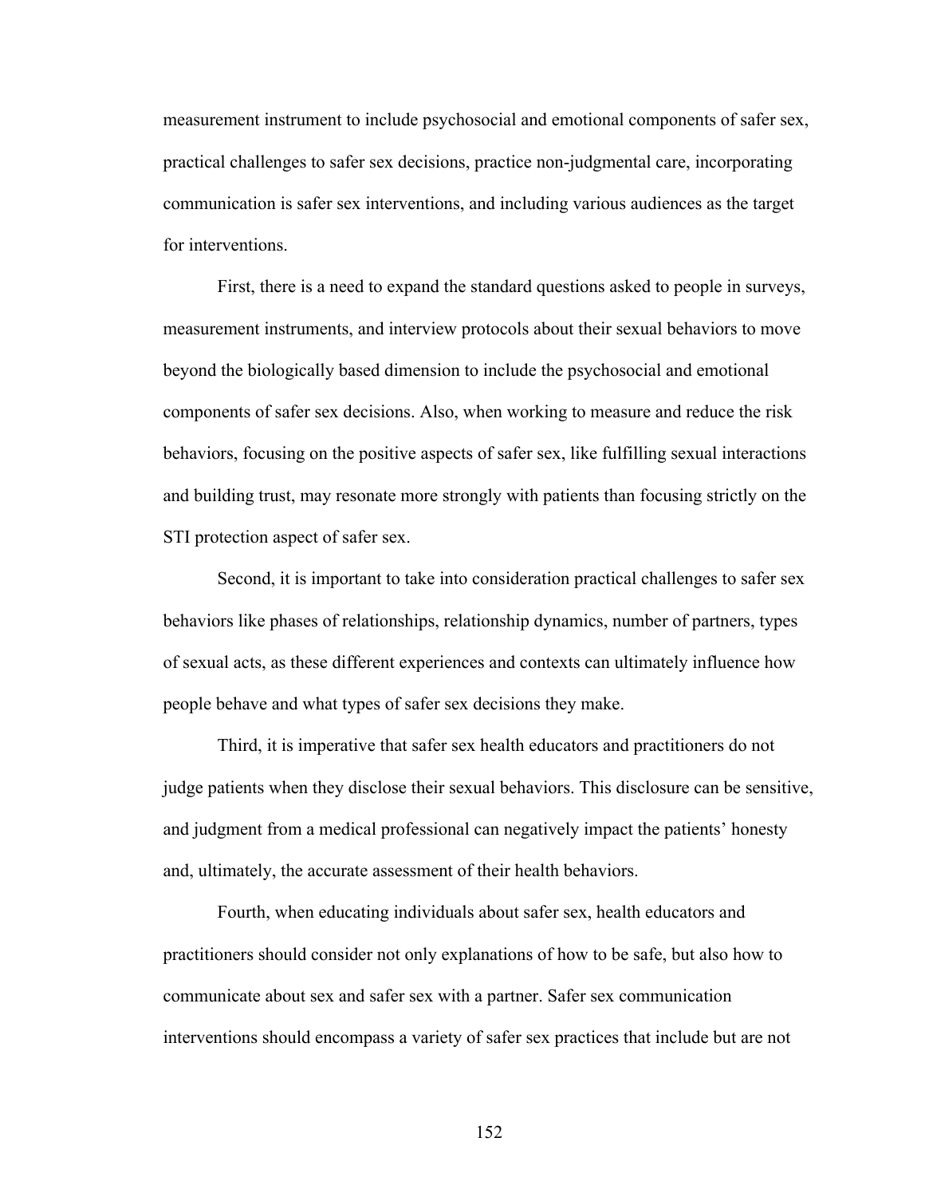measurement instrument to include psychosocial and emotional components of safer sex, practical challenges to safer sex decisions, practice non-judgmental care, incorporating communication is safer sex interventions, and including various audiences as the target for interventions.

First, there is a need to expand the standard questions asked to people in surveys, measurement instruments, and interview protocols about their sexual behaviors to move beyond the biologically based dimension to include the psychosocial and emotional components of safer sex decisions. Also, when working to measure and reduce the risk behaviors, focusing on the positive aspects of safer sex, like fulfilling sexual interactions and building trust, may resonate more strongly with patients than focusing strictly on the STI protection aspect of safer sex.

Second, it is important to take into consideration practical challenges to safer sex behaviors like phases of relationships, relationship dynamics, number of partners, types of sexual acts, as these different experiences and contexts can ultimately influence how people behave and what types of safer sex decisions they make.

Third, it is imperative that safer sex health educators and practitioners do not judge patients when they disclose their sexual behaviors. This disclosure can be sensitive, and judgment from a medical professional can negatively impact the patients' honesty and, ultimately, the accurate assessment of their health behaviors.

Fourth, when educating individuals about safer sex, health educators and practitioners should consider not only explanations of how to be safe, but also how to communicate about sex and safer sex with a partner. Safer sex communication interventions should encompass a variety of safer sex practices that include but are not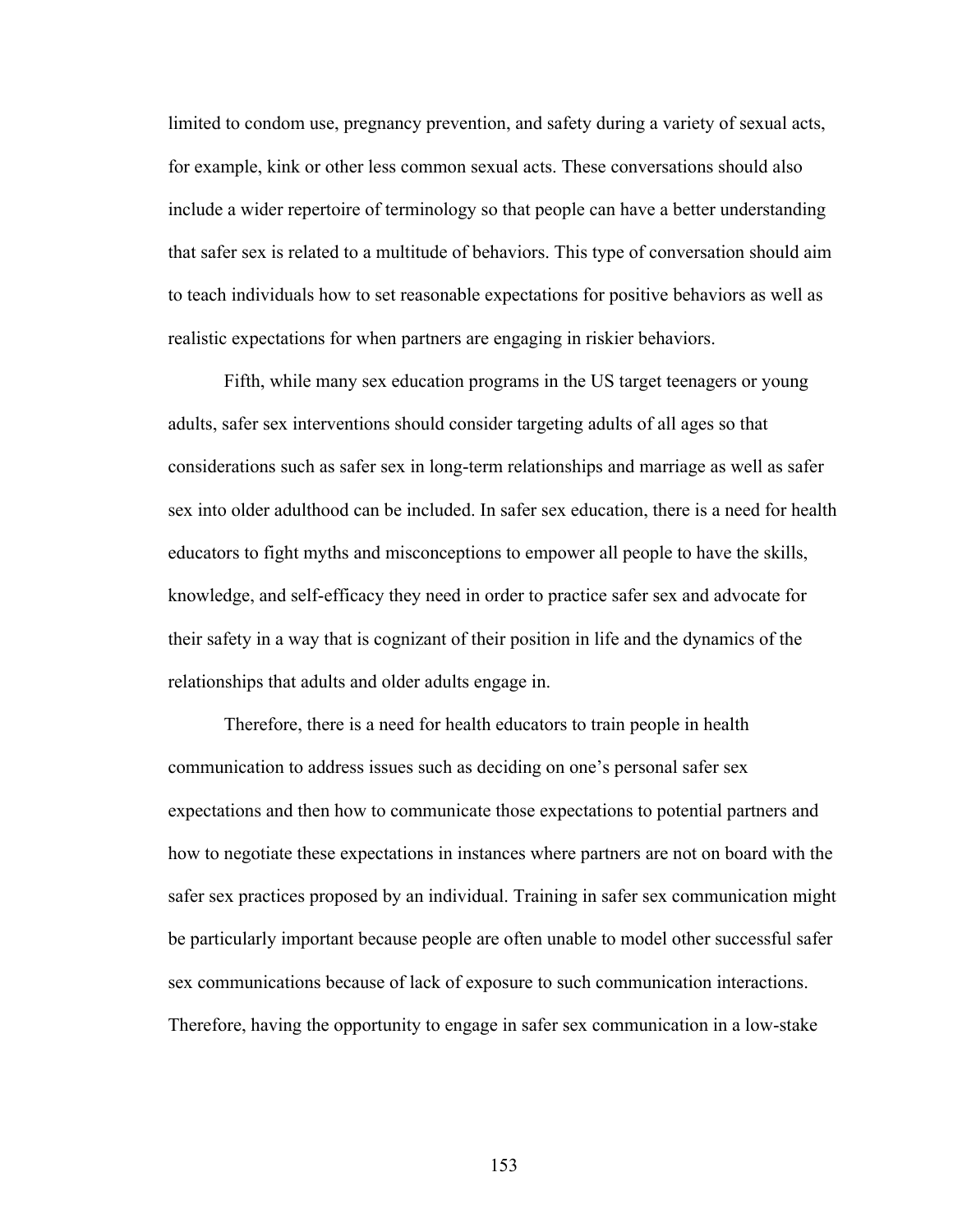limited to condom use, pregnancy prevention, and safety during a variety of sexual acts, for example, kink or other less common sexual acts. These conversations should also include a wider repertoire of terminology so that people can have a better understanding that safer sex is related to a multitude of behaviors. This type of conversation should aim to teach individuals how to set reasonable expectations for positive behaviors as well as realistic expectations for when partners are engaging in riskier behaviors.

Fifth, while many sex education programs in the US target teenagers or young adults, safer sex interventions should consider targeting adults of all ages so that considerations such as safer sex in long-term relationships and marriage as well as safer sex into older adulthood can be included. In safer sex education, there is a need for health educators to fight myths and misconceptions to empower all people to have the skills, knowledge, and self-efficacy they need in order to practice safer sex and advocate for their safety in a way that is cognizant of their position in life and the dynamics of the relationships that adults and older adults engage in.

Therefore, there is a need for health educators to train people in health communication to address issues such as deciding on one's personal safer sex expectations and then how to communicate those expectations to potential partners and how to negotiate these expectations in instances where partners are not on board with the safer sex practices proposed by an individual. Training in safer sex communication might be particularly important because people are often unable to model other successful safer sex communications because of lack of exposure to such communication interactions. Therefore, having the opportunity to engage in safer sex communication in a low-stake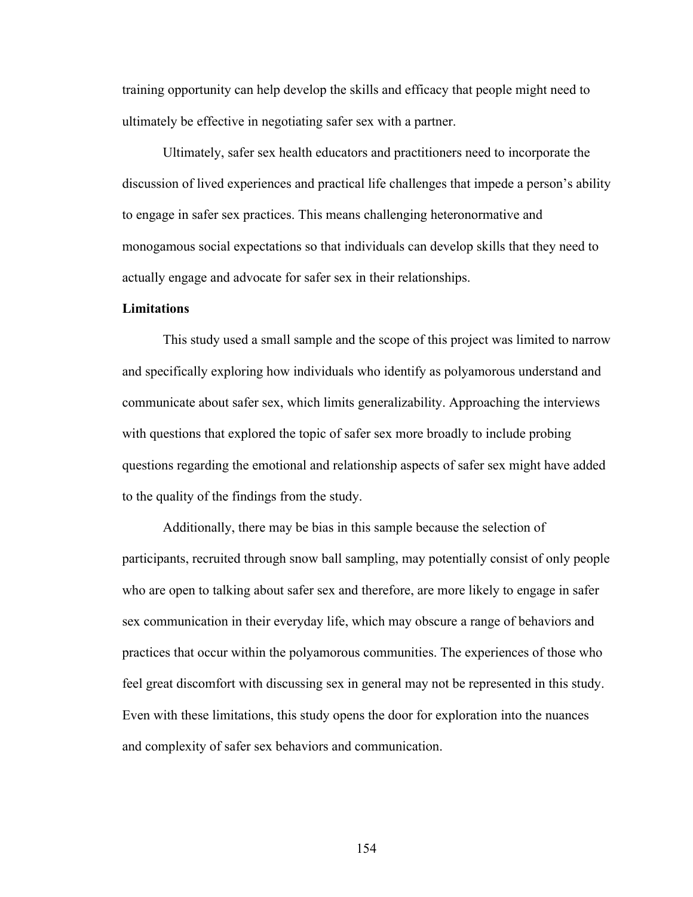training opportunity can help develop the skills and efficacy that people might need to ultimately be effective in negotiating safer sex with a partner.

Ultimately, safer sex health educators and practitioners need to incorporate the discussion of lived experiences and practical life challenges that impede a person's ability to engage in safer sex practices. This means challenging heteronormative and monogamous social expectations so that individuals can develop skills that they need to actually engage and advocate for safer sex in their relationships.

**Limitations**

This study used a small sample and the scope of this project was limited to narrow and specifically exploring how individuals who identify as polyamorous understand and communicate about safer sex, which limits generalizability. Approaching the interviews with questions that explored the topic of safer sex more broadly to include probing questions regarding the emotional and relationship aspects of safer sex might have added to the quality of the findings from the study.

Additionally, there may be bias in this sample because the selection of participants, recruited through snow ball sampling, may potentially consist of only people who are open to talking about safer sex and therefore, are more likely to engage in safer sex communication in their everyday life, which may obscure a range of behaviors and practices that occur within the polyamorous communities. The experiences of those who feel great discomfort with discussing sex in general may not be represented in this study. Even with these limitations, this study opens the door for exploration into the nuances and complexity of safer sex behaviors and communication.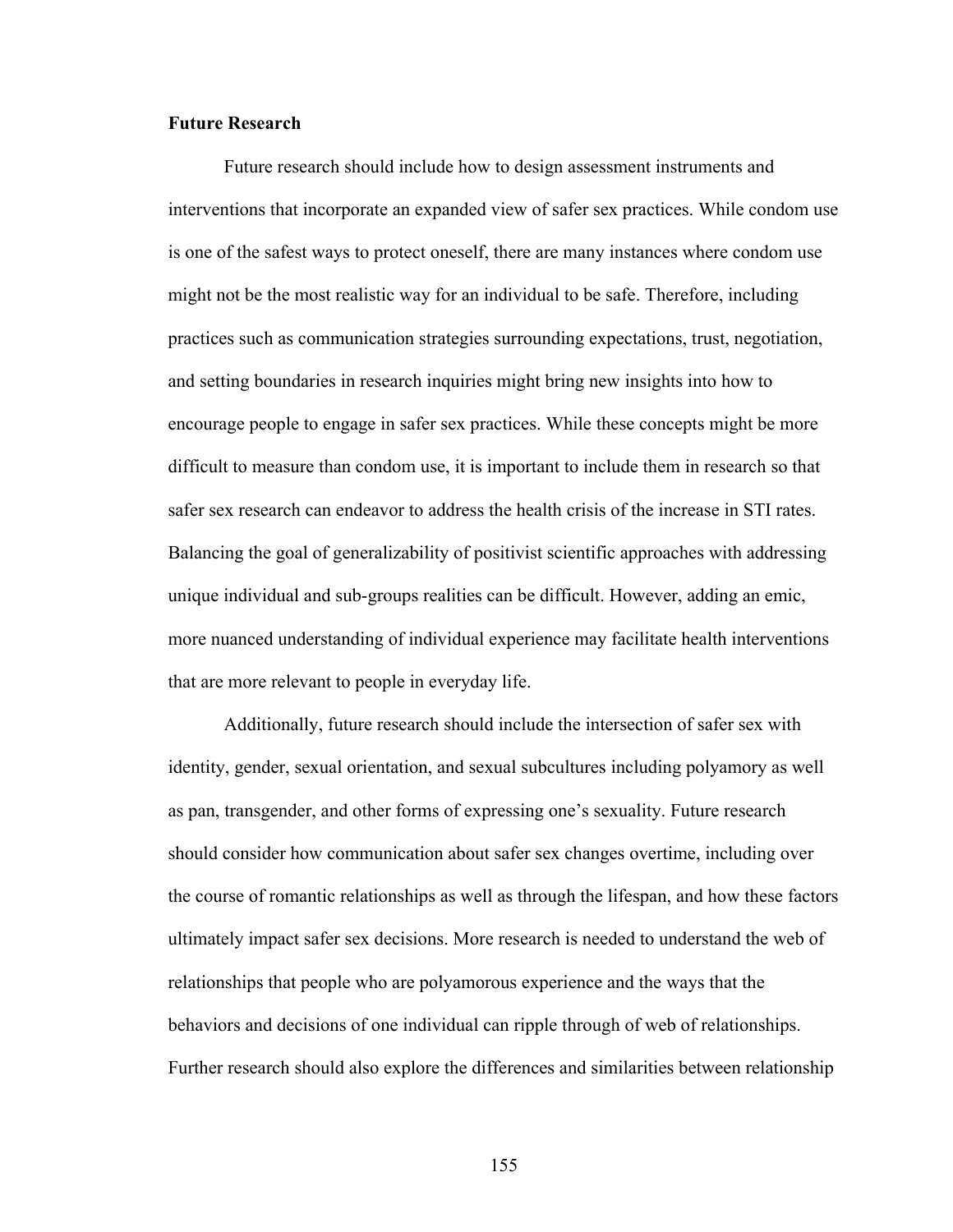**Future Research**

Future research should include how to design assessment instruments and interventions that incorporate an expanded view of safer sex practices. While condom use is one of the safest ways to protect oneself, there are many instances where condom use might not be the most realistic way for an individual to be safe. Therefore, including practices such as communication strategies surrounding expectations, trust, negotiation, and setting boundaries in research inquiries might bring new insights into how to encourage people to engage in safer sex practices. While these concepts might be more difficult to measure than condom use, it is important to include them in research so that safer sex research can endeavor to address the health crisis of the increase in STI rates. Balancing the goal of generalizability of positivist scientific approaches with addressing unique individual and sub-groups realities can be difficult. However, adding an emic, more nuanced understanding of individual experience may facilitate health interventions that are more relevant to people in everyday life.

Additionally, future research should include the intersection of safer sex with identity, gender, sexual orientation, and sexual subcultures including polyamory as well as pan, transgender, and other forms of expressing one's sexuality. Future research should consider how communication about safer sex changes overtime, including over the course of romantic relationships as well as through the lifespan, and how these factors ultimately impact safer sex decisions. More research is needed to understand the web of relationships that people who are polyamorous experience and the ways that the behaviors and decisions of one individual can ripple through of web of relationships. Further research should also explore the differences and similarities between relationship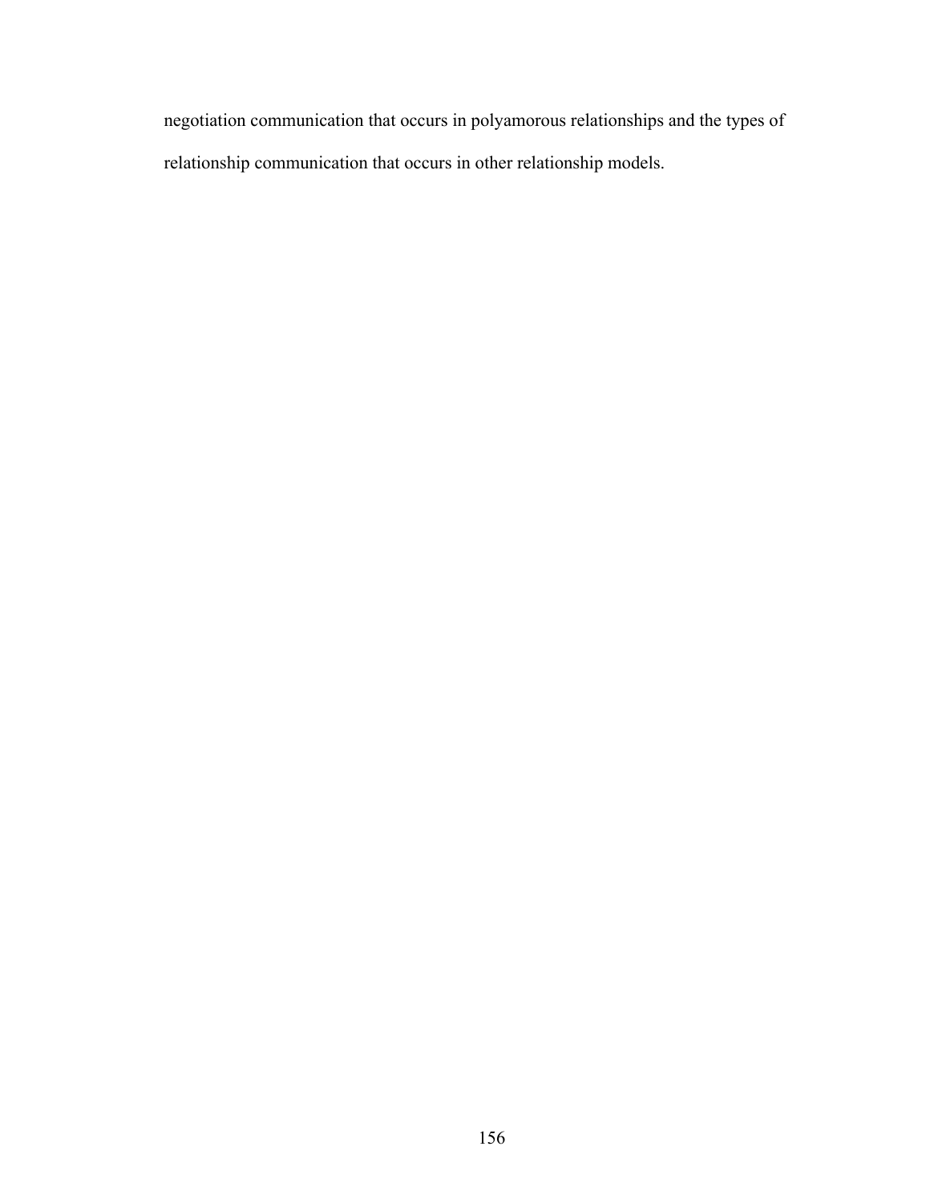negotiation communication that occurs in polyamorous relationships and the types of relationship communication that occurs in other relationship models.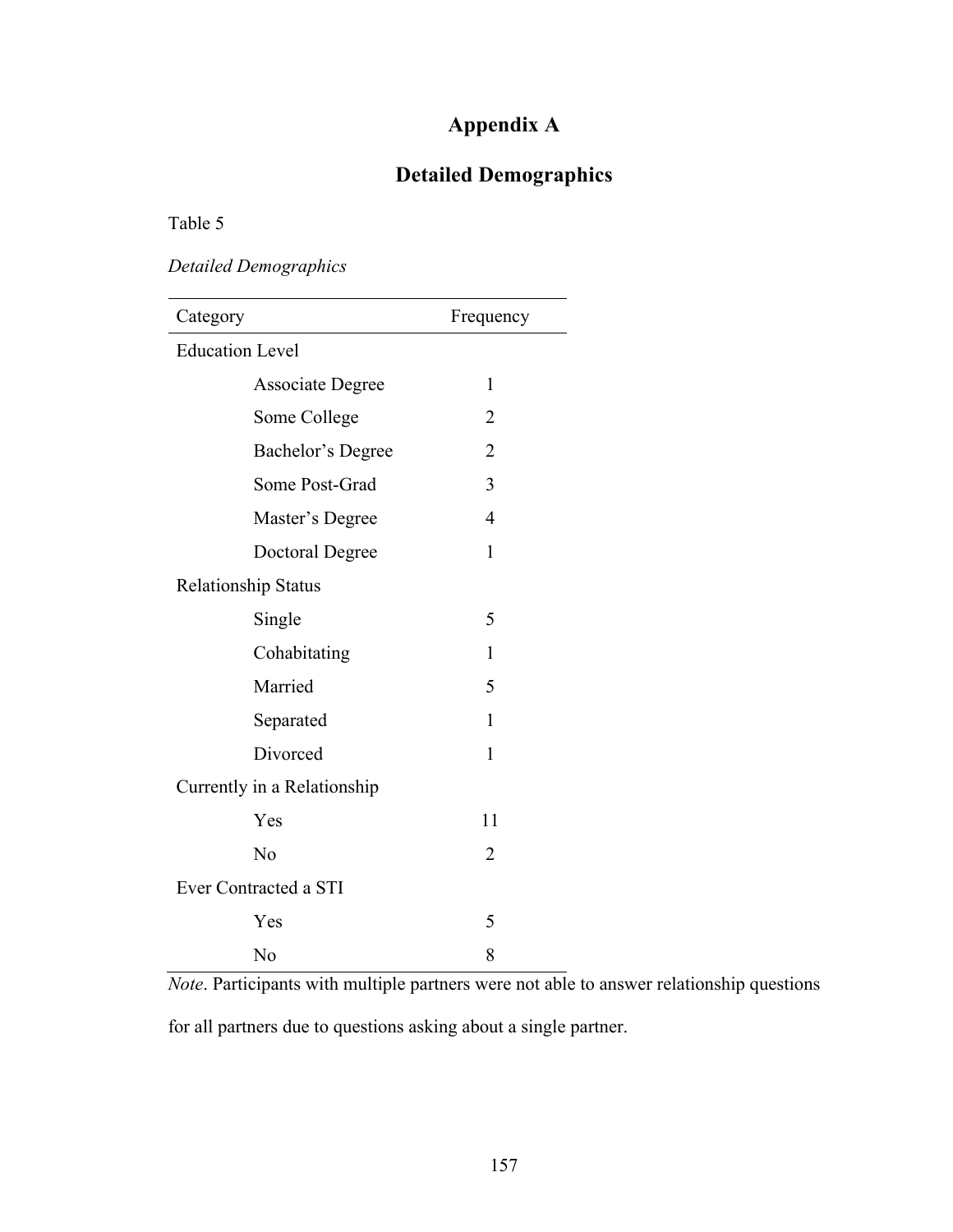# Appendix A

## Detailed Demographics

Table 5

*Detailed Demographics*

| Category | Frequency |
|---|---|
| Education Level | |
| Associate Degree | 1 |
| Some College | 2 |
| Bachelor's Degree | 2 |
| Some Post-Grad | 3 |
| Master's Degree | 4 |
| Doctoral Degree | 1 |
| Relationship Status | |
| Single | 5 |
| Cohabitating | 1 |
| Married | 5 |
| Separated | 1 |
| Divorced | 1 |
| Currently in a Relationship | |
| Yes | 11 |
| No | 2 |
| Ever Contracted a STI | |
| Yes | 5 |
| No | 8 |

*Note*. Participants with multiple partners were not able to answer relationship questions for all partners due to questions asking about a single partner.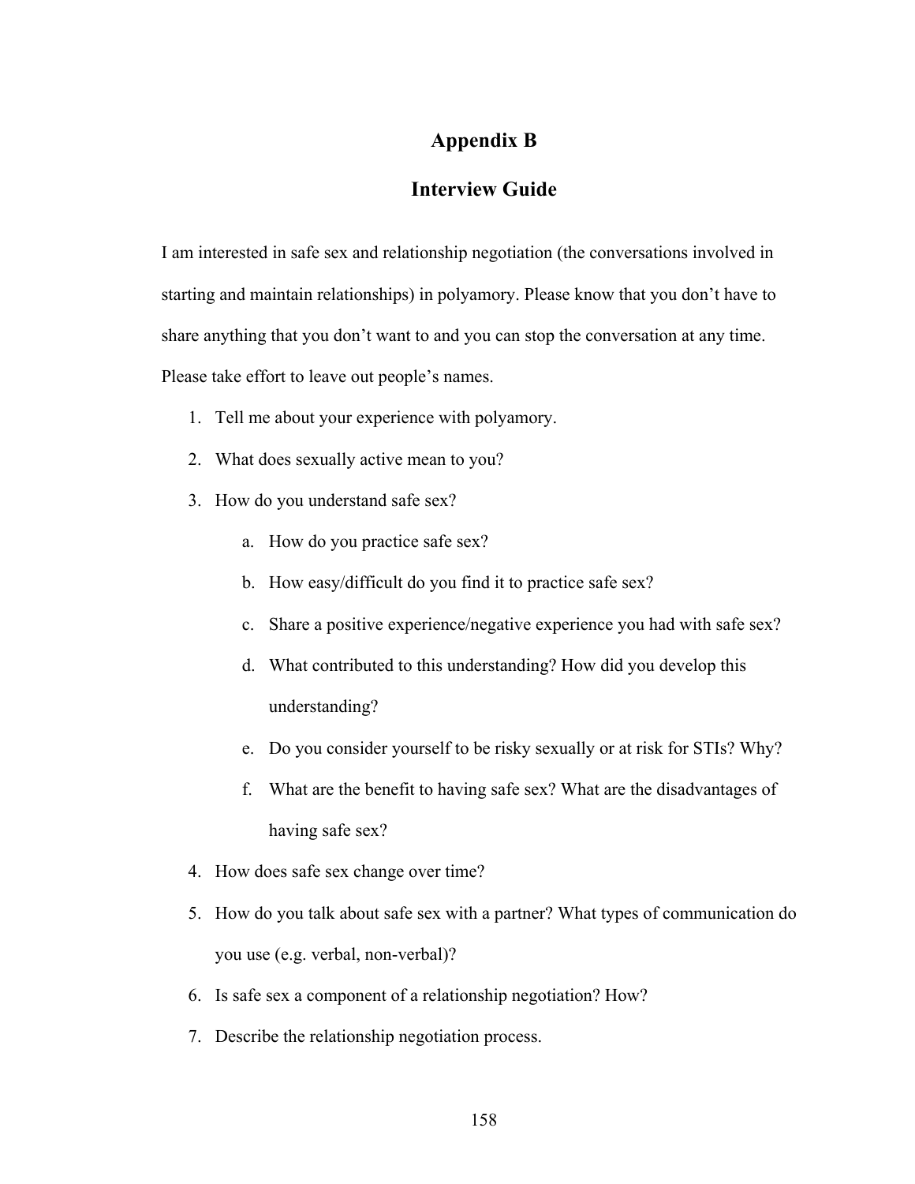# Appendix B

## Interview Guide

I am interested in safe sex and relationship negotiation (the conversations involved in starting and maintain relationships) in polyamory. Please know that you don't have to share anything that you don't want to and you can stop the conversation at any time. Please take effort to leave out people's names.

1. Tell me about your experience with polyamory.
2. What does sexually active mean to you?
3. How do you understand safe sex?
    a. How do you practice safe sex?
    b. How easy/difficult do you find it to practice safe sex?
    c. Share a positive experience/negative experience you had with safe sex?
    d. What contributed to this understanding? How did you develop this understanding?
    e. Do you consider yourself to be risky sexually or at risk for STIs? Why?
    f. What are the benefit to having safe sex? What are the disadvantages of having safe sex?
4. How does safe sex change over time?
5. How do you talk about safe sex with a partner? What types of communication do you use (e.g. verbal, non-verbal)?
6. Is safe sex a component of a relationship negotiation? How?
7. Describe the relationship negotiation process.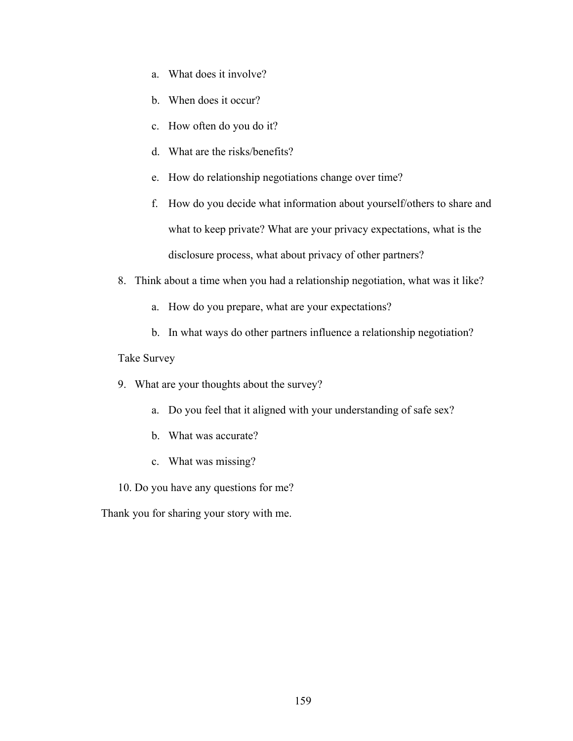a. What does it involve?

   b. When does it occur?

   c. How often do you do it?

   d. What are the risks/benefits?

   e. How do relationship negotiations change over time?

   f. How do you decide what information about yourself/others to share and what to keep private? What are your privacy expectations, what is the disclosure process, what about privacy of other partners?

8. Think about a time when you had a relationship negotiation, what was it like?

   a. How do you prepare, what are your expectations?

   b. In what ways do other partners influence a relationship negotiation?

Take Survey

9. What are your thoughts about the survey?

   a. Do you feel that it aligned with your understanding of safe sex?

   b. What was accurate?

   c. What was missing?

10. Do you have any questions for me?

Thank you for sharing your story with me.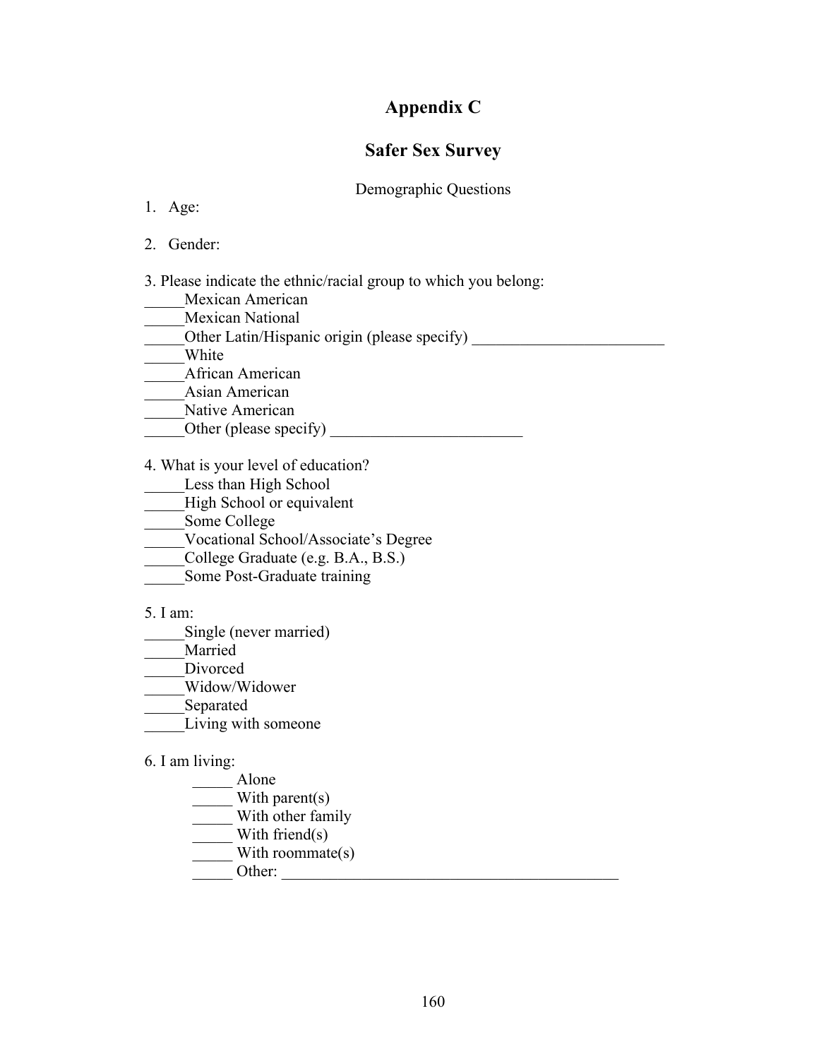# Appendix C

## Safer Sex Survey

Demographic Questions

1. Age:

2. Gender:

3. Please indicate the ethnic/racial group to which you belong:
_____Mexican American
_____Mexican National
_____Other Latin/Hispanic origin (please specify) ________________________
_____White
_____African American
_____Asian American
_____Native American
_____Other (please specify) ________________________

4. What is your level of education?
_____Less than High School
_____High School or equivalent
_____Some College
_____Vocational School/Associate's Degree
_____College Graduate (e.g. B.A., B.S.)
_____Some Post-Graduate training

5. I am:
_____Single (never married)
_____Married
_____Divorced
_____Widow/Widower
_____Separated
_____Living with someone

6. I am living:
_____ Alone
_____ With parent(s)
_____ With other family
_____ With friend(s)
_____ With roommate(s)
_____ Other: ___________________________________________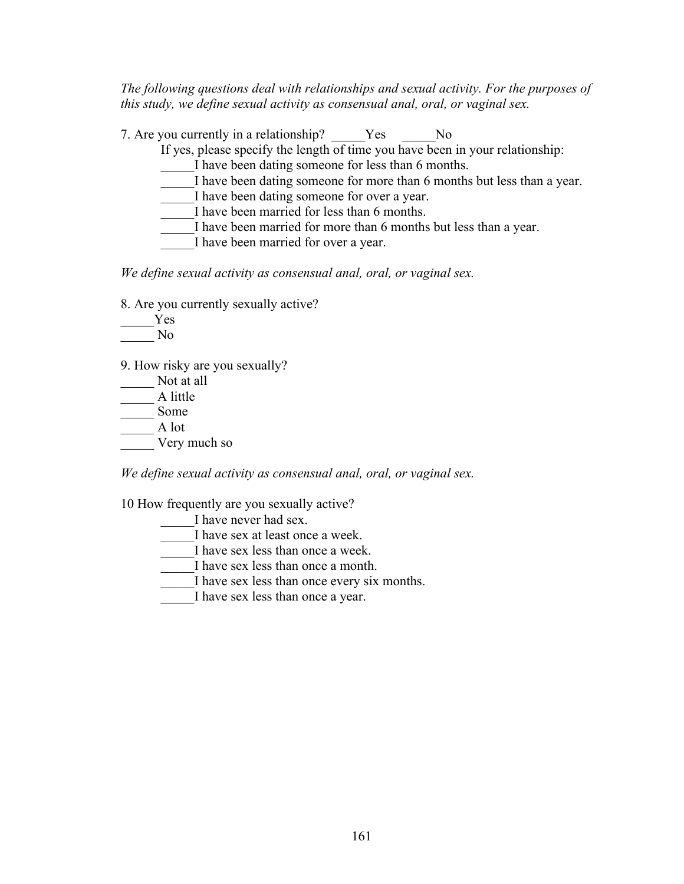*The following questions deal with relationships and sexual activity. For the purposes of this study, we define sexual activity as consensual anal, oral, or vaginal sex.*

7. Are you currently in a relationship? _____Yes _____No

   If yes, please specify the length of time you have been in your relationship:

   _____I have been dating someone for less than 6 months.

   _____I have been dating someone for more than 6 months but less than a year.

   _____I have been dating someone for over a year.

   _____I have been married for less than 6 months.

   _____I have been married for more than 6 months but less than a year.

   _____I have been married for over a year.

*We define sexual activity as consensual anal, oral, or vaginal sex.*

8. Are you currently sexually active?

_____Yes

_____ No

9. How risky are you sexually?

_____ Not at all

_____ A little

_____ Some

_____ A lot

_____ Very much so

*We define sexual activity as consensual anal, oral, or vaginal sex.*

10 How frequently are you sexually active?

   _____I have never had sex.

   _____I have sex at least once a week.

   _____I have sex less than once a week.

   _____I have sex less than once a month.

   _____I have sex less than once every six months.

   _____I have sex less than once a year.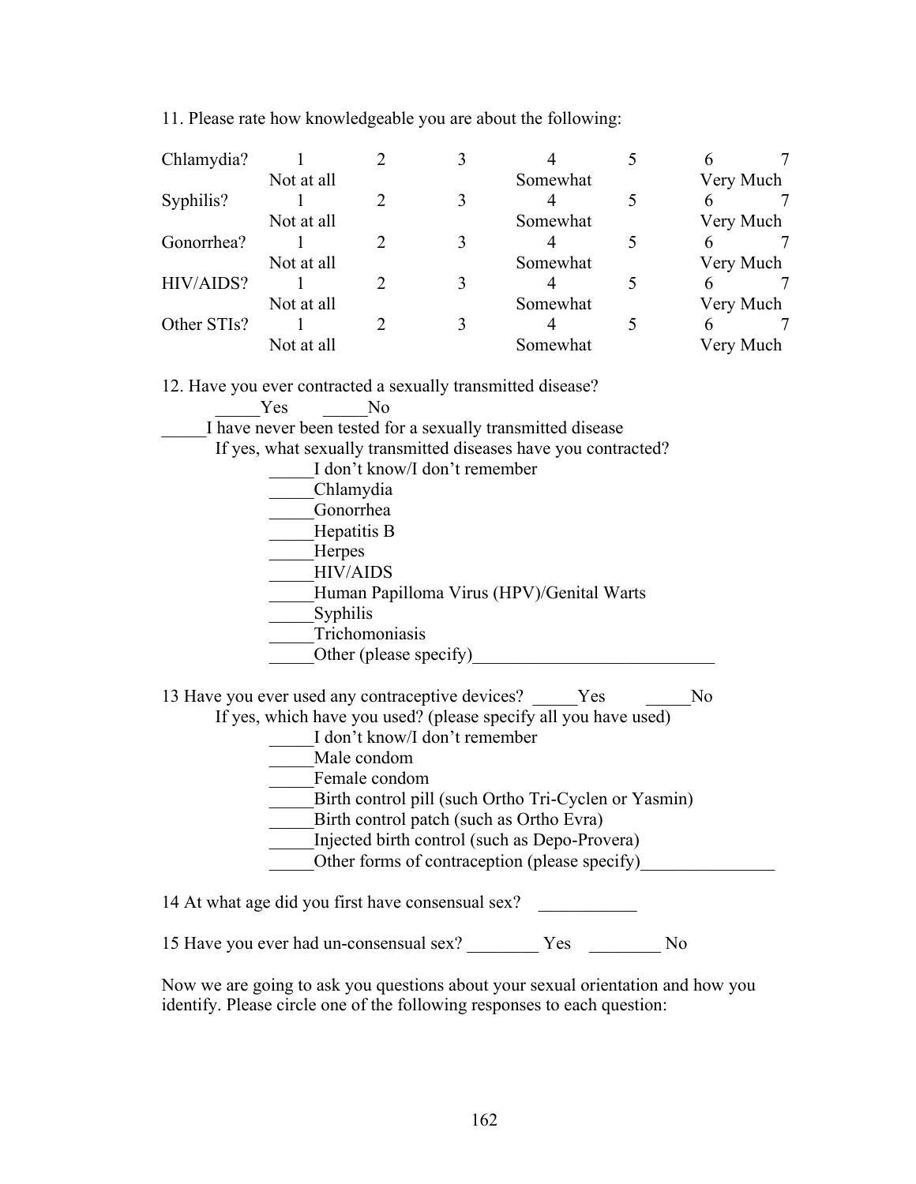11. Please rate how knowledgeable you are about the following:

| | 1 | 2 | 3 | 4 | 5 | 6 | 7 |
|---|---|---|---|---|---|---|---|
| Chlamydia? | 1 | 2 | 3 | 4 | 5 | 6 | 7 |
| | Not at all | | | Somewhat | | Very Much | |
| Syphilis? | 1 | 2 | 3 | 4 | 5 | 6 | 7 |
| | Not at all | | | Somewhat | | Very Much | |
| Gonorrhea? | 1 | 2 | 3 | 4 | 5 | 6 | 7 |
| | Not at all | | | Somewhat | | Very Much | |
| HIV/AIDS? | 1 | 2 | 3 | 4 | 5 | 6 | 7 |
| | Not at all | | | Somewhat | | Very Much | |
| Other STIs? | 1 | 2 | 3 | 4 | 5 | 6 | 7 |
| | Not at all | | | Somewhat | | Very Much | |

12. Have you ever contracted a sexually transmitted disease?

_____Yes _____No

_____I have never been tested for a sexually transmitted disease

If yes, what sexually transmitted diseases have you contracted?

- _____I don't know/I don't remember
- _____Chlamydia
- _____Gonorrhea
- _____Hepatitis B
- _____Herpes
- _____HIV/AIDS
- _____Human Papilloma Virus (HPV)/Genital Warts
- _____Syphilis
- _____Trichomoniasis
- _____Other (please specify)___________________________

13 Have you ever used any contraceptive devices? _____Yes _____No

If yes, which have you used? (please specify all you have used)

- _____I don't know/I don't remember
- _____Male condom
- _____Female condom
- _____Birth control pill (such Ortho Tri-Cyclen or Yasmin)
- _____Birth control patch (such as Ortho Evra)
- _____Injected birth control (such as Depo-Provera)
- _____Other forms of contraception (please specify)_______________

14 At what age did you first have consensual sex? ___________

15 Have you ever had un-consensual sex? ________ Yes ________ No

Now we are going to ask you questions about your sexual orientation and how you identify. Please circle one of the following responses to each question: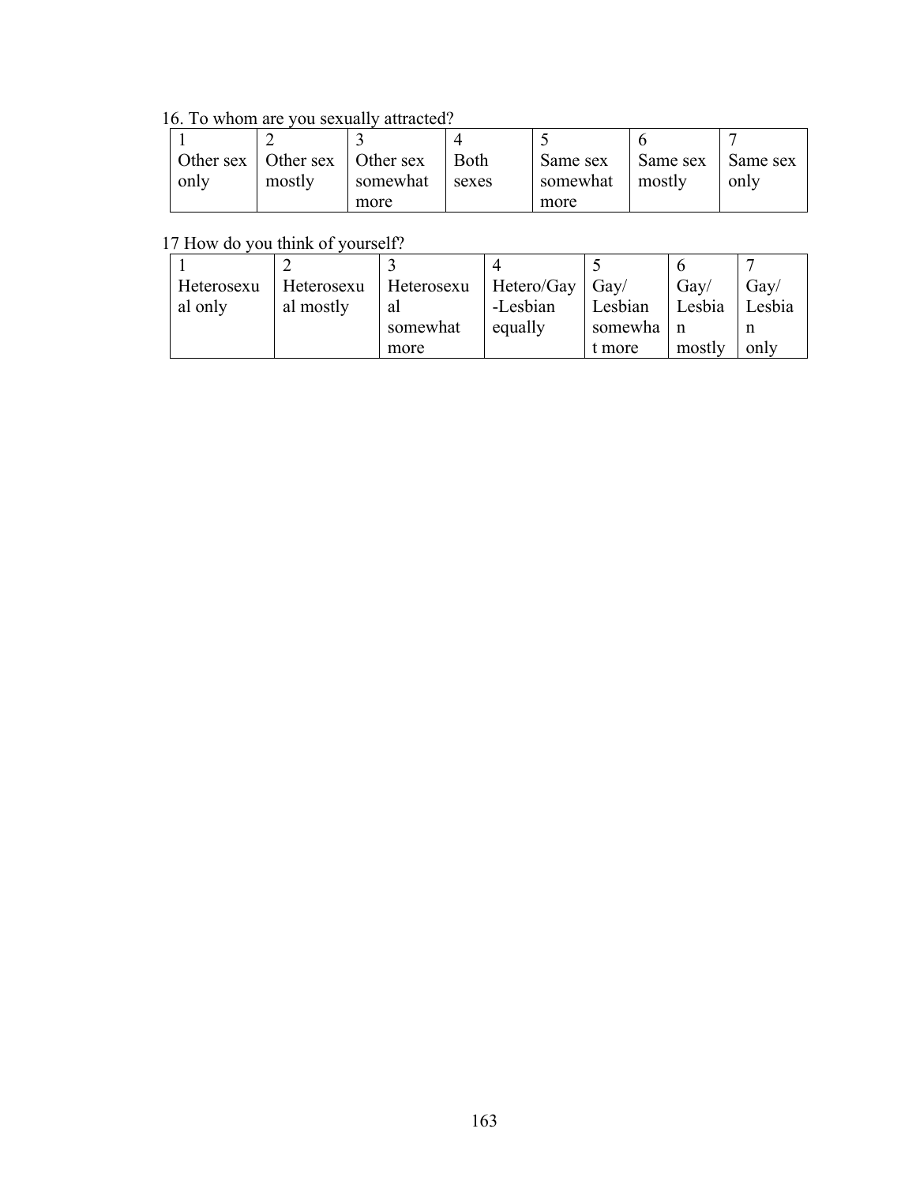16. To whom are you sexually attracted?

| 1 | 2 | 3 | 4 | 5 | 6 | 7 |
|---|---|---|---|---|---|---|
| Other sex only | Other sex mostly | Other sex somewhat more | Both sexes | Same sex somewhat more | Same sex mostly | Same sex only |

17 How do you think of yourself?

| 1 | 2 | 3 | 4 | 5 | 6 | 7 |
|---|---|---|---|---|---|---|
| Heterosexual only | Heterosexual mostly | Heterosexual somewhat more | Hetero/Gay-Lesbian equally | Gay/ Lesbian somewhat more | Gay/ Lesbian mostly | Gay/ Lesbian only |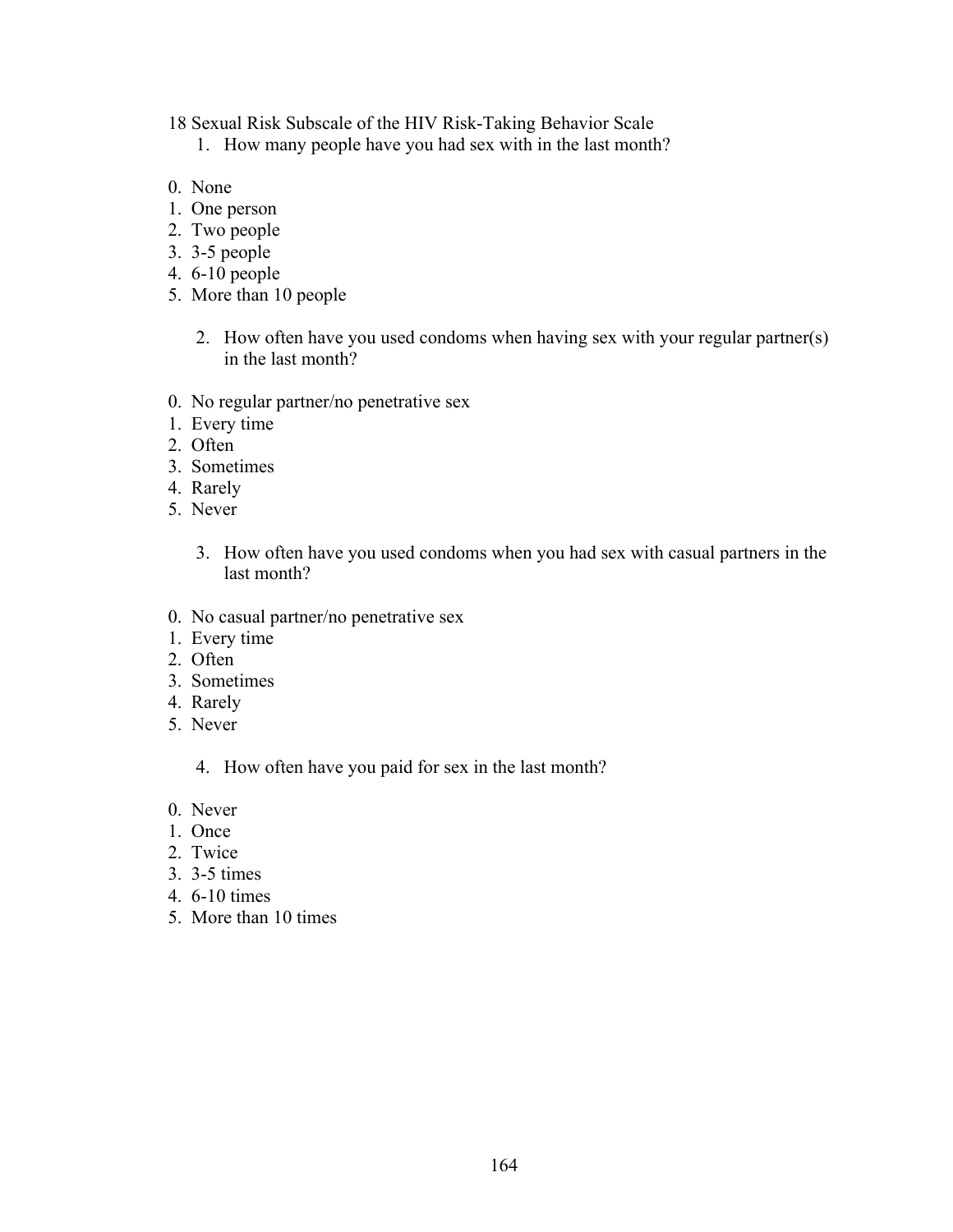18 Sexual Risk Subscale of the HIV Risk-Taking Behavior Scale

1. How many people have you had sex with in the last month?

0. None
1. One person
2. Two people
3. 3-5 people
4. 6-10 people
5. More than 10 people

2. How often have you used condoms when having sex with your regular partner(s) in the last month?

0. No regular partner/no penetrative sex
1. Every time
2. Often
3. Sometimes
4. Rarely
5. Never

3. How often have you used condoms when you had sex with casual partners in the last month?

0. No casual partner/no penetrative sex
1. Every time
2. Often
3. Sometimes
4. Rarely
5. Never

4. How often have you paid for sex in the last month?

0. Never
1. Once
2. Twice
3. 3-5 times
4. 6-10 times
5. More than 10 times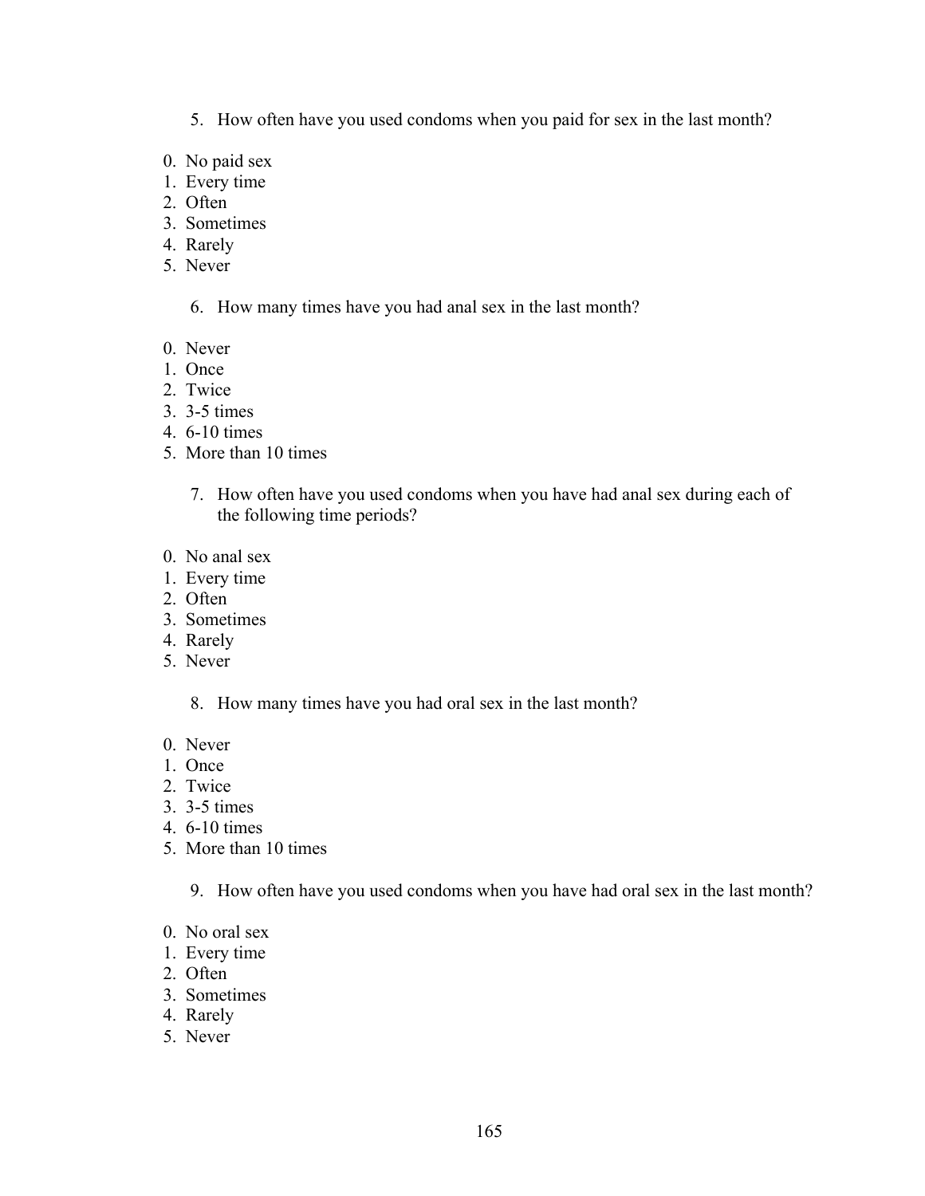5. How often have you used condoms when you paid for sex in the last month?

0. No paid sex
1. Every time
2. Often
3. Sometimes
4. Rarely
5. Never

6. How many times have you had anal sex in the last month?

0. Never
1. Once
2. Twice
3. 3-5 times
4. 6-10 times
5. More than 10 times

7. How often have you used condoms when you have had anal sex during each of the following time periods?

0. No anal sex
1. Every time
2. Often
3. Sometimes
4. Rarely
5. Never

8. How many times have you had oral sex in the last month?

0. Never
1. Once
2. Twice
3. 3-5 times
4. 6-10 times
5. More than 10 times

9. How often have you used condoms when you have had oral sex in the last month?

0. No oral sex
1. Every time
2. Often
3. Sometimes
4. Rarely
5. Never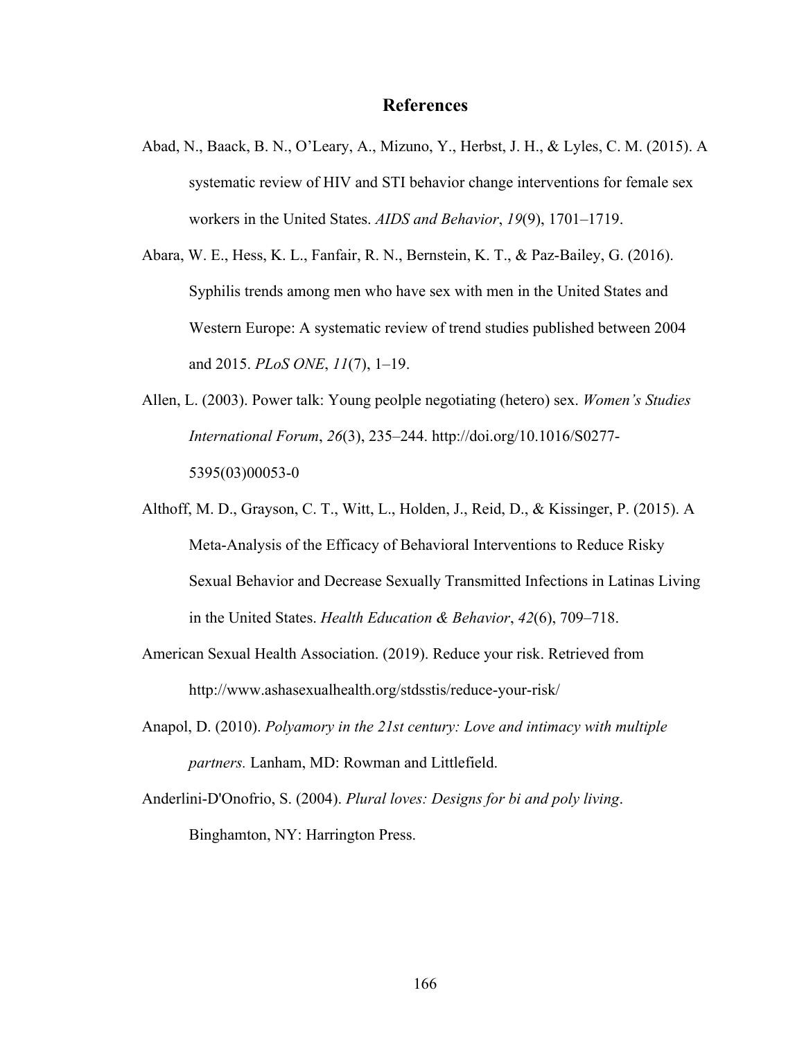# References

Abad, N., Baack, B. N., O'Leary, A., Mizuno, Y., Herbst, J. H., & Lyles, C. M. (2015). A systematic review of HIV and STI behavior change interventions for female sex workers in the United States. *AIDS and Behavior*, *19*(9), 1701–1719.

Abara, W. E., Hess, K. L., Fanfair, R. N., Bernstein, K. T., & Paz-Bailey, G. (2016). Syphilis trends among men who have sex with men in the United States and Western Europe: A systematic review of trend studies published between 2004 and 2015. *PLoS ONE*, *11*(7), 1–19.

Allen, L. (2003). Power talk: Young peolple negotiating (hetero) sex. *Women's Studies International Forum*, *26*(3), 235–244. http://doi.org/10.1016/S0277-5395(03)00053-0

Althoff, M. D., Grayson, C. T., Witt, L., Holden, J., Reid, D., & Kissinger, P. (2015). A Meta-Analysis of the Efficacy of Behavioral Interventions to Reduce Risky Sexual Behavior and Decrease Sexually Transmitted Infections in Latinas Living in the United States. *Health Education & Behavior*, *42*(6), 709–718.

American Sexual Health Association. (2019). Reduce your risk. Retrieved from http://www.ashasexualhealth.org/stdsstis/reduce-your-risk/

Anapol, D. (2010). *Polyamory in the 21st century: Love and intimacy with multiple partners.* Lanham, MD: Rowman and Littlefield.

Anderlini-D'Onofrio, S. (2004). *Plural loves: Designs for bi and poly living*. Binghamton, NY: Harrington Press.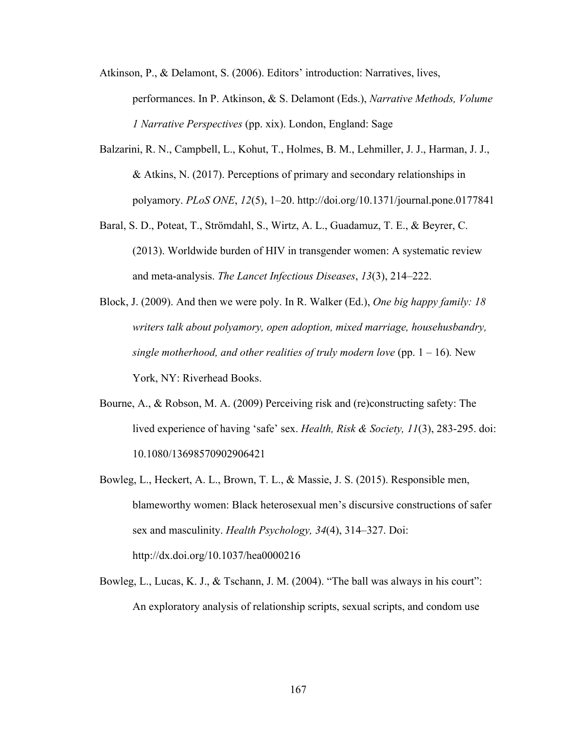Atkinson, P., & Delamont, S. (2006). Editors' introduction: Narratives, lives, performances. In P. Atkinson, & S. Delamont (Eds.), *Narrative Methods, Volume 1 Narrative Perspectives* (pp. xix). London, England: Sage

Balzarini, R. N., Campbell, L., Kohut, T., Holmes, B. M., Lehmiller, J. J., Harman, J. J., & Atkins, N. (2017). Perceptions of primary and secondary relationships in polyamory. *PLoS ONE*, *12*(5), 1–20. http://doi.org/10.1371/journal.pone.0177841

Baral, S. D., Poteat, T., Strömdahl, S., Wirtz, A. L., Guadamuz, T. E., & Beyrer, C. (2013). Worldwide burden of HIV in transgender women: A systematic review and meta-analysis. *The Lancet Infectious Diseases*, *13*(3), 214–222.

Block, J. (2009). And then we were poly. In R. Walker (Ed.), *One big happy family: 18 writers talk about polyamory, open adoption, mixed marriage, househusbandry, single motherhood, and other realities of truly modern love* (pp. 1 – 16)*.* New York, NY: Riverhead Books.

Bourne, A., & Robson, M. A. (2009) Perceiving risk and (re)constructing safety: The lived experience of having 'safe' sex. *Health, Risk & Society, 11*(3), 283-295. doi: 10.1080/13698570902906421

Bowleg, L., Heckert, A. L., Brown, T. L., & Massie, J. S. (2015). Responsible men, blameworthy women: Black heterosexual men's discursive constructions of safer sex and masculinity. *Health Psychology, 34*(4), 314–327. Doi: http://dx.doi.org/10.1037/hea0000216

Bowleg, L., Lucas, K. J., & Tschann, J. M. (2004). "The ball was always in his court": An exploratory analysis of relationship scripts, sexual scripts, and condom use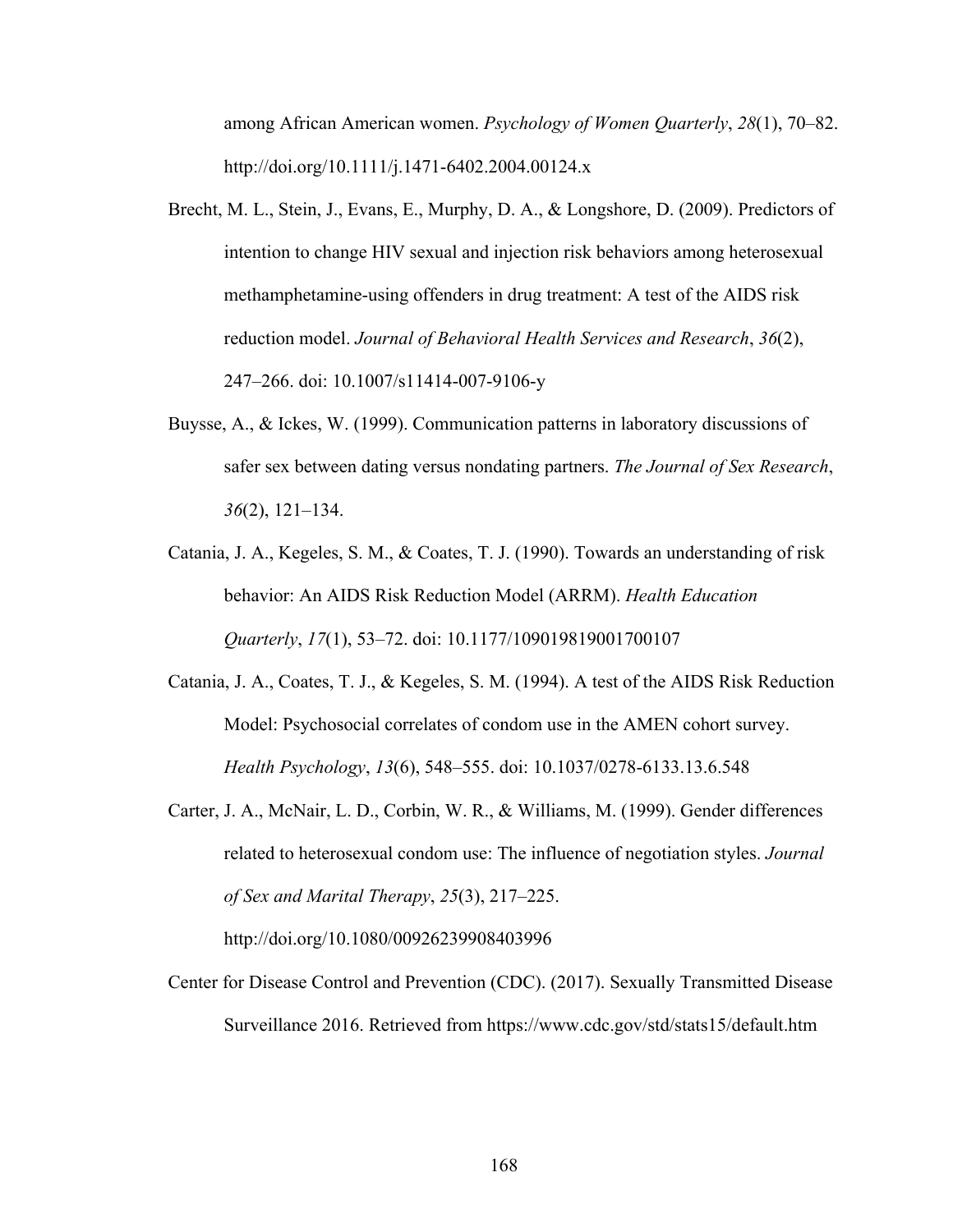among African American women. *Psychology of Women Quarterly*, *28*(1), 70–82. http://doi.org/10.1111/j.1471-6402.2004.00124.x

Brecht, M. L., Stein, J., Evans, E., Murphy, D. A., & Longshore, D. (2009). Predictors of intention to change HIV sexual and injection risk behaviors among heterosexual methamphetamine-using offenders in drug treatment: A test of the AIDS risk reduction model. *Journal of Behavioral Health Services and Research*, *36*(2), 247–266. doi: 10.1007/s11414-007-9106-y

Buysse, A., & Ickes, W. (1999). Communication patterns in laboratory discussions of safer sex between dating versus nondating partners. *The Journal of Sex Research*, *36*(2), 121–134.

Catania, J. A., Kegeles, S. M., & Coates, T. J. (1990). Towards an understanding of risk behavior: An AIDS Risk Reduction Model (ARRM). *Health Education Quarterly*, *17*(1), 53–72. doi: 10.1177/109019819001700107

Catania, J. A., Coates, T. J., & Kegeles, S. M. (1994). A test of the AIDS Risk Reduction Model: Psychosocial correlates of condom use in the AMEN cohort survey. *Health Psychology*, *13*(6), 548–555. doi: 10.1037/0278-6133.13.6.548

Carter, J. A., McNair, L. D., Corbin, W. R., & Williams, M. (1999). Gender differences related to heterosexual condom use: The influence of negotiation styles. *Journal of Sex and Marital Therapy*, *25*(3), 217–225. http://doi.org/10.1080/00926239908403996

Center for Disease Control and Prevention (CDC). (2017). Sexually Transmitted Disease Surveillance 2016. Retrieved from https://www.cdc.gov/std/stats15/default.htm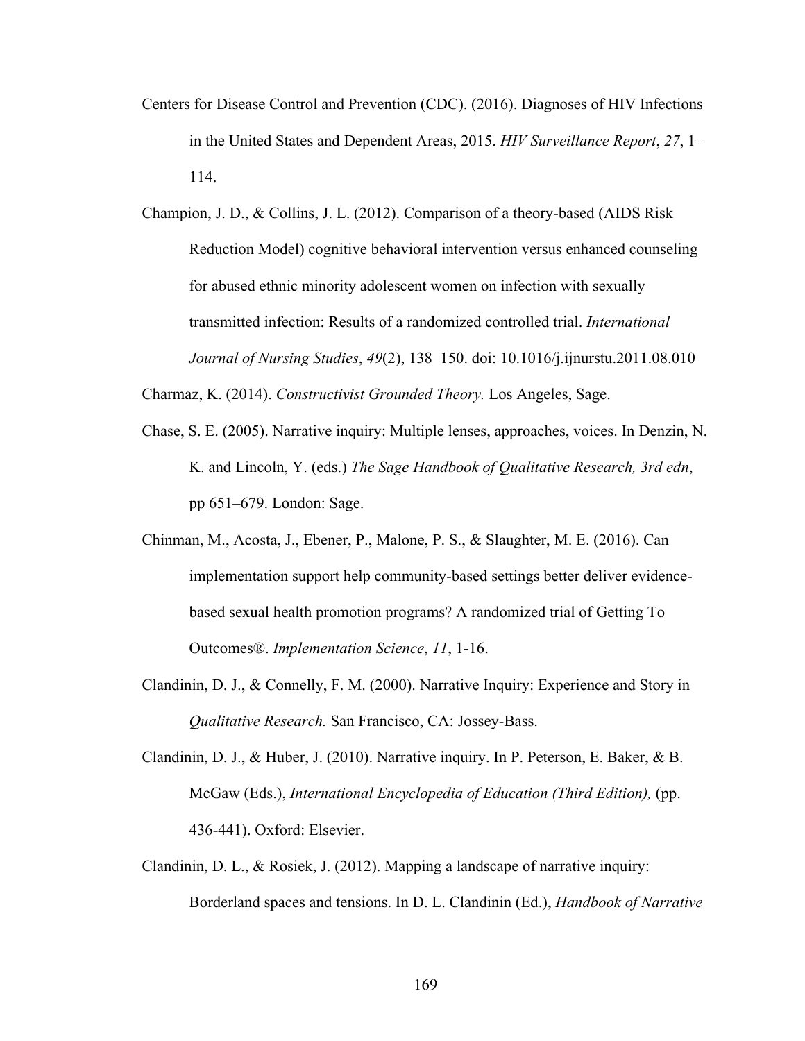Centers for Disease Control and Prevention (CDC). (2016). Diagnoses of HIV Infections in the United States and Dependent Areas, 2015. *HIV Surveillance Report*, *27*, 1–114.

Champion, J. D., & Collins, J. L. (2012). Comparison of a theory-based (AIDS Risk Reduction Model) cognitive behavioral intervention versus enhanced counseling for abused ethnic minority adolescent women on infection with sexually transmitted infection: Results of a randomized controlled trial. *International Journal of Nursing Studies*, *49*(2), 138–150. doi: 10.1016/j.ijnurstu.2011.08.010

Charmaz, K. (2014). *Constructivist Grounded Theory.* Los Angeles, Sage.

Chase, S. E. (2005). Narrative inquiry: Multiple lenses, approaches, voices. In Denzin, N. K. and Lincoln, Y. (eds.) *The Sage Handbook of Qualitative Research, 3rd edn*, pp 651–679. London: Sage.

Chinman, M., Acosta, J., Ebener, P., Malone, P. S., & Slaughter, M. E. (2016). Can implementation support help community-based settings better deliver evidence-based sexual health promotion programs? A randomized trial of Getting To Outcomes®. *Implementation Science*, *11*, 1-16.

Clandinin, D. J., & Connelly, F. M. (2000). Narrative Inquiry: Experience and Story in *Qualitative Research.* San Francisco, CA: Jossey-Bass.

Clandinin, D. J., & Huber, J. (2010). Narrative inquiry. In P. Peterson, E. Baker, & B. McGaw (Eds.), *International Encyclopedia of Education (Third Edition),* (pp. 436-441). Oxford: Elsevier.

Clandinin, D. L., & Rosiek, J. (2012). Mapping a landscape of narrative inquiry: Borderland spaces and tensions. In D. L. Clandinin (Ed.), *Handbook of Narrative*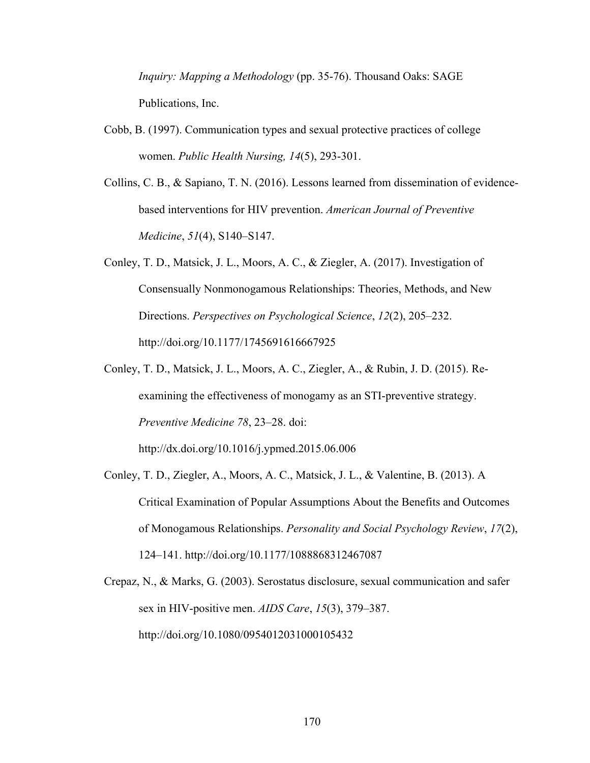*Inquiry: Mapping a Methodology* (pp. 35-76). Thousand Oaks: SAGE Publications, Inc.

Cobb, B. (1997). Communication types and sexual protective practices of college women. *Public Health Nursing, 14*(5), 293-301.

Collins, C. B., & Sapiano, T. N. (2016). Lessons learned from dissemination of evidence-based interventions for HIV prevention. *American Journal of Preventive Medicine*, *51*(4), S140–S147.

Conley, T. D., Matsick, J. L., Moors, A. C., & Ziegler, A. (2017). Investigation of Consensually Nonmonogamous Relationships: Theories, Methods, and New Directions. *Perspectives on Psychological Science*, *12*(2), 205–232. http://doi.org/10.1177/1745691616667925

Conley, T. D., Matsick, J. L., Moors, A. C., Ziegler, A., & Rubin, J. D. (2015). Re-examining the effectiveness of monogamy as an STI-preventive strategy. *Preventive Medicine 78*, 23–28. doi: http://dx.doi.org/10.1016/j.ypmed.2015.06.006

Conley, T. D., Ziegler, A., Moors, A. C., Matsick, J. L., & Valentine, B. (2013). A Critical Examination of Popular Assumptions About the Benefits and Outcomes of Monogamous Relationships. *Personality and Social Psychology Review*, *17*(2), 124–141. http://doi.org/10.1177/1088868312467087

Crepaz, N., & Marks, G. (2003). Serostatus disclosure, sexual communication and safer sex in HIV-positive men. *AIDS Care*, *15*(3), 379–387. http://doi.org/10.1080/0954012031000105432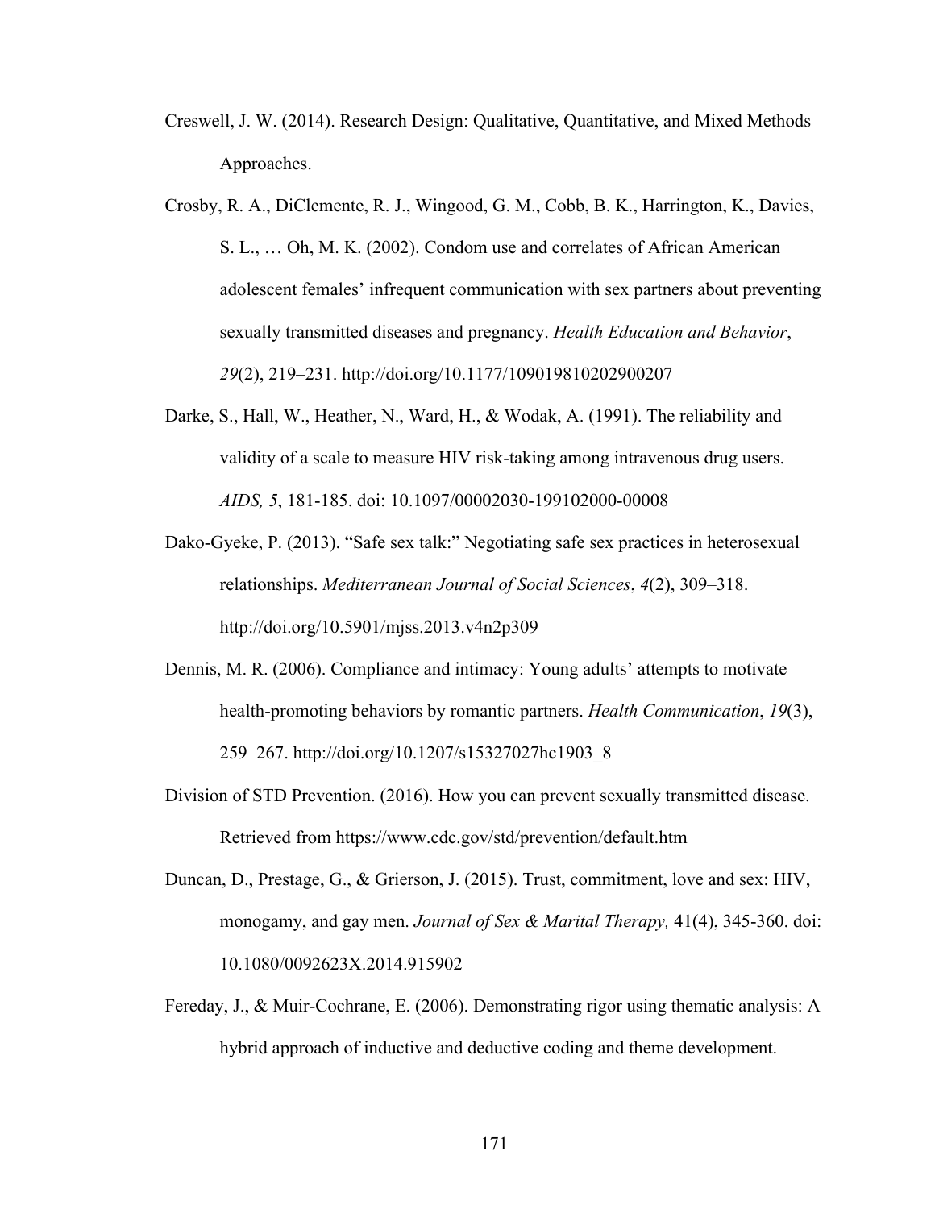Creswell, J. W. (2014). Research Design: Qualitative, Quantitative, and Mixed Methods Approaches.

Crosby, R. A., DiClemente, R. J., Wingood, G. M., Cobb, B. K., Harrington, K., Davies, S. L., … Oh, M. K. (2002). Condom use and correlates of African American adolescent females' infrequent communication with sex partners about preventing sexually transmitted diseases and pregnancy. *Health Education and Behavior*, *29*(2), 219–231. http://doi.org/10.1177/109019810202900207

Darke, S., Hall, W., Heather, N., Ward, H., & Wodak, A. (1991). The reliability and validity of a scale to measure HIV risk-taking among intravenous drug users. *AIDS, 5*, 181-185. doi: 10.1097/00002030-199102000-00008

Dako-Gyeke, P. (2013). "Safe sex talk:" Negotiating safe sex practices in heterosexual relationships. *Mediterranean Journal of Social Sciences*, *4*(2), 309–318. http://doi.org/10.5901/mjss.2013.v4n2p309

Dennis, M. R. (2006). Compliance and intimacy: Young adults' attempts to motivate health-promoting behaviors by romantic partners. *Health Communication*, *19*(3), 259–267. http://doi.org/10.1207/s15327027hc1903_8

Division of STD Prevention. (2016). How you can prevent sexually transmitted disease. Retrieved from https://www.cdc.gov/std/prevention/default.htm

Duncan, D., Prestage, G., & Grierson, J. (2015). Trust, commitment, love and sex: HIV, monogamy, and gay men. *Journal of Sex & Marital Therapy,* 41(4), 345-360. doi: 10.1080/0092623X.2014.915902

Fereday, J., & Muir-Cochrane, E. (2006). Demonstrating rigor using thematic analysis: A hybrid approach of inductive and deductive coding and theme development.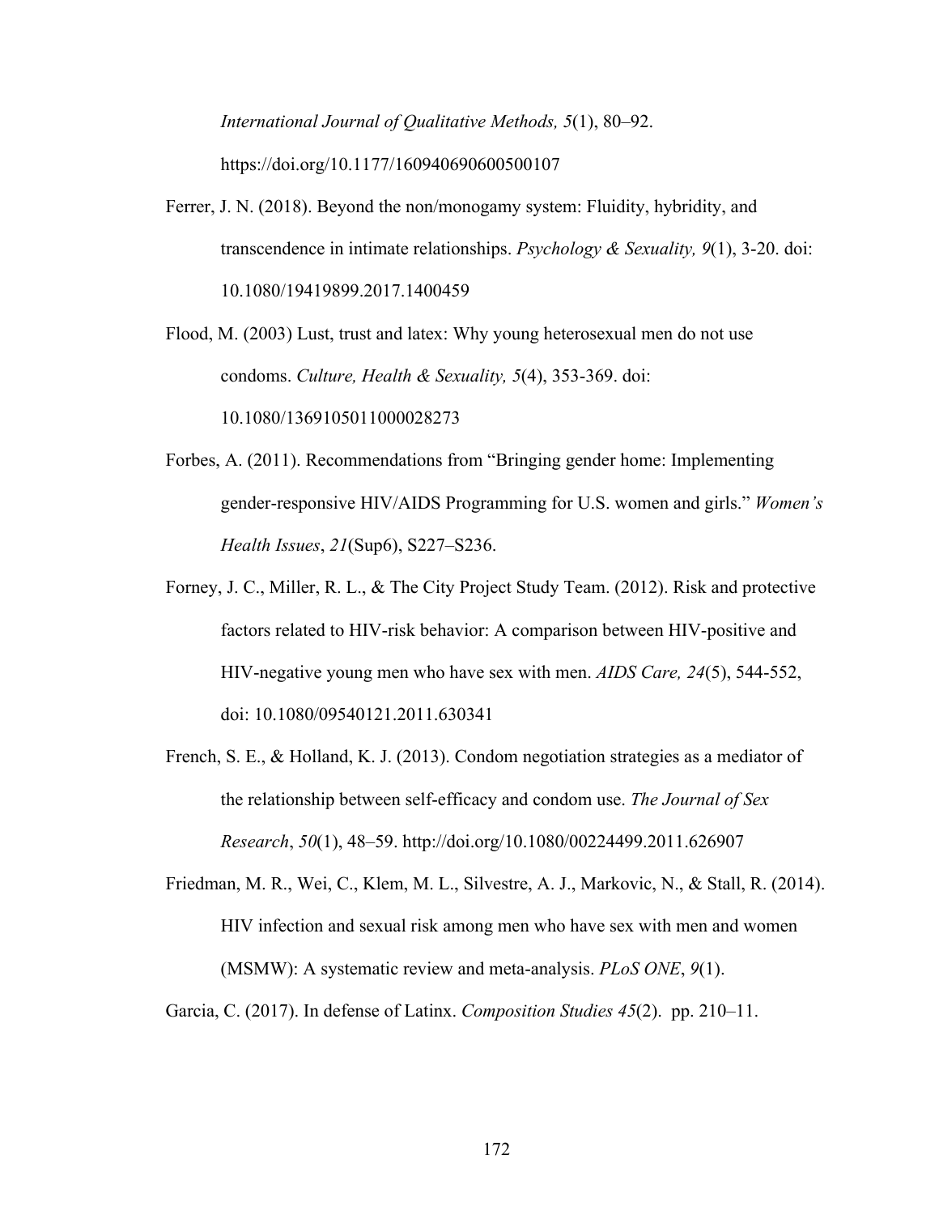*International Journal of Qualitative Methods, 5*(1), 80–92. https://doi.org/10.1177/160940690600500107

Ferrer, J. N. (2018). Beyond the non/monogamy system: Fluidity, hybridity, and transcendence in intimate relationships. *Psychology & Sexuality, 9*(1), 3-20. doi: 10.1080/19419899.2017.1400459

Flood, M. (2003) Lust, trust and latex: Why young heterosexual men do not use condoms. *Culture, Health & Sexuality, 5*(4), 353-369. doi: 10.1080/1369105011000028273

Forbes, A. (2011). Recommendations from "Bringing gender home: Implementing gender-responsive HIV/AIDS Programming for U.S. women and girls." *Women's Health Issues*, *21*(Sup6), S227–S236.

Forney, J. C., Miller, R. L., & The City Project Study Team. (2012). Risk and protective factors related to HIV-risk behavior: A comparison between HIV-positive and HIV-negative young men who have sex with men. *AIDS Care, 24*(5), 544-552, doi: 10.1080/09540121.2011.630341

French, S. E., & Holland, K. J. (2013). Condom negotiation strategies as a mediator of the relationship between self-efficacy and condom use. *The Journal of Sex Research*, *50*(1), 48–59. http://doi.org/10.1080/00224499.2011.626907

Friedman, M. R., Wei, C., Klem, M. L., Silvestre, A. J., Markovic, N., & Stall, R. (2014). HIV infection and sexual risk among men who have sex with men and women (MSMW): A systematic review and meta-analysis. *PLoS ONE*, *9*(1).

Garcia, C. (2017). In defense of Latinx. *Composition Studies 45*(2). pp. 210–11.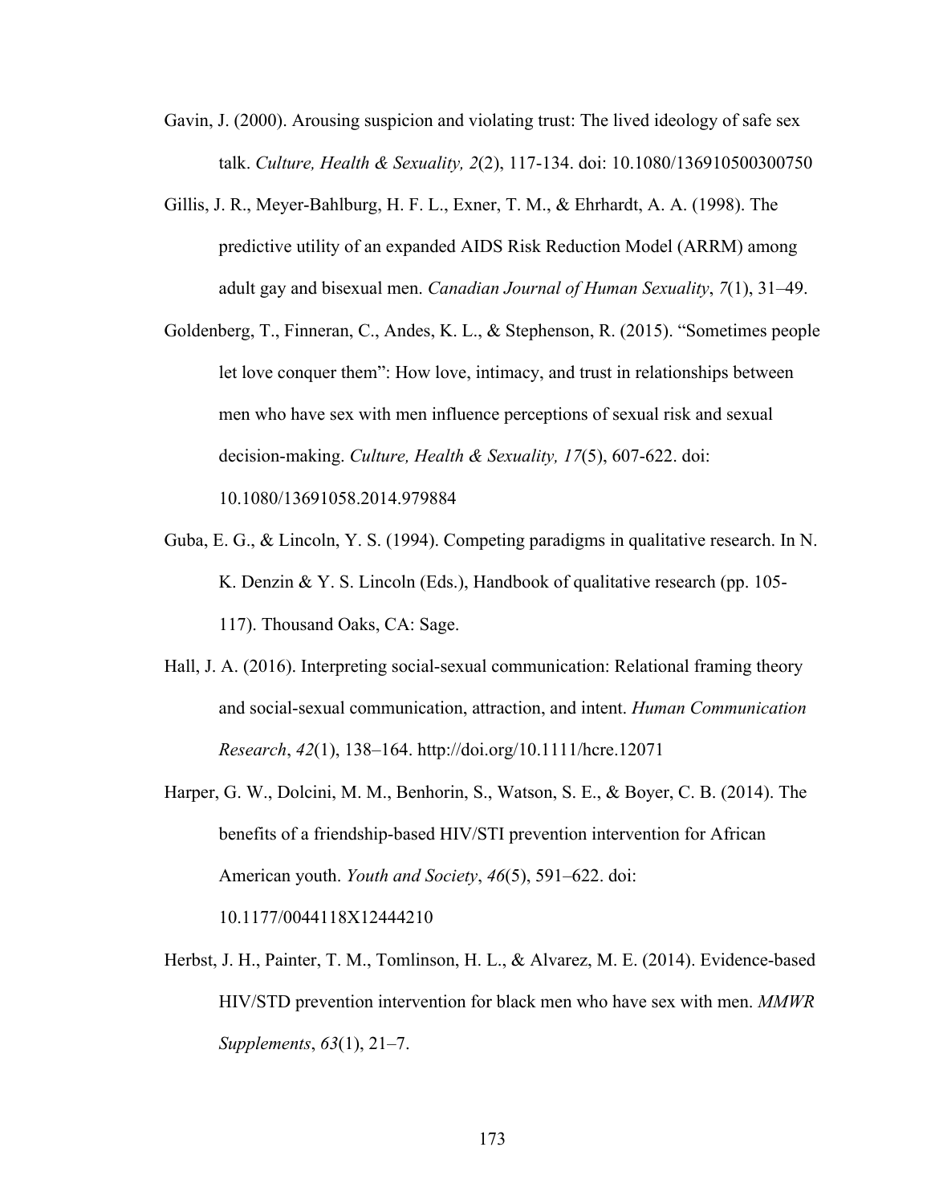Gavin, J. (2000). Arousing suspicion and violating trust: The lived ideology of safe sex talk. *Culture, Health & Sexuality, 2*(2), 117-134. doi: 10.1080/136910500300750

Gillis, J. R., Meyer-Bahlburg, H. F. L., Exner, T. M., & Ehrhardt, A. A. (1998). The predictive utility of an expanded AIDS Risk Reduction Model (ARRM) among adult gay and bisexual men. *Canadian Journal of Human Sexuality*, *7*(1), 31–49.

Goldenberg, T., Finneran, C., Andes, K. L., & Stephenson, R. (2015). "Sometimes people let love conquer them": How love, intimacy, and trust in relationships between men who have sex with men influence perceptions of sexual risk and sexual decision-making. *Culture, Health & Sexuality, 17*(5), 607-622. doi: 10.1080/13691058.2014.979884

Guba, E. G., & Lincoln, Y. S. (1994). Competing paradigms in qualitative research. In N. K. Denzin & Y. S. Lincoln (Eds.), Handbook of qualitative research (pp. 105-117). Thousand Oaks, CA: Sage.

Hall, J. A. (2016). Interpreting social-sexual communication: Relational framing theory and social-sexual communication, attraction, and intent. *Human Communication Research*, *42*(1), 138–164. http://doi.org/10.1111/hcre.12071

Harper, G. W., Dolcini, M. M., Benhorin, S., Watson, S. E., & Boyer, C. B. (2014). The benefits of a friendship-based HIV/STI prevention intervention for African American youth. *Youth and Society*, *46*(5), 591–622. doi: 10.1177/0044118X12444210

Herbst, J. H., Painter, T. M., Tomlinson, H. L., & Alvarez, M. E. (2014). Evidence-based HIV/STD prevention intervention for black men who have sex with men. *MMWR Supplements*, *63*(1), 21–7.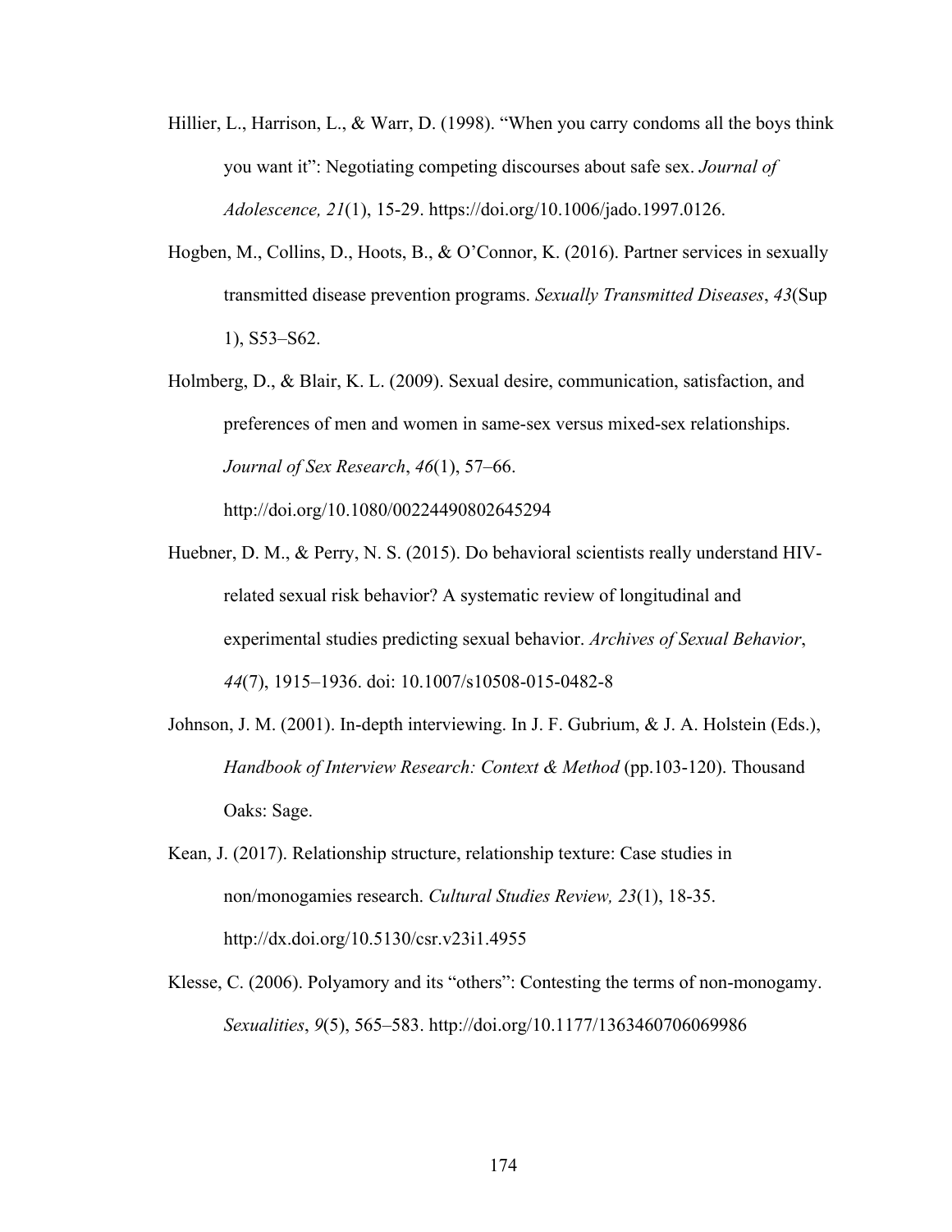Hillier, L., Harrison, L., & Warr, D. (1998). "When you carry condoms all the boys think you want it": Negotiating competing discourses about safe sex. *Journal of Adolescence, 21*(1), 15-29. https://doi.org/10.1006/jado.1997.0126.

Hogben, M., Collins, D., Hoots, B., & O'Connor, K. (2016). Partner services in sexually transmitted disease prevention programs. *Sexually Transmitted Diseases*, *43*(Sup 1), S53–S62.

Holmberg, D., & Blair, K. L. (2009). Sexual desire, communication, satisfaction, and preferences of men and women in same-sex versus mixed-sex relationships. *Journal of Sex Research*, *46*(1), 57–66. http://doi.org/10.1080/00224490802645294

Huebner, D. M., & Perry, N. S. (2015). Do behavioral scientists really understand HIV-related sexual risk behavior? A systematic review of longitudinal and experimental studies predicting sexual behavior. *Archives of Sexual Behavior*, *44*(7), 1915–1936. doi: 10.1007/s10508-015-0482-8

Johnson, J. M. (2001). In-depth interviewing. In J. F. Gubrium, & J. A. Holstein (Eds.), *Handbook of Interview Research: Context & Method* (pp.103-120). Thousand Oaks: Sage.

Kean, J. (2017). Relationship structure, relationship texture: Case studies in non/monogamies research. *Cultural Studies Review, 23*(1), 18-35. http://dx.doi.org/10.5130/csr.v23i1.4955

Klesse, C. (2006). Polyamory and its "others": Contesting the terms of non-monogamy. *Sexualities*, *9*(5), 565–583. http://doi.org/10.1177/1363460706069986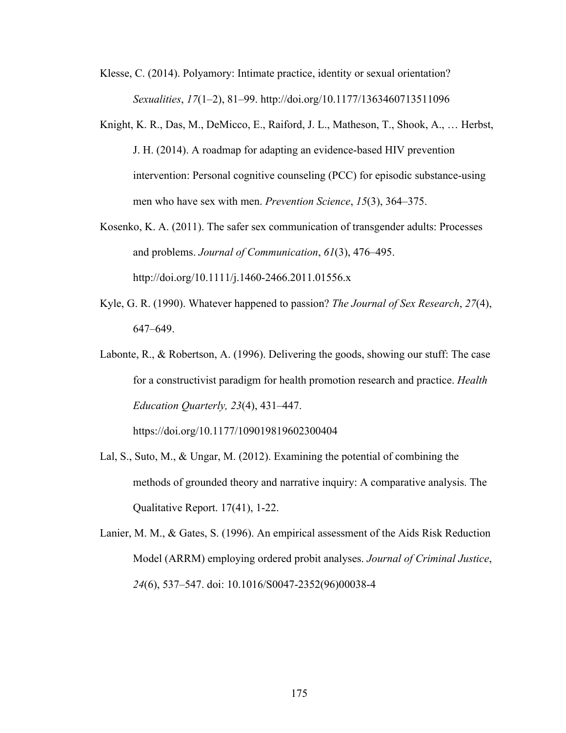Klesse, C. (2014). Polyamory: Intimate practice, identity or sexual orientation? *Sexualities*, *17*(1–2), 81–99. http://doi.org/10.1177/1363460713511096

Knight, K. R., Das, M., DeMicco, E., Raiford, J. L., Matheson, T., Shook, A., … Herbst, J. H. (2014). A roadmap for adapting an evidence-based HIV prevention intervention: Personal cognitive counseling (PCC) for episodic substance-using men who have sex with men. *Prevention Science*, *15*(3), 364–375.

Kosenko, K. A. (2011). The safer sex communication of transgender adults: Processes and problems. *Journal of Communication*, *61*(3), 476–495. http://doi.org/10.1111/j.1460-2466.2011.01556.x

Kyle, G. R. (1990). Whatever happened to passion? *The Journal of Sex Research*, *27*(4), 647–649.

Labonte, R., & Robertson, A. (1996). Delivering the goods, showing our stuff: The case for a constructivist paradigm for health promotion research and practice. *Health Education Quarterly, 23*(4), 431–447. https://doi.org/10.1177/109019819602300404

Lal, S., Suto, M., & Ungar, M. (2012). Examining the potential of combining the methods of grounded theory and narrative inquiry: A comparative analysis. The Qualitative Report. 17(41), 1-22.

Lanier, M. M., & Gates, S. (1996). An empirical assessment of the Aids Risk Reduction Model (ARRM) employing ordered probit analyses. *Journal of Criminal Justice*, *24*(6), 537–547. doi: 10.1016/S0047-2352(96)00038-4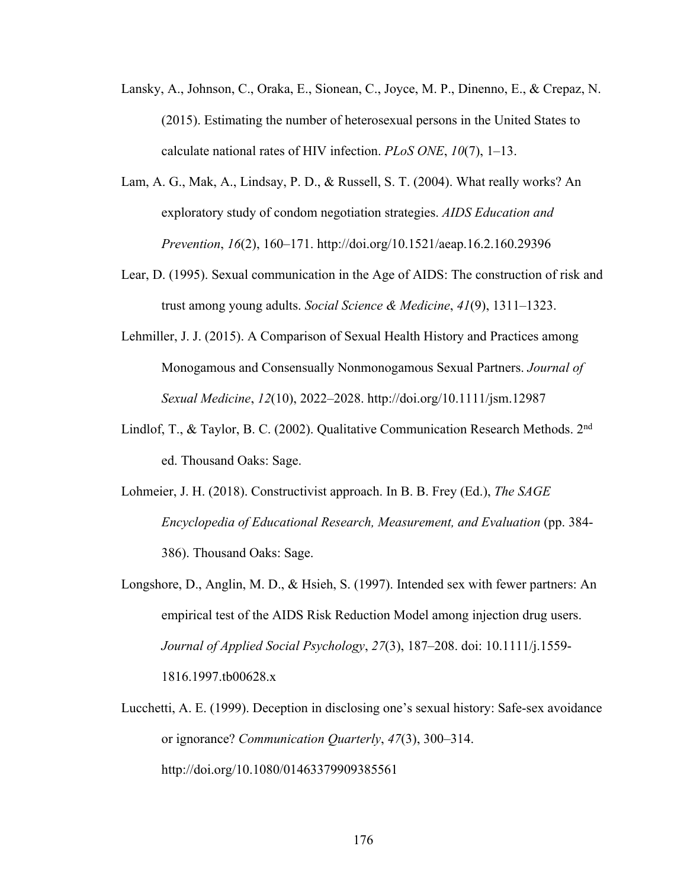Lansky, A., Johnson, C., Oraka, E., Sionean, C., Joyce, M. P., Dinenno, E., & Crepaz, N. (2015). Estimating the number of heterosexual persons in the United States to calculate national rates of HIV infection. *PLoS ONE*, *10*(7), 1–13.

Lam, A. G., Mak, A., Lindsay, P. D., & Russell, S. T. (2004). What really works? An exploratory study of condom negotiation strategies. *AIDS Education and Prevention*, *16*(2), 160–171. http://doi.org/10.1521/aeap.16.2.160.29396

Lear, D. (1995). Sexual communication in the Age of AIDS: The construction of risk and trust among young adults. *Social Science & Medicine*, *41*(9), 1311–1323.

Lehmiller, J. J. (2015). A Comparison of Sexual Health History and Practices among Monogamous and Consensually Nonmonogamous Sexual Partners. *Journal of Sexual Medicine*, *12*(10), 2022–2028. http://doi.org/10.1111/jsm.12987

Lindlof, T., & Taylor, B. C. (2002). Qualitative Communication Research Methods. 2nd ed. Thousand Oaks: Sage.

Lohmeier, J. H. (2018). Constructivist approach. In B. B. Frey (Ed.), *The SAGE Encyclopedia of Educational Research, Measurement, and Evaluation* (pp. 384-386). Thousand Oaks: Sage.

Longshore, D., Anglin, M. D., & Hsieh, S. (1997). Intended sex with fewer partners: An empirical test of the AIDS Risk Reduction Model among injection drug users. *Journal of Applied Social Psychology*, *27*(3), 187–208. doi: 10.1111/j.1559-1816.1997.tb00628.x

Lucchetti, A. E. (1999). Deception in disclosing one's sexual history: Safe-sex avoidance or ignorance? *Communication Quarterly*, *47*(3), 300–314. http://doi.org/10.1080/01463379909385561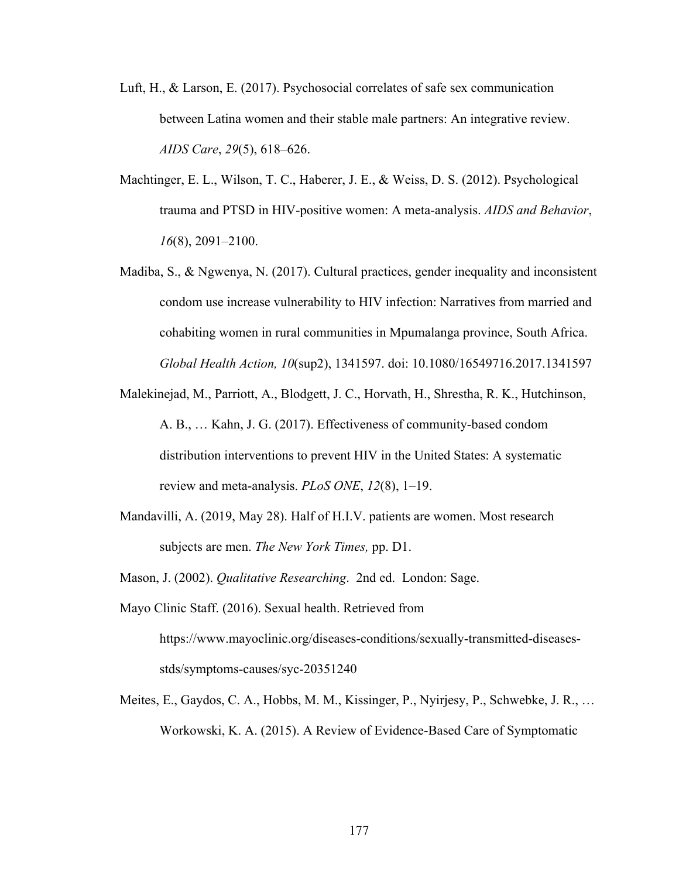Luft, H., & Larson, E. (2017). Psychosocial correlates of safe sex communication between Latina women and their stable male partners: An integrative review. *AIDS Care*, *29*(5), 618–626.

Machtinger, E. L., Wilson, T. C., Haberer, J. E., & Weiss, D. S. (2012). Psychological trauma and PTSD in HIV-positive women: A meta-analysis. *AIDS and Behavior*, *16*(8), 2091–2100.

Madiba, S., & Ngwenya, N. (2017). Cultural practices, gender inequality and inconsistent condom use increase vulnerability to HIV infection: Narratives from married and cohabiting women in rural communities in Mpumalanga province, South Africa. *Global Health Action, 10*(sup2), 1341597. doi: 10.1080/16549716.2017.1341597

Malekinejad, M., Parriott, A., Blodgett, J. C., Horvath, H., Shrestha, R. K., Hutchinson, A. B., … Kahn, J. G. (2017). Effectiveness of community-based condom distribution interventions to prevent HIV in the United States: A systematic review and meta-analysis. *PLoS ONE*, *12*(8), 1–19.

Mandavilli, A. (2019, May 28). Half of H.I.V. patients are women. Most research subjects are men. *The New York Times,* pp. D1.

Mason, J. (2002). *Qualitative Researching*. 2nd ed. London: Sage.

Mayo Clinic Staff. (2016). Sexual health. Retrieved from https://www.mayoclinic.org/diseases-conditions/sexually-transmitted-diseases-stds/symptoms-causes/syc-20351240

Meites, E., Gaydos, C. A., Hobbs, M. M., Kissinger, P., Nyirjesy, P., Schwebke, J. R., … Workowski, K. A. (2015). A Review of Evidence-Based Care of Symptomatic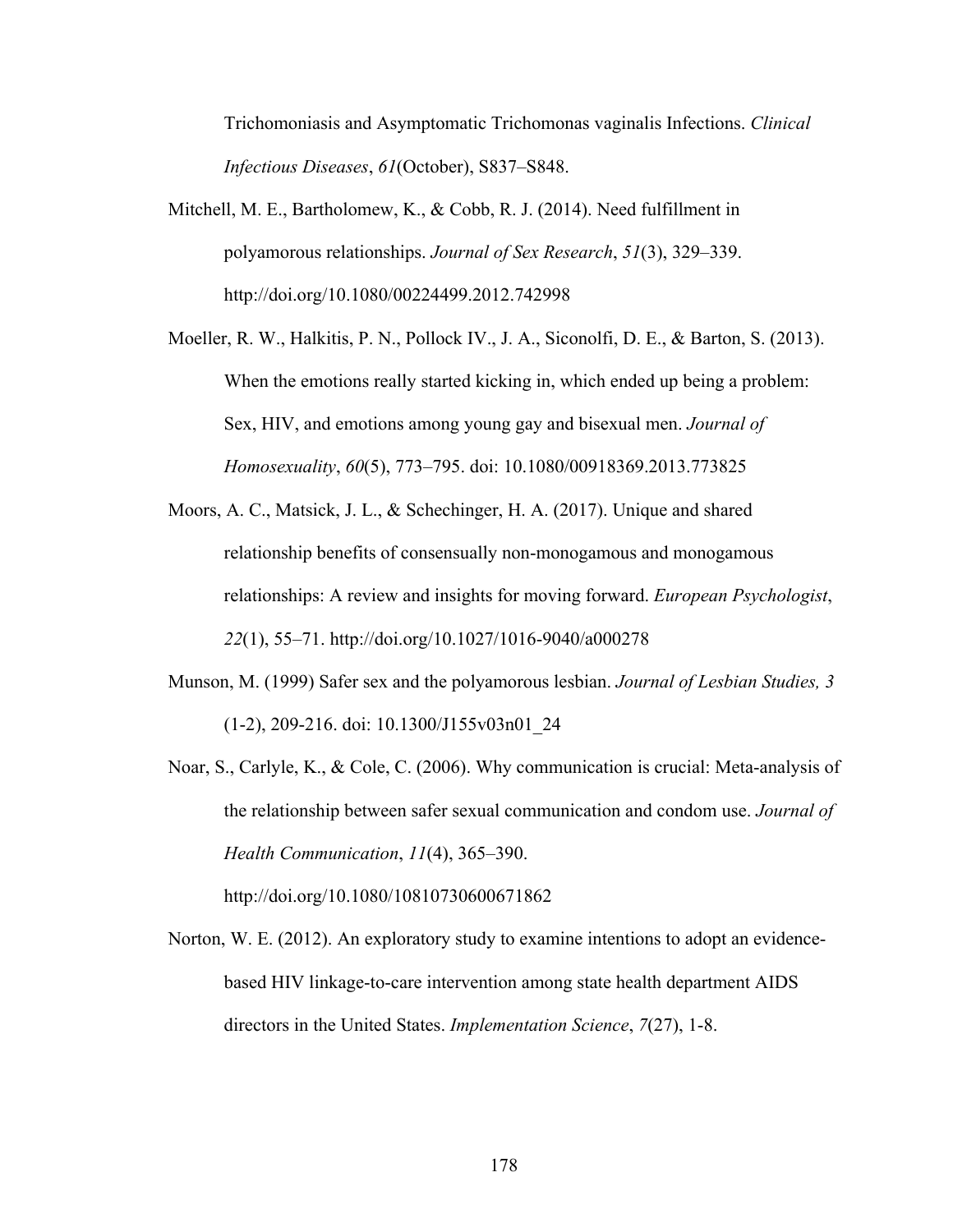Trichomoniasis and Asymptomatic Trichomonas vaginalis Infections. *Clinical Infectious Diseases*, *61*(October), S837–S848.

Mitchell, M. E., Bartholomew, K., & Cobb, R. J. (2014). Need fulfillment in polyamorous relationships. *Journal of Sex Research*, *51*(3), 329–339. http://doi.org/10.1080/00224499.2012.742998

Moeller, R. W., Halkitis, P. N., Pollock IV., J. A., Siconolfi, D. E., & Barton, S. (2013). When the emotions really started kicking in, which ended up being a problem: Sex, HIV, and emotions among young gay and bisexual men. *Journal of Homosexuality*, *60*(5), 773–795. doi: 10.1080/00918369.2013.773825

Moors, A. C., Matsick, J. L., & Schechinger, H. A. (2017). Unique and shared relationship benefits of consensually non-monogamous and monogamous relationships: A review and insights for moving forward. *European Psychologist*, *22*(1), 55–71. http://doi.org/10.1027/1016-9040/a000278

Munson, M. (1999) Safer sex and the polyamorous lesbian. *Journal of Lesbian Studies, 3* (1-2), 209-216. doi: 10.1300/J155v03n01_24

Noar, S., Carlyle, K., & Cole, C. (2006). Why communication is crucial: Meta-analysis of the relationship between safer sexual communication and condom use. *Journal of Health Communication*, *11*(4), 365–390. http://doi.org/10.1080/10810730600671862

Norton, W. E. (2012). An exploratory study to examine intentions to adopt an evidence-based HIV linkage-to-care intervention among state health department AIDS directors in the United States. *Implementation Science*, *7*(27), 1-8.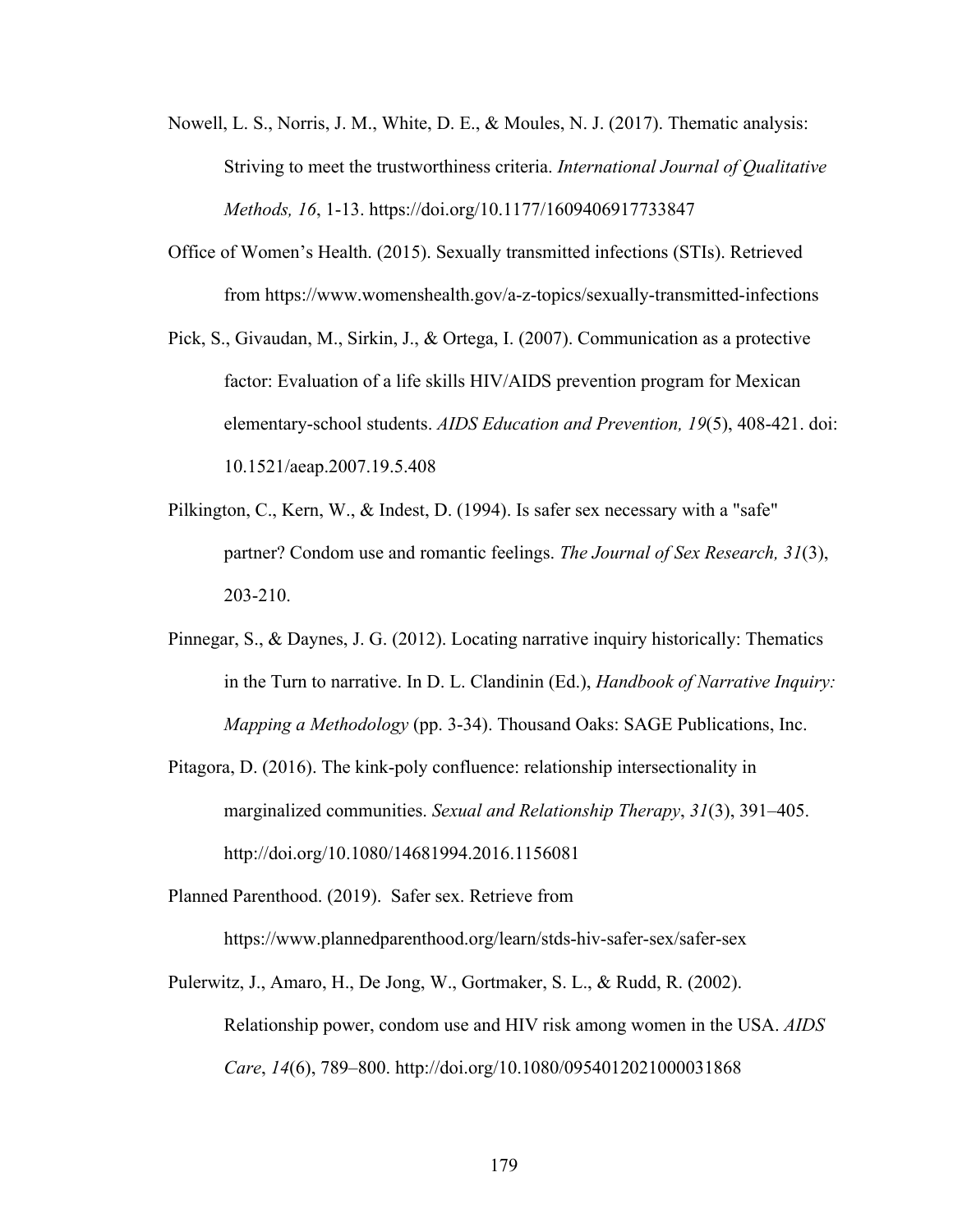Nowell, L. S., Norris, J. M., White, D. E., & Moules, N. J. (2017). Thematic analysis: Striving to meet the trustworthiness criteria. *International Journal of Qualitative Methods, 16*, 1-13. https://doi.org/10.1177/1609406917733847

Office of Women's Health. (2015). Sexually transmitted infections (STIs). Retrieved from https://www.womenshealth.gov/a-z-topics/sexually-transmitted-infections

Pick, S., Givaudan, M., Sirkin, J., & Ortega, I. (2007). Communication as a protective factor: Evaluation of a life skills HIV/AIDS prevention program for Mexican elementary-school students. *AIDS Education and Prevention, 19*(5), 408-421. doi: 10.1521/aeap.2007.19.5.408

Pilkington, C., Kern, W., & Indest, D. (1994). Is safer sex necessary with a "safe" partner? Condom use and romantic feelings. *The Journal of Sex Research, 31*(3), 203-210.

Pinnegar, S., & Daynes, J. G. (2012). Locating narrative inquiry historically: Thematics in the Turn to narrative. In D. L. Clandinin (Ed.), *Handbook of Narrative Inquiry: Mapping a Methodology* (pp. 3-34). Thousand Oaks: SAGE Publications, Inc.

Pitagora, D. (2016). The kink-poly confluence: relationship intersectionality in marginalized communities. *Sexual and Relationship Therapy*, *31*(3), 391–405. http://doi.org/10.1080/14681994.2016.1156081

Planned Parenthood. (2019). Safer sex. Retrieve from https://www.plannedparenthood.org/learn/stds-hiv-safer-sex/safer-sex

Pulerwitz, J., Amaro, H., De Jong, W., Gortmaker, S. L., & Rudd, R. (2002). Relationship power, condom use and HIV risk among women in the USA. *AIDS Care*, *14*(6), 789–800. http://doi.org/10.1080/0954012021000031868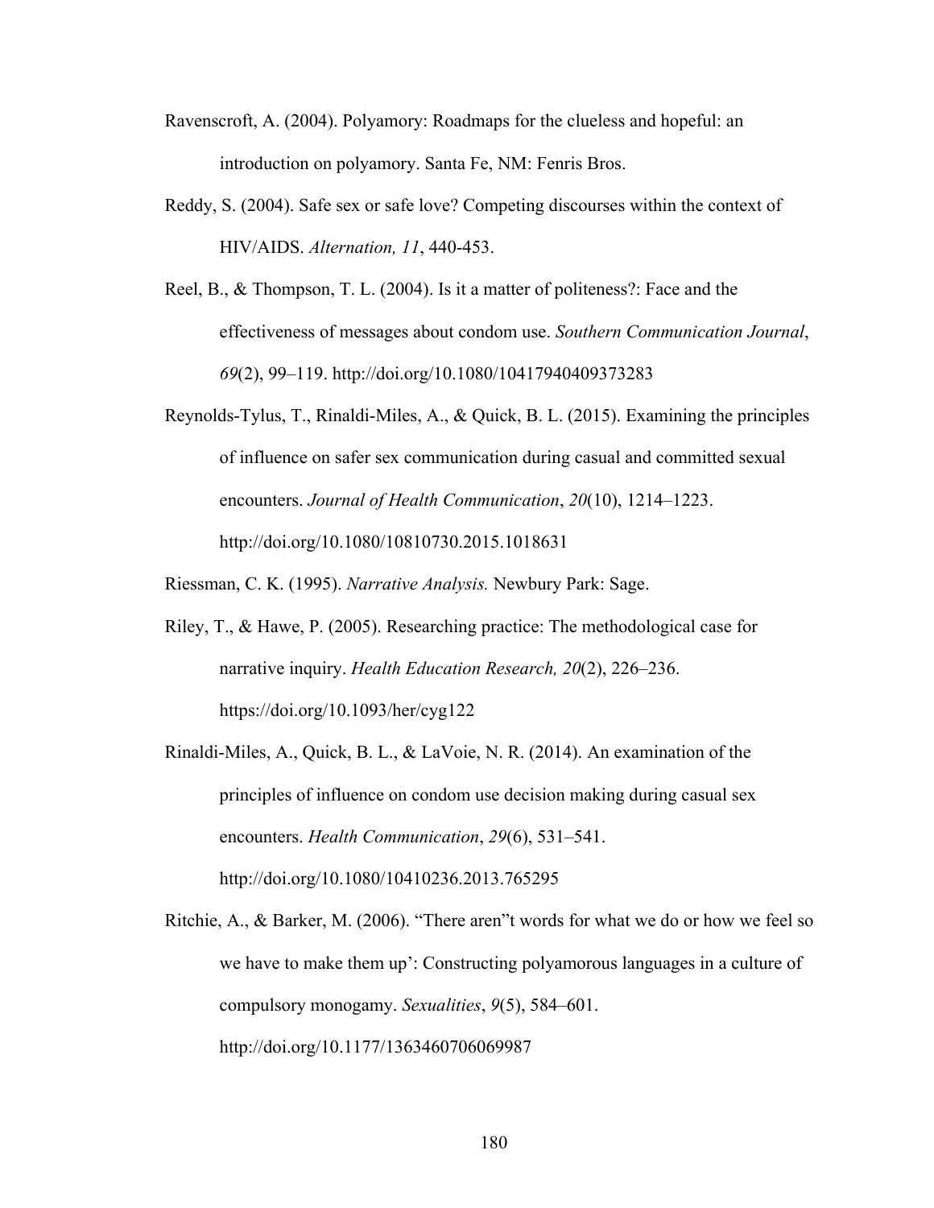Ravenscroft, A. (2004). Polyamory: Roadmaps for the clueless and hopeful: an introduction on polyamory. Santa Fe, NM: Fenris Bros.

Reddy, S. (2004). Safe sex or safe love? Competing discourses within the context of HIV/AIDS. *Alternation, 11*, 440-453.

Reel, B., & Thompson, T. L. (2004). Is it a matter of politeness?: Face and the effectiveness of messages about condom use. *Southern Communication Journal*, *69*(2), 99–119. http://doi.org/10.1080/10417940409373283

Reynolds-Tylus, T., Rinaldi-Miles, A., & Quick, B. L. (2015). Examining the principles of influence on safer sex communication during casual and committed sexual encounters. *Journal of Health Communication*, *20*(10), 1214–1223. http://doi.org/10.1080/10810730.2015.1018631

Riessman, C. K. (1995). *Narrative Analysis.* Newbury Park: Sage.

Riley, T., & Hawe, P. (2005). Researching practice: The methodological case for narrative inquiry. *Health Education Research, 20*(2), 226–236. https://doi.org/10.1093/her/cyg122

Rinaldi-Miles, A., Quick, B. L., & LaVoie, N. R. (2014). An examination of the principles of influence on condom use decision making during casual sex encounters. *Health Communication*, *29*(6), 531–541. http://doi.org/10.1080/10410236.2013.765295

Ritchie, A., & Barker, M. (2006). "There aren"t words for what we do or how we feel so we have to make them up': Constructing polyamorous languages in a culture of compulsory monogamy. *Sexualities*, *9*(5), 584–601. http://doi.org/10.1177/1363460706069987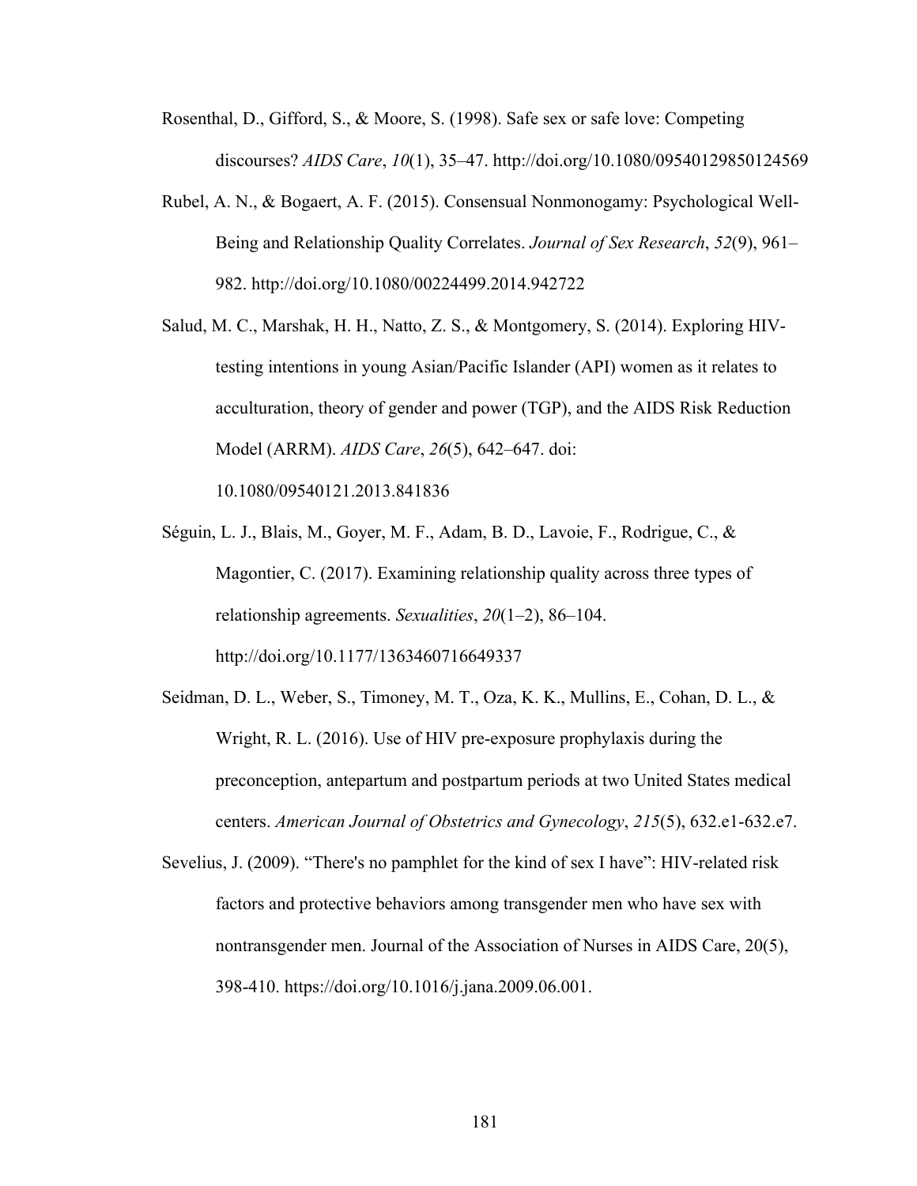Rosenthal, D., Gifford, S., & Moore, S. (1998). Safe sex or safe love: Competing discourses? *AIDS Care*, *10*(1), 35–47. http://doi.org/10.1080/09540129850124569

Rubel, A. N., & Bogaert, A. F. (2015). Consensual Nonmonogamy: Psychological Well-Being and Relationship Quality Correlates. *Journal of Sex Research*, *52*(9), 961–982. http://doi.org/10.1080/00224499.2014.942722

Salud, M. C., Marshak, H. H., Natto, Z. S., & Montgomery, S. (2014). Exploring HIV-testing intentions in young Asian/Pacific Islander (API) women as it relates to acculturation, theory of gender and power (TGP), and the AIDS Risk Reduction Model (ARRM). *AIDS Care*, *26*(5), 642–647. doi: 10.1080/09540121.2013.841836

Séguin, L. J., Blais, M., Goyer, M. F., Adam, B. D., Lavoie, F., Rodrigue, C., & Magontier, C. (2017). Examining relationship quality across three types of relationship agreements. *Sexualities*, *20*(1–2), 86–104. http://doi.org/10.1177/1363460716649337

Seidman, D. L., Weber, S., Timoney, M. T., Oza, K. K., Mullins, E., Cohan, D. L., & Wright, R. L. (2016). Use of HIV pre-exposure prophylaxis during the preconception, antepartum and postpartum periods at two United States medical centers. *American Journal of Obstetrics and Gynecology*, *215*(5), 632.e1-632.e7.

Sevelius, J. (2009). "There's no pamphlet for the kind of sex I have": HIV-related risk factors and protective behaviors among transgender men who have sex with nontransgender men. Journal of the Association of Nurses in AIDS Care, 20(5), 398-410. https://doi.org/10.1016/j.jana.2009.06.001.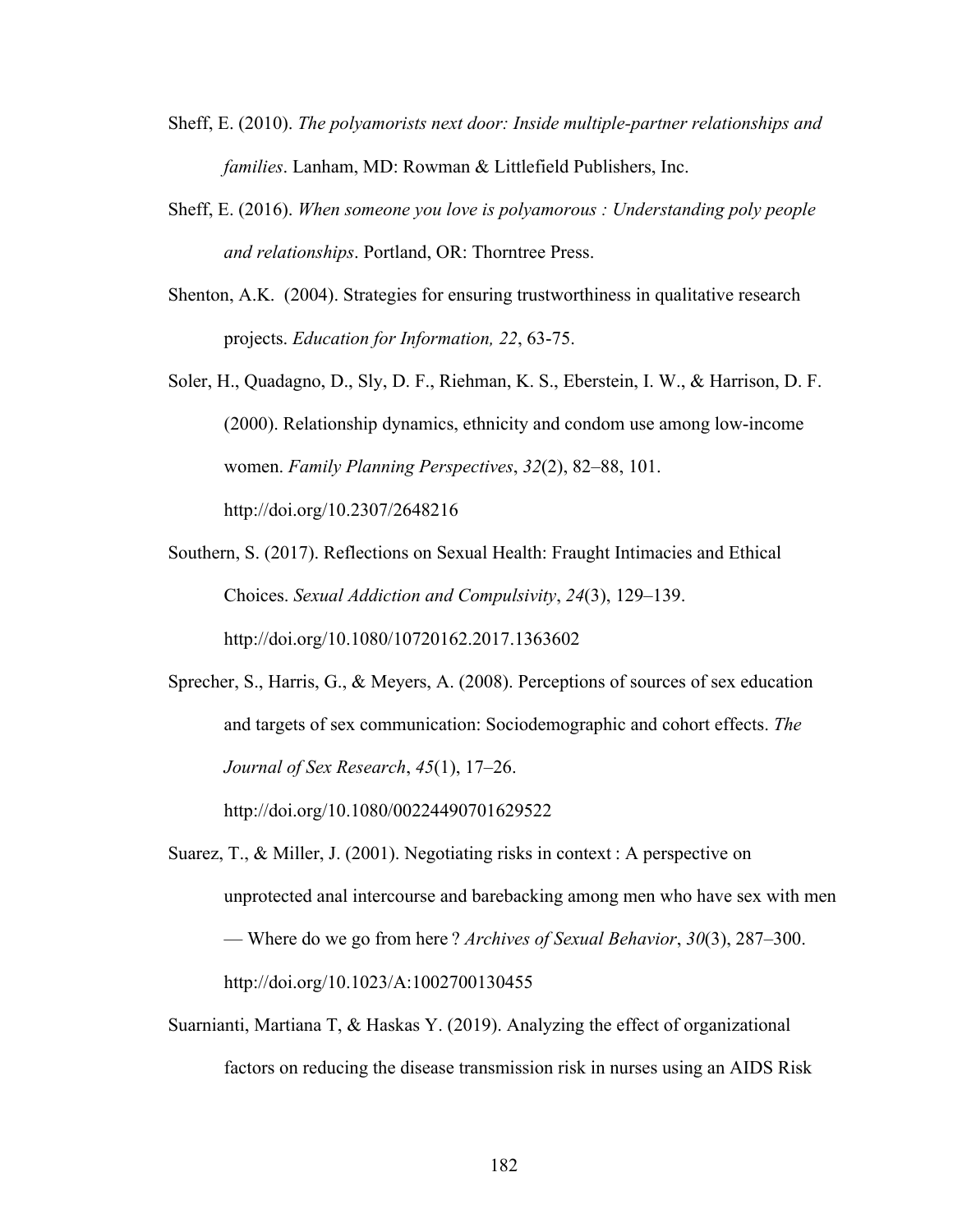Sheff, E. (2010). *The polyamorists next door: Inside multiple-partner relationships and families*. Lanham, MD: Rowman & Littlefield Publishers, Inc.

Sheff, E. (2016). *When someone you love is polyamorous : Understanding poly people and relationships*. Portland, OR: Thorntree Press.

Shenton, A.K. (2004). Strategies for ensuring trustworthiness in qualitative research projects. *Education for Information, 22*, 63-75.

Soler, H., Quadagno, D., Sly, D. F., Riehman, K. S., Eberstein, I. W., & Harrison, D. F. (2000). Relationship dynamics, ethnicity and condom use among low-income women. *Family Planning Perspectives*, *32*(2), 82–88, 101. http://doi.org/10.2307/2648216

Southern, S. (2017). Reflections on Sexual Health: Fraught Intimacies and Ethical Choices. *Sexual Addiction and Compulsivity*, *24*(3), 129–139. http://doi.org/10.1080/10720162.2017.1363602

Sprecher, S., Harris, G., & Meyers, A. (2008). Perceptions of sources of sex education and targets of sex communication: Sociodemographic and cohort effects. *The Journal of Sex Research*, *45*(1), 17–26. http://doi.org/10.1080/00224490701629522

Suarez, T., & Miller, J. (2001). Negotiating risks in context : A perspective on unprotected anal intercourse and barebacking among men who have sex with men — Where do we go from here ? *Archives of Sexual Behavior*, *30*(3), 287–300. http://doi.org/10.1023/A:1002700130455

Suarnianti, Martiana T, & Haskas Y. (2019). Analyzing the effect of organizational factors on reducing the disease transmission risk in nurses using an AIDS Risk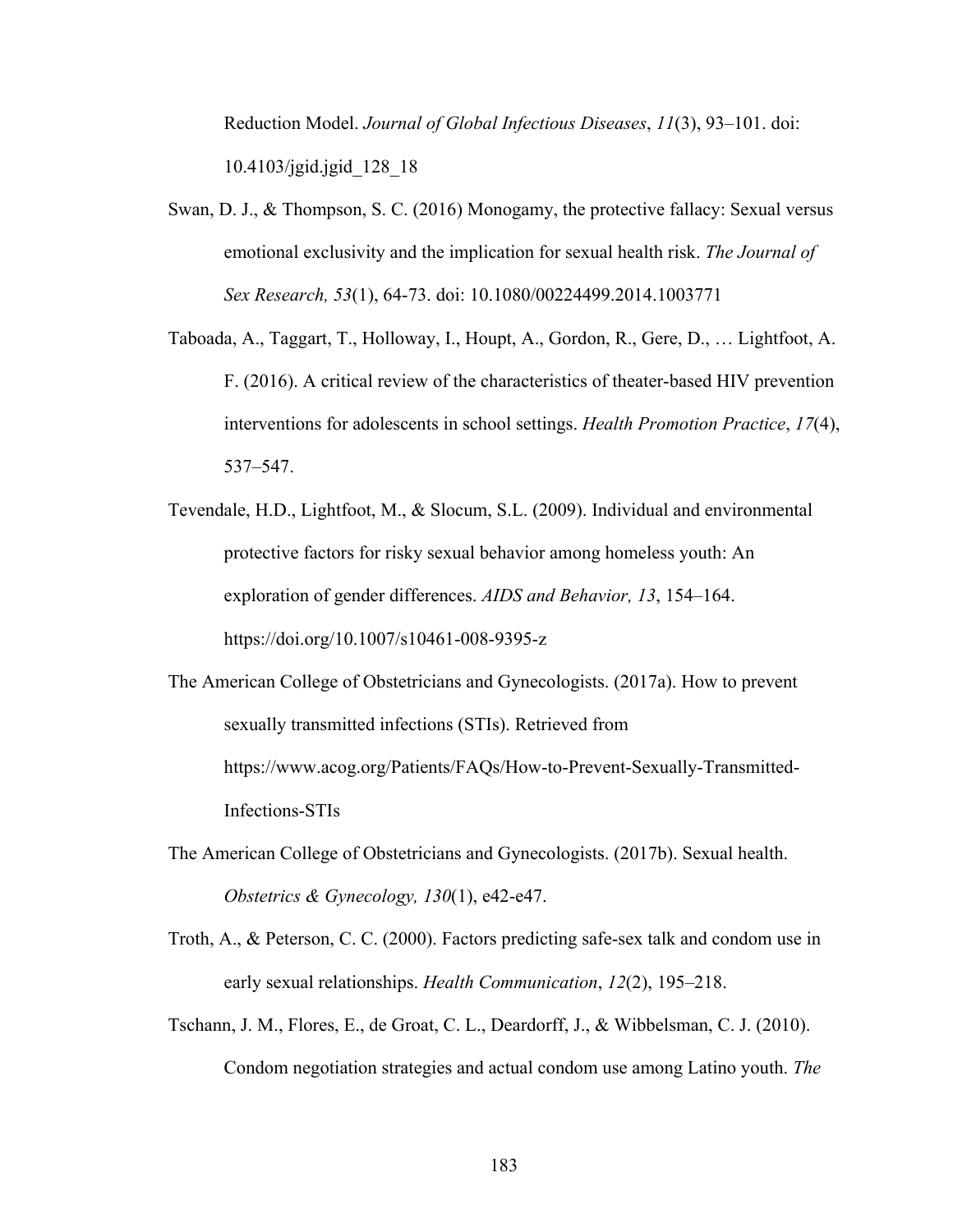Reduction Model. *Journal of Global Infectious Diseases*, *11*(3), 93–101. doi: 10.4103/jgid.jgid_128_18

Swan, D. J., & Thompson, S. C. (2016) Monogamy, the protective fallacy: Sexual versus emotional exclusivity and the implication for sexual health risk. *The Journal of Sex Research, 53*(1), 64-73. doi: 10.1080/00224499.2014.1003771

Taboada, A., Taggart, T., Holloway, I., Houpt, A., Gordon, R., Gere, D., … Lightfoot, A. F. (2016). A critical review of the characteristics of theater-based HIV prevention interventions for adolescents in school settings. *Health Promotion Practice*, *17*(4), 537–547.

Tevendale, H.D., Lightfoot, M., & Slocum, S.L. (2009). Individual and environmental protective factors for risky sexual behavior among homeless youth: An exploration of gender differences. *AIDS and Behavior, 13*, 154–164. https://doi.org/10.1007/s10461-008-9395-z

The American College of Obstetricians and Gynecologists. (2017a). How to prevent sexually transmitted infections (STIs). Retrieved from https://www.acog.org/Patients/FAQs/How-to-Prevent-Sexually-Transmitted-Infections-STIs

The American College of Obstetricians and Gynecologists. (2017b). Sexual health. *Obstetrics & Gynecology, 130*(1), e42-e47.

Troth, A., & Peterson, C. C. (2000). Factors predicting safe-sex talk and condom use in early sexual relationships. *Health Communication*, *12*(2), 195–218.

Tschann, J. M., Flores, E., de Groat, C. L., Deardorff, J., & Wibbelsman, C. J. (2010). Condom negotiation strategies and actual condom use among Latino youth. *The*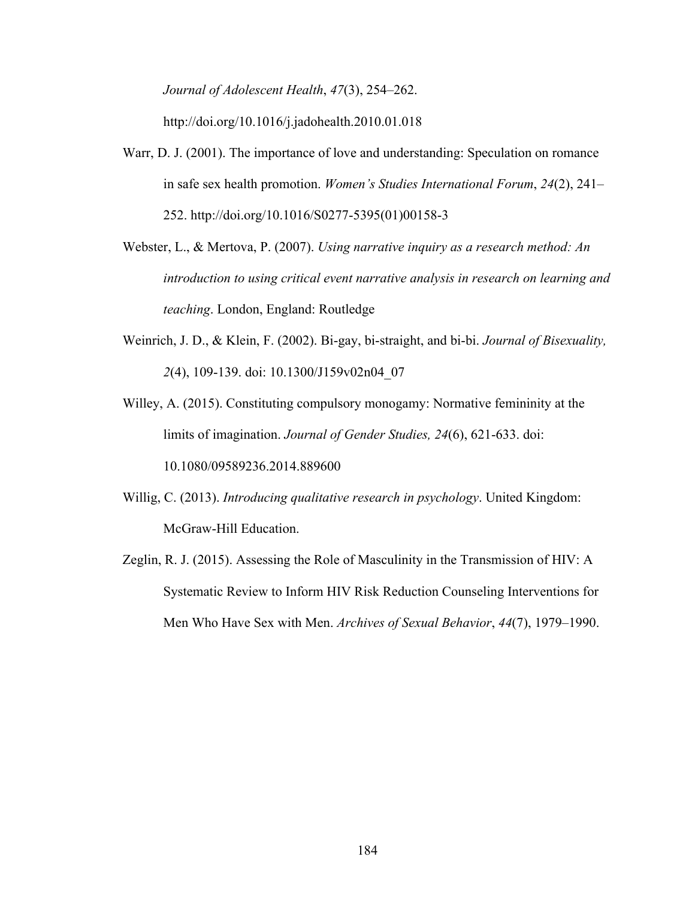*Journal of Adolescent Health*, *47*(3), 254–262. http://doi.org/10.1016/j.jadohealth.2010.01.018

Warr, D. J. (2001). The importance of love and understanding: Speculation on romance in safe sex health promotion. *Women's Studies International Forum*, *24*(2), 241–252. http://doi.org/10.1016/S0277-5395(01)00158-3

Webster, L., & Mertova, P. (2007). *Using narrative inquiry as a research method: An introduction to using critical event narrative analysis in research on learning and teaching*. London, England: Routledge

Weinrich, J. D., & Klein, F. (2002). Bi-gay, bi-straight, and bi-bi. *Journal of Bisexuality, 2*(4), 109-139. doi: 10.1300/J159v02n04_07

Willey, A. (2015). Constituting compulsory monogamy: Normative femininity at the limits of imagination. *Journal of Gender Studies, 24*(6), 621-633. doi: 10.1080/09589236.2014.889600

Willig, C. (2013). *Introducing qualitative research in psychology*. United Kingdom: McGraw-Hill Education.

Zeglin, R. J. (2015). Assessing the Role of Masculinity in the Transmission of HIV: A Systematic Review to Inform HIV Risk Reduction Counseling Interventions for Men Who Have Sex with Men. *Archives of Sexual Behavior*, *44*(7), 1979–1990.